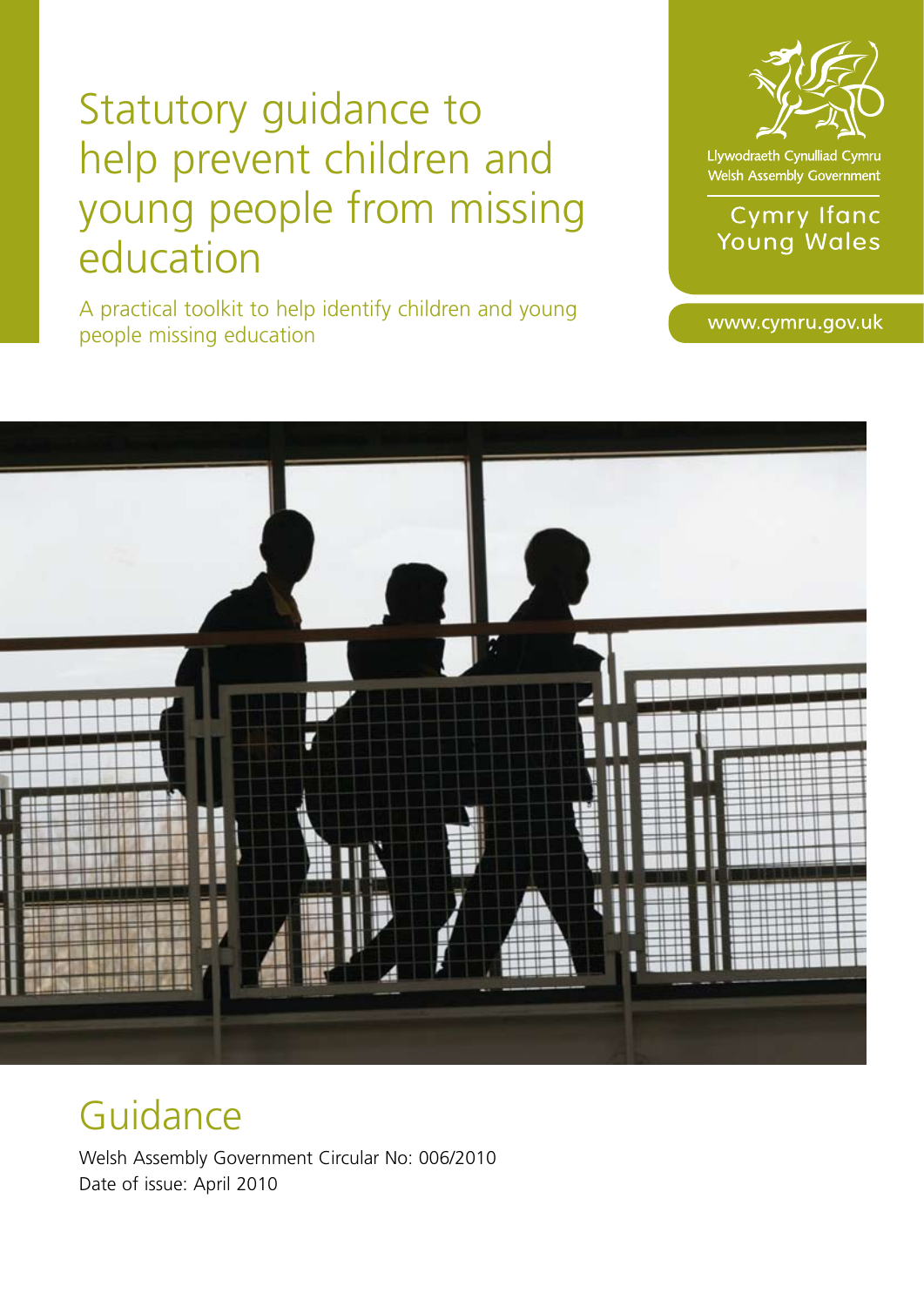# Statutory guidance to help prevent children and young people from missing education

A practical toolkit to help identify children and young people missing education

Llywodraeth Cynulliad Cymru
Welsh Assembly Government

Cymry Ifanc
Young Wales

www.cymru.gov.uk

## Guidance

Welsh Assembly Government Circular No: 006/2010
Date of issue: April 2010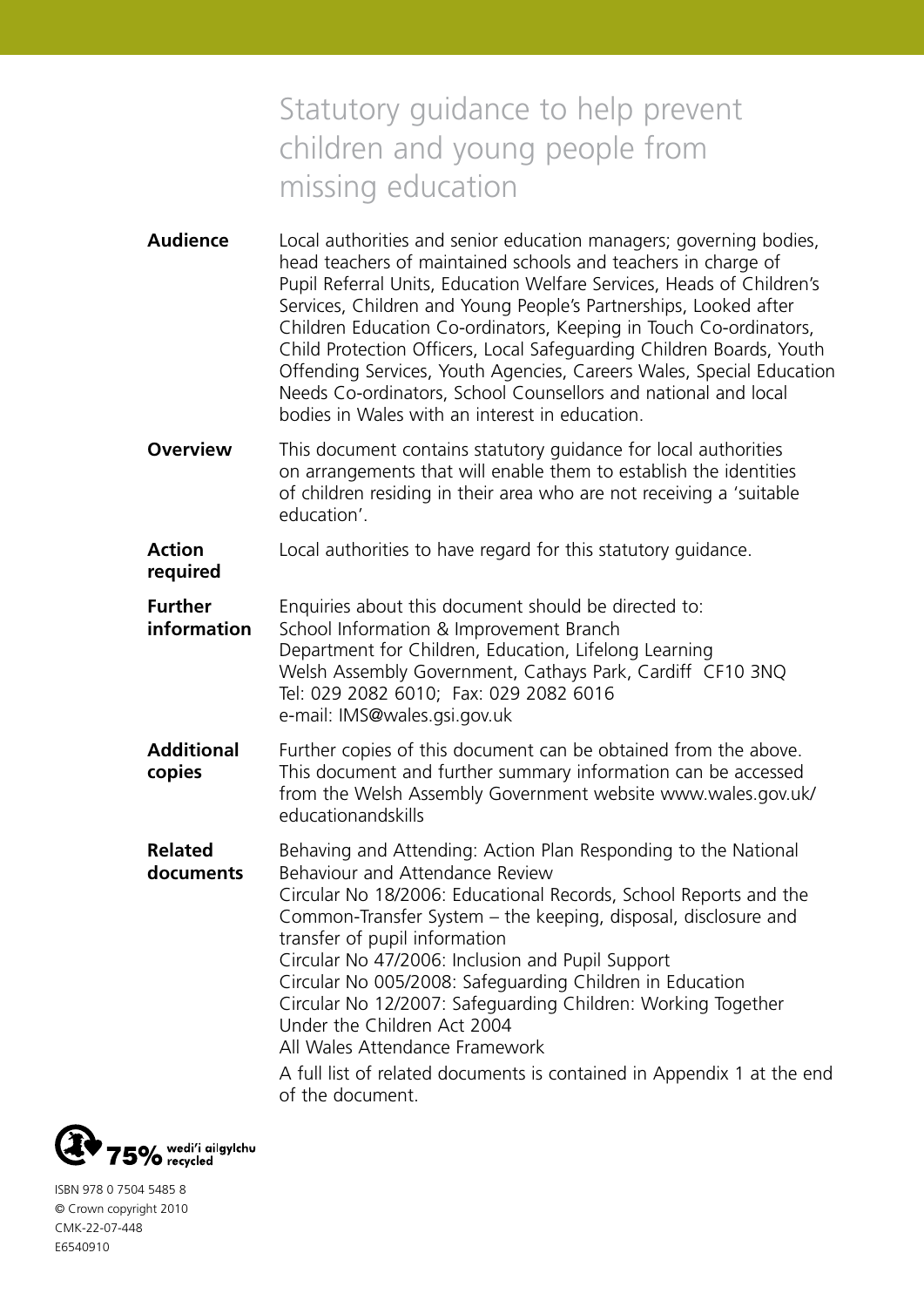# Statutory guidance to help prevent children and young people from missing education

**Audience** Local authorities and senior education managers; governing bodies, head teachers of maintained schools and teachers in charge of Pupil Referral Units, Education Welfare Services, Heads of Children's Services, Children and Young People's Partnerships, Looked after Children Education Co-ordinators, Keeping in Touch Co-ordinators, Child Protection Officers, Local Safeguarding Children Boards, Youth Offending Services, Youth Agencies, Careers Wales, Special Education Needs Co-ordinators, School Counsellors and national and local bodies in Wales with an interest in education.

**Overview** This document contains statutory guidance for local authorities on arrangements that will enable them to establish the identities of children residing in their area who are not receiving a 'suitable education'.

**Action required** Local authorities to have regard for this statutory guidance.

**Further information** Enquiries about this document should be directed to:
School Information & Improvement Branch
Department for Children, Education, Lifelong Learning
Welsh Assembly Government, Cathays Park, Cardiff CF10 3NQ
Tel: 029 2082 6010; Fax: 029 2082 6016
e-mail: IMS@wales.gsi.gov.uk

**Additional copies** Further copies of this document can be obtained from the above. This document and further summary information can be accessed from the Welsh Assembly Government website www.wales.gov.uk/educationandskills

**Related documents** Behaving and Attending: Action Plan Responding to the National Behaviour and Attendance Review
Circular No 18/2006: Educational Records, School Reports and the Common-Transfer System – the keeping, disposal, disclosure and transfer of pupil information
Circular No 47/2006: Inclusion and Pupil Support
Circular No 005/2008: Safeguarding Children in Education
Circular No 12/2007: Safeguarding Children: Working Together Under the Children Act 2004
All Wales Attendance Framework

A full list of related documents is contained in Appendix 1 at the end of the document.

75% wedi'i ailgylchu recycled

ISBN 978 0 7504 5485 8
© Crown copyright 2010
CMK-22-07-448
E6540910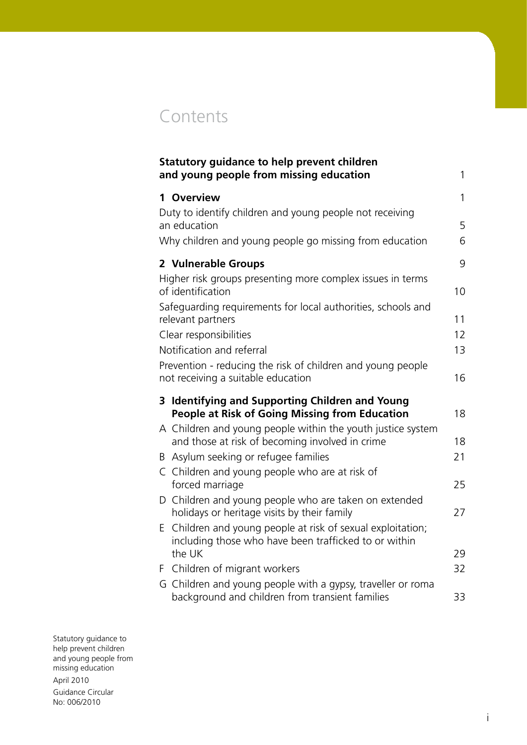# Contents

| | |
|---|---|
| **Statutory guidance to help prevent children and young people from missing education** | 1 |
| **1 Overview** | 1 |
| Duty to identify children and young people not receiving an education | 5 |
| Why children and young people go missing from education | 6 |
| **2 Vulnerable Groups** | 9 |
| Higher risk groups presenting more complex issues in terms of identification | 10 |
| Safeguarding requirements for local authorities, schools and relevant partners | 11 |
| Clear responsibilities | 12 |
| Notification and referral | 13 |
| Prevention - reducing the risk of children and young people not receiving a suitable education | 16 |
| **3 Identifying and Supporting Children and Young People at Risk of Going Missing from Education** | 18 |
| A Children and young people within the youth justice system and those at risk of becoming involved in crime | 18 |
| B Asylum seeking or refugee families | 21 |
| C Children and young people who are at risk of forced marriage | 25 |
| D Children and young people who are taken on extended holidays or heritage visits by their family | 27 |
| E Children and young people at risk of sexual exploitation; including those who have been trafficked to or within the UK | 29 |
| F Children of migrant workers | 32 |
| G Children and young people with a gypsy, traveller or roma background and children from transient families | 33 |

Statutory guidance to help prevent children and young people from missing education

April 2010

Guidance Circular No: 006/2010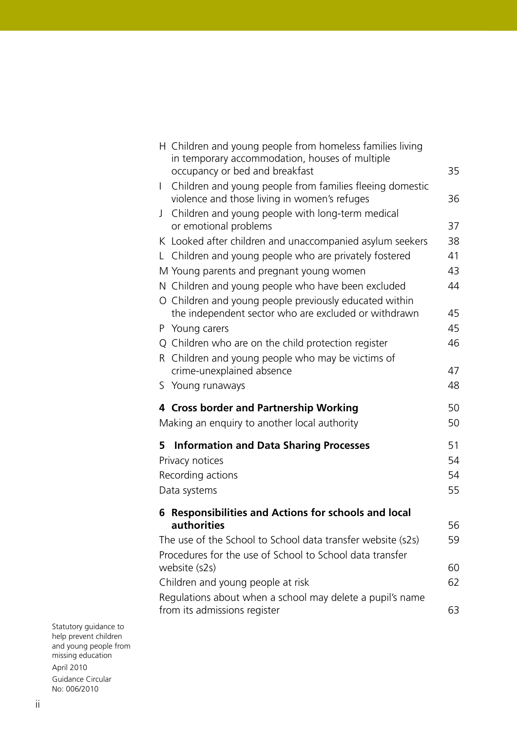| | |
|---|---|
| H Children and young people from homeless families living in temporary accommodation, houses of multiple occupancy or bed and breakfast | 35 |
| I Children and young people from families fleeing domestic violence and those living in women's refuges | 36 |
| J Children and young people with long-term medical or emotional problems | 37 |
| K Looked after children and unaccompanied asylum seekers | 38 |
| L Children and young people who are privately fostered | 41 |
| M Young parents and pregnant young women | 43 |
| N Children and young people who have been excluded | 44 |
| O Children and young people previously educated within the independent sector who are excluded or withdrawn | 45 |
| P Young carers | 45 |
| Q Children who are on the child protection register | 46 |
| R Children and young people who may be victims of crime-unexplained absence | 47 |
| S Young runaways | 48 |
| **4 Cross border and Partnership Working** | 50 |
| Making an enquiry to another local authority | 50 |
| **5 Information and Data Sharing Processes** | 51 |
| Privacy notices | 54 |
| Recording actions | 54 |
| Data systems | 55 |
| **6 Responsibilities and Actions for schools and local authorities** | 56 |
| The use of the School to School data transfer website (s2s) | 59 |
| Procedures for the use of School to School data transfer website (s2s) | 60 |
| Children and young people at risk | 62 |
| Regulations about when a school may delete a pupil's name from its admissions register | 63 |

Statutory guidance to help prevent children and young people from missing education
April 2010
Guidance Circular No: 006/2010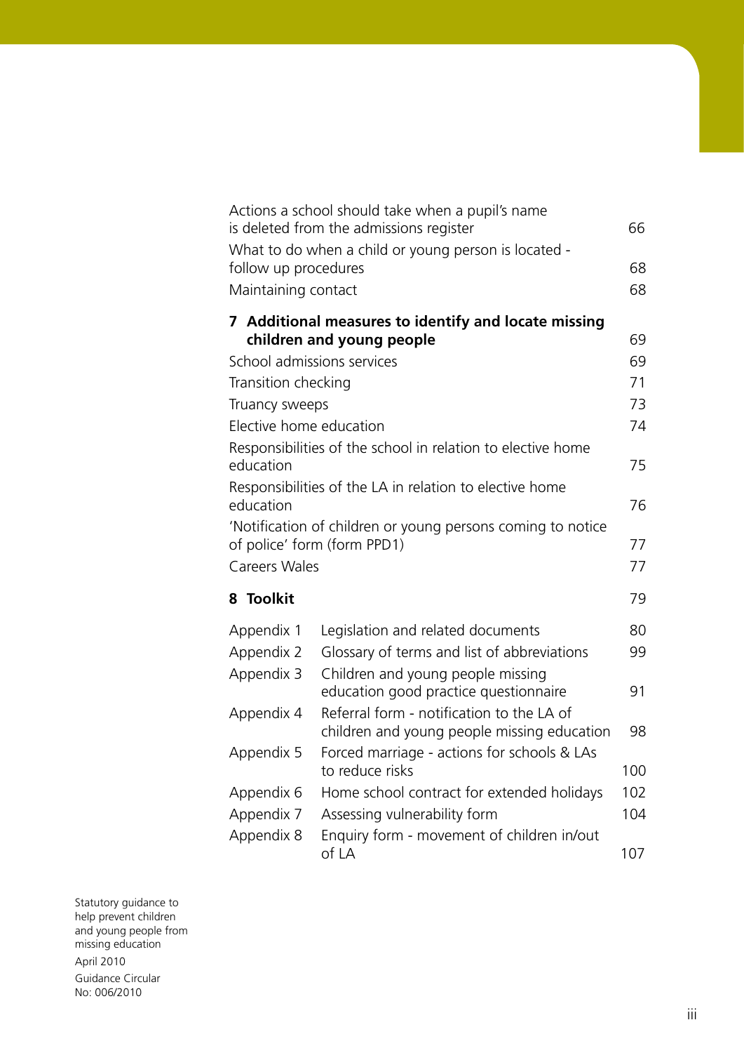Actions a school should take when a pupil's name is deleted from the admissions register 66

What to do when a child or young person is located - follow up procedures 68

Maintaining contact 68

**7 Additional measures to identify and locate missing children and young people** 69

School admissions services 69

Transition checking 71

Truancy sweeps 73

Elective home education 74

Responsibilities of the school in relation to elective home education 75

Responsibilities of the LA in relation to elective home education 76

'Notification of children or young persons coming to notice of police' form (form PPD1) 77

Careers Wales 77

**8 Toolkit** 79

| | | |
|---|---|---|
| Appendix 1 | Legislation and related documents | 80 |
| Appendix 2 | Glossary of terms and list of abbreviations | 99 |
| Appendix 3 | Children and young people missing education good practice questionnaire | 91 |
| Appendix 4 | Referral form - notification to the LA of children and young people missing education | 98 |
| Appendix 5 | Forced marriage - actions for schools & LAs to reduce risks | 100 |
| Appendix 6 | Home school contract for extended holidays | 102 |
| Appendix 7 | Assessing vulnerability form | 104 |
| Appendix 8 | Enquiry form - movement of children in/out of LA | 107 |

Statutory guidance to help prevent children and young people from missing education

April 2010

Guidance Circular No: 006/2010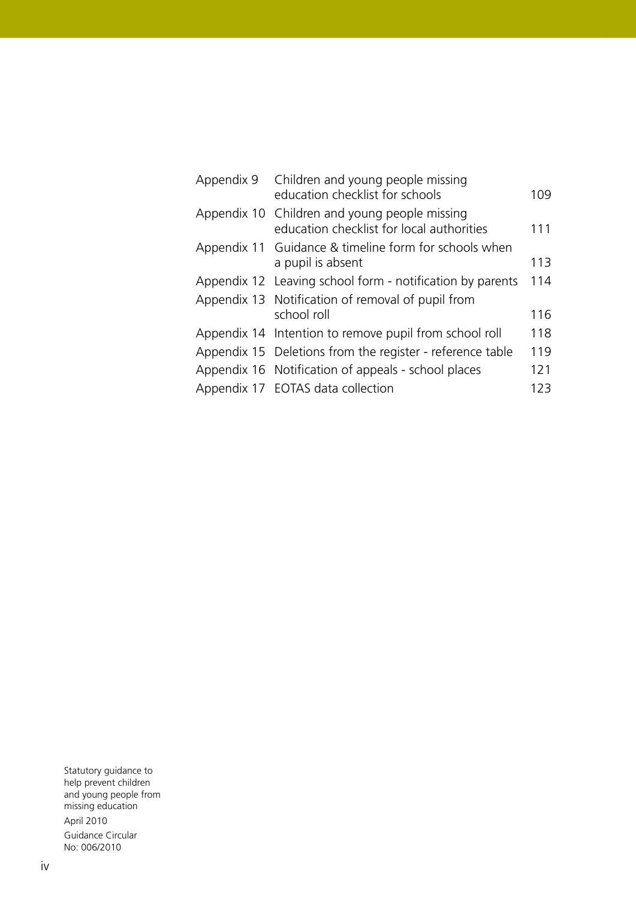| | | |
|---|---|---|
| Appendix 9 | Children and young people missing education checklist for schools | 109 |
| Appendix 10 | Children and young people missing education checklist for local authorities | 111 |
| Appendix 11 | Guidance & timeline form for schools when a pupil is absent | 113 |
| Appendix 12 | Leaving school form - notification by parents | 114 |
| Appendix 13 | Notification of removal of pupil from school roll | 116 |
| Appendix 14 | Intention to remove pupil from school roll | 118 |
| Appendix 15 | Deletions from the register - reference table | 119 |
| Appendix 16 | Notification of appeals - school places | 121 |
| Appendix 17 | EOTAS data collection | 123 |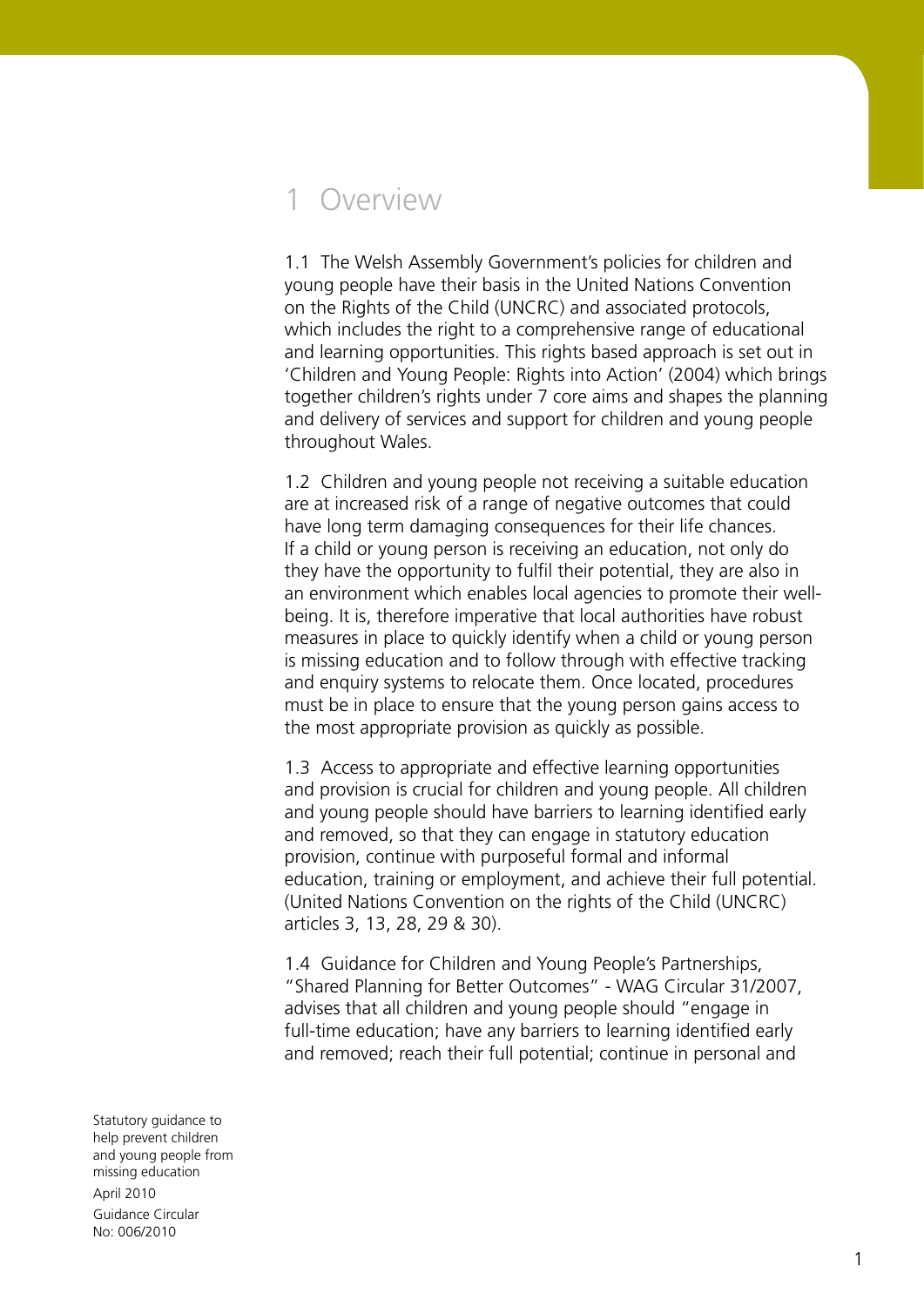# 1 Overview

1.1 The Welsh Assembly Government's policies for children and young people have their basis in the United Nations Convention on the Rights of the Child (UNCRC) and associated protocols, which includes the right to a comprehensive range of educational and learning opportunities. This rights based approach is set out in 'Children and Young People: Rights into Action' (2004) which brings together children's rights under 7 core aims and shapes the planning and delivery of services and support for children and young people throughout Wales.

1.2 Children and young people not receiving a suitable education are at increased risk of a range of negative outcomes that could have long term damaging consequences for their life chances. If a child or young person is receiving an education, not only do they have the opportunity to fulfil their potential, they are also in an environment which enables local agencies to promote their well-being. It is, therefore imperative that local authorities have robust measures in place to quickly identify when a child or young person is missing education and to follow through with effective tracking and enquiry systems to relocate them. Once located, procedures must be in place to ensure that the young person gains access to the most appropriate provision as quickly as possible.

1.3 Access to appropriate and effective learning opportunities and provision is crucial for children and young people. All children and young people should have barriers to learning identified early and removed, so that they can engage in statutory education provision, continue with purposeful formal and informal education, training or employment, and achieve their full potential. (United Nations Convention on the rights of the Child (UNCRC) articles 3, 13, 28, 29 & 30).

1.4 Guidance for Children and Young People's Partnerships, "Shared Planning for Better Outcomes" - WAG Circular 31/2007, advises that all children and young people should "engage in full-time education; have any barriers to learning identified early and removed; reach their full potential; continue in personal and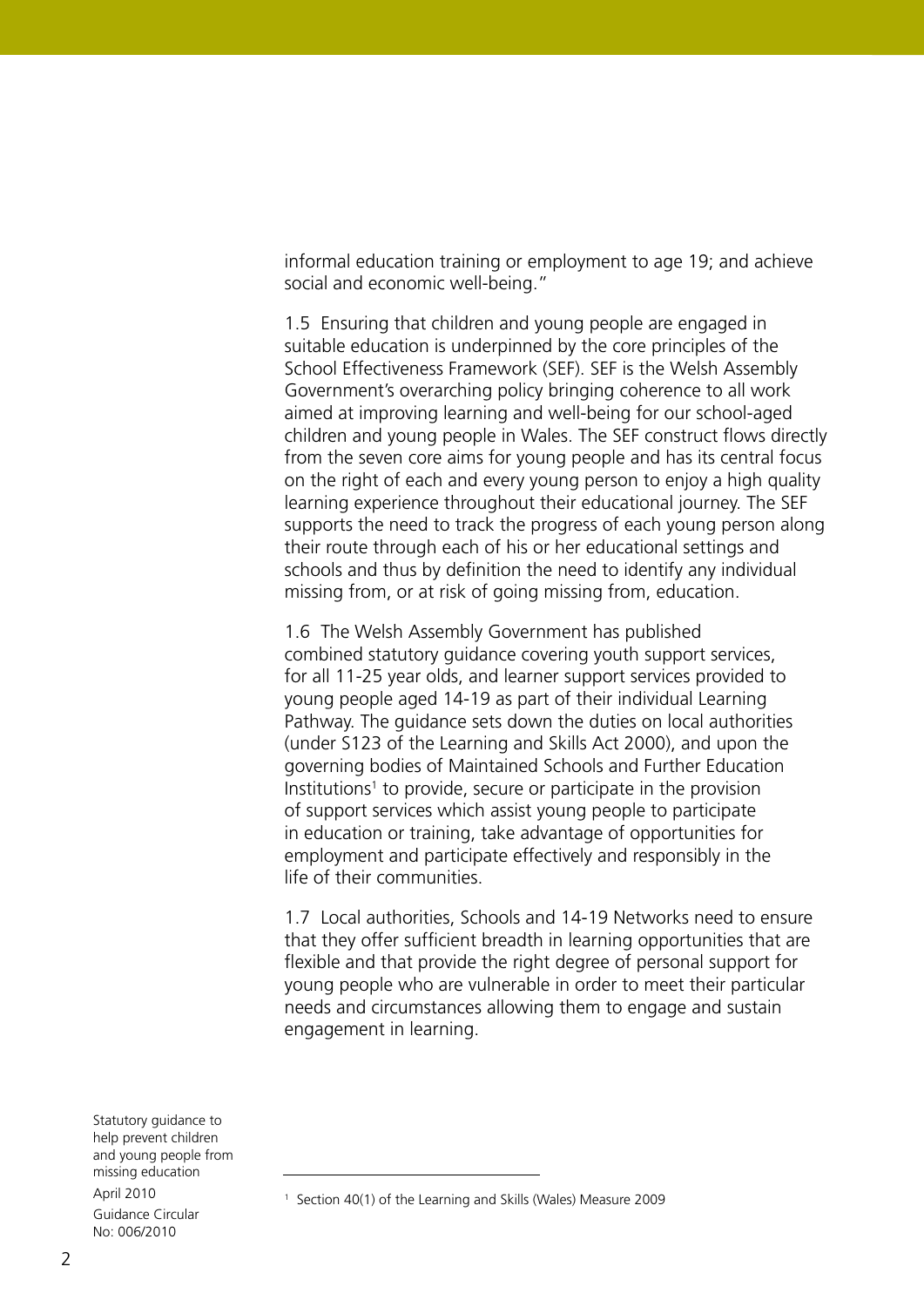informal education training or employment to age 19; and achieve social and economic well-being."

1.5 Ensuring that children and young people are engaged in suitable education is underpinned by the core principles of the School Effectiveness Framework (SEF). SEF is the Welsh Assembly Government's overarching policy bringing coherence to all work aimed at improving learning and well-being for our school-aged children and young people in Wales. The SEF construct flows directly from the seven core aims for young people and has its central focus on the right of each and every young person to enjoy a high quality learning experience throughout their educational journey. The SEF supports the need to track the progress of each young person along their route through each of his or her educational settings and schools and thus by definition the need to identify any individual missing from, or at risk of going missing from, education.

1.6 The Welsh Assembly Government has published combined statutory guidance covering youth support services, for all 11-25 year olds, and learner support services provided to young people aged 14-19 as part of their individual Learning Pathway. The guidance sets down the duties on local authorities (under S123 of the Learning and Skills Act 2000), and upon the governing bodies of Maintained Schools and Further Education Institutions[1] to provide, secure or participate in the provision of support services which assist young people to participate in education or training, take advantage of opportunities for employment and participate effectively and responsibly in the life of their communities.

1.7 Local authorities, Schools and 14-19 Networks need to ensure that they offer sufficient breadth in learning opportunities that are flexible and that provide the right degree of personal support for young people who are vulnerable in order to meet their particular needs and circumstances allowing them to engage and sustain engagement in learning.

---

[1] Section 40(1) of the Learning and Skills (Wales) Measure 2009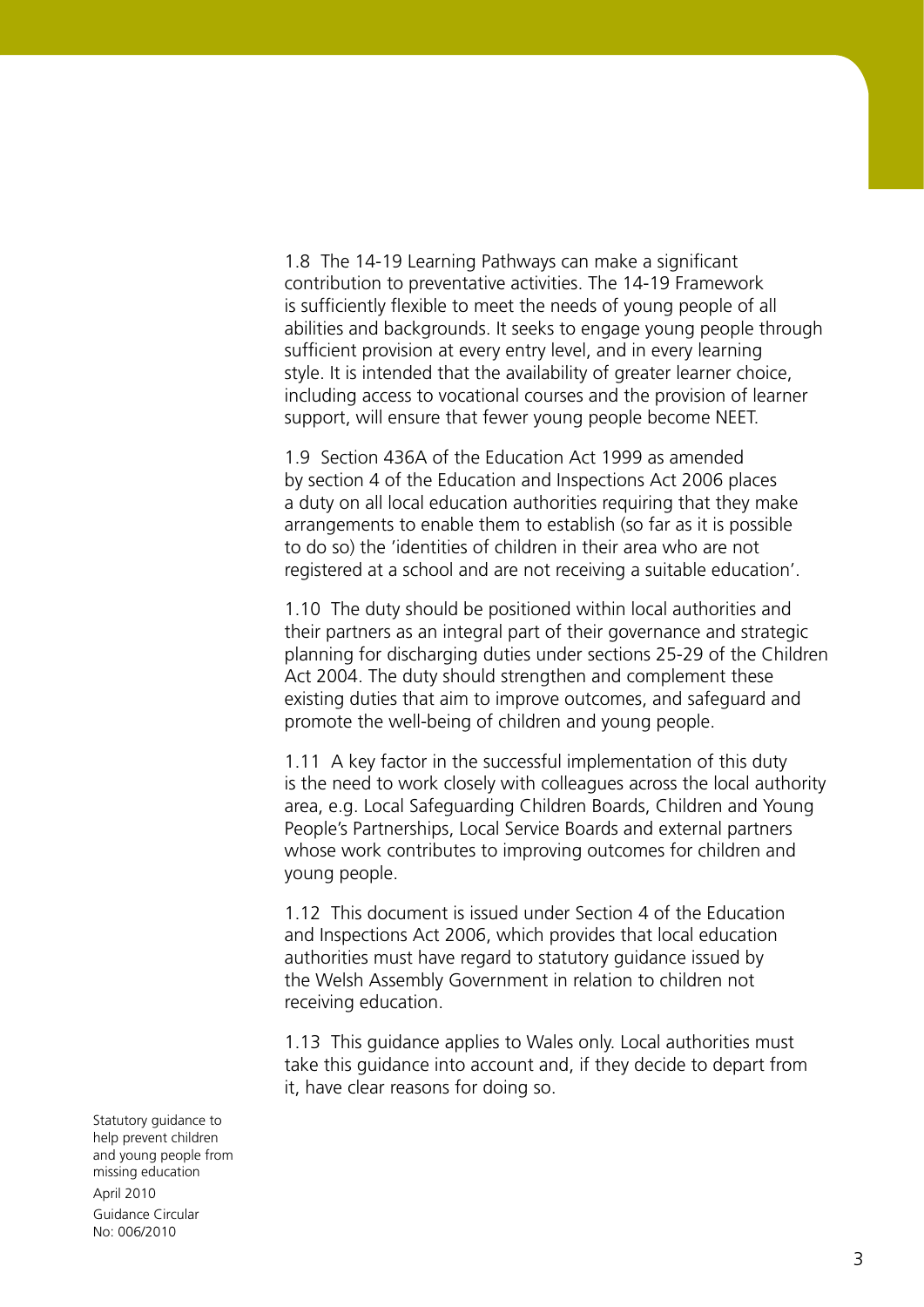1.8 The 14-19 Learning Pathways can make a significant contribution to preventative activities. The 14-19 Framework is sufficiently flexible to meet the needs of young people of all abilities and backgrounds. It seeks to engage young people through sufficient provision at every entry level, and in every learning style. It is intended that the availability of greater learner choice, including access to vocational courses and the provision of learner support, will ensure that fewer young people become NEET.

1.9 Section 436A of the Education Act 1999 as amended by section 4 of the Education and Inspections Act 2006 places a duty on all local education authorities requiring that they make arrangements to enable them to establish (so far as it is possible to do so) the 'identities of children in their area who are not registered at a school and are not receiving a suitable education'.

1.10 The duty should be positioned within local authorities and their partners as an integral part of their governance and strategic planning for discharging duties under sections 25-29 of the Children Act 2004. The duty should strengthen and complement these existing duties that aim to improve outcomes, and safeguard and promote the well-being of children and young people.

1.11 A key factor in the successful implementation of this duty is the need to work closely with colleagues across the local authority area, e.g. Local Safeguarding Children Boards, Children and Young People's Partnerships, Local Service Boards and external partners whose work contributes to improving outcomes for children and young people.

1.12 This document is issued under Section 4 of the Education and Inspections Act 2006, which provides that local education authorities must have regard to statutory guidance issued by the Welsh Assembly Government in relation to children not receiving education.

1.13 This guidance applies to Wales only. Local authorities must take this guidance into account and, if they decide to depart from it, have clear reasons for doing so.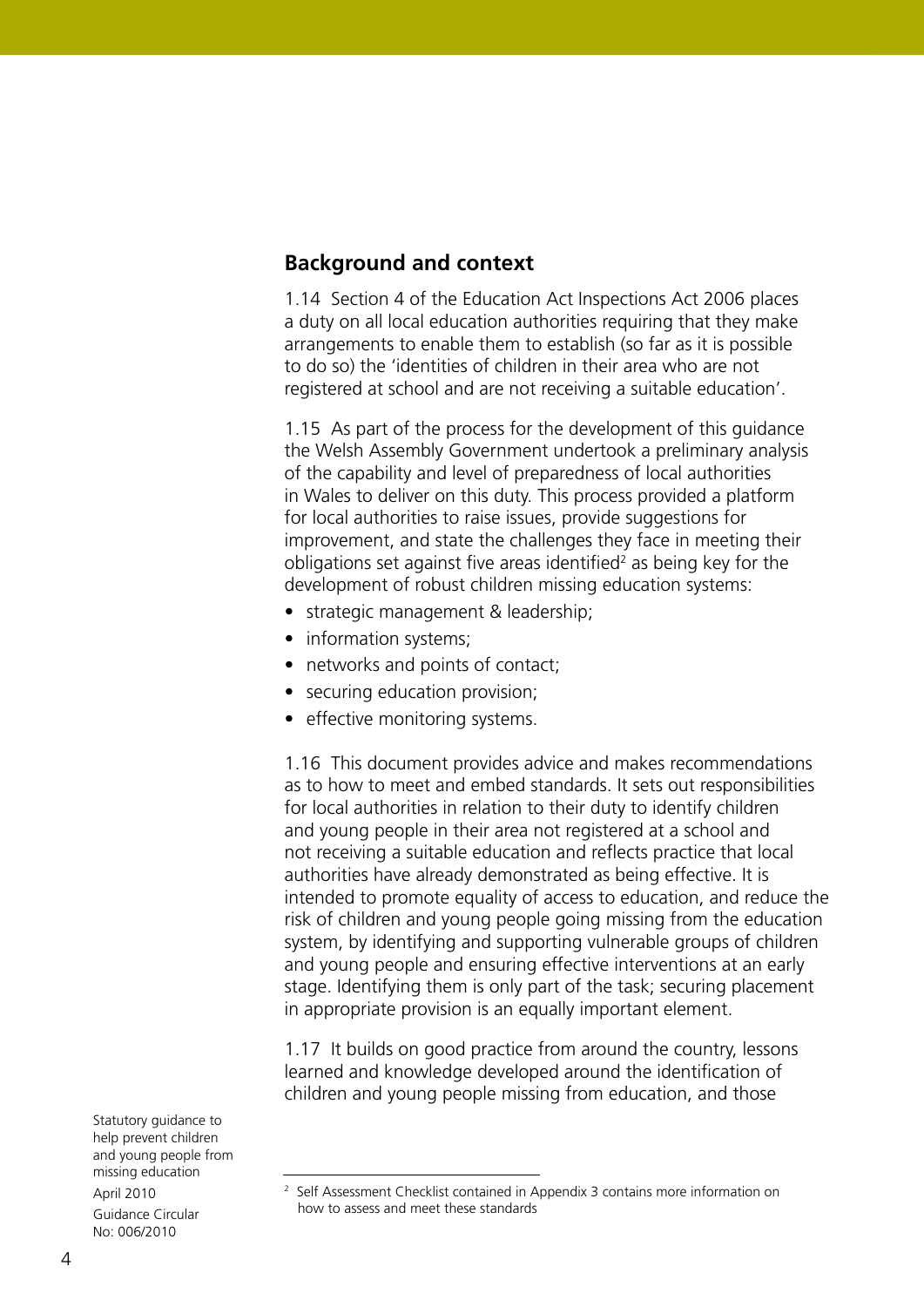## Background and context

1.14 Section 4 of the Education Act Inspections Act 2006 places a duty on all local education authorities requiring that they make arrangements to enable them to establish (so far as it is possible to do so) the 'identities of children in their area who are not registered at school and are not receiving a suitable education'.

1.15 As part of the process for the development of this guidance the Welsh Assembly Government undertook a preliminary analysis of the capability and level of preparedness of local authorities in Wales to deliver on this duty. This process provided a platform for local authorities to raise issues, provide suggestions for improvement, and state the challenges they face in meeting their obligations set against five areas identified[2] as being key for the development of robust children missing education systems:

- strategic management & leadership;
- information systems;
- networks and points of contact;
- securing education provision;
- effective monitoring systems.

1.16 This document provides advice and makes recommendations as to how to meet and embed standards. It sets out responsibilities for local authorities in relation to their duty to identify children and young people in their area not registered at a school and not receiving a suitable education and reflects practice that local authorities have already demonstrated as being effective. It is intended to promote equality of access to education, and reduce the risk of children and young people going missing from the education system, by identifying and supporting vulnerable groups of children and young people and ensuring effective interventions at an early stage. Identifying them is only part of the task; securing placement in appropriate provision is an equally important element.

1.17 It builds on good practice from around the country, lessons learned and knowledge developed around the identification of children and young people missing from education, and those

[2] Self Assessment Checklist contained in Appendix 3 contains more information on how to assess and meet these standards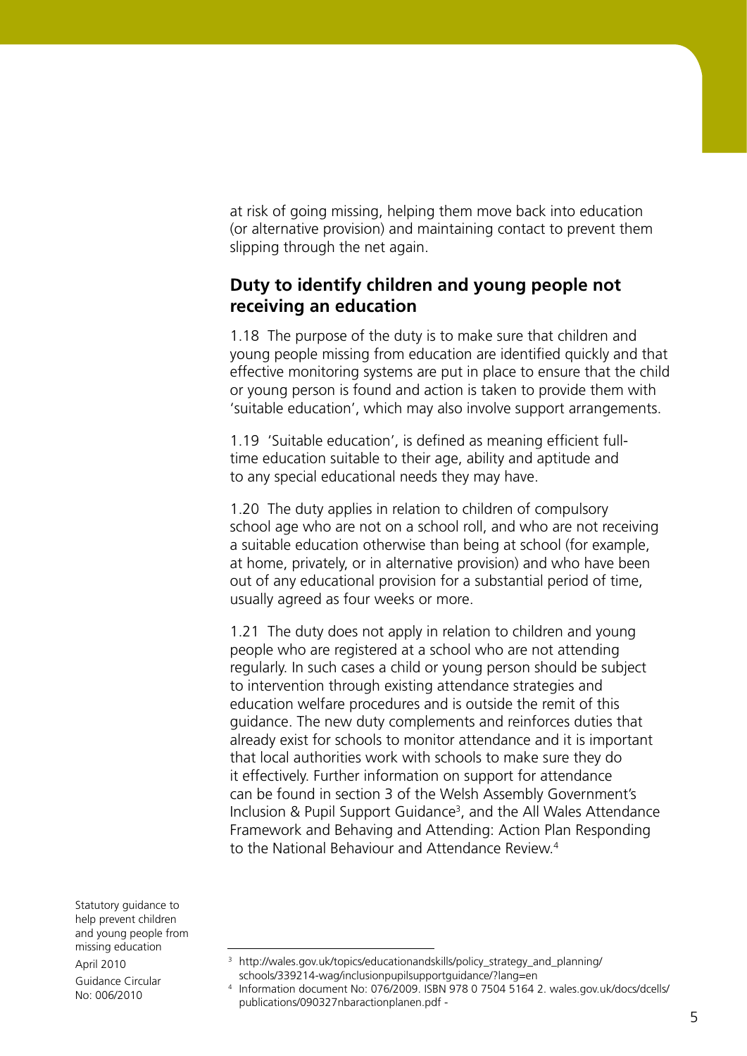at risk of going missing, helping them move back into education (or alternative provision) and maintaining contact to prevent them slipping through the net again.

## Duty to identify children and young people not receiving an education

1.18 The purpose of the duty is to make sure that children and young people missing from education are identified quickly and that effective monitoring systems are put in place to ensure that the child or young person is found and action is taken to provide them with 'suitable education', which may also involve support arrangements.

1.19 'Suitable education', is defined as meaning efficient full-time education suitable to their age, ability and aptitude and to any special educational needs they may have.

1.20 The duty applies in relation to children of compulsory school age who are not on a school roll, and who are not receiving a suitable education otherwise than being at school (for example, at home, privately, or in alternative provision) and who have been out of any educational provision for a substantial period of time, usually agreed as four weeks or more.

1.21 The duty does not apply in relation to children and young people who are registered at a school who are not attending regularly. In such cases a child or young person should be subject to intervention through existing attendance strategies and education welfare procedures and is outside the remit of this guidance. The new duty complements and reinforces duties that already exist for schools to monitor attendance and it is important that local authorities work with schools to make sure they do it effectively. Further information on support for attendance can be found in section 3 of the Welsh Assembly Government's Inclusion & Pupil Support Guidance[3], and the All Wales Attendance Framework and Behaving and Attending: Action Plan Responding to the National Behaviour and Attendance Review.[4]

[3] http://wales.gov.uk/topics/educationandskills/policy_strategy_and_planning/schools/339214-wag/inclusionpupilsupportguidance/?lang=en

[4] Information document No: 076/2009. ISBN 978 0 7504 5164 2. wales.gov.uk/docs/dcells/publications/090327nbaractionplanen.pdf -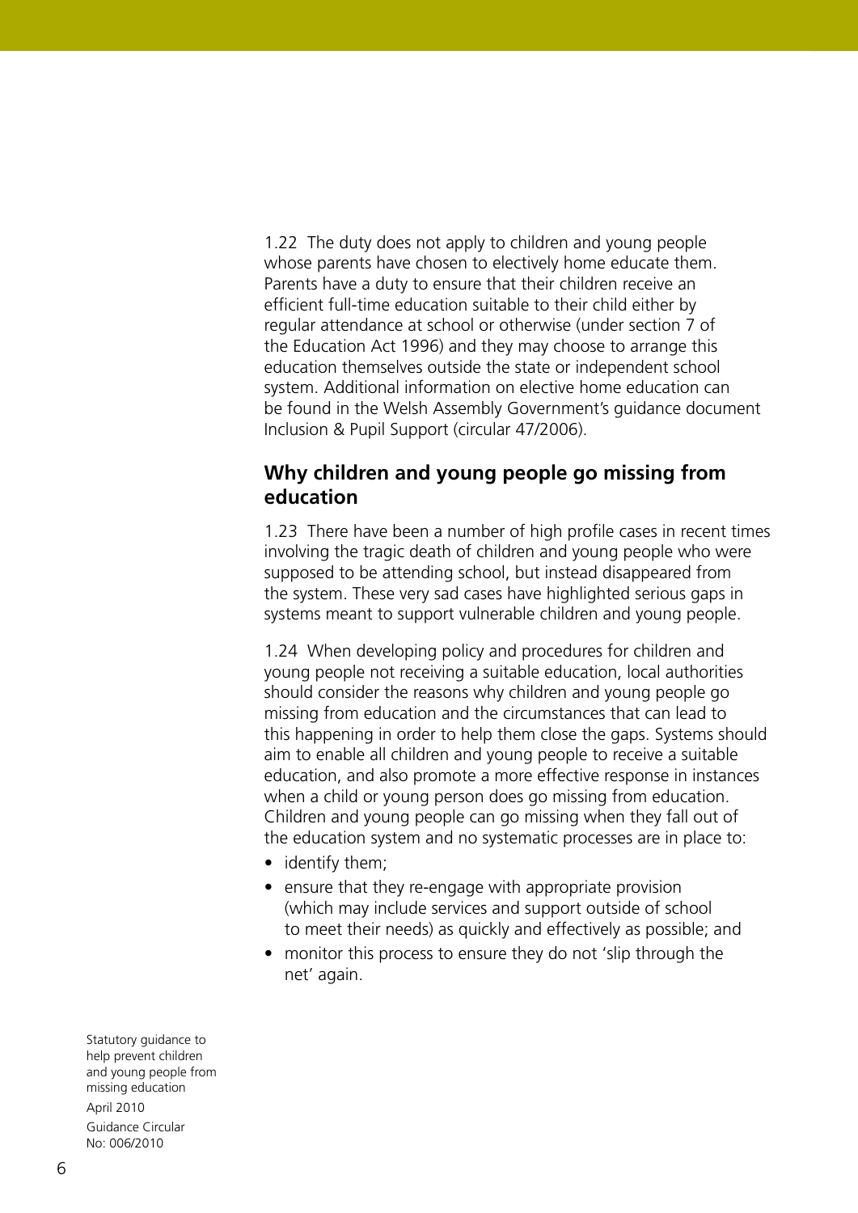1.22 The duty does not apply to children and young people whose parents have chosen to electively home educate them. Parents have a duty to ensure that their children receive an efficient full-time education suitable to their child either by regular attendance at school or otherwise (under section 7 of the Education Act 1996) and they may choose to arrange this education themselves outside the state or independent school system. Additional information on elective home education can be found in the Welsh Assembly Government's guidance document Inclusion & Pupil Support (circular 47/2006).

## Why children and young people go missing from education

1.23 There have been a number of high profile cases in recent times involving the tragic death of children and young people who were supposed to be attending school, but instead disappeared from the system. These very sad cases have highlighted serious gaps in systems meant to support vulnerable children and young people.

1.24 When developing policy and procedures for children and young people not receiving a suitable education, local authorities should consider the reasons why children and young people go missing from education and the circumstances that can lead to this happening in order to help them close the gaps. Systems should aim to enable all children and young people to receive a suitable education, and also promote a more effective response in instances when a child or young person does go missing from education. Children and young people can go missing when they fall out of the education system and no systematic processes are in place to:

- identify them;
- ensure that they re-engage with appropriate provision (which may include services and support outside of school to meet their needs) as quickly and effectively as possible; and
- monitor this process to ensure they do not 'slip through the net' again.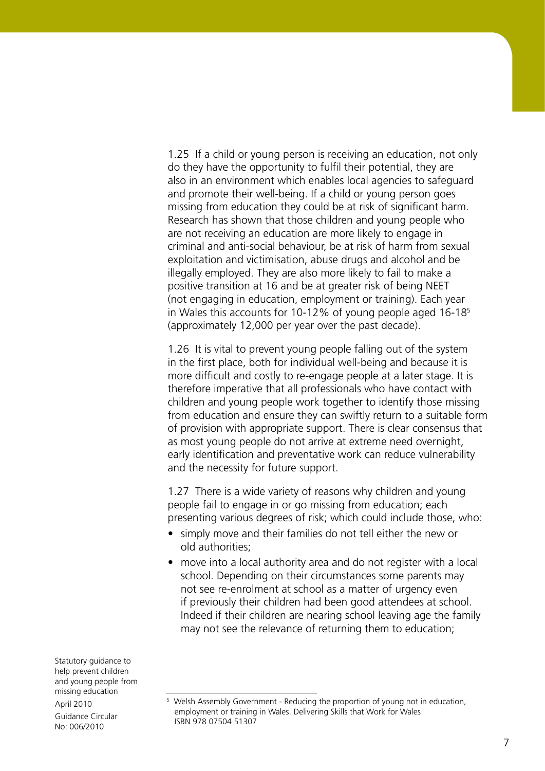1.25 If a child or young person is receiving an education, not only do they have the opportunity to fulfil their potential, they are also in an environment which enables local agencies to safeguard and promote their well-being. If a child or young person goes missing from education they could be at risk of significant harm. Research has shown that those children and young people who are not receiving an education are more likely to engage in criminal and anti-social behaviour, be at risk of harm from sexual exploitation and victimisation, abuse drugs and alcohol and be illegally employed. They are also more likely to fail to make a positive transition at 16 and be at greater risk of being NEET (not engaging in education, employment or training). Each year in Wales this accounts for 10-12% of young people aged 16-18[5] (approximately 12,000 per year over the past decade).

1.26 It is vital to prevent young people falling out of the system in the first place, both for individual well-being and because it is more difficult and costly to re-engage people at a later stage. It is therefore imperative that all professionals who have contact with children and young people work together to identify those missing from education and ensure they can swiftly return to a suitable form of provision with appropriate support. There is clear consensus that as most young people do not arrive at extreme need overnight, early identification and preventative work can reduce vulnerability and the necessity for future support.

1.27 There is a wide variety of reasons why children and young people fail to engage in or go missing from education; each presenting various degrees of risk; which could include those, who:

- simply move and their families do not tell either the new or old authorities;
- move into a local authority area and do not register with a local school. Depending on their circumstances some parents may not see re-enrolment at school as a matter of urgency even if previously their children had been good attendees at school. Indeed if their children are nearing school leaving age the family may not see the relevance of returning them to education;

[5] Welsh Assembly Government - Reducing the proportion of young not in education, employment or training in Wales. Delivering Skills that Work for Wales ISBN 978 07504 51307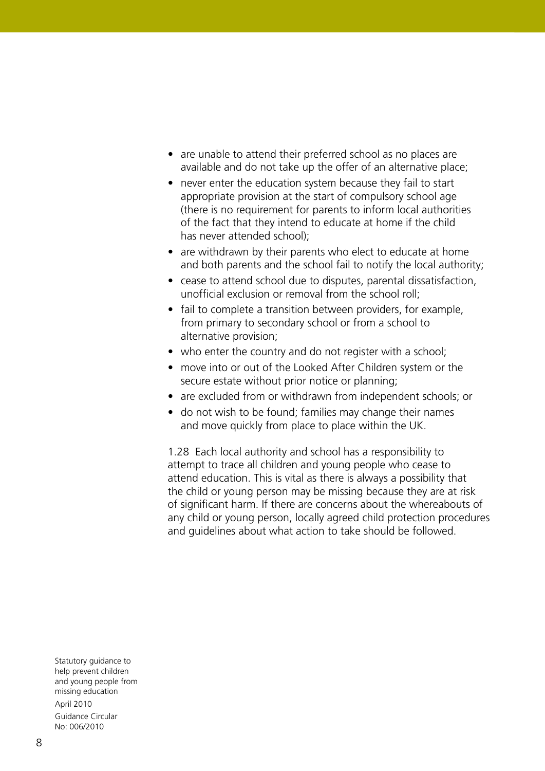- are unable to attend their preferred school as no places are available and do not take up the offer of an alternative place;
- never enter the education system because they fail to start appropriate provision at the start of compulsory school age (there is no requirement for parents to inform local authorities of the fact that they intend to educate at home if the child has never attended school);
- are withdrawn by their parents who elect to educate at home and both parents and the school fail to notify the local authority;
- cease to attend school due to disputes, parental dissatisfaction, unofficial exclusion or removal from the school roll;
- fail to complete a transition between providers, for example, from primary to secondary school or from a school to alternative provision;
- who enter the country and do not register with a school;
- move into or out of the Looked After Children system or the secure estate without prior notice or planning;
- are excluded from or withdrawn from independent schools; or
- do not wish to be found; families may change their names and move quickly from place to place within the UK.

1.28 Each local authority and school has a responsibility to attempt to trace all children and young people who cease to attend education. This is vital as there is always a possibility that the child or young person may be missing because they are at risk of significant harm. If there are concerns about the whereabouts of any child or young person, locally agreed child protection procedures and guidelines about what action to take should be followed.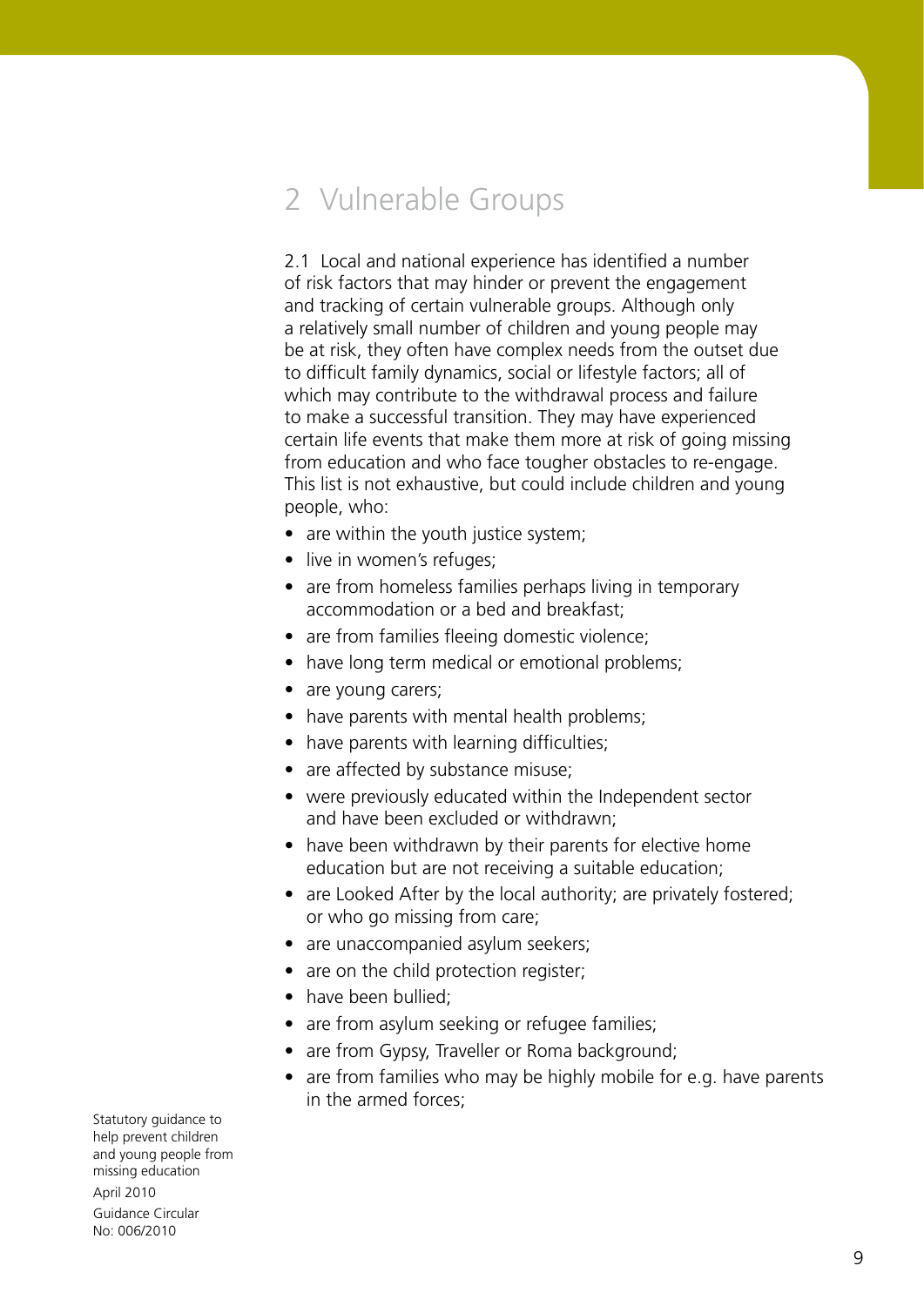## 2 Vulnerable Groups

2.1 Local and national experience has identified a number of risk factors that may hinder or prevent the engagement and tracking of certain vulnerable groups. Although only a relatively small number of children and young people may be at risk, they often have complex needs from the outset due to difficult family dynamics, social or lifestyle factors; all of which may contribute to the withdrawal process and failure to make a successful transition. They may have experienced certain life events that make them more at risk of going missing from education and who face tougher obstacles to re-engage. This list is not exhaustive, but could include children and young people, who:

- are within the youth justice system;
- live in women's refuges;
- are from homeless families perhaps living in temporary accommodation or a bed and breakfast;
- are from families fleeing domestic violence;
- have long term medical or emotional problems;
- are young carers;
- have parents with mental health problems;
- have parents with learning difficulties;
- are affected by substance misuse;
- were previously educated within the Independent sector and have been excluded or withdrawn;
- have been withdrawn by their parents for elective home education but are not receiving a suitable education;
- are Looked After by the local authority; are privately fostered; or who go missing from care;
- are unaccompanied asylum seekers;
- are on the child protection register;
- have been bullied;
- are from asylum seeking or refugee families;
- are from Gypsy, Traveller or Roma background;
- are from families who may be highly mobile for e.g. have parents in the armed forces;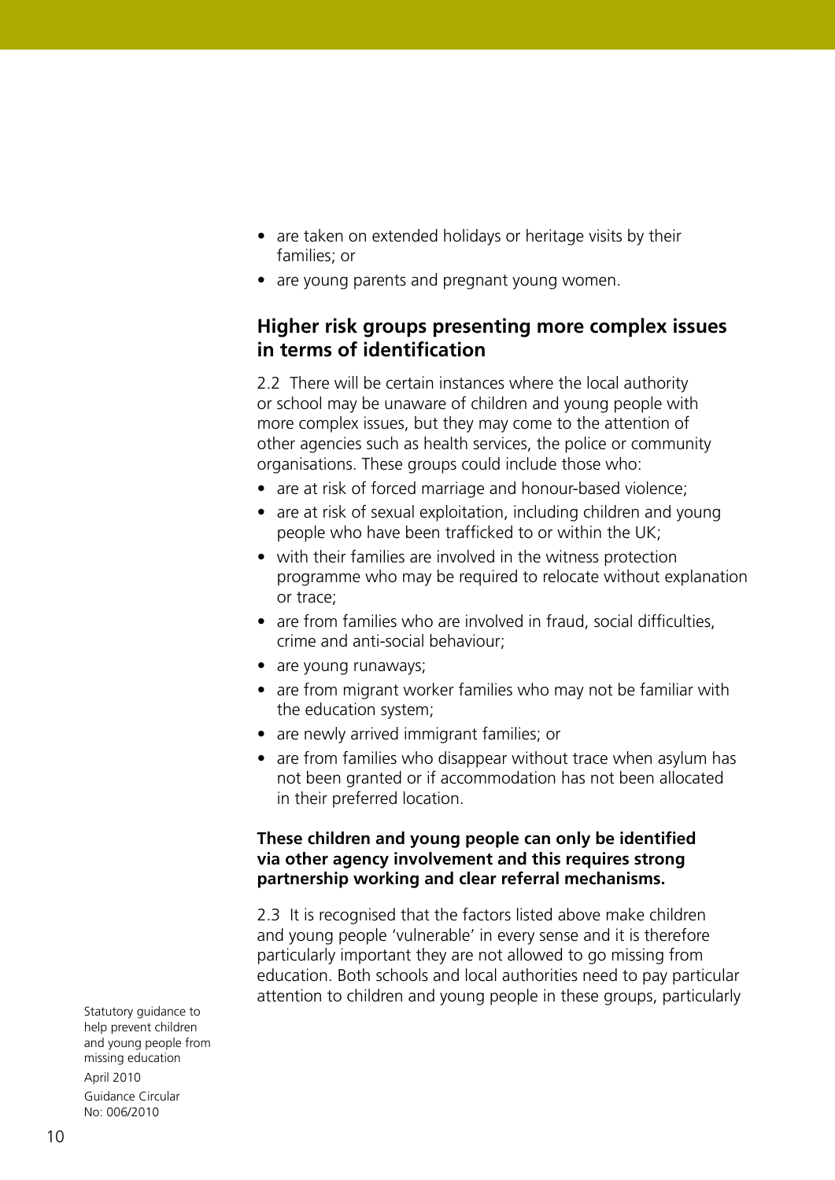- are taken on extended holidays or heritage visits by their families; or
- are young parents and pregnant young women.

## Higher risk groups presenting more complex issues in terms of identification

2.2 There will be certain instances where the local authority or school may be unaware of children and young people with more complex issues, but they may come to the attention of other agencies such as health services, the police or community organisations. These groups could include those who:

- are at risk of forced marriage and honour-based violence;
- are at risk of sexual exploitation, including children and young people who have been trafficked to or within the UK;
- with their families are involved in the witness protection programme who may be required to relocate without explanation or trace;
- are from families who are involved in fraud, social difficulties, crime and anti-social behaviour;
- are young runaways;
- are from migrant worker families who may not be familiar with the education system;
- are newly arrived immigrant families; or
- are from families who disappear without trace when asylum has not been granted or if accommodation has not been allocated in their preferred location.

**These children and young people can only be identified via other agency involvement and this requires strong partnership working and clear referral mechanisms.**

2.3 It is recognised that the factors listed above make children and young people 'vulnerable' in every sense and it is therefore particularly important they are not allowed to go missing from education. Both schools and local authorities need to pay particular attention to children and young people in these groups, particularly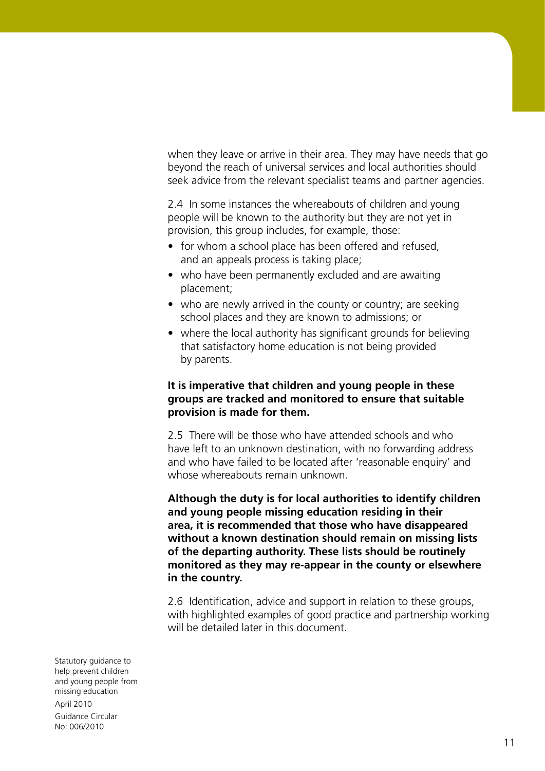when they leave or arrive in their area. They may have needs that go beyond the reach of universal services and local authorities should seek advice from the relevant specialist teams and partner agencies.

2.4 In some instances the whereabouts of children and young people will be known to the authority but they are not yet in provision, this group includes, for example, those:

- for whom a school place has been offered and refused, and an appeals process is taking place;
- who have been permanently excluded and are awaiting placement;
- who are newly arrived in the county or country; are seeking school places and they are known to admissions; or
- where the local authority has significant grounds for believing that satisfactory home education is not being provided by parents.

**It is imperative that children and young people in these groups are tracked and monitored to ensure that suitable provision is made for them.**

2.5 There will be those who have attended schools and who have left to an unknown destination, with no forwarding address and who have failed to be located after 'reasonable enquiry' and whose whereabouts remain unknown.

**Although the duty is for local authorities to identify children and young people missing education residing in their area, it is recommended that those who have disappeared without a known destination should remain on missing lists of the departing authority. These lists should be routinely monitored as they may re-appear in the county or elsewhere in the country.**

2.6 Identification, advice and support in relation to these groups, with highlighted examples of good practice and partnership working will be detailed later in this document.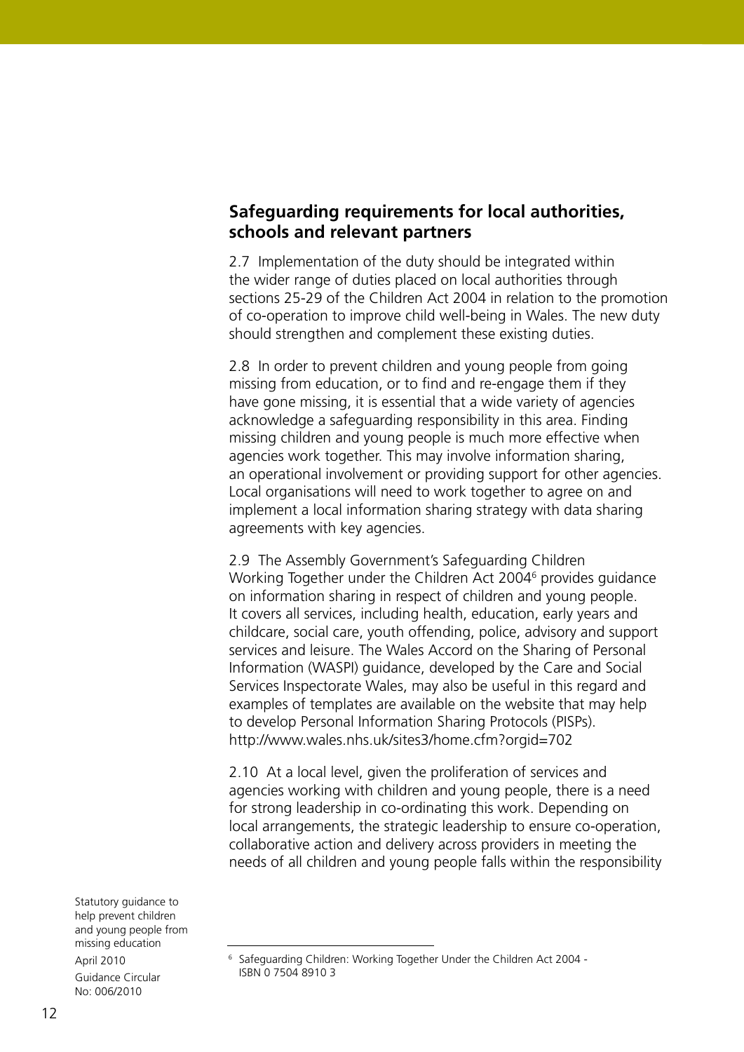## Safeguarding requirements for local authorities, schools and relevant partners

2.7 Implementation of the duty should be integrated within the wider range of duties placed on local authorities through sections 25-29 of the Children Act 2004 in relation to the promotion of co-operation to improve child well-being in Wales. The new duty should strengthen and complement these existing duties.

2.8 In order to prevent children and young people from going missing from education, or to find and re-engage them if they have gone missing, it is essential that a wide variety of agencies acknowledge a safeguarding responsibility in this area. Finding missing children and young people is much more effective when agencies work together. This may involve information sharing, an operational involvement or providing support for other agencies. Local organisations will need to work together to agree on and implement a local information sharing strategy with data sharing agreements with key agencies.

2.9 The Assembly Government's Safeguarding Children Working Together under the Children Act 2004[6] provides guidance on information sharing in respect of children and young people. It covers all services, including health, education, early years and childcare, social care, youth offending, police, advisory and support services and leisure. The Wales Accord on the Sharing of Personal Information (WASPI) guidance, developed by the Care and Social Services Inspectorate Wales, may also be useful in this regard and examples of templates are available on the website that may help to develop Personal Information Sharing Protocols (PISPs). http://www.wales.nhs.uk/sites3/home.cfm?orgid=702

2.10 At a local level, given the proliferation of services and agencies working with children and young people, there is a need for strong leadership in co-ordinating this work. Depending on local arrangements, the strategic leadership to ensure co-operation, collaborative action and delivery across providers in meeting the needs of all children and young people falls within the responsibility

[6] Safeguarding Children: Working Together Under the Children Act 2004 - ISBN 0 7504 8910 3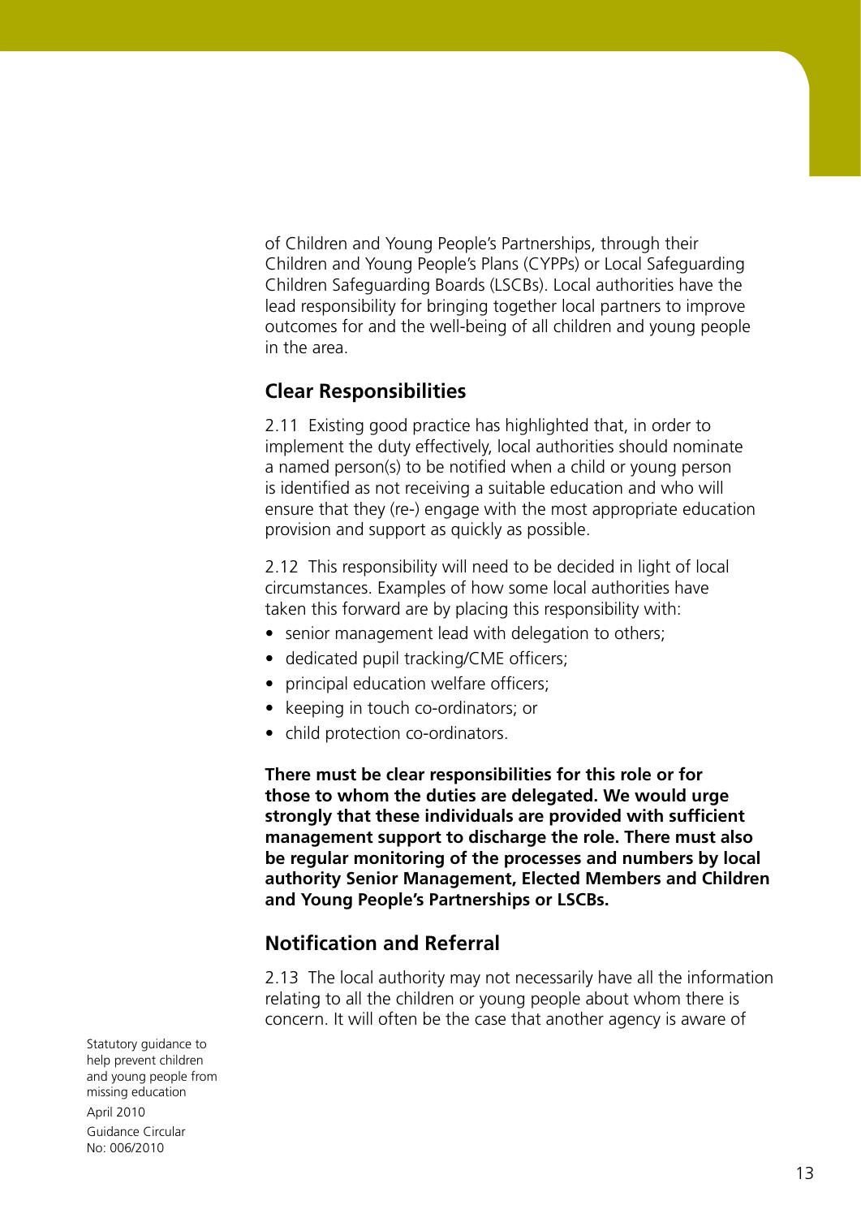of Children and Young People's Partnerships, through their Children and Young People's Plans (CYPPs) or Local Safeguarding Children Safeguarding Boards (LSCBs). Local authorities have the lead responsibility for bringing together local partners to improve outcomes for and the well-being of all children and young people in the area.

## Clear Responsibilities

2.11 Existing good practice has highlighted that, in order to implement the duty effectively, local authorities should nominate a named person(s) to be notified when a child or young person is identified as not receiving a suitable education and who will ensure that they (re-) engage with the most appropriate education provision and support as quickly as possible.

2.12 This responsibility will need to be decided in light of local circumstances. Examples of how some local authorities have taken this forward are by placing this responsibility with:

- senior management lead with delegation to others;
- dedicated pupil tracking/CME officers;
- principal education welfare officers;
- keeping in touch co-ordinators; or
- child protection co-ordinators.

**There must be clear responsibilities for this role or for those to whom the duties are delegated. We would urge strongly that these individuals are provided with sufficient management support to discharge the role. There must also be regular monitoring of the processes and numbers by local authority Senior Management, Elected Members and Children and Young People's Partnerships or LSCBs.**

## Notification and Referral

2.13 The local authority may not necessarily have all the information relating to all the children or young people about whom there is concern. It will often be the case that another agency is aware of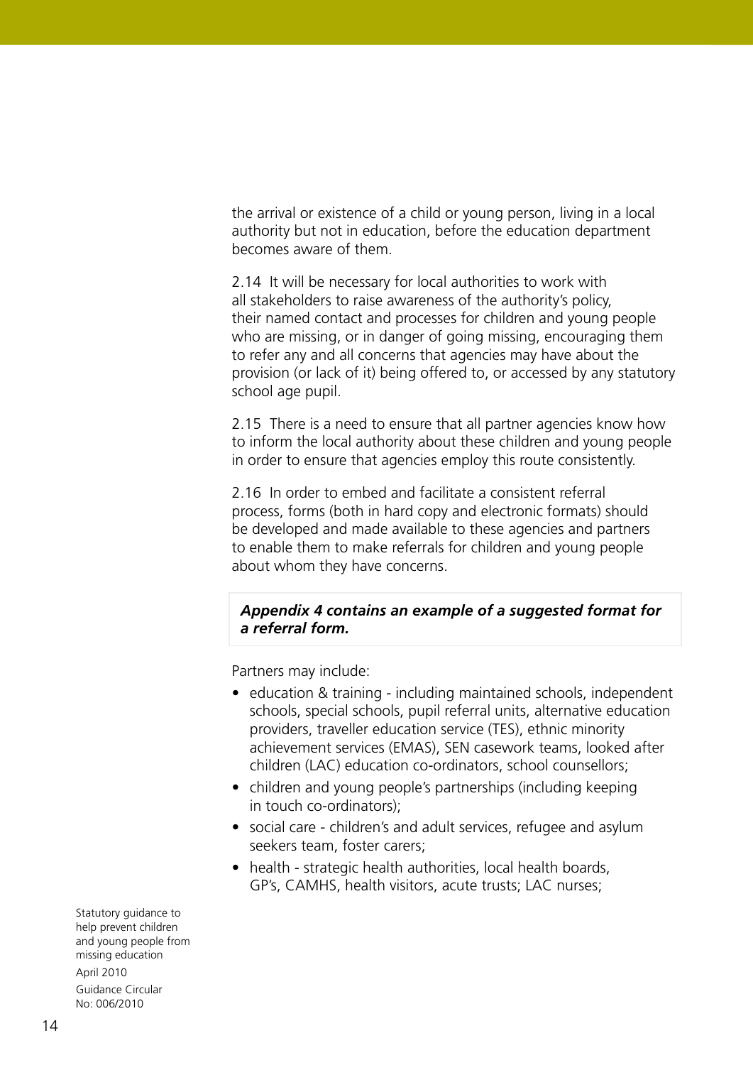the arrival or existence of a child or young person, living in a local authority but not in education, before the education department becomes aware of them.

2.14 It will be necessary for local authorities to work with all stakeholders to raise awareness of the authority's policy, their named contact and processes for children and young people who are missing, or in danger of going missing, encouraging them to refer any and all concerns that agencies may have about the provision (or lack of it) being offered to, or accessed by any statutory school age pupil.

2.15 There is a need to ensure that all partner agencies know how to inform the local authority about these children and young people in order to ensure that agencies employ this route consistently.

2.16 In order to embed and facilitate a consistent referral process, forms (both in hard copy and electronic formats) should be developed and made available to these agencies and partners to enable them to make referrals for children and young people about whom they have concerns.

***Appendix 4 contains an example of a suggested format for a referral form.***

Partners may include:

- education & training - including maintained schools, independent schools, special schools, pupil referral units, alternative education providers, traveller education service (TES), ethnic minority achievement services (EMAS), SEN casework teams, looked after children (LAC) education co-ordinators, school counsellors;
- children and young people's partnerships (including keeping in touch co-ordinators);
- social care - children's and adult services, refugee and asylum seekers team, foster carers;
- health - strategic health authorities, local health boards, GP's, CAMHS, health visitors, acute trusts; LAC nurses;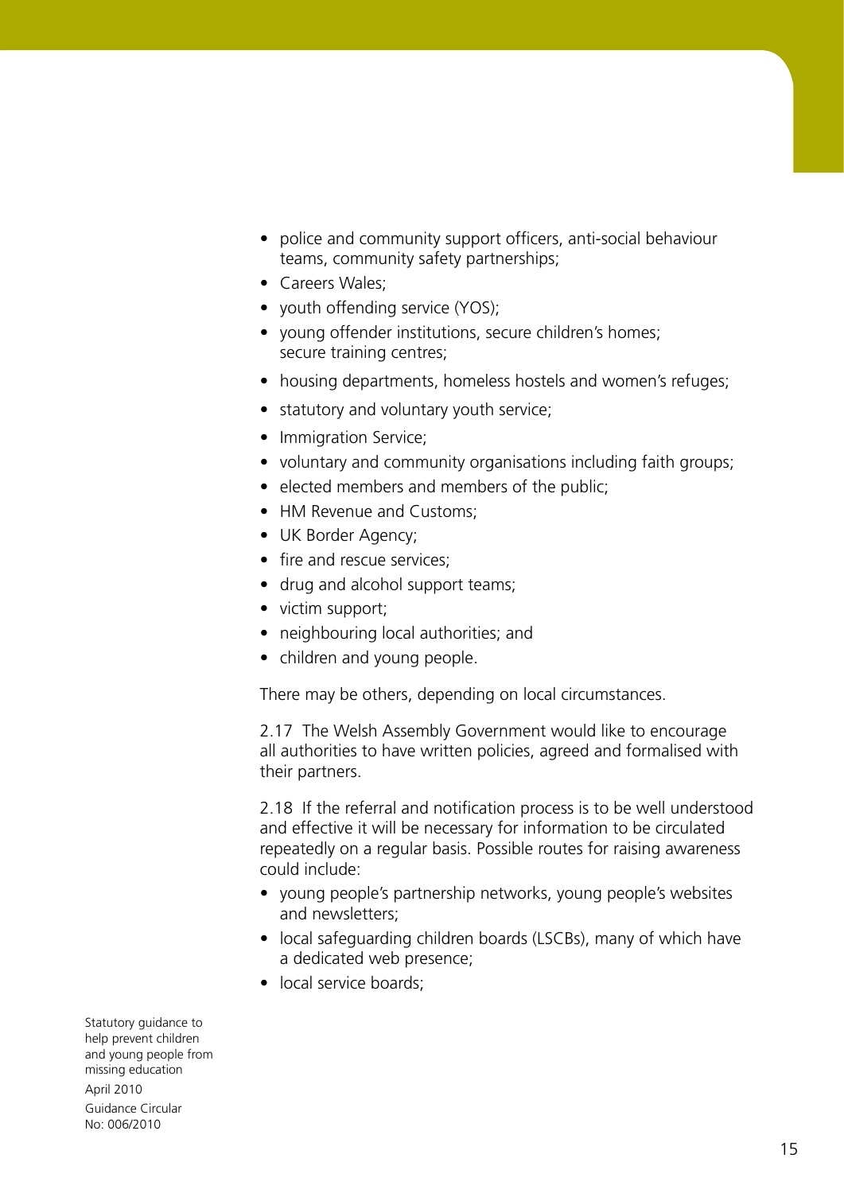- police and community support officers, anti-social behaviour teams, community safety partnerships;
- Careers Wales;
- youth offending service (YOS);
- young offender institutions, secure children's homes; secure training centres;
- housing departments, homeless hostels and women's refuges;
- statutory and voluntary youth service;
- Immigration Service;
- voluntary and community organisations including faith groups;
- elected members and members of the public;
- HM Revenue and Customs;
- UK Border Agency;
- fire and rescue services;
- drug and alcohol support teams;
- victim support;
- neighbouring local authorities; and
- children and young people.

There may be others, depending on local circumstances.

2.17 The Welsh Assembly Government would like to encourage all authorities to have written policies, agreed and formalised with their partners.

2.18 If the referral and notification process is to be well understood and effective it will be necessary for information to be circulated repeatedly on a regular basis. Possible routes for raising awareness could include:

- young people's partnership networks, young people's websites and newsletters;
- local safeguarding children boards (LSCBs), many of which have a dedicated web presence;
- local service boards;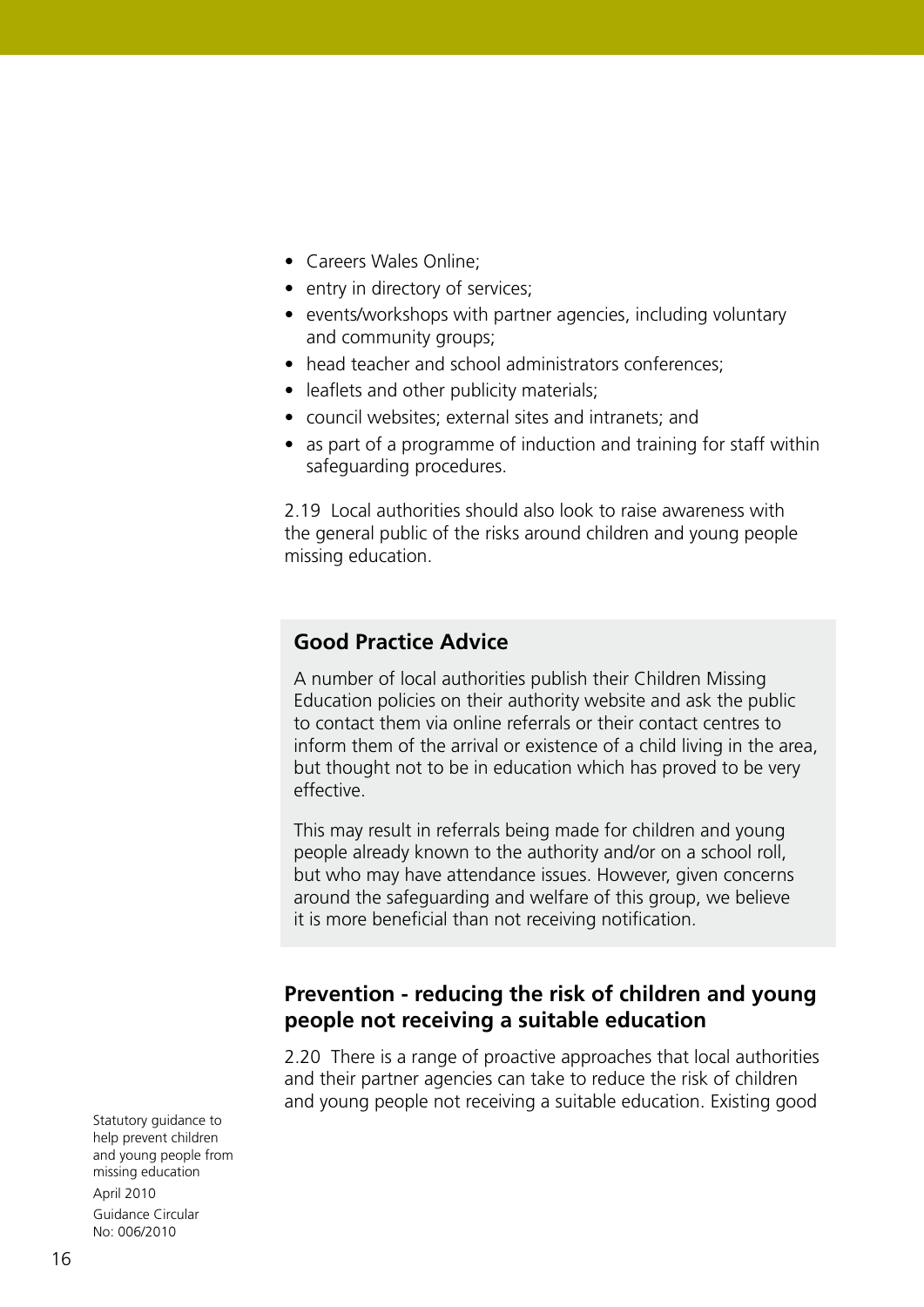- Careers Wales Online;
- entry in directory of services;
- events/workshops with partner agencies, including voluntary and community groups;
- head teacher and school administrators conferences;
- leaflets and other publicity materials;
- council websites; external sites and intranets; and
- as part of a programme of induction and training for staff within safeguarding procedures.

2.19 Local authorities should also look to raise awareness with the general public of the risks around children and young people missing education.

### Good Practice Advice

A number of local authorities publish their Children Missing Education policies on their authority website and ask the public to contact them via online referrals or their contact centres to inform them of the arrival or existence of a child living in the area, but thought not to be in education which has proved to be very effective.

This may result in referrals being made for children and young people already known to the authority and/or on a school roll, but who may have attendance issues. However, given concerns around the safeguarding and welfare of this group, we believe it is more beneficial than not receiving notification.

## Prevention - reducing the risk of children and young people not receiving a suitable education

2.20 There is a range of proactive approaches that local authorities and their partner agencies can take to reduce the risk of children and young people not receiving a suitable education. Existing good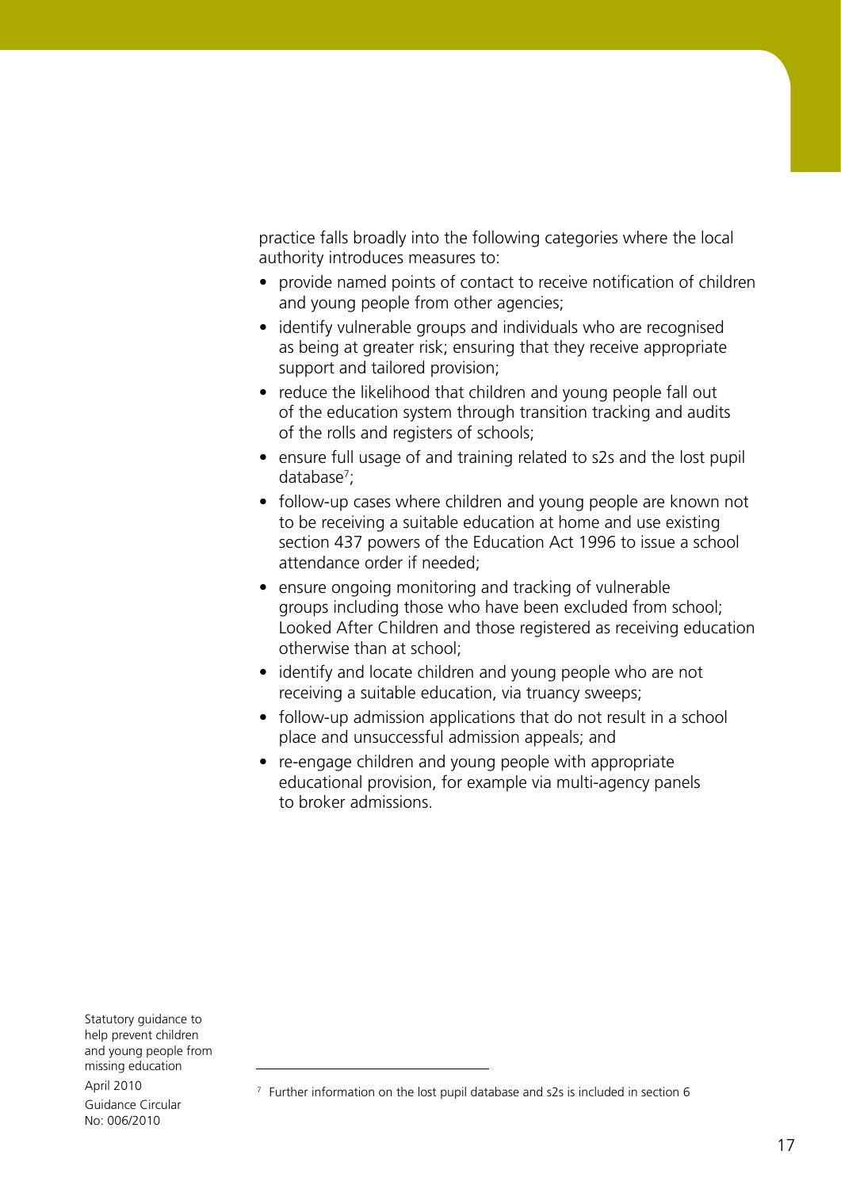practice falls broadly into the following categories where the local authority introduces measures to:

- provide named points of contact to receive notification of children and young people from other agencies;
- identify vulnerable groups and individuals who are recognised as being at greater risk; ensuring that they receive appropriate support and tailored provision;
- reduce the likelihood that children and young people fall out of the education system through transition tracking and audits of the rolls and registers of schools;
- ensure full usage of and training related to s2s and the lost pupil database[7];
- follow-up cases where children and young people are known not to be receiving a suitable education at home and use existing section 437 powers of the Education Act 1996 to issue a school attendance order if needed;
- ensure ongoing monitoring and tracking of vulnerable groups including those who have been excluded from school; Looked After Children and those registered as receiving education otherwise than at school;
- identify and locate children and young people who are not receiving a suitable education, via truancy sweeps;
- follow-up admission applications that do not result in a school place and unsuccessful admission appeals; and
- re-engage children and young people with appropriate educational provision, for example via multi-agency panels to broker admissions.

[7] Further information on the lost pupil database and s2s is included in section 6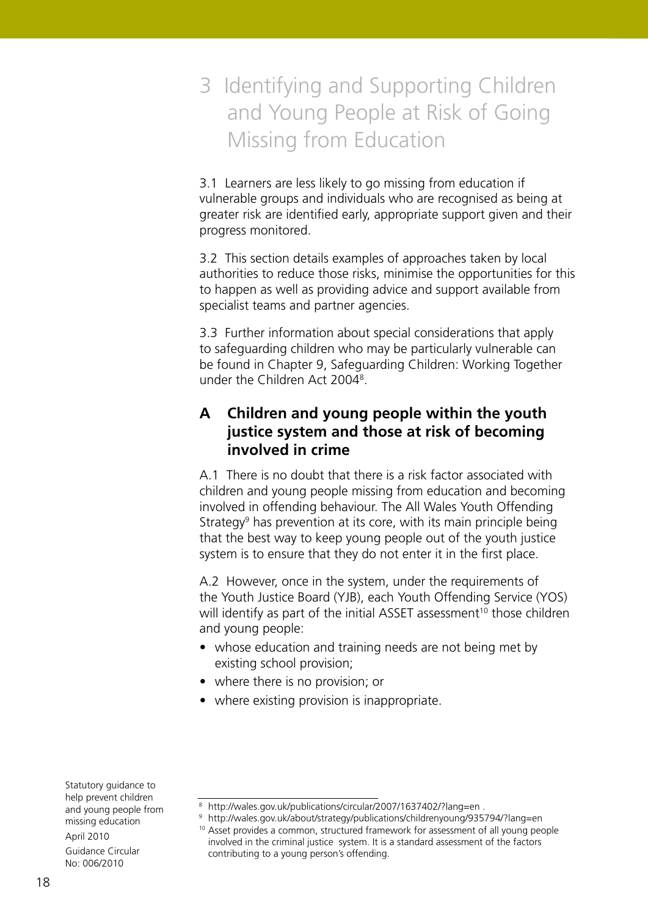# 3 Identifying and Supporting Children and Young People at Risk of Going Missing from Education

3.1 Learners are less likely to go missing from education if vulnerable groups and individuals who are recognised as being at greater risk are identified early, appropriate support given and their progress monitored.

3.2 This section details examples of approaches taken by local authorities to reduce those risks, minimise the opportunities for this to happen as well as providing advice and support available from specialist teams and partner agencies.

3.3 Further information about special considerations that apply to safeguarding children who may be particularly vulnerable can be found in Chapter 9, Safeguarding Children: Working Together under the Children Act 2004[8].

## A Children and young people within the youth justice system and those at risk of becoming involved in crime

A.1 There is no doubt that there is a risk factor associated with children and young people missing from education and becoming involved in offending behaviour. The All Wales Youth Offending Strategy[9] has prevention at its core, with its main principle being that the best way to keep young people out of the youth justice system is to ensure that they do not enter it in the first place.

A.2 However, once in the system, under the requirements of the Youth Justice Board (YJB), each Youth Offending Service (YOS) will identify as part of the initial ASSET assessment[10] those children and young people:

- whose education and training needs are not being met by existing school provision;
- where there is no provision; or
- where existing provision is inappropriate.

---

[8] http://wales.gov.uk/publications/circular/2007/1637402/?lang=en .

[9] http://wales.gov.uk/about/strategy/publications/childrenyoung/935794/?lang=en

[10] Asset provides a common, structured framework for assessment of all young people involved in the criminal justice system. It is a standard assessment of the factors contributing to a young person's offending.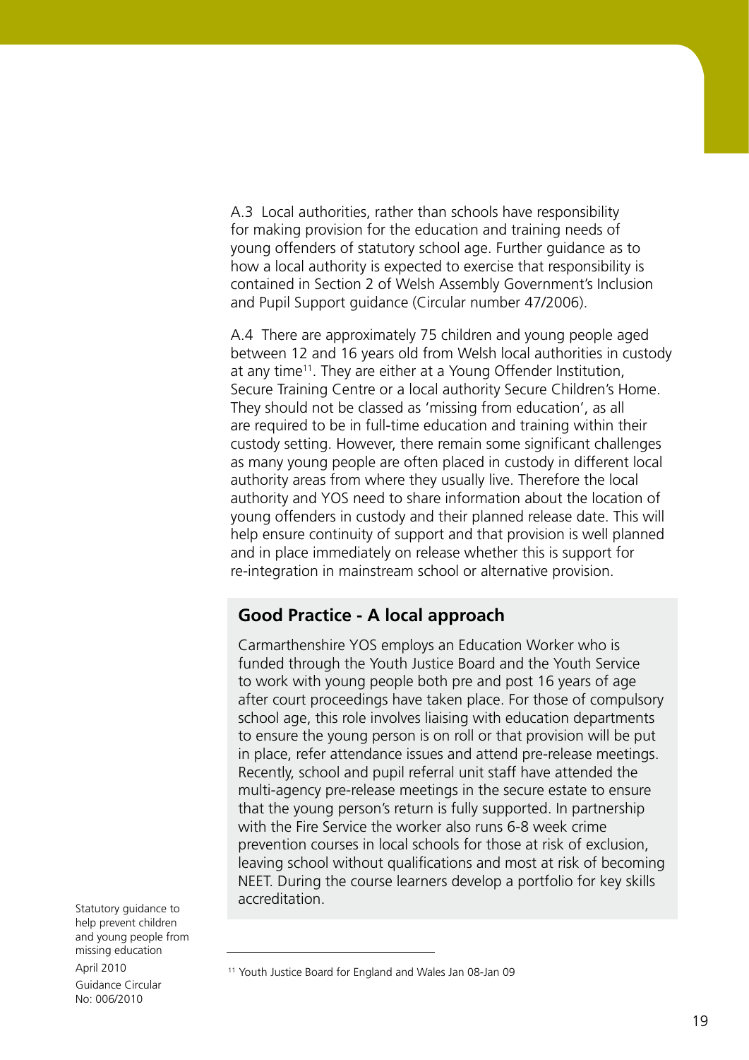A.3 Local authorities, rather than schools have responsibility for making provision for the education and training needs of young offenders of statutory school age. Further guidance as to how a local authority is expected to exercise that responsibility is contained in Section 2 of Welsh Assembly Government's Inclusion and Pupil Support guidance (Circular number 47/2006).

A.4 There are approximately 75 children and young people aged between 12 and 16 years old from Welsh local authorities in custody at any time[11]. They are either at a Young Offender Institution, Secure Training Centre or a local authority Secure Children's Home. They should not be classed as 'missing from education', as all are required to be in full-time education and training within their custody setting. However, there remain some significant challenges as many young people are often placed in custody in different local authority areas from where they usually live. Therefore the local authority and YOS need to share information about the location of young offenders in custody and their planned release date. This will help ensure continuity of support and that provision is well planned and in place immediately on release whether this is support for re-integration in mainstream school or alternative provision.

### Good Practice - A local approach

Carmarthenshire YOS employs an Education Worker who is funded through the Youth Justice Board and the Youth Service to work with young people both pre and post 16 years of age after court proceedings have taken place. For those of compulsory school age, this role involves liaising with education departments to ensure the young person is on roll or that provision will be put in place, refer attendance issues and attend pre-release meetings. Recently, school and pupil referral unit staff have attended the multi-agency pre-release meetings in the secure estate to ensure that the young person's return is fully supported. In partnership with the Fire Service the worker also runs 6-8 week crime prevention courses in local schools for those at risk of exclusion, leaving school without qualifications and most at risk of becoming NEET. During the course learners develop a portfolio for key skills accreditation.

[11] Youth Justice Board for England and Wales Jan 08-Jan 09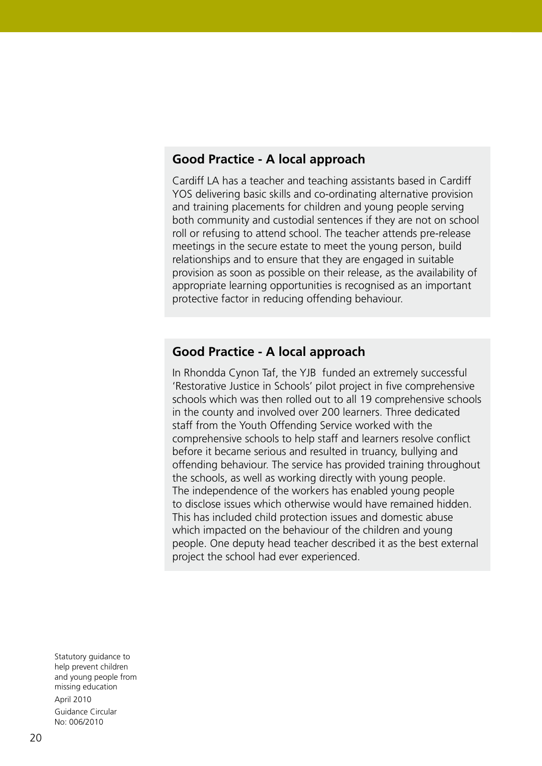### Good Practice - A local approach

Cardiff LA has a teacher and teaching assistants based in Cardiff YOS delivering basic skills and co-ordinating alternative provision and training placements for children and young people serving both community and custodial sentences if they are not on school roll or refusing to attend school. The teacher attends pre-release meetings in the secure estate to meet the young person, build relationships and to ensure that they are engaged in suitable provision as soon as possible on their release, as the availability of appropriate learning opportunities is recognised as an important protective factor in reducing offending behaviour.

### Good Practice - A local approach

In Rhondda Cynon Taf, the YJB funded an extremely successful 'Restorative Justice in Schools' pilot project in five comprehensive schools which was then rolled out to all 19 comprehensive schools in the county and involved over 200 learners. Three dedicated staff from the Youth Offending Service worked with the comprehensive schools to help staff and learners resolve conflict before it became serious and resulted in truancy, bullying and offending behaviour. The service has provided training throughout the schools, as well as working directly with young people. The independence of the workers has enabled young people to disclose issues which otherwise would have remained hidden. This has included child protection issues and domestic abuse which impacted on the behaviour of the children and young people. One deputy head teacher described it as the best external project the school had ever experienced.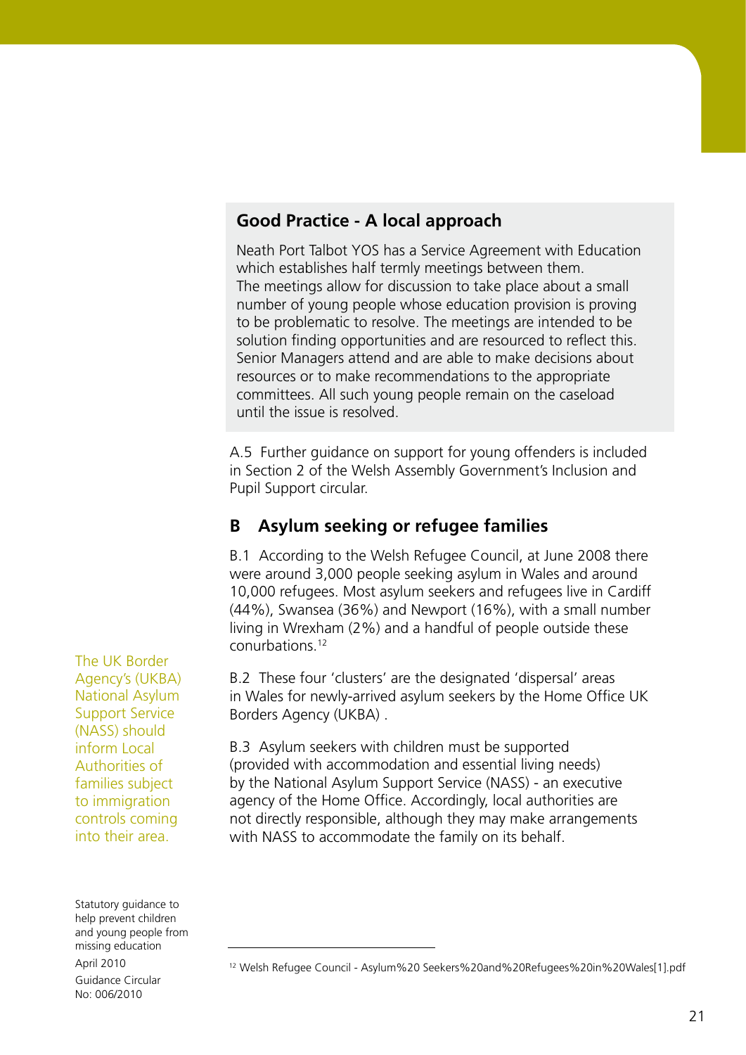### Good Practice - A local approach

Neath Port Talbot YOS has a Service Agreement with Education which establishes half termly meetings between them. The meetings allow for discussion to take place about a small number of young people whose education provision is proving to be problematic to resolve. The meetings are intended to be solution finding opportunities and are resourced to reflect this. Senior Managers attend and are able to make decisions about resources or to make recommendations to the appropriate committees. All such young people remain on the caseload until the issue is resolved.

A.5 Further guidance on support for young offenders is included in Section 2 of the Welsh Assembly Government's Inclusion and Pupil Support circular.

## B Asylum seeking or refugee families

B.1 According to the Welsh Refugee Council, at June 2008 there were around 3,000 people seeking asylum in Wales and around 10,000 refugees. Most asylum seekers and refugees live in Cardiff (44%), Swansea (36%) and Newport (16%), with a small number living in Wrexham (2%) and a handful of people outside these conurbations.[12]

The UK Border Agency's (UKBA) National Asylum Support Service (NASS) should inform Local Authorities of families subject to immigration controls coming into their area.

B.2 These four 'clusters' are the designated 'dispersal' areas in Wales for newly-arrived asylum seekers by the Home Office UK Borders Agency (UKBA) .

B.3 Asylum seekers with children must be supported (provided with accommodation and essential living needs) by the National Asylum Support Service (NASS) - an executive agency of the Home Office. Accordingly, local authorities are not directly responsible, although they may make arrangements with NASS to accommodate the family on its behalf.

[12] Welsh Refugee Council - Asylum%20 Seekers%20and%20Refugees%20in%20Wales[1].pdf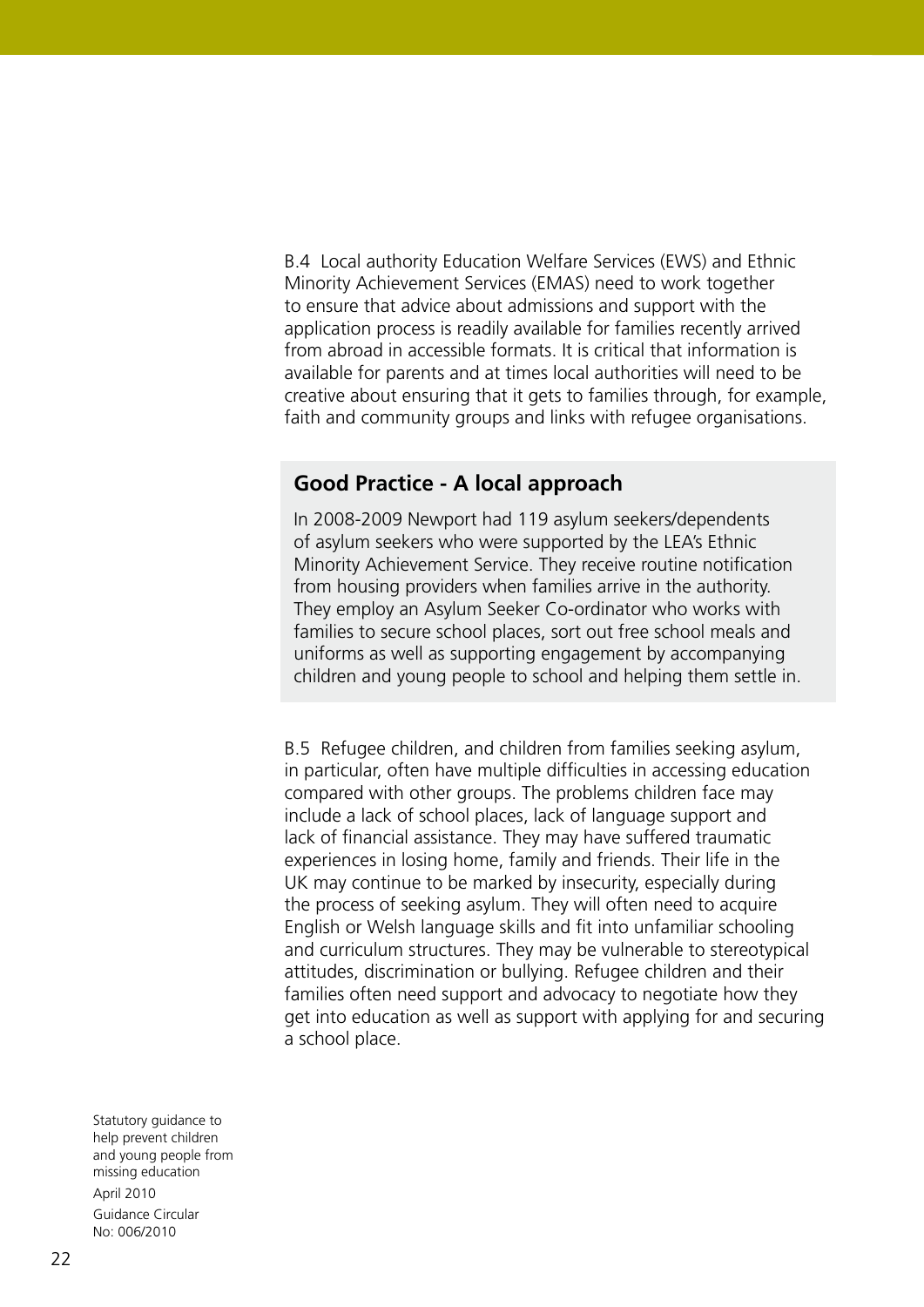B.4 Local authority Education Welfare Services (EWS) and Ethnic Minority Achievement Services (EMAS) need to work together to ensure that advice about admissions and support with the application process is readily available for families recently arrived from abroad in accessible formats. It is critical that information is available for parents and at times local authorities will need to be creative about ensuring that it gets to families through, for example, faith and community groups and links with refugee organisations.

## Good Practice - A local approach

In 2008-2009 Newport had 119 asylum seekers/dependents of asylum seekers who were supported by the LEA's Ethnic Minority Achievement Service. They receive routine notification from housing providers when families arrive in the authority. They employ an Asylum Seeker Co-ordinator who works with families to secure school places, sort out free school meals and uniforms as well as supporting engagement by accompanying children and young people to school and helping them settle in.

B.5 Refugee children, and children from families seeking asylum, in particular, often have multiple difficulties in accessing education compared with other groups. The problems children face may include a lack of school places, lack of language support and lack of financial assistance. They may have suffered traumatic experiences in losing home, family and friends. Their life in the UK may continue to be marked by insecurity, especially during the process of seeking asylum. They will often need to acquire English or Welsh language skills and fit into unfamiliar schooling and curriculum structures. They may be vulnerable to stereotypical attitudes, discrimination or bullying. Refugee children and their families often need support and advocacy to negotiate how they get into education as well as support with applying for and securing a school place.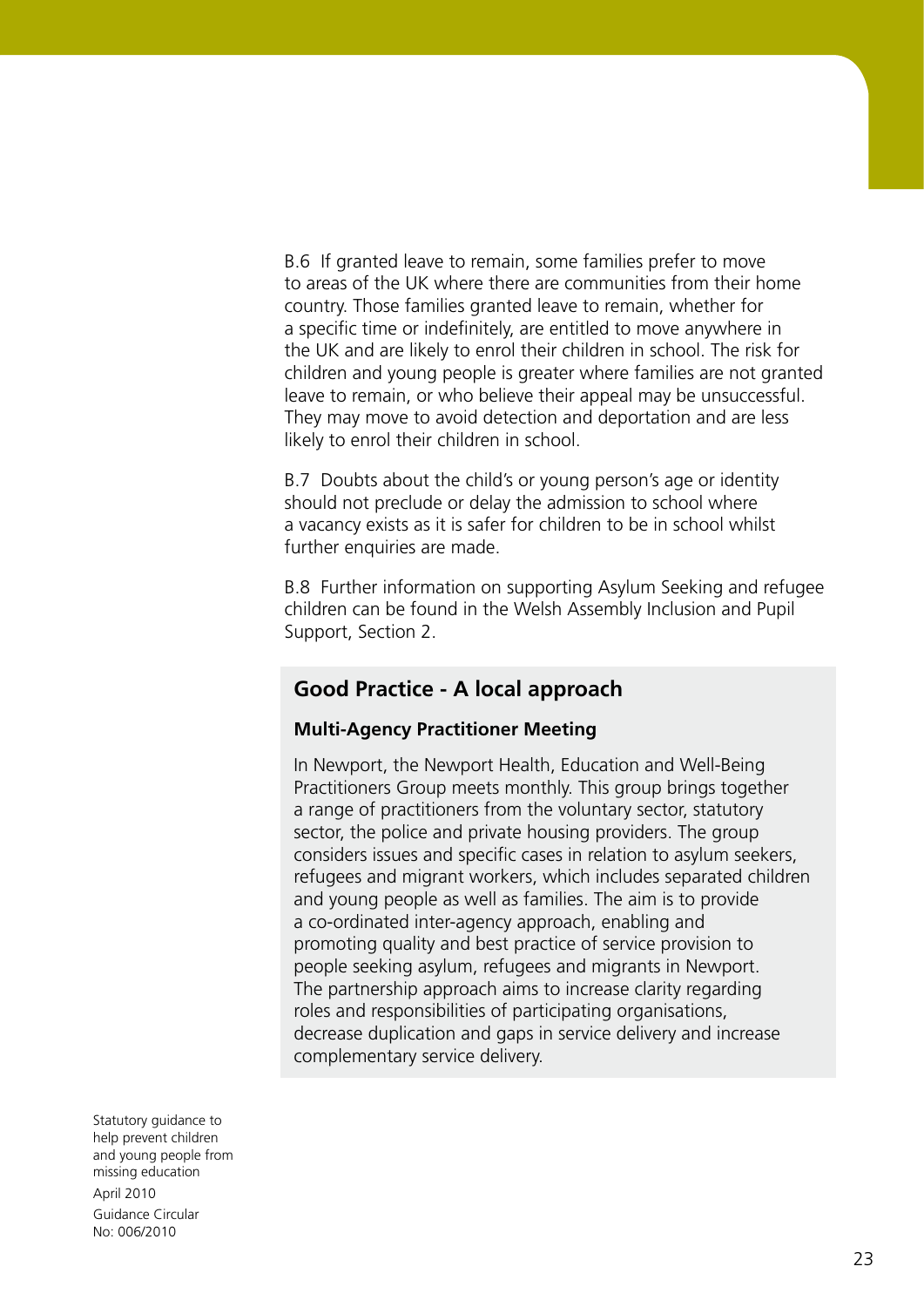B.6 If granted leave to remain, some families prefer to move to areas of the UK where there are communities from their home country. Those families granted leave to remain, whether for a specific time or indefinitely, are entitled to move anywhere in the UK and are likely to enrol their children in school. The risk for children and young people is greater where families are not granted leave to remain, or who believe their appeal may be unsuccessful. They may move to avoid detection and deportation and are less likely to enrol their children in school.

B.7 Doubts about the child's or young person's age or identity should not preclude or delay the admission to school where a vacancy exists as it is safer for children to be in school whilst further enquiries are made.

B.8 Further information on supporting Asylum Seeking and refugee children can be found in the Welsh Assembly Inclusion and Pupil Support, Section 2.

## Good Practice - A local approach

### Multi-Agency Practitioner Meeting

In Newport, the Newport Health, Education and Well-Being Practitioners Group meets monthly. This group brings together a range of practitioners from the voluntary sector, statutory sector, the police and private housing providers. The group considers issues and specific cases in relation to asylum seekers, refugees and migrant workers, which includes separated children and young people as well as families. The aim is to provide a co-ordinated inter-agency approach, enabling and promoting quality and best practice of service provision to people seeking asylum, refugees and migrants in Newport. The partnership approach aims to increase clarity regarding roles and responsibilities of participating organisations, decrease duplication and gaps in service delivery and increase complementary service delivery.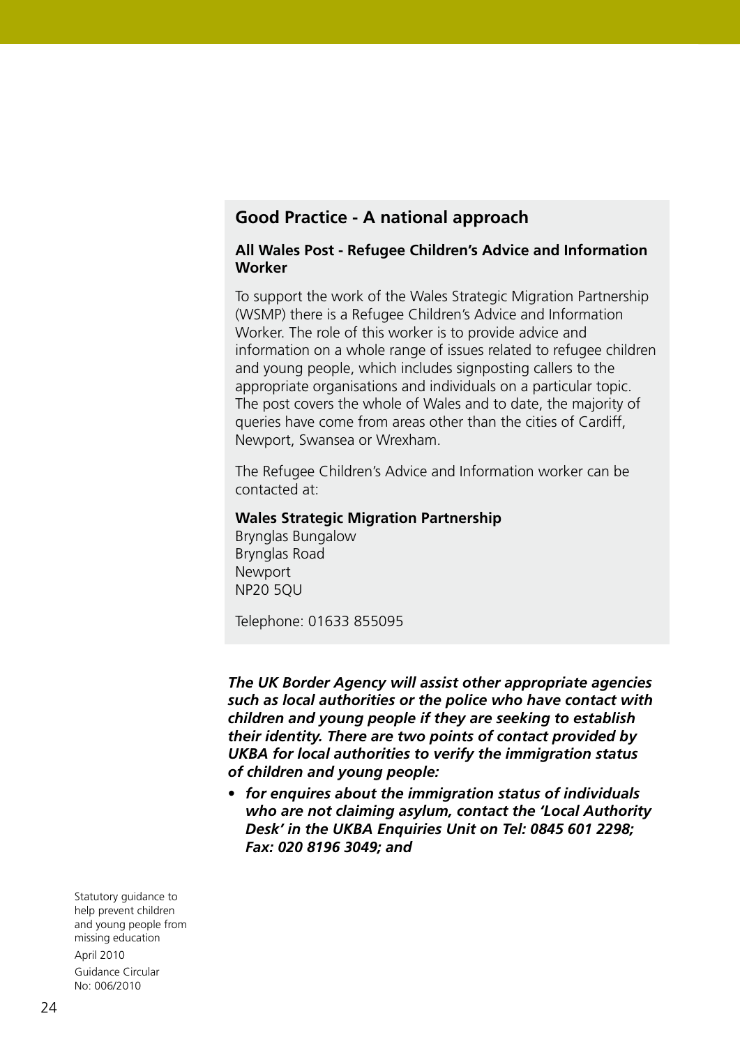## Good Practice - A national approach

### All Wales Post - Refugee Children's Advice and Information Worker

To support the work of the Wales Strategic Migration Partnership (WSMP) there is a Refugee Children's Advice and Information Worker. The role of this worker is to provide advice and information on a whole range of issues related to refugee children and young people, which includes signposting callers to the appropriate organisations and individuals on a particular topic. The post covers the whole of Wales and to date, the majority of queries have come from areas other than the cities of Cardiff, Newport, Swansea or Wrexham.

The Refugee Children's Advice and Information worker can be contacted at:

**Wales Strategic Migration Partnership**
Brynglas Bungalow
Brynglas Road
Newport
NP20 5QU

Telephone: 01633 855095

***The UK Border Agency will assist other appropriate agencies such as local authorities or the police who have contact with children and young people if they are seeking to establish their identity. There are two points of contact provided by UKBA for local authorities to verify the immigration status of children and young people:***

- ***for enquires about the immigration status of individuals who are not claiming asylum, contact the 'Local Authority Desk' in the UKBA Enquiries Unit on Tel: 0845 601 2298; Fax: 020 8196 3049; and***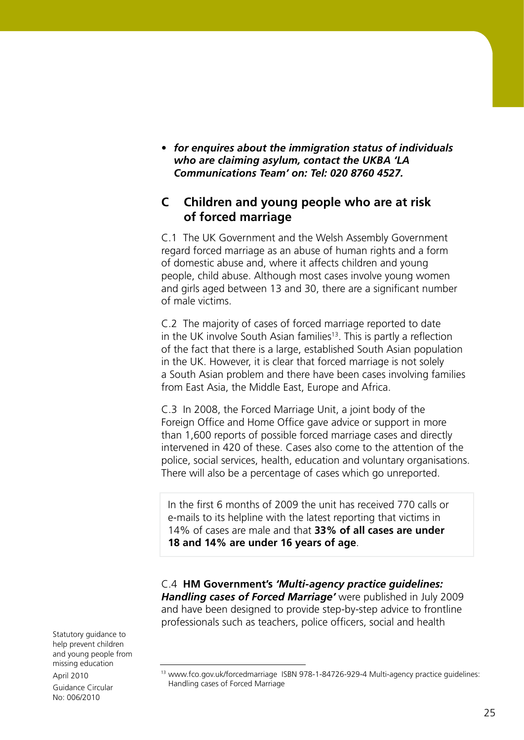- ***for enquires about the immigration status of individuals who are claiming asylum, contact the UKBA 'LA Communications Team' on: Tel: 020 8760 4527.***

## C Children and young people who are at risk of forced marriage

C.1 The UK Government and the Welsh Assembly Government regard forced marriage as an abuse of human rights and a form of domestic abuse and, where it affects children and young people, child abuse. Although most cases involve young women and girls aged between 13 and 30, there are a significant number of male victims.

C.2 The majority of cases of forced marriage reported to date in the UK involve South Asian families[13]. This is partly a reflection of the fact that there is a large, established South Asian population in the UK. However, it is clear that forced marriage is not solely a South Asian problem and there have been cases involving families from East Asia, the Middle East, Europe and Africa.

C.3 In 2008, the Forced Marriage Unit, a joint body of the Foreign Office and Home Office gave advice or support in more than 1,600 reports of possible forced marriage cases and directly intervened in 420 of these. Cases also come to the attention of the police, social services, health, education and voluntary organisations. There will also be a percentage of cases which go unreported.

> In the first 6 months of 2009 the unit has received 770 calls or e-mails to its helpline with the latest reporting that victims in 14% of cases are male and that **33% of all cases are under 18 and 14% are under 16 years of age**.

C.4 **HM Government's *'Multi-agency practice guidelines: Handling cases of Forced Marriage'*** were published in July 2009 and have been designed to provide step-by-step advice to frontline professionals such as teachers, police officers, social and health

---

[13] www.fco.gov.uk/forcedmarriage ISBN 978-1-84726-929-4 Multi-agency practice guidelines: Handling cases of Forced Marriage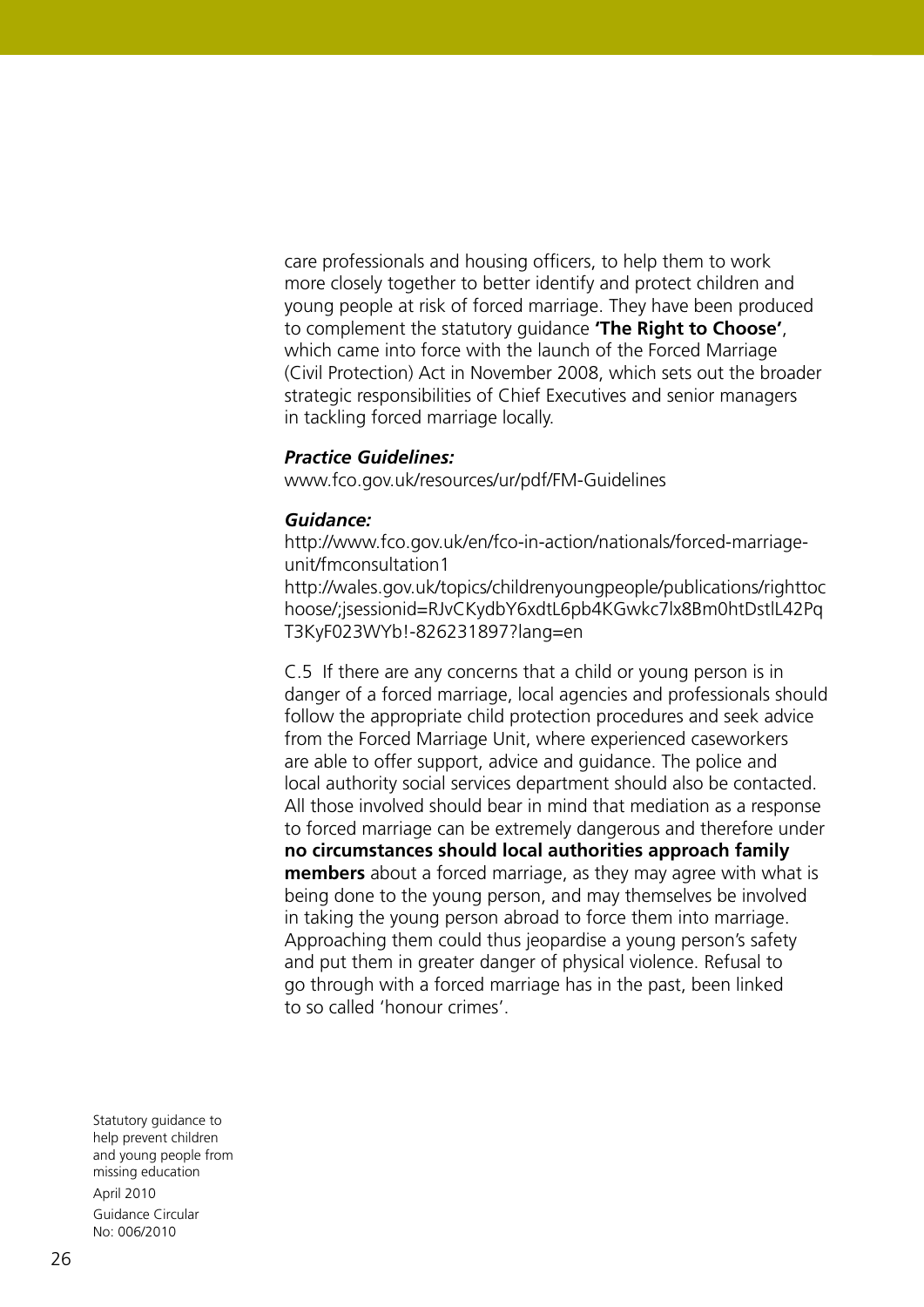care professionals and housing officers, to help them to work more closely together to better identify and protect children and young people at risk of forced marriage. They have been produced to complement the statutory guidance **'The Right to Choose'**, which came into force with the launch of the Forced Marriage (Civil Protection) Act in November 2008, which sets out the broader strategic responsibilities of Chief Executives and senior managers in tackling forced marriage locally.

***Practice Guidelines:***
www.fco.gov.uk/resources/ur/pdf/FM-Guidelines

***Guidance:***
http://www.fco.gov.uk/en/fco-in-action/nationals/forced-marriage-unit/fmconsultation1
http://wales.gov.uk/topics/childrenyoungpeople/publications/righttochoose/;jsessionid=RJvCKydbY6xdtL6pb4KGwkc7lx8Bm0htDstlL42PqT3KyF023WYb!-826231897?lang=en

C.5 If there are any concerns that a child or young person is in danger of a forced marriage, local agencies and professionals should follow the appropriate child protection procedures and seek advice from the Forced Marriage Unit, where experienced caseworkers are able to offer support, advice and guidance. The police and local authority social services department should also be contacted. All those involved should bear in mind that mediation as a response to forced marriage can be extremely dangerous and therefore under **no circumstances should local authorities approach family members** about a forced marriage, as they may agree with what is being done to the young person, and may themselves be involved in taking the young person abroad to force them into marriage. Approaching them could thus jeopardise a young person's safety and put them in greater danger of physical violence. Refusal to go through with a forced marriage has in the past, been linked to so called 'honour crimes'.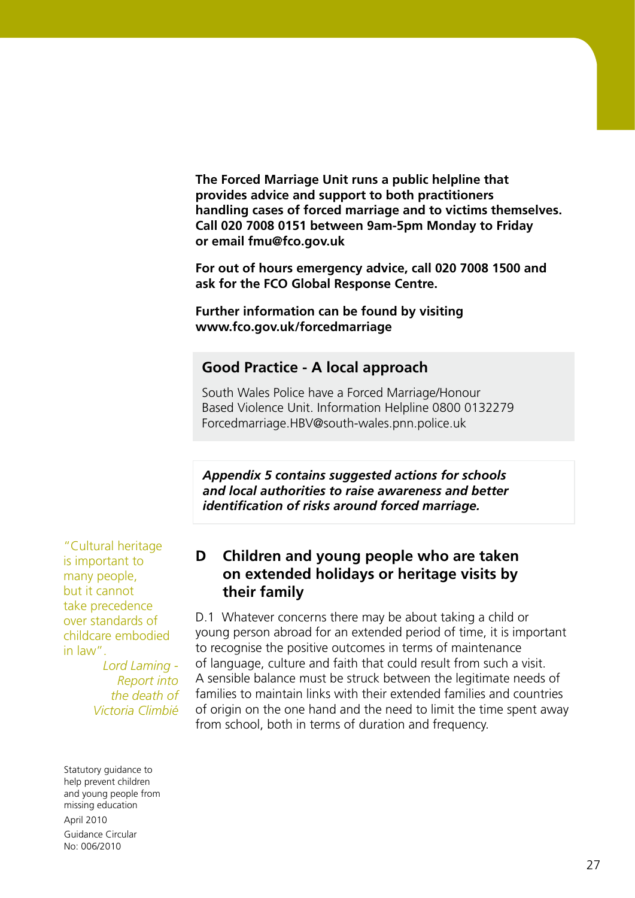**The Forced Marriage Unit runs a public helpline that provides advice and support to both practitioners handling cases of forced marriage and to victims themselves. Call 020 7008 0151 between 9am-5pm Monday to Friday or email fmu@fco.gov.uk**

**For out of hours emergency advice, call 020 7008 1500 and ask for the FCO Global Response Centre.**

**Further information can be found by visiting www.fco.gov.uk/forcedmarriage**

### Good Practice - A local approach

South Wales Police have a Forced Marriage/Honour Based Violence Unit. Information Helpline 0800 0132279 Forcedmarriage.HBV@south-wales.pnn.police.uk

***Appendix 5 contains suggested actions for schools and local authorities to raise awareness and better identification of risks around forced marriage.***

"Cultural heritage is important to many people, but it cannot take precedence over standards of childcare embodied in law".

*Lord Laming - Report into the death of Victoria Climbié*

## D Children and young people who are taken on extended holidays or heritage visits by their family

D.1 Whatever concerns there may be about taking a child or young person abroad for an extended period of time, it is important to recognise the positive outcomes in terms of maintenance of language, culture and faith that could result from such a visit. A sensible balance must be struck between the legitimate needs of families to maintain links with their extended families and countries of origin on the one hand and the need to limit the time spent away from school, both in terms of duration and frequency.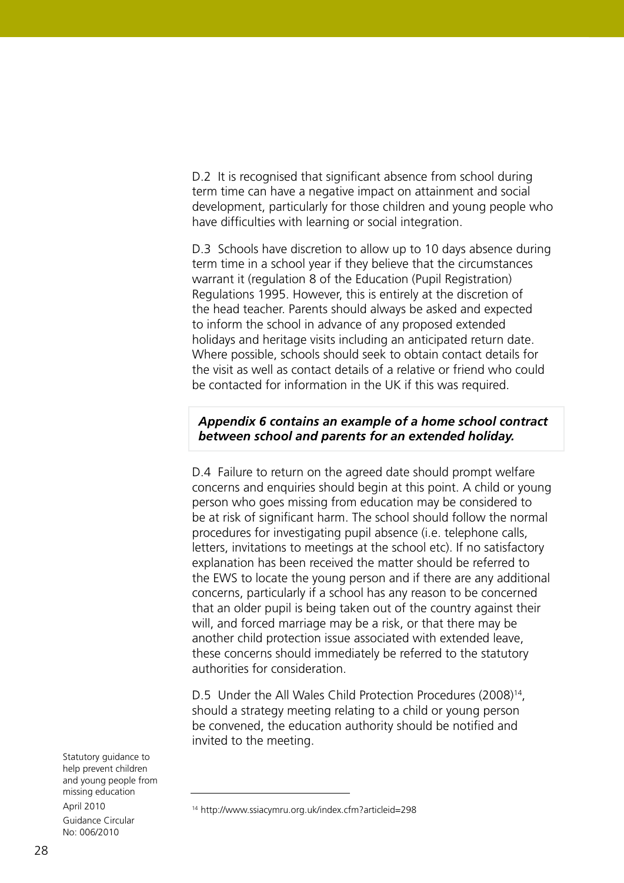D.2 It is recognised that significant absence from school during term time can have a negative impact on attainment and social development, particularly for those children and young people who have difficulties with learning or social integration.

D.3 Schools have discretion to allow up to 10 days absence during term time in a school year if they believe that the circumstances warrant it (regulation 8 of the Education (Pupil Registration) Regulations 1995. However, this is entirely at the discretion of the head teacher. Parents should always be asked and expected to inform the school in advance of any proposed extended holidays and heritage visits including an anticipated return date. Where possible, schools should seek to obtain contact details for the visit as well as contact details of a relative or friend who could be contacted for information in the UK if this was required.

***Appendix 6 contains an example of a home school contract between school and parents for an extended holiday.***

D.4 Failure to return on the agreed date should prompt welfare concerns and enquiries should begin at this point. A child or young person who goes missing from education may be considered to be at risk of significant harm. The school should follow the normal procedures for investigating pupil absence (i.e. telephone calls, letters, invitations to meetings at the school etc). If no satisfactory explanation has been received the matter should be referred to the EWS to locate the young person and if there are any additional concerns, particularly if a school has any reason to be concerned that an older pupil is being taken out of the country against their will, and forced marriage may be a risk, or that there may be another child protection issue associated with extended leave, these concerns should immediately be referred to the statutory authorities for consideration.

D.5 Under the All Wales Child Protection Procedures (2008)[14], should a strategy meeting relating to a child or young person be convened, the education authority should be notified and invited to the meeting.

[14] http://www.ssiacymru.org.uk/index.cfm?articleid=298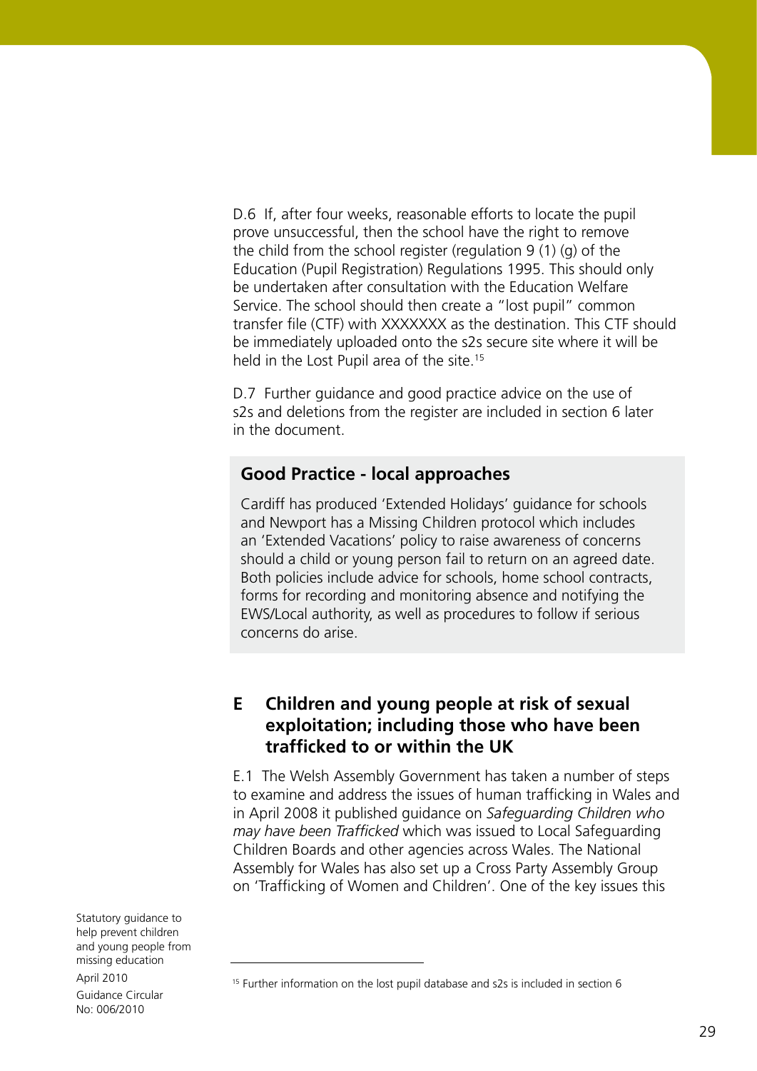D.6 If, after four weeks, reasonable efforts to locate the pupil prove unsuccessful, then the school have the right to remove the child from the school register (regulation 9 (1) (g) of the Education (Pupil Registration) Regulations 1995. This should only be undertaken after consultation with the Education Welfare Service. The school should then create a "lost pupil" common transfer file (CTF) with XXXXXXX as the destination. This CTF should be immediately uploaded onto the s2s secure site where it will be held in the Lost Pupil area of the site.[15]

D.7 Further guidance and good practice advice on the use of s2s and deletions from the register are included in section 6 later in the document.

> **Good Practice - local approaches**
>
> Cardiff has produced 'Extended Holidays' guidance for schools and Newport has a Missing Children protocol which includes an 'Extended Vacations' policy to raise awareness of concerns should a child or young person fail to return on an agreed date. Both policies include advice for schools, home school contracts, forms for recording and monitoring absence and notifying the EWS/Local authority, as well as procedures to follow if serious concerns do arise.

## E Children and young people at risk of sexual exploitation; including those who have been trafficked to or within the UK

E.1 The Welsh Assembly Government has taken a number of steps to examine and address the issues of human trafficking in Wales and in April 2008 it published guidance on *Safeguarding Children who may have been Trafficked* which was issued to Local Safeguarding Children Boards and other agencies across Wales. The National Assembly for Wales has also set up a Cross Party Assembly Group on 'Trafficking of Women and Children'. One of the key issues this

[15] Further information on the lost pupil database and s2s is included in section 6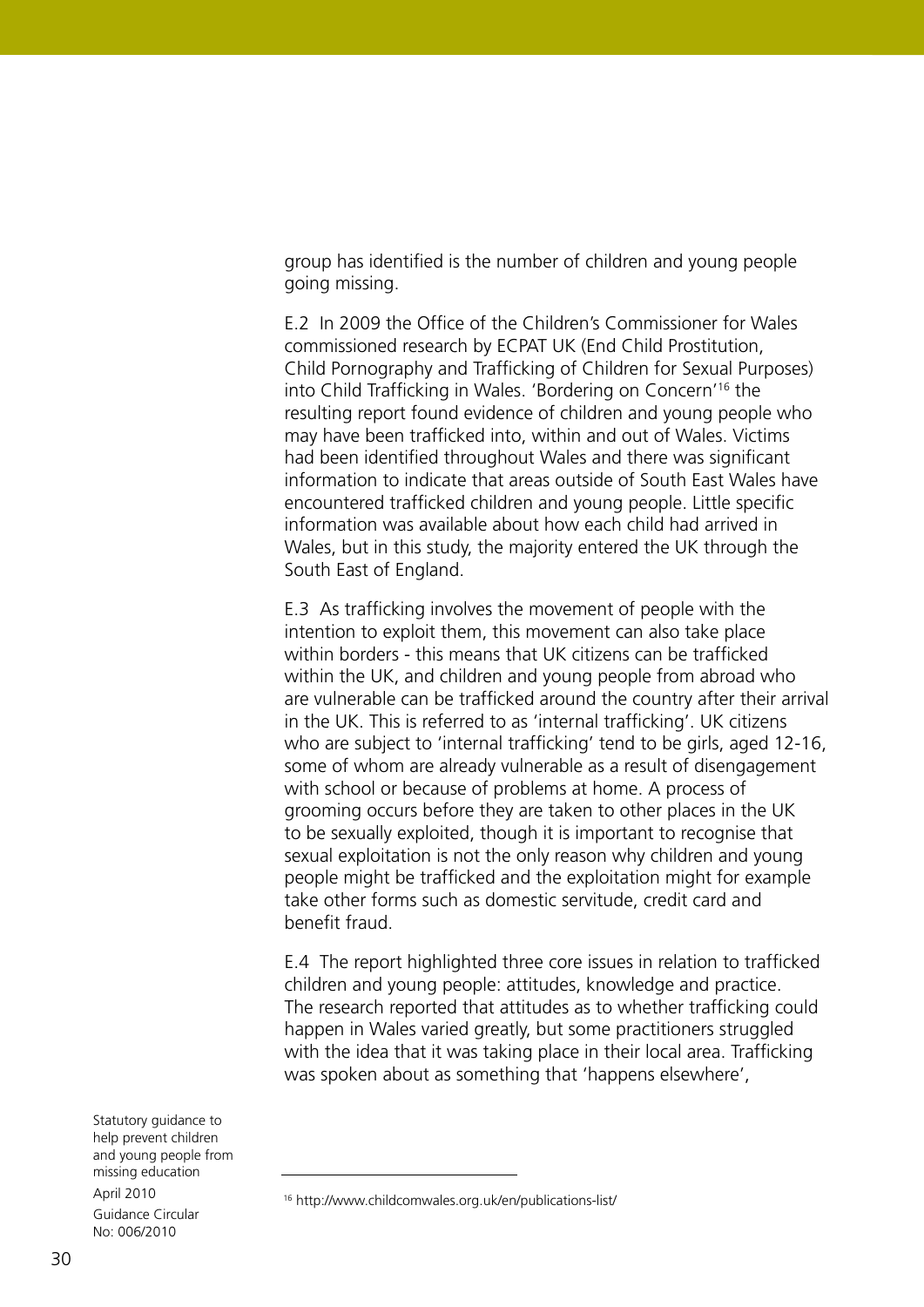group has identified is the number of children and young people going missing.

E.2 In 2009 the Office of the Children's Commissioner for Wales commissioned research by ECPAT UK (End Child Prostitution, Child Pornography and Trafficking of Children for Sexual Purposes) into Child Trafficking in Wales. 'Bordering on Concern'[16] the resulting report found evidence of children and young people who may have been trafficked into, within and out of Wales. Victims had been identified throughout Wales and there was significant information to indicate that areas outside of South East Wales have encountered trafficked children and young people. Little specific information was available about how each child had arrived in Wales, but in this study, the majority entered the UK through the South East of England.

E.3 As trafficking involves the movement of people with the intention to exploit them, this movement can also take place within borders - this means that UK citizens can be trafficked within the UK, and children and young people from abroad who are vulnerable can be trafficked around the country after their arrival in the UK. This is referred to as 'internal trafficking'. UK citizens who are subject to 'internal trafficking' tend to be girls, aged 12-16, some of whom are already vulnerable as a result of disengagement with school or because of problems at home. A process of grooming occurs before they are taken to other places in the UK to be sexually exploited, though it is important to recognise that sexual exploitation is not the only reason why children and young people might be trafficked and the exploitation might for example take other forms such as domestic servitude, credit card and benefit fraud.

E.4 The report highlighted three core issues in relation to trafficked children and young people: attitudes, knowledge and practice. The research reported that attitudes as to whether trafficking could happen in Wales varied greatly, but some practitioners struggled with the idea that it was taking place in their local area. Trafficking was spoken about as something that 'happens elsewhere',

[16] http://www.childcomwales.org.uk/en/publications-list/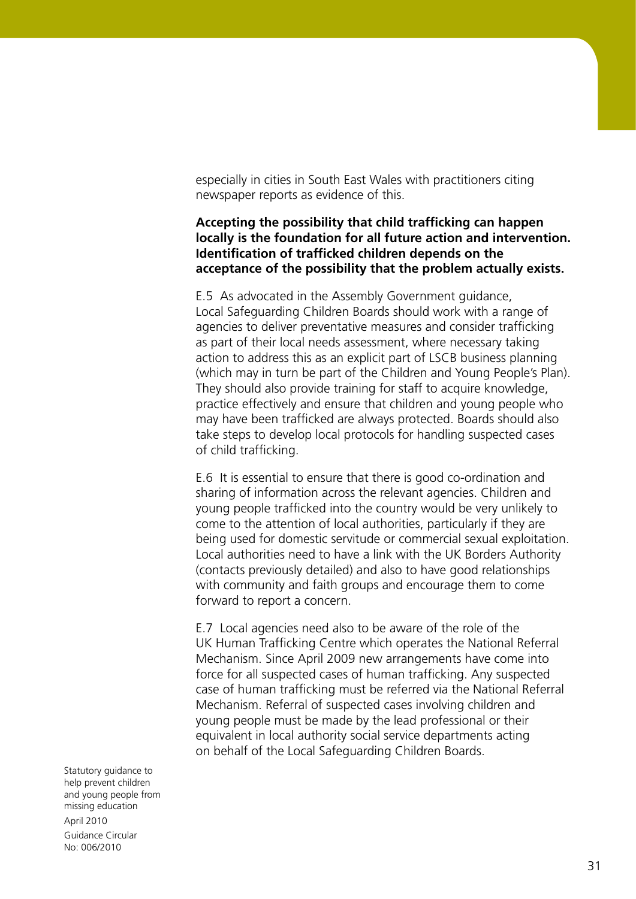especially in cities in South East Wales with practitioners citing newspaper reports as evidence of this.

**Accepting the possibility that child trafficking can happen locally is the foundation for all future action and intervention. Identification of trafficked children depends on the acceptance of the possibility that the problem actually exists.**

E.5 As advocated in the Assembly Government guidance, Local Safeguarding Children Boards should work with a range of agencies to deliver preventative measures and consider trafficking as part of their local needs assessment, where necessary taking action to address this as an explicit part of LSCB business planning (which may in turn be part of the Children and Young People's Plan). They should also provide training for staff to acquire knowledge, practice effectively and ensure that children and young people who may have been trafficked are always protected. Boards should also take steps to develop local protocols for handling suspected cases of child trafficking.

E.6 It is essential to ensure that there is good co-ordination and sharing of information across the relevant agencies. Children and young people trafficked into the country would be very unlikely to come to the attention of local authorities, particularly if they are being used for domestic servitude or commercial sexual exploitation. Local authorities need to have a link with the UK Borders Authority (contacts previously detailed) and also to have good relationships with community and faith groups and encourage them to come forward to report a concern.

E.7 Local agencies need also to be aware of the role of the UK Human Trafficking Centre which operates the National Referral Mechanism. Since April 2009 new arrangements have come into force for all suspected cases of human trafficking. Any suspected case of human trafficking must be referred via the National Referral Mechanism. Referral of suspected cases involving children and young people must be made by the lead professional or their equivalent in local authority social service departments acting on behalf of the Local Safeguarding Children Boards.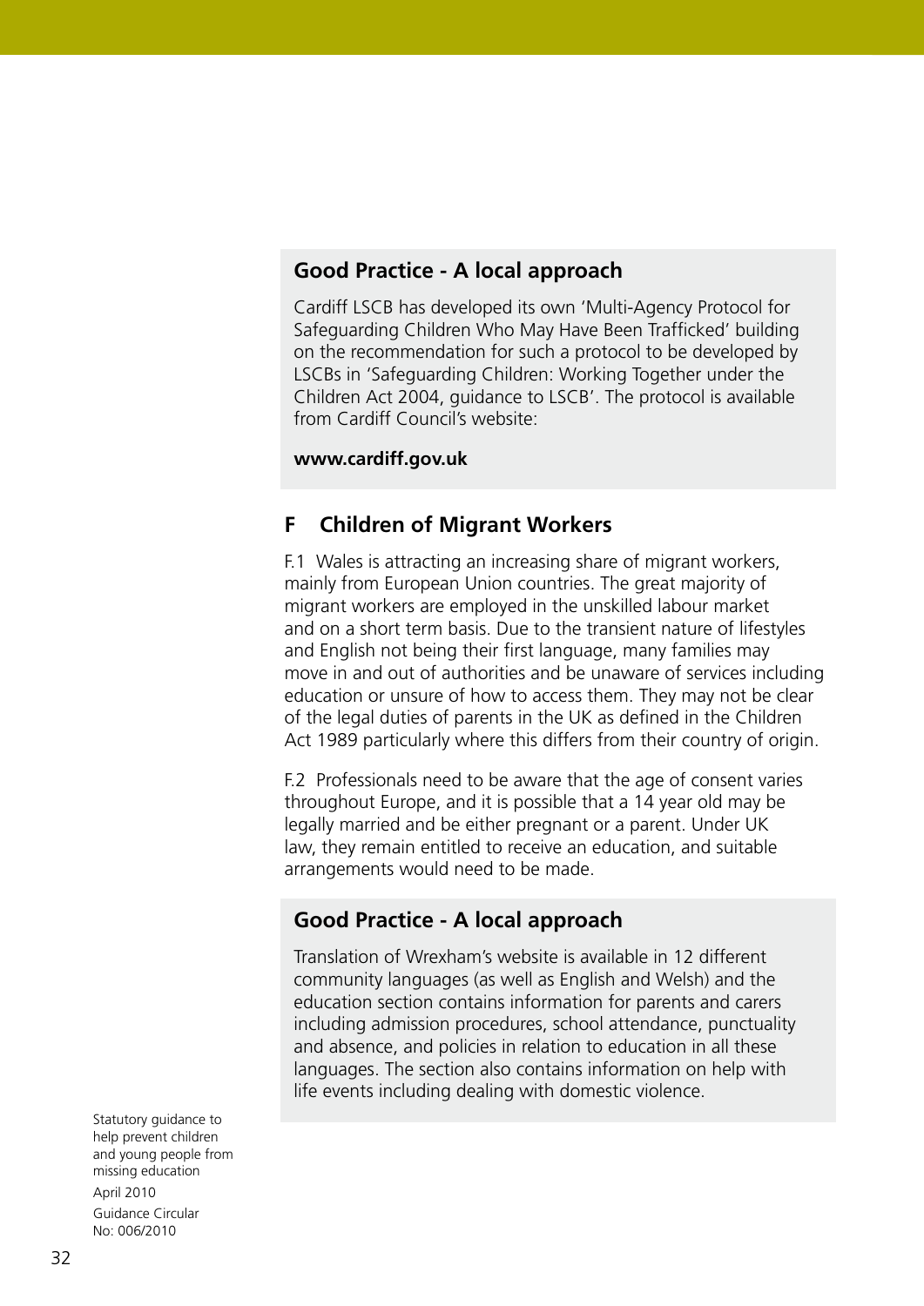### Good Practice - A local approach

Cardiff LSCB has developed its own 'Multi-Agency Protocol for Safeguarding Children Who May Have Been Trafficked' building on the recommendation for such a protocol to be developed by LSCBs in 'Safeguarding Children: Working Together under the Children Act 2004, guidance to LSCB'. The protocol is available from Cardiff Council's website:

**www.cardiff.gov.uk**

## F Children of Migrant Workers

F.1 Wales is attracting an increasing share of migrant workers, mainly from European Union countries. The great majority of migrant workers are employed in the unskilled labour market and on a short term basis. Due to the transient nature of lifestyles and English not being their first language, many families may move in and out of authorities and be unaware of services including education or unsure of how to access them. They may not be clear of the legal duties of parents in the UK as defined in the Children Act 1989 particularly where this differs from their country of origin.

F.2 Professionals need to be aware that the age of consent varies throughout Europe, and it is possible that a 14 year old may be legally married and be either pregnant or a parent. Under UK law, they remain entitled to receive an education, and suitable arrangements would need to be made.

### Good Practice - A local approach

Translation of Wrexham's website is available in 12 different community languages (as well as English and Welsh) and the education section contains information for parents and carers including admission procedures, school attendance, punctuality and absence, and policies in relation to education in all these languages. The section also contains information on help with life events including dealing with domestic violence.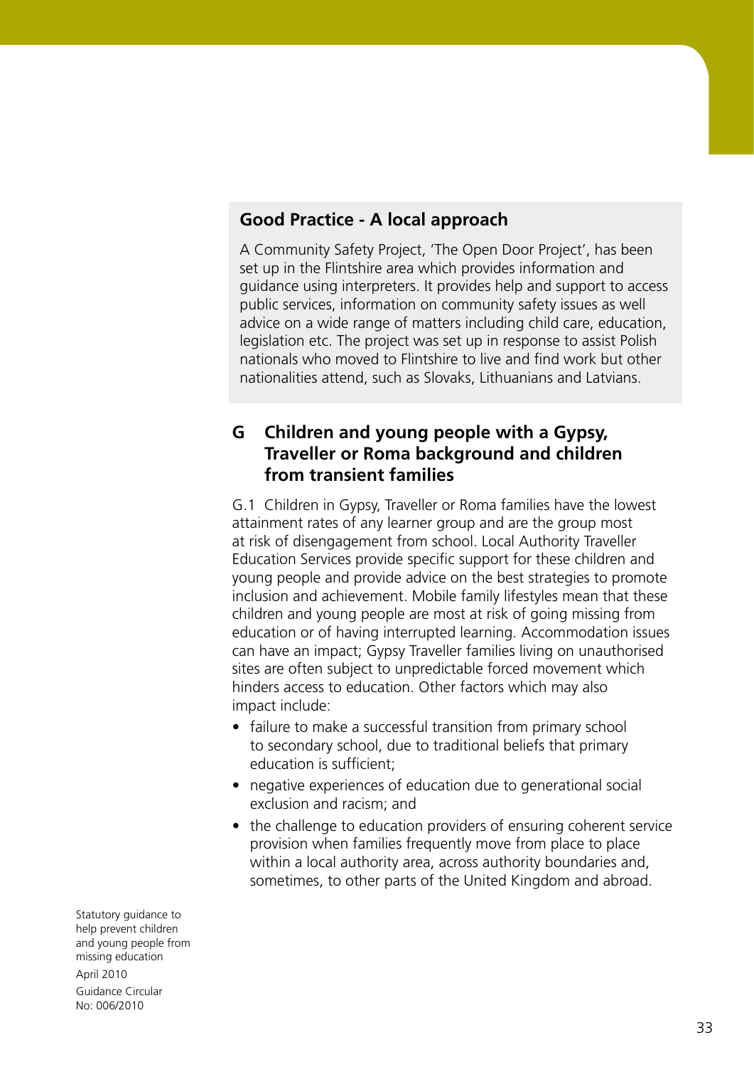## Good Practice - A local approach

A Community Safety Project, 'The Open Door Project', has been set up in the Flintshire area which provides information and guidance using interpreters. It provides help and support to access public services, information on community safety issues as well advice on a wide range of matters including child care, education, legislation etc. The project was set up in response to assist Polish nationals who moved to Flintshire to live and find work but other nationalities attend, such as Slovaks, Lithuanians and Latvians.

## G Children and young people with a Gypsy, Traveller or Roma background and children from transient families

G.1 Children in Gypsy, Traveller or Roma families have the lowest attainment rates of any learner group and are the group most at risk of disengagement from school. Local Authority Traveller Education Services provide specific support for these children and young people and provide advice on the best strategies to promote inclusion and achievement. Mobile family lifestyles mean that these children and young people are most at risk of going missing from education or of having interrupted learning. Accommodation issues can have an impact; Gypsy Traveller families living on unauthorised sites are often subject to unpredictable forced movement which hinders access to education. Other factors which may also impact include:

- failure to make a successful transition from primary school to secondary school, due to traditional beliefs that primary education is sufficient;
- negative experiences of education due to generational social exclusion and racism; and
- the challenge to education providers of ensuring coherent service provision when families frequently move from place to place within a local authority area, across authority boundaries and, sometimes, to other parts of the United Kingdom and abroad.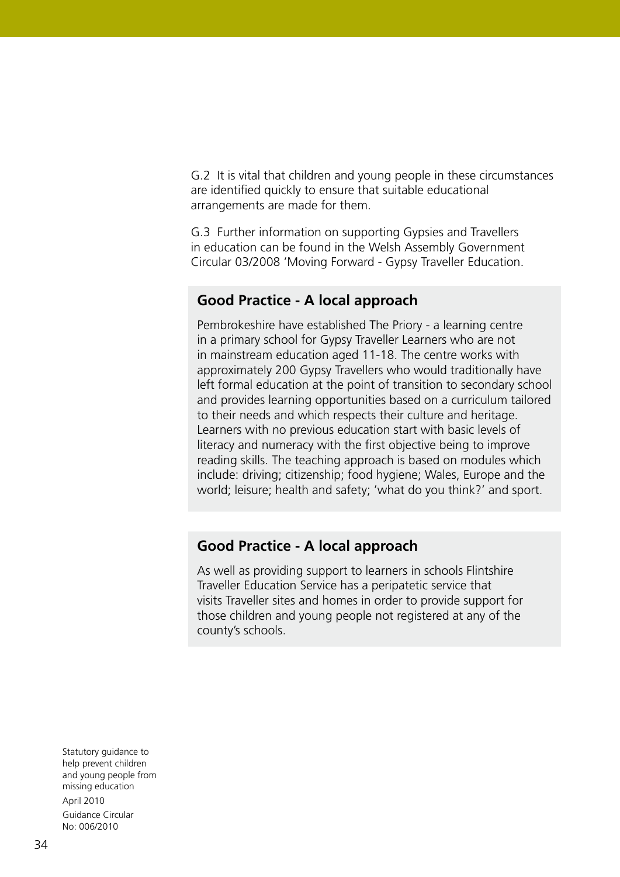G.2 It is vital that children and young people in these circumstances are identified quickly to ensure that suitable educational arrangements are made for them.

G.3 Further information on supporting Gypsies and Travellers in education can be found in the Welsh Assembly Government Circular 03/2008 'Moving Forward - Gypsy Traveller Education.

### Good Practice - A local approach

Pembrokeshire have established The Priory - a learning centre in a primary school for Gypsy Traveller Learners who are not in mainstream education aged 11-18. The centre works with approximately 200 Gypsy Travellers who would traditionally have left formal education at the point of transition to secondary school and provides learning opportunities based on a curriculum tailored to their needs and which respects their culture and heritage. Learners with no previous education start with basic levels of literacy and numeracy with the first objective being to improve reading skills. The teaching approach is based on modules which include: driving; citizenship; food hygiene; Wales, Europe and the world; leisure; health and safety; 'what do you think?' and sport.

### Good Practice - A local approach

As well as providing support to learners in schools Flintshire Traveller Education Service has a peripatetic service that visits Traveller sites and homes in order to provide support for those children and young people not registered at any of the county's schools.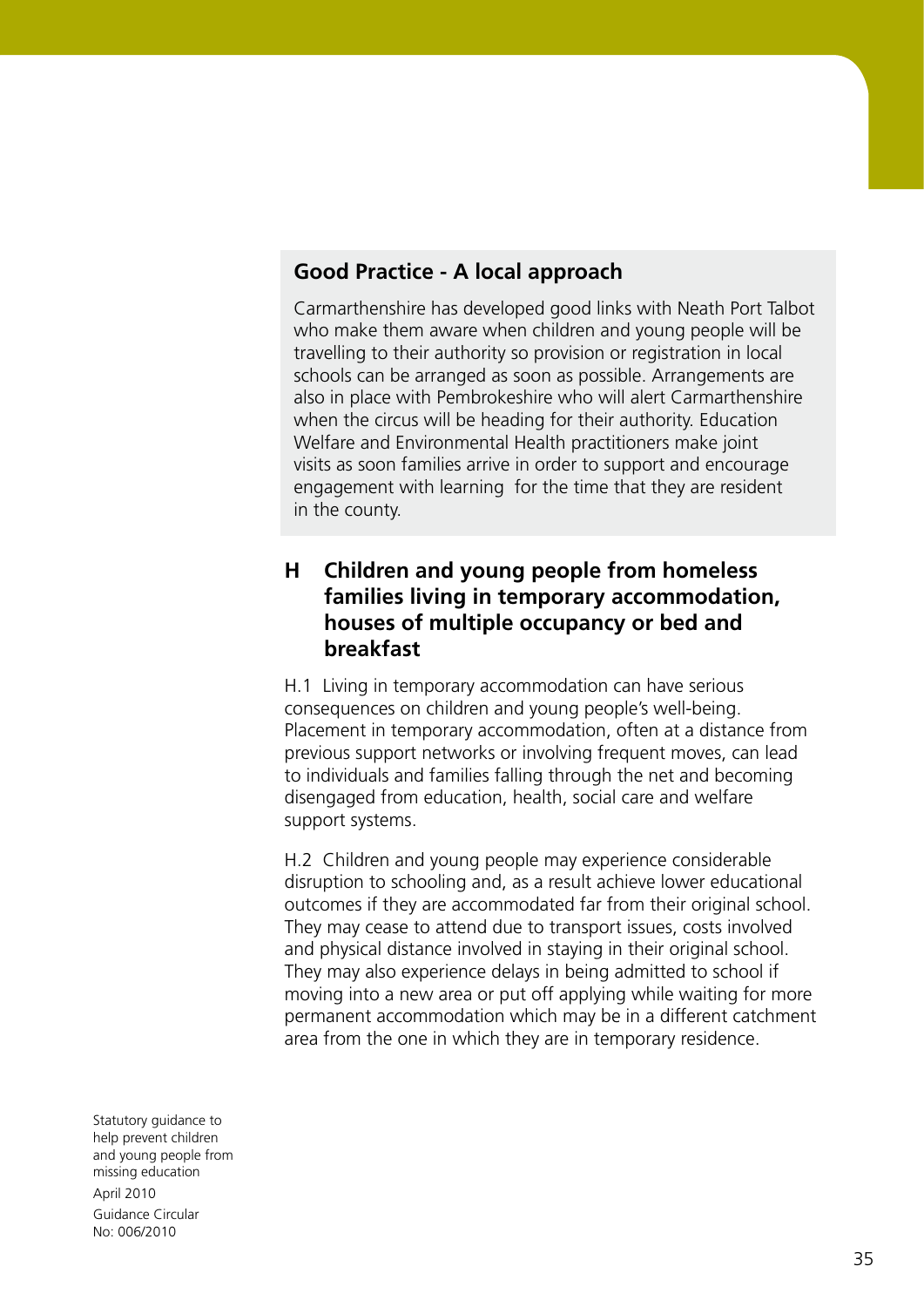**Good Practice - A local approach**

Carmarthenshire has developed good links with Neath Port Talbot who make them aware when children and young people will be travelling to their authority so provision or registration in local schools can be arranged as soon as possible. Arrangements are also in place with Pembrokeshire who will alert Carmarthenshire when the circus will be heading for their authority. Education Welfare and Environmental Health practitioners make joint visits as soon families arrive in order to support and encourage engagement with learning for the time that they are resident in the county.

## H Children and young people from homeless families living in temporary accommodation, houses of multiple occupancy or bed and breakfast

H.1 Living in temporary accommodation can have serious consequences on children and young people's well-being. Placement in temporary accommodation, often at a distance from previous support networks or involving frequent moves, can lead to individuals and families falling through the net and becoming disengaged from education, health, social care and welfare support systems.

H.2 Children and young people may experience considerable disruption to schooling and, as a result achieve lower educational outcomes if they are accommodated far from their original school. They may cease to attend due to transport issues, costs involved and physical distance involved in staying in their original school. They may also experience delays in being admitted to school if moving into a new area or put off applying while waiting for more permanent accommodation which may be in a different catchment area from the one in which they are in temporary residence.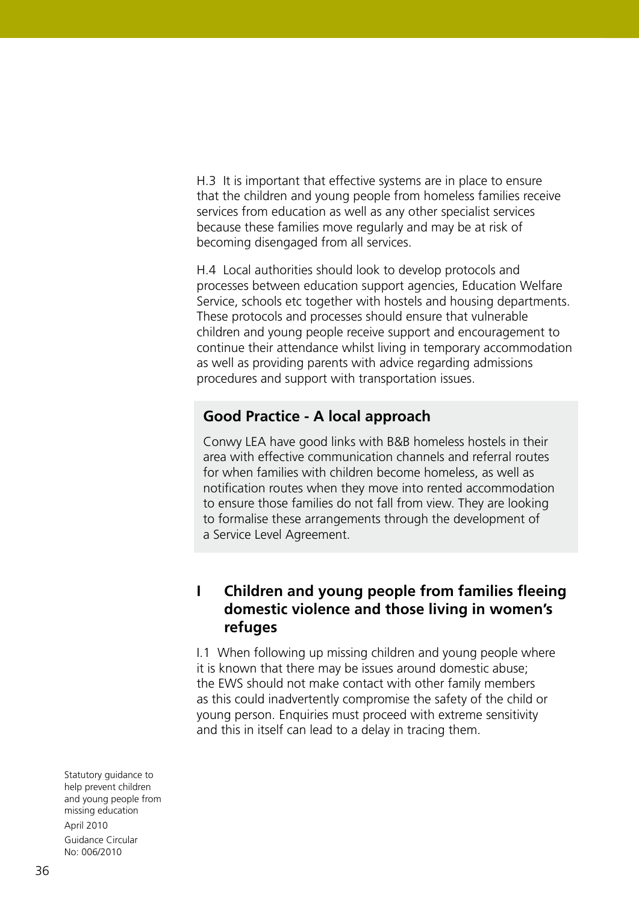H.3 It is important that effective systems are in place to ensure that the children and young people from homeless families receive services from education as well as any other specialist services because these families move regularly and may be at risk of becoming disengaged from all services.

H.4 Local authorities should look to develop protocols and processes between education support agencies, Education Welfare Service, schools etc together with hostels and housing departments. These protocols and processes should ensure that vulnerable children and young people receive support and encouragement to continue their attendance whilst living in temporary accommodation as well as providing parents with advice regarding admissions procedures and support with transportation issues.

### Good Practice - A local approach

Conwy LEA have good links with B&B homeless hostels in their area with effective communication channels and referral routes for when families with children become homeless, as well as notification routes when they move into rented accommodation to ensure those families do not fall from view. They are looking to formalise these arrangements through the development of a Service Level Agreement.

## I Children and young people from families fleeing domestic violence and those living in women's refuges

I.1 When following up missing children and young people where it is known that there may be issues around domestic abuse; the EWS should not make contact with other family members as this could inadvertently compromise the safety of the child or young person. Enquiries must proceed with extreme sensitivity and this in itself can lead to a delay in tracing them.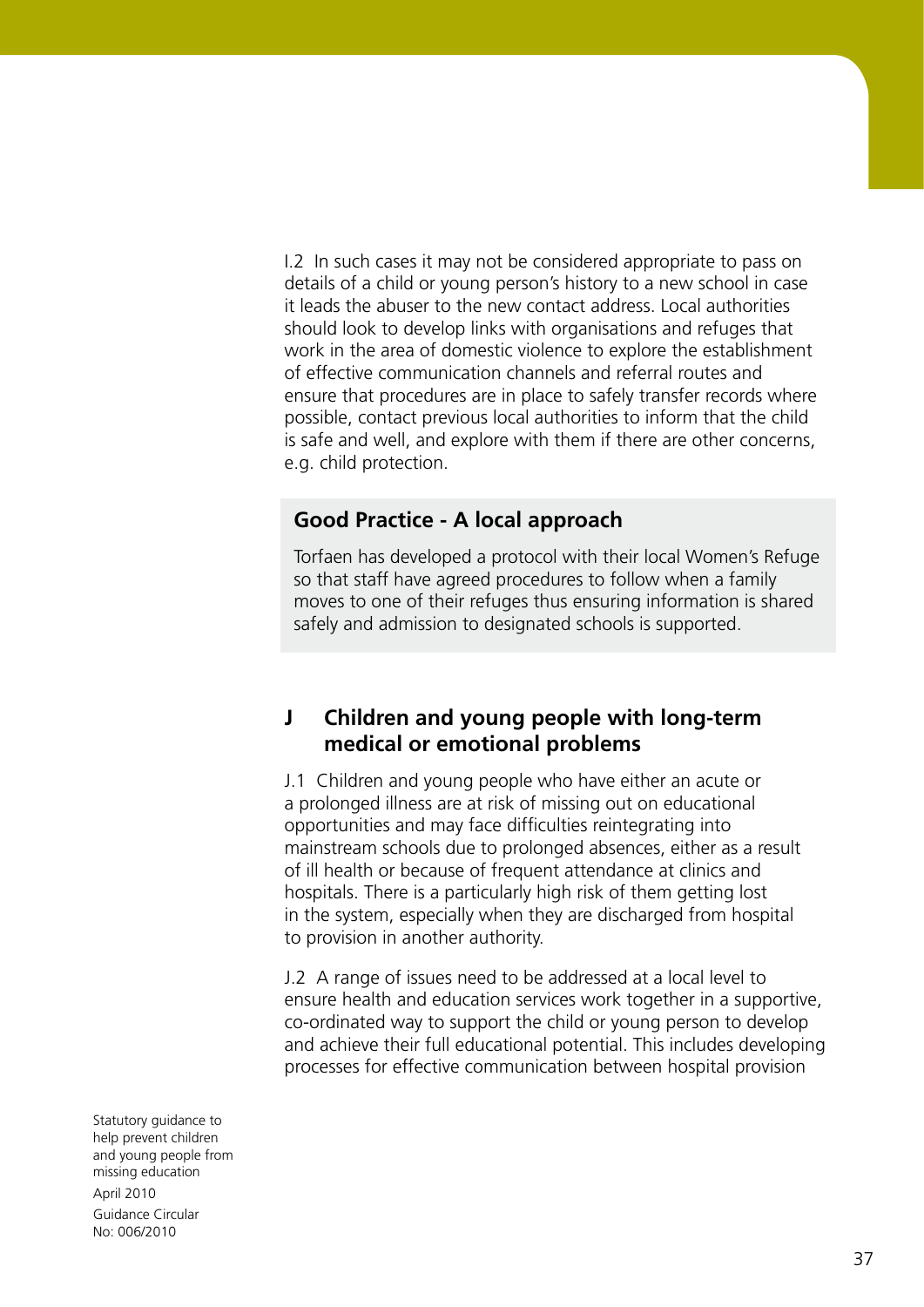I.2 In such cases it may not be considered appropriate to pass on details of a child or young person's history to a new school in case it leads the abuser to the new contact address. Local authorities should look to develop links with organisations and refuges that work in the area of domestic violence to explore the establishment of effective communication channels and referral routes and ensure that procedures are in place to safely transfer records where possible, contact previous local authorities to inform that the child is safe and well, and explore with them if there are other concerns, e.g. child protection.

**Good Practice - A local approach**

Torfaen has developed a protocol with their local Women's Refuge so that staff have agreed procedures to follow when a family moves to one of their refuges thus ensuring information is shared safely and admission to designated schools is supported.

## J Children and young people with long-term medical or emotional problems

J.1 Children and young people who have either an acute or a prolonged illness are at risk of missing out on educational opportunities and may face difficulties reintegrating into mainstream schools due to prolonged absences, either as a result of ill health or because of frequent attendance at clinics and hospitals. There is a particularly high risk of them getting lost in the system, especially when they are discharged from hospital to provision in another authority.

J.2 A range of issues need to be addressed at a local level to ensure health and education services work together in a supportive, co-ordinated way to support the child or young person to develop and achieve their full educational potential. This includes developing processes for effective communication between hospital provision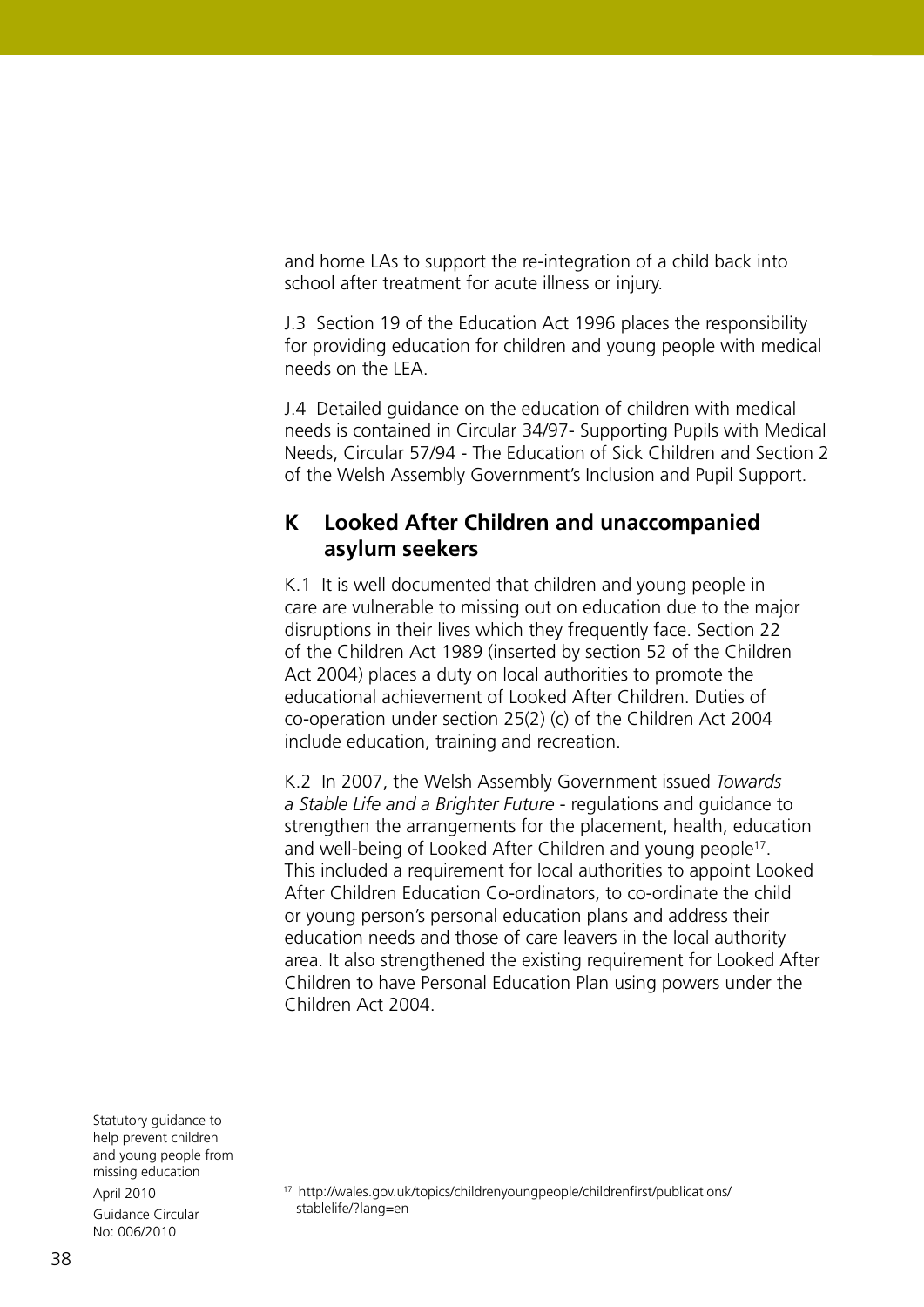and home LAs to support the re-integration of a child back into school after treatment for acute illness or injury.

J.3 Section 19 of the Education Act 1996 places the responsibility for providing education for children and young people with medical needs on the LEA.

J.4 Detailed guidance on the education of children with medical needs is contained in Circular 34/97- Supporting Pupils with Medical Needs, Circular 57/94 - The Education of Sick Children and Section 2 of the Welsh Assembly Government's Inclusion and Pupil Support.

## K Looked After Children and unaccompanied asylum seekers

K.1 It is well documented that children and young people in care are vulnerable to missing out on education due to the major disruptions in their lives which they frequently face. Section 22 of the Children Act 1989 (inserted by section 52 of the Children Act 2004) places a duty on local authorities to promote the educational achievement of Looked After Children. Duties of co-operation under section 25(2) (c) of the Children Act 2004 include education, training and recreation.

K.2 In 2007, the Welsh Assembly Government issued *Towards a Stable Life and a Brighter Future* - regulations and guidance to strengthen the arrangements for the placement, health, education and well-being of Looked After Children and young people[17]. This included a requirement for local authorities to appoint Looked After Children Education Co-ordinators, to co-ordinate the child or young person's personal education plans and address their education needs and those of care leavers in the local authority area. It also strengthened the existing requirement for Looked After Children to have Personal Education Plan using powers under the Children Act 2004.

---

[17] http://wales.gov.uk/topics/childrenyoungpeople/childrenfirst/publications/stablelife/?lang=en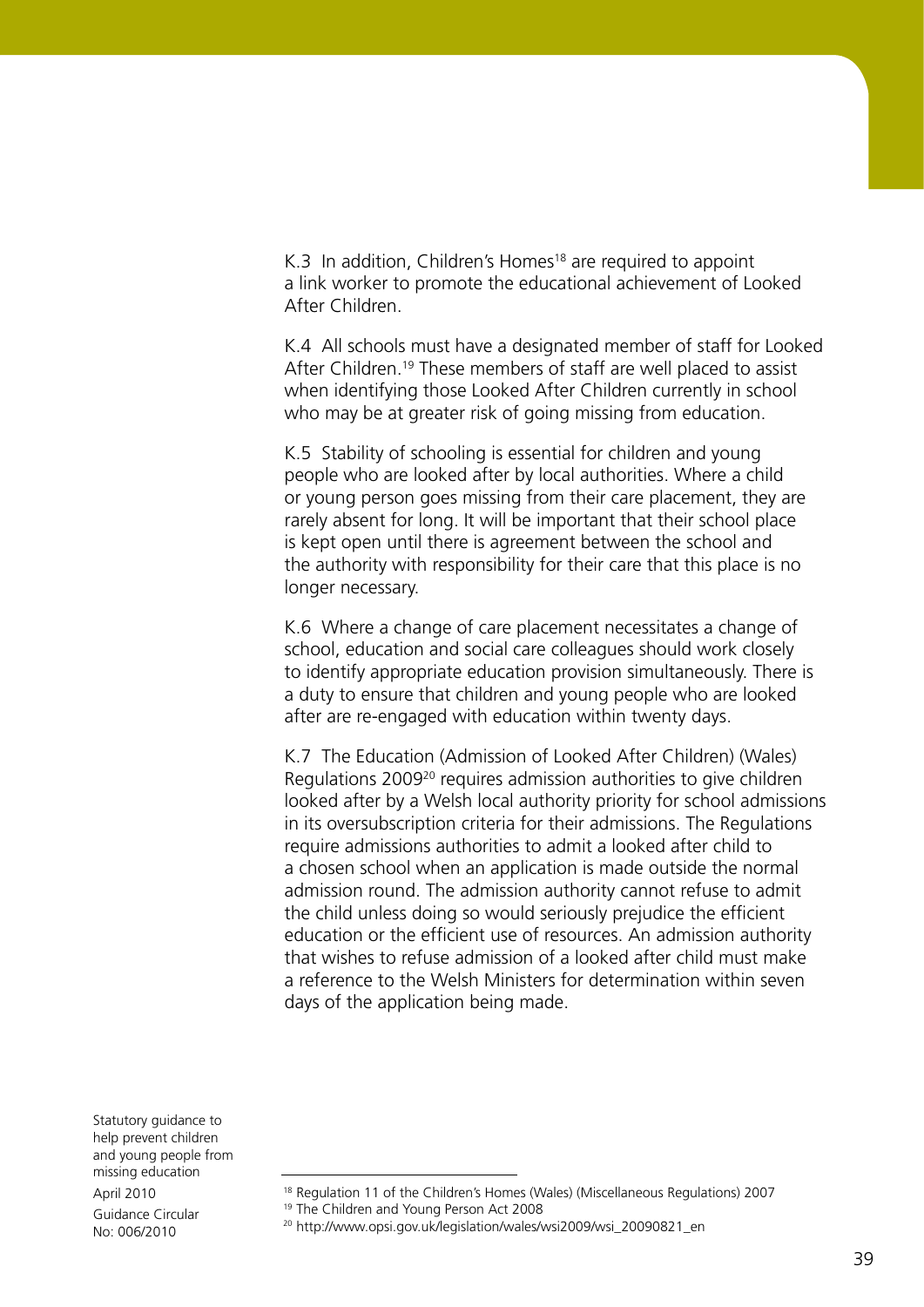K.3 In addition, Children's Homes[18] are required to appoint a link worker to promote the educational achievement of Looked After Children.

K.4 All schools must have a designated member of staff for Looked After Children.[19] These members of staff are well placed to assist when identifying those Looked After Children currently in school who may be at greater risk of going missing from education.

K.5 Stability of schooling is essential for children and young people who are looked after by local authorities. Where a child or young person goes missing from their care placement, they are rarely absent for long. It will be important that their school place is kept open until there is agreement between the school and the authority with responsibility for their care that this place is no longer necessary.

K.6 Where a change of care placement necessitates a change of school, education and social care colleagues should work closely to identify appropriate education provision simultaneously. There is a duty to ensure that children and young people who are looked after are re-engaged with education within twenty days.

K.7 The Education (Admission of Looked After Children) (Wales) Regulations 2009[20] requires admission authorities to give children looked after by a Welsh local authority priority for school admissions in its oversubscription criteria for their admissions. The Regulations require admissions authorities to admit a looked after child to a chosen school when an application is made outside the normal admission round. The admission authority cannot refuse to admit the child unless doing so would seriously prejudice the efficient education or the efficient use of resources. An admission authority that wishes to refuse admission of a looked after child must make a reference to the Welsh Ministers for determination within seven days of the application being made.

---

[18] Regulation 11 of the Children's Homes (Wales) (Miscellaneous Regulations) 2007

[19] The Children and Young Person Act 2008

[20] http://www.opsi.gov.uk/legislation/wales/wsi2009/wsi_20090821_en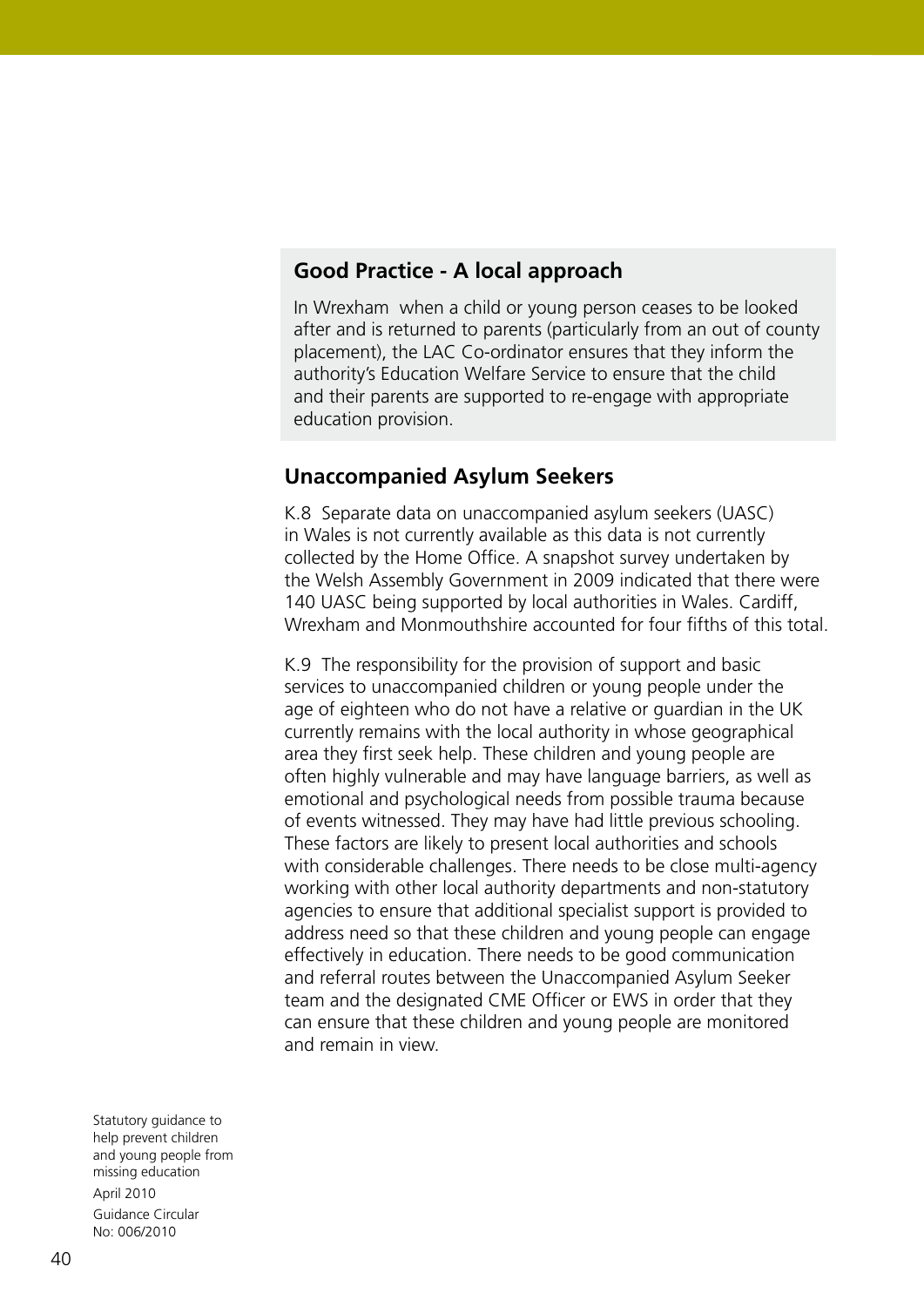**Good Practice - A local approach**

In Wrexham when a child or young person ceases to be looked after and is returned to parents (particularly from an out of county placement), the LAC Co-ordinator ensures that they inform the authority's Education Welfare Service to ensure that the child and their parents are supported to re-engage with appropriate education provision.

## Unaccompanied Asylum Seekers

K.8 Separate data on unaccompanied asylum seekers (UASC) in Wales is not currently available as this data is not currently collected by the Home Office. A snapshot survey undertaken by the Welsh Assembly Government in 2009 indicated that there were 140 UASC being supported by local authorities in Wales. Cardiff, Wrexham and Monmouthshire accounted for four fifths of this total.

K.9 The responsibility for the provision of support and basic services to unaccompanied children or young people under the age of eighteen who do not have a relative or guardian in the UK currently remains with the local authority in whose geographical area they first seek help. These children and young people are often highly vulnerable and may have language barriers, as well as emotional and psychological needs from possible trauma because of events witnessed. They may have had little previous schooling. These factors are likely to present local authorities and schools with considerable challenges. There needs to be close multi-agency working with other local authority departments and non-statutory agencies to ensure that additional specialist support is provided to address need so that these children and young people can engage effectively in education. There needs to be good communication and referral routes between the Unaccompanied Asylum Seeker team and the designated CME Officer or EWS in order that they can ensure that these children and young people are monitored and remain in view.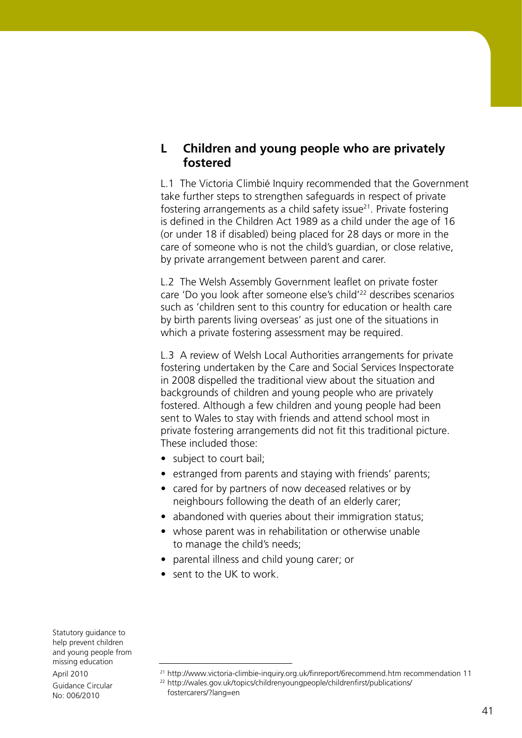## L Children and young people who are privately fostered

L.1 The Victoria Climbié Inquiry recommended that the Government take further steps to strengthen safeguards in respect of private fostering arrangements as a child safety issue[21]. Private fostering is defined in the Children Act 1989 as a child under the age of 16 (or under 18 if disabled) being placed for 28 days or more in the care of someone who is not the child's guardian, or close relative, by private arrangement between parent and carer.

L.2 The Welsh Assembly Government leaflet on private foster care 'Do you look after someone else's child'[22] describes scenarios such as 'children sent to this country for education or health care by birth parents living overseas' as just one of the situations in which a private fostering assessment may be required.

L.3 A review of Welsh Local Authorities arrangements for private fostering undertaken by the Care and Social Services Inspectorate in 2008 dispelled the traditional view about the situation and backgrounds of children and young people who are privately fostered. Although a few children and young people had been sent to Wales to stay with friends and attend school most in private fostering arrangements did not fit this traditional picture. These included those:

- subject to court bail;
- estranged from parents and staying with friends' parents;
- cared for by partners of now deceased relatives or by neighbours following the death of an elderly carer;
- abandoned with queries about their immigration status;
- whose parent was in rehabilitation or otherwise unable to manage the child's needs;
- parental illness and child young carer; or
- sent to the UK to work.

---

[21] http://www.victoria-climbie-inquiry.org.uk/finreport/6recommend.htm recommendation 11

[22] http://wales.gov.uk/topics/childrenyoungpeople/childrenfirst/publications/fostercarers/?lang=en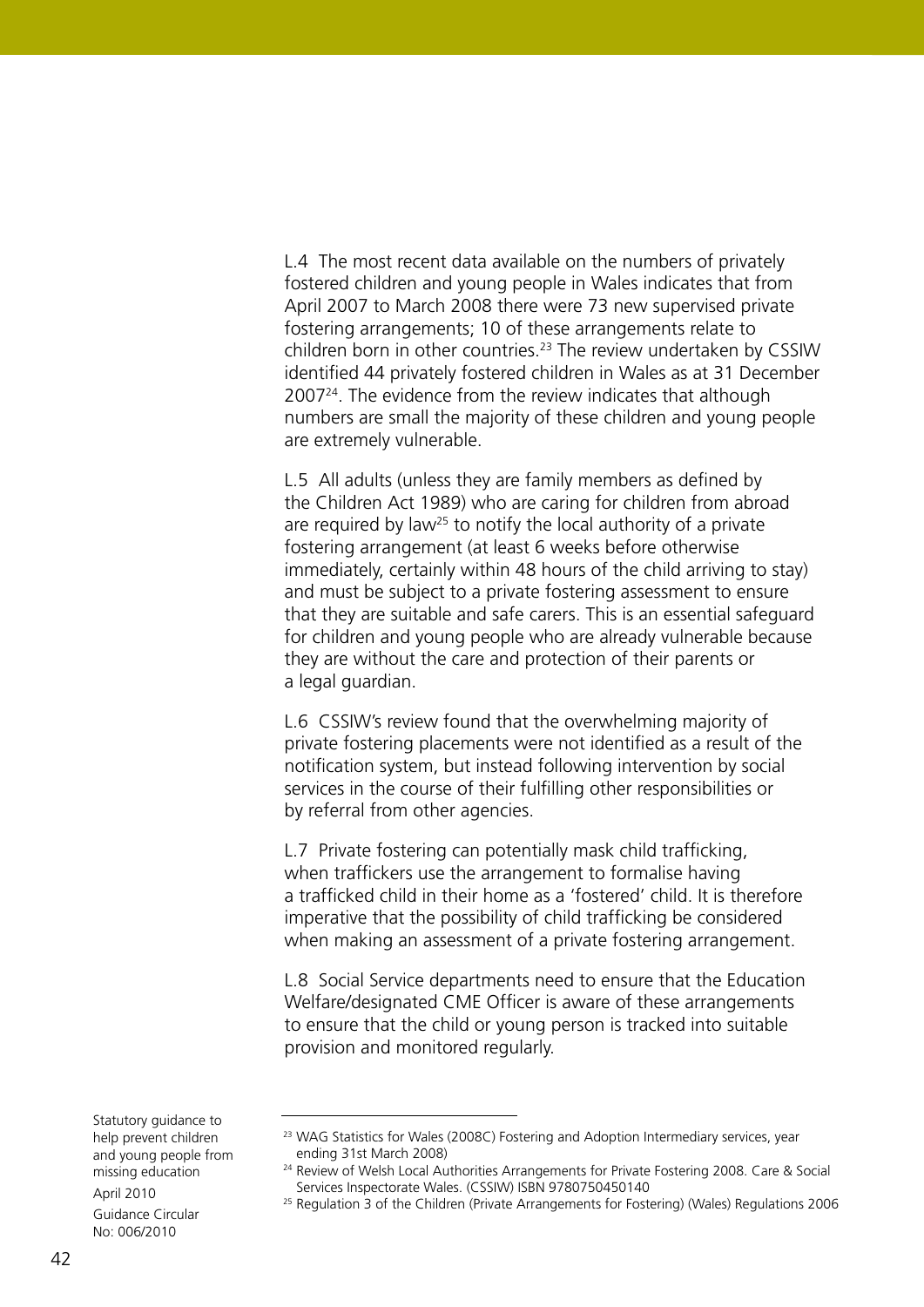L.4 The most recent data available on the numbers of privately fostered children and young people in Wales indicates that from April 2007 to March 2008 there were 73 new supervised private fostering arrangements; 10 of these arrangements relate to children born in other countries.[23] The review undertaken by CSSIW identified 44 privately fostered children in Wales as at 31 December 2007[24]. The evidence from the review indicates that although numbers are small the majority of these children and young people are extremely vulnerable.

L.5 All adults (unless they are family members as defined by the Children Act 1989) who are caring for children from abroad are required by law[25] to notify the local authority of a private fostering arrangement (at least 6 weeks before otherwise immediately, certainly within 48 hours of the child arriving to stay) and must be subject to a private fostering assessment to ensure that they are suitable and safe carers. This is an essential safeguard for children and young people who are already vulnerable because they are without the care and protection of their parents or a legal guardian.

L.6 CSSIW's review found that the overwhelming majority of private fostering placements were not identified as a result of the notification system, but instead following intervention by social services in the course of their fulfilling other responsibilities or by referral from other agencies.

L.7 Private fostering can potentially mask child trafficking, when traffickers use the arrangement to formalise having a trafficked child in their home as a 'fostered' child. It is therefore imperative that the possibility of child trafficking be considered when making an assessment of a private fostering arrangement.

L.8 Social Service departments need to ensure that the Education Welfare/designated CME Officer is aware of these arrangements to ensure that the child or young person is tracked into suitable provision and monitored regularly.

---

[23] WAG Statistics for Wales (2008C) Fostering and Adoption Intermediary services, year ending 31st March 2008)

[24] Review of Welsh Local Authorities Arrangements for Private Fostering 2008. Care & Social Services Inspectorate Wales. (CSSIW) ISBN 9780750450140

[25] Regulation 3 of the Children (Private Arrangements for Fostering) (Wales) Regulations 2006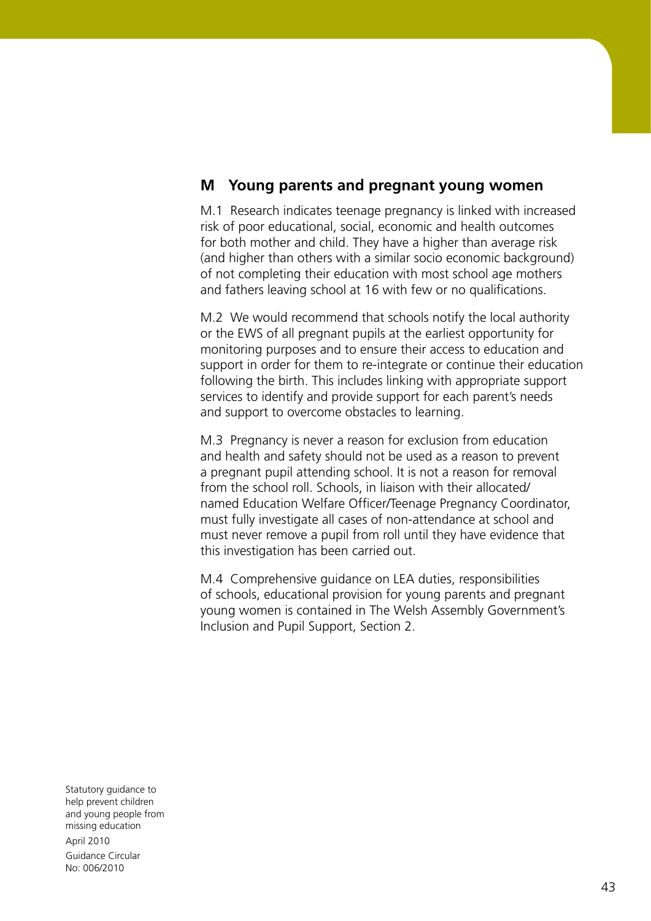## M Young parents and pregnant young women

M.1 Research indicates teenage pregnancy is linked with increased risk of poor educational, social, economic and health outcomes for both mother and child. They have a higher than average risk (and higher than others with a similar socio economic background) of not completing their education with most school age mothers and fathers leaving school at 16 with few or no qualifications.

M.2 We would recommend that schools notify the local authority or the EWS of all pregnant pupils at the earliest opportunity for monitoring purposes and to ensure their access to education and support in order for them to re-integrate or continue their education following the birth. This includes linking with appropriate support services to identify and provide support for each parent's needs and support to overcome obstacles to learning.

M.3 Pregnancy is never a reason for exclusion from education and health and safety should not be used as a reason to prevent a pregnant pupil attending school. It is not a reason for removal from the school roll. Schools, in liaison with their allocated/named Education Welfare Officer/Teenage Pregnancy Coordinator, must fully investigate all cases of non-attendance at school and must never remove a pupil from roll until they have evidence that this investigation has been carried out.

M.4 Comprehensive guidance on LEA duties, responsibilities of schools, educational provision for young parents and pregnant young women is contained in The Welsh Assembly Government's Inclusion and Pupil Support, Section 2.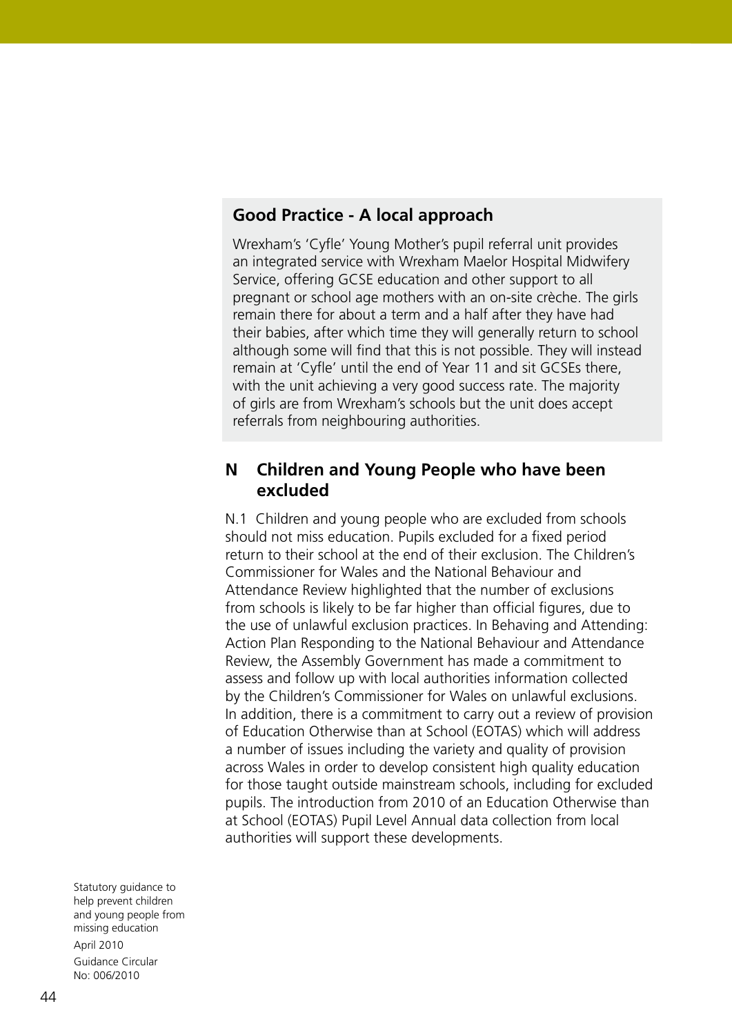**Good Practice - A local approach**

Wrexham's 'Cyfle' Young Mother's pupil referral unit provides an integrated service with Wrexham Maelor Hospital Midwifery Service, offering GCSE education and other support to all pregnant or school age mothers with an on-site crèche. The girls remain there for about a term and a half after they have had their babies, after which time they will generally return to school although some will find that this is not possible. They will instead remain at 'Cyfle' until the end of Year 11 and sit GCSEs there, with the unit achieving a very good success rate. The majority of girls are from Wrexham's schools but the unit does accept referrals from neighbouring authorities.

## N Children and Young People who have been excluded

N.1 Children and young people who are excluded from schools should not miss education. Pupils excluded for a fixed period return to their school at the end of their exclusion. The Children's Commissioner for Wales and the National Behaviour and Attendance Review highlighted that the number of exclusions from schools is likely to be far higher than official figures, due to the use of unlawful exclusion practices. In Behaving and Attending: Action Plan Responding to the National Behaviour and Attendance Review, the Assembly Government has made a commitment to assess and follow up with local authorities information collected by the Children's Commissioner for Wales on unlawful exclusions. In addition, there is a commitment to carry out a review of provision of Education Otherwise than at School (EOTAS) which will address a number of issues including the variety and quality of provision across Wales in order to develop consistent high quality education for those taught outside mainstream schools, including for excluded pupils. The introduction from 2010 of an Education Otherwise than at School (EOTAS) Pupil Level Annual data collection from local authorities will support these developments.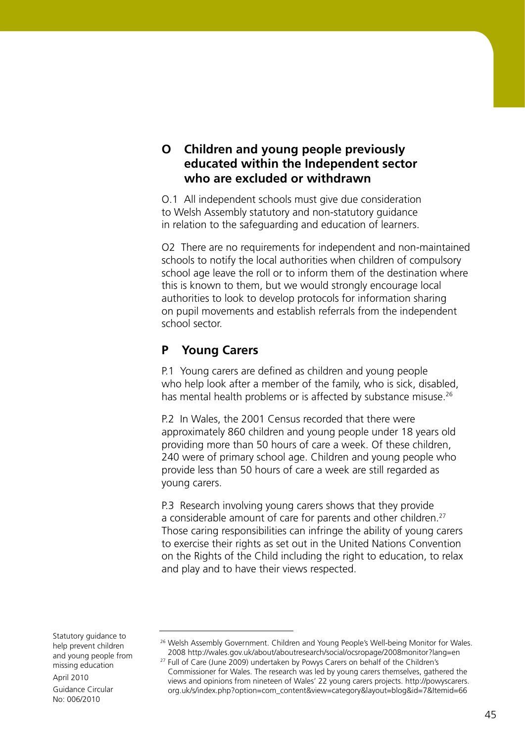## O Children and young people previously educated within the Independent sector who are excluded or withdrawn

O.1 All independent schools must give due consideration to Welsh Assembly statutory and non-statutory guidance in relation to the safeguarding and education of learners.

O2 There are no requirements for independent and non-maintained schools to notify the local authorities when children of compulsory school age leave the roll or to inform them of the destination where this is known to them, but we would strongly encourage local authorities to look to develop protocols for information sharing on pupil movements and establish referrals from the independent school sector.

## P Young Carers

P.1 Young carers are defined as children and young people who help look after a member of the family, who is sick, disabled, has mental health problems or is affected by substance misuse.[26]

P.2 In Wales, the 2001 Census recorded that there were approximately 860 children and young people under 18 years old providing more than 50 hours of care a week. Of these children, 240 were of primary school age. Children and young people who provide less than 50 hours of care a week are still regarded as young carers.

P.3 Research involving young carers shows that they provide a considerable amount of care for parents and other children.[27] Those caring responsibilities can infringe the ability of young carers to exercise their rights as set out in the United Nations Convention on the Rights of the Child including the right to education, to relax and play and to have their views respected.

---

[26] Welsh Assembly Government. Children and Young People's Well-being Monitor for Wales. 2008 http://wales.gov.uk/about/aboutresearch/social/ocsropage/2008monitor?lang=en

[27] Full of Care (June 2009) undertaken by Powys Carers on behalf of the Children's Commissioner for Wales. The research was led by young carers themselves, gathered the views and opinions from nineteen of Wales' 22 young carers projects. http://powyscarers.org.uk/s/index.php?option=com_content&view=category&layout=blog&id=7&Itemid=66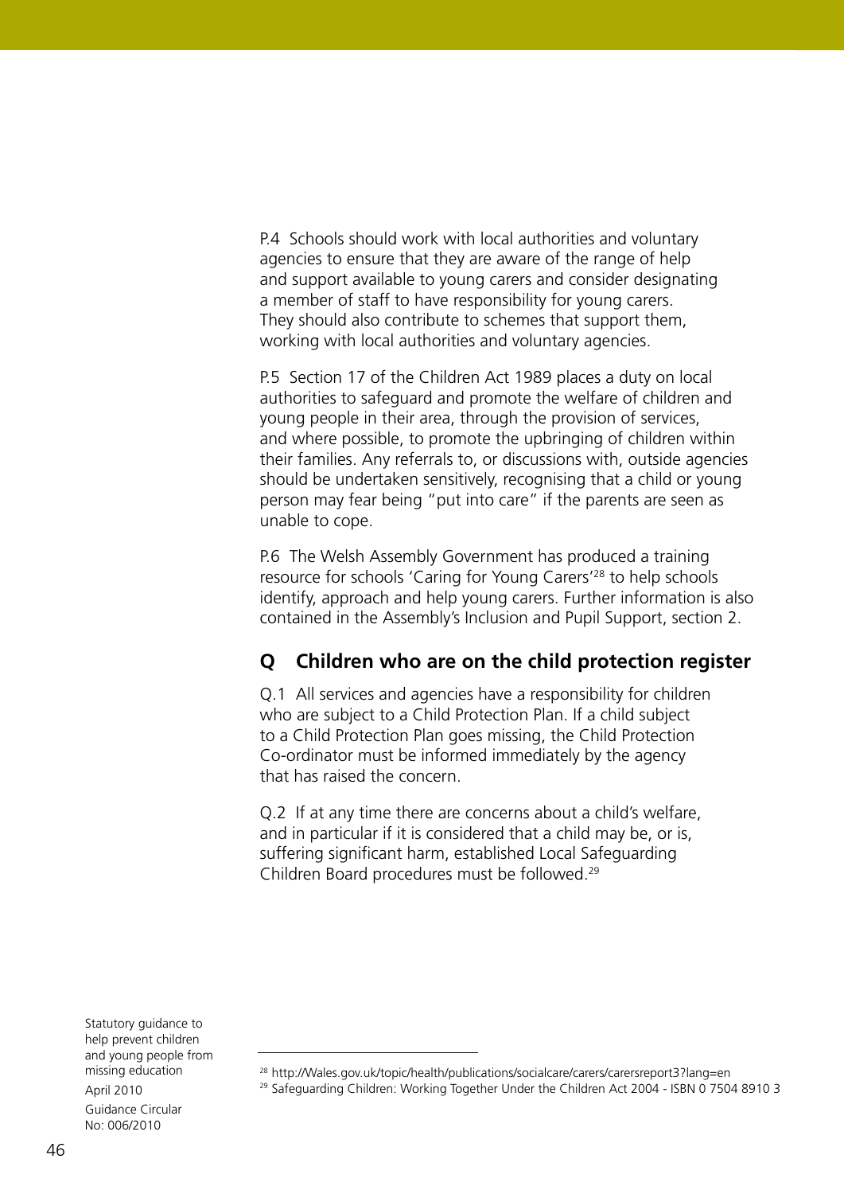P.4 Schools should work with local authorities and voluntary agencies to ensure that they are aware of the range of help and support available to young carers and consider designating a member of staff to have responsibility for young carers. They should also contribute to schemes that support them, working with local authorities and voluntary agencies.

P.5 Section 17 of the Children Act 1989 places a duty on local authorities to safeguard and promote the welfare of children and young people in their area, through the provision of services, and where possible, to promote the upbringing of children within their families. Any referrals to, or discussions with, outside agencies should be undertaken sensitively, recognising that a child or young person may fear being "put into care" if the parents are seen as unable to cope.

P.6 The Welsh Assembly Government has produced a training resource for schools 'Caring for Young Carers'[28] to help schools identify, approach and help young carers. Further information is also contained in the Assembly's Inclusion and Pupil Support, section 2.

## Q Children who are on the child protection register

Q.1 All services and agencies have a responsibility for children who are subject to a Child Protection Plan. If a child subject to a Child Protection Plan goes missing, the Child Protection Co-ordinator must be informed immediately by the agency that has raised the concern.

Q.2 If at any time there are concerns about a child's welfare, and in particular if it is considered that a child may be, or is, suffering significant harm, established Local Safeguarding Children Board procedures must be followed.[29]

---

[28] http://Wales.gov.uk/topic/health/publications/socialcare/carers/carersreport3?lang=en

[29] Safeguarding Children: Working Together Under the Children Act 2004 - ISBN 0 7504 8910 3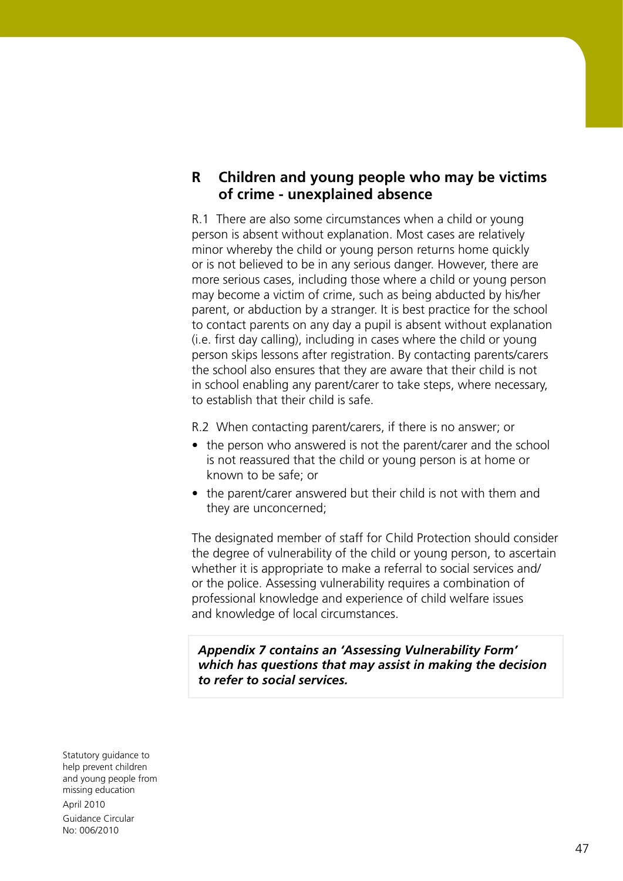## R Children and young people who may be victims of crime - unexplained absence

R.1 There are also some circumstances when a child or young person is absent without explanation. Most cases are relatively minor whereby the child or young person returns home quickly or is not believed to be in any serious danger. However, there are more serious cases, including those where a child or young person may become a victim of crime, such as being abducted by his/her parent, or abduction by a stranger. It is best practice for the school to contact parents on any day a pupil is absent without explanation (i.e. first day calling), including in cases where the child or young person skips lessons after registration. By contacting parents/carers the school also ensures that they are aware that their child is not in school enabling any parent/carer to take steps, where necessary, to establish that their child is safe.

R.2 When contacting parent/carers, if there is no answer; or

- the person who answered is not the parent/carer and the school is not reassured that the child or young person is at home or known to be safe; or
- the parent/carer answered but their child is not with them and they are unconcerned;

The designated member of staff for Child Protection should consider the degree of vulnerability of the child or young person, to ascertain whether it is appropriate to make a referral to social services and/or the police. Assessing vulnerability requires a combination of professional knowledge and experience of child welfare issues and knowledge of local circumstances.

***Appendix 7 contains an 'Assessing Vulnerability Form' which has questions that may assist in making the decision to refer to social services.***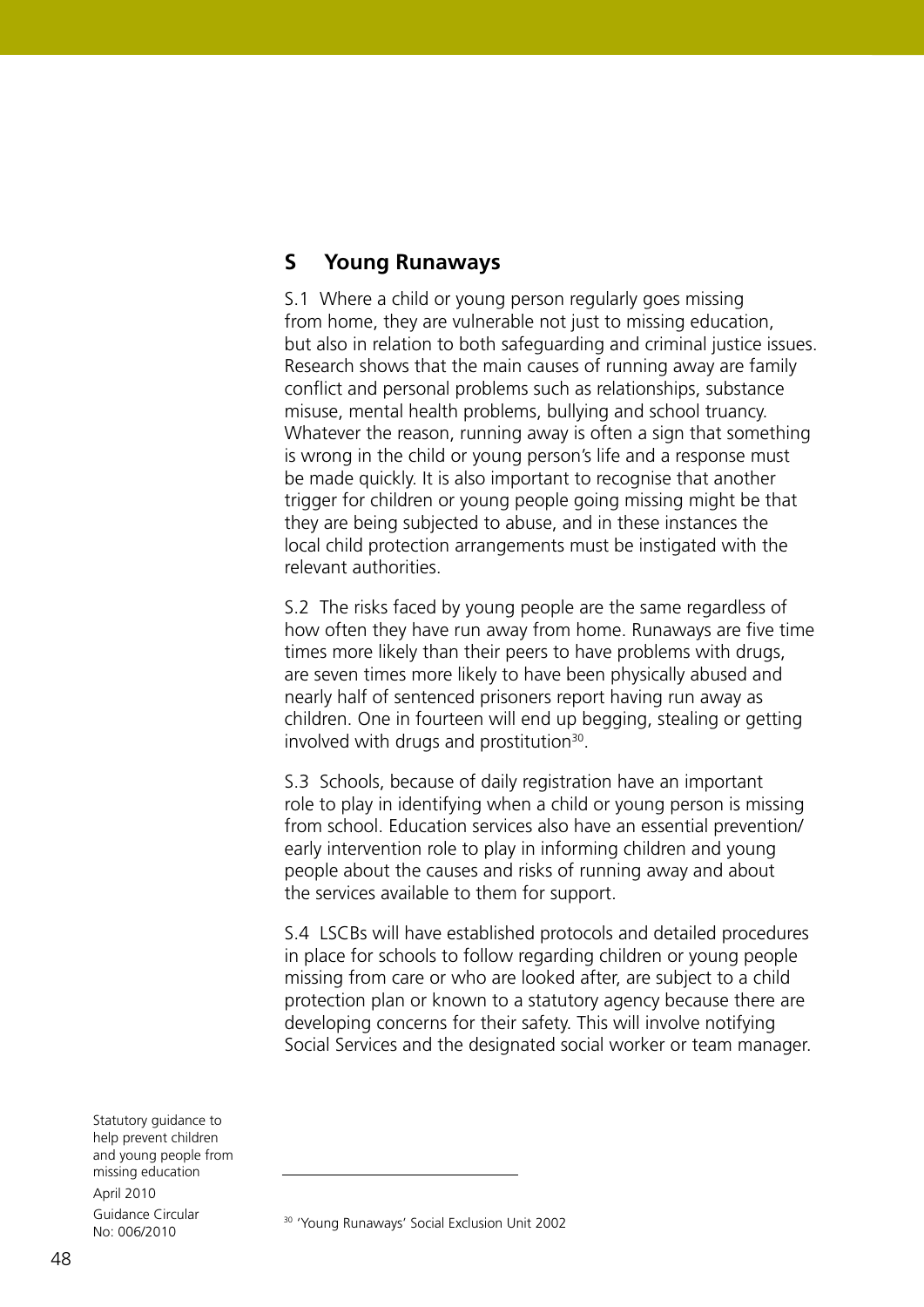## S Young Runaways

S.1 Where a child or young person regularly goes missing from home, they are vulnerable not just to missing education, but also in relation to both safeguarding and criminal justice issues. Research shows that the main causes of running away are family conflict and personal problems such as relationships, substance misuse, mental health problems, bullying and school truancy. Whatever the reason, running away is often a sign that something is wrong in the child or young person's life and a response must be made quickly. It is also important to recognise that another trigger for children or young people going missing might be that they are being subjected to abuse, and in these instances the local child protection arrangements must be instigated with the relevant authorities.

S.2 The risks faced by young people are the same regardless of how often they have run away from home. Runaways are five time times more likely than their peers to have problems with drugs, are seven times more likely to have been physically abused and nearly half of sentenced prisoners report having run away as children. One in fourteen will end up begging, stealing or getting involved with drugs and prostitution[30].

S.3 Schools, because of daily registration have an important role to play in identifying when a child or young person is missing from school. Education services also have an essential prevention/ early intervention role to play in informing children and young people about the causes and risks of running away and about the services available to them for support.

S.4 LSCBs will have established protocols and detailed procedures in place for schools to follow regarding children or young people missing from care or who are looked after, are subject to a child protection plan or known to a statutory agency because there are developing concerns for their safety. This will involve notifying Social Services and the designated social worker or team manager.

[30] 'Young Runaways' Social Exclusion Unit 2002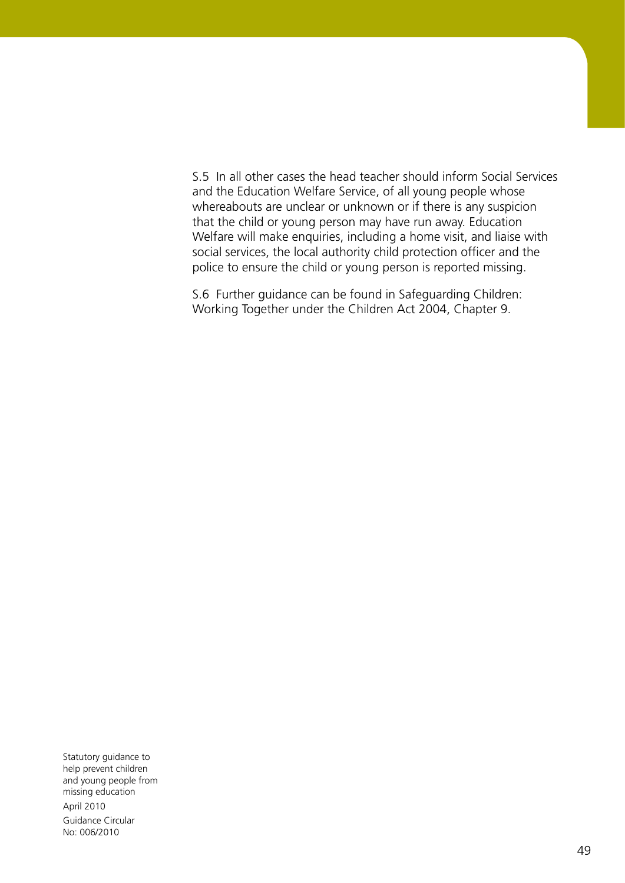S.5 In all other cases the head teacher should inform Social Services and the Education Welfare Service, of all young people whose whereabouts are unclear or unknown or if there is any suspicion that the child or young person may have run away. Education Welfare will make enquiries, including a home visit, and liaise with social services, the local authority child protection officer and the police to ensure the child or young person is reported missing.

S.6 Further guidance can be found in Safeguarding Children: Working Together under the Children Act 2004, Chapter 9.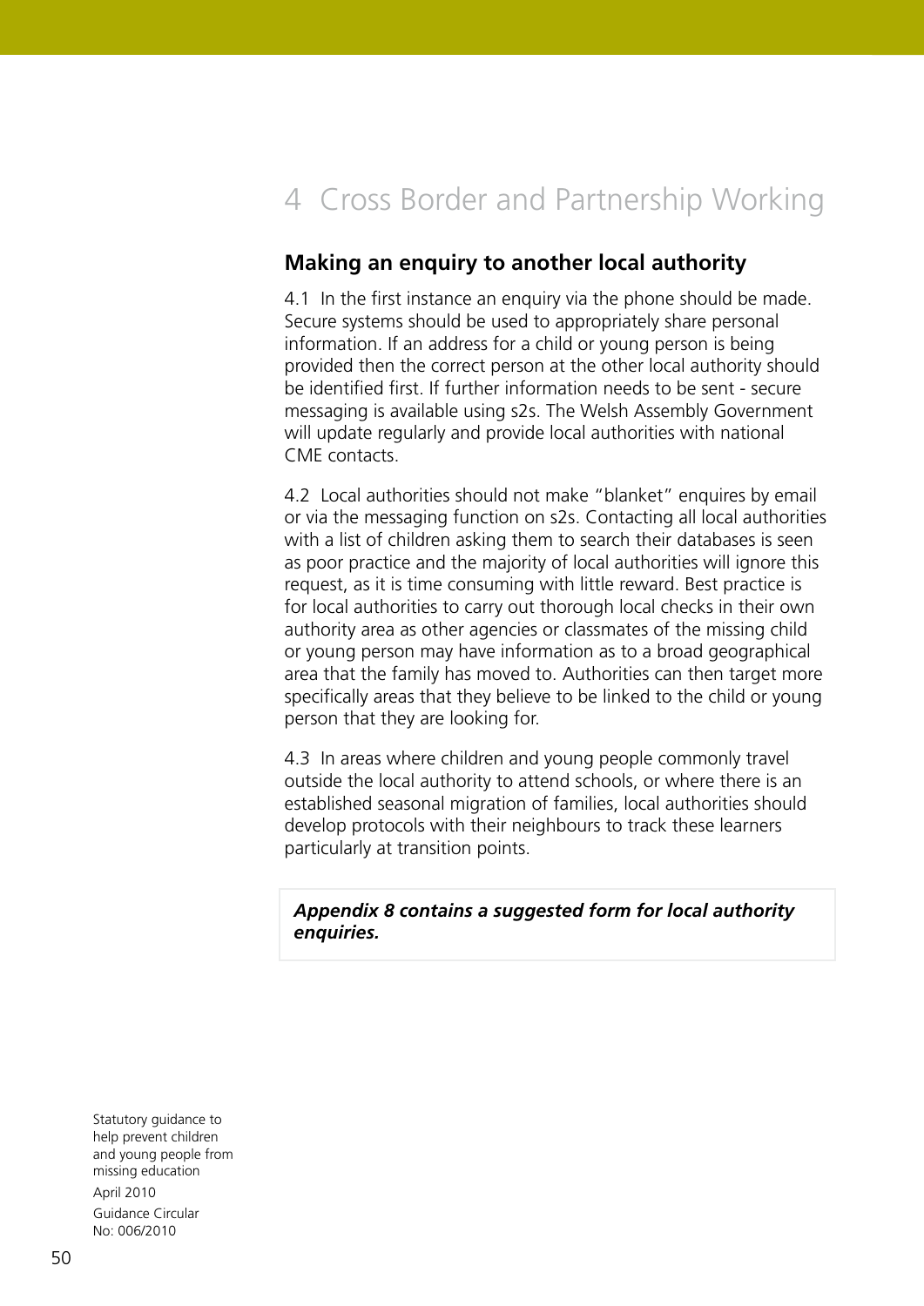# 4 Cross Border and Partnership Working

## Making an enquiry to another local authority

4.1 In the first instance an enquiry via the phone should be made. Secure systems should be used to appropriately share personal information. If an address for a child or young person is being provided then the correct person at the other local authority should be identified first. If further information needs to be sent - secure messaging is available using s2s. The Welsh Assembly Government will update regularly and provide local authorities with national CME contacts.

4.2 Local authorities should not make "blanket" enquires by email or via the messaging function on s2s. Contacting all local authorities with a list of children asking them to search their databases is seen as poor practice and the majority of local authorities will ignore this request, as it is time consuming with little reward. Best practice is for local authorities to carry out thorough local checks in their own authority area as other agencies or classmates of the missing child or young person may have information as to a broad geographical area that the family has moved to. Authorities can then target more specifically areas that they believe to be linked to the child or young person that they are looking for.

4.3 In areas where children and young people commonly travel outside the local authority to attend schools, or where there is an established seasonal migration of families, local authorities should develop protocols with their neighbours to track these learners particularly at transition points.

***Appendix 8 contains a suggested form for local authority enquiries.***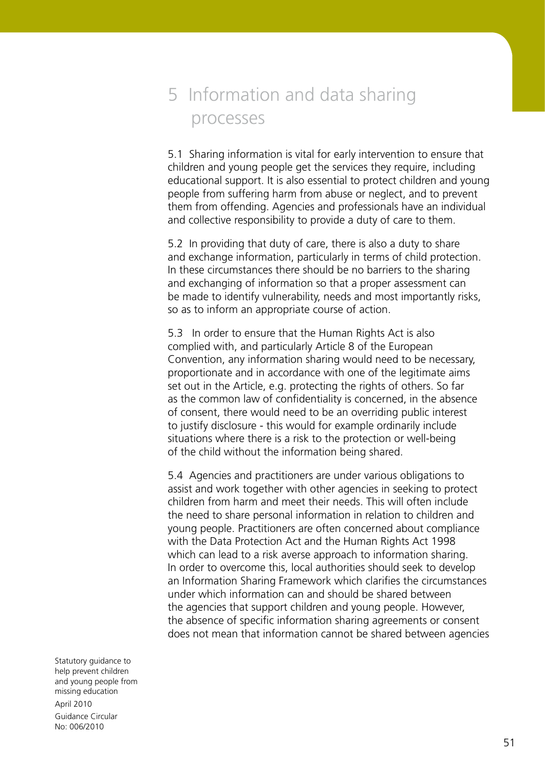# 5 Information and data sharing processes

5.1 Sharing information is vital for early intervention to ensure that children and young people get the services they require, including educational support. It is also essential to protect children and young people from suffering harm from abuse or neglect, and to prevent them from offending. Agencies and professionals have an individual and collective responsibility to provide a duty of care to them.

5.2 In providing that duty of care, there is also a duty to share and exchange information, particularly in terms of child protection. In these circumstances there should be no barriers to the sharing and exchanging of information so that a proper assessment can be made to identify vulnerability, needs and most importantly risks, so as to inform an appropriate course of action.

5.3 In order to ensure that the Human Rights Act is also complied with, and particularly Article 8 of the European Convention, any information sharing would need to be necessary, proportionate and in accordance with one of the legitimate aims set out in the Article, e.g. protecting the rights of others. So far as the common law of confidentiality is concerned, in the absence of consent, there would need to be an overriding public interest to justify disclosure - this would for example ordinarily include situations where there is a risk to the protection or well-being of the child without the information being shared.

5.4 Agencies and practitioners are under various obligations to assist and work together with other agencies in seeking to protect children from harm and meet their needs. This will often include the need to share personal information in relation to children and young people. Practitioners are often concerned about compliance with the Data Protection Act and the Human Rights Act 1998 which can lead to a risk averse approach to information sharing. In order to overcome this, local authorities should seek to develop an Information Sharing Framework which clarifies the circumstances under which information can and should be shared between the agencies that support children and young people. However, the absence of specific information sharing agreements or consent does not mean that information cannot be shared between agencies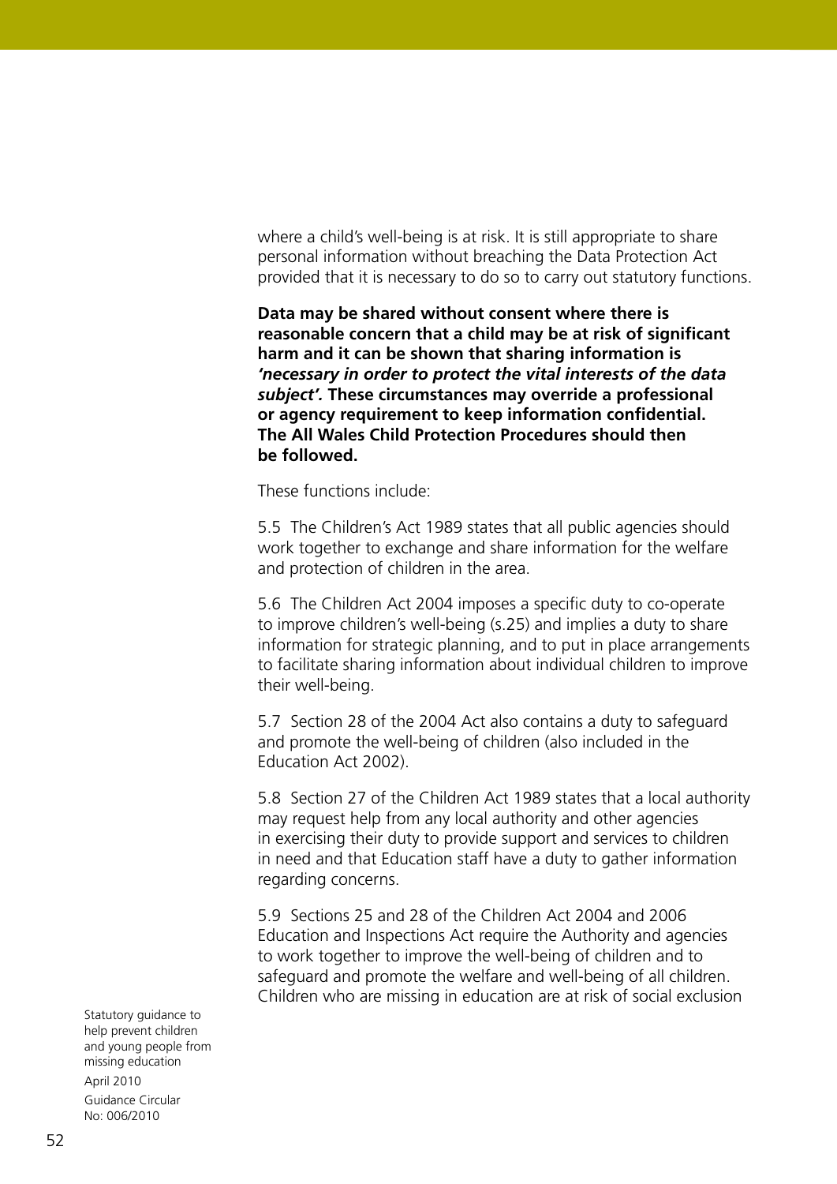where a child's well-being is at risk. It is still appropriate to share personal information without breaching the Data Protection Act provided that it is necessary to do so to carry out statutory functions.

**Data may be shared without consent where there is reasonable concern that a child may be at risk of significant harm and it can be shown that sharing information is *'necessary in order to protect the vital interests of the data subject'.* These circumstances may override a professional or agency requirement to keep information confidential. The All Wales Child Protection Procedures should then be followed.**

These functions include:

5.5 The Children's Act 1989 states that all public agencies should work together to exchange and share information for the welfare and protection of children in the area.

5.6 The Children Act 2004 imposes a specific duty to co-operate to improve children's well-being (s.25) and implies a duty to share information for strategic planning, and to put in place arrangements to facilitate sharing information about individual children to improve their well-being.

5.7 Section 28 of the 2004 Act also contains a duty to safeguard and promote the well-being of children (also included in the Education Act 2002).

5.8 Section 27 of the Children Act 1989 states that a local authority may request help from any local authority and other agencies in exercising their duty to provide support and services to children in need and that Education staff have a duty to gather information regarding concerns.

5.9 Sections 25 and 28 of the Children Act 2004 and 2006 Education and Inspections Act require the Authority and agencies to work together to improve the well-being of children and to safeguard and promote the welfare and well-being of all children. Children who are missing in education are at risk of social exclusion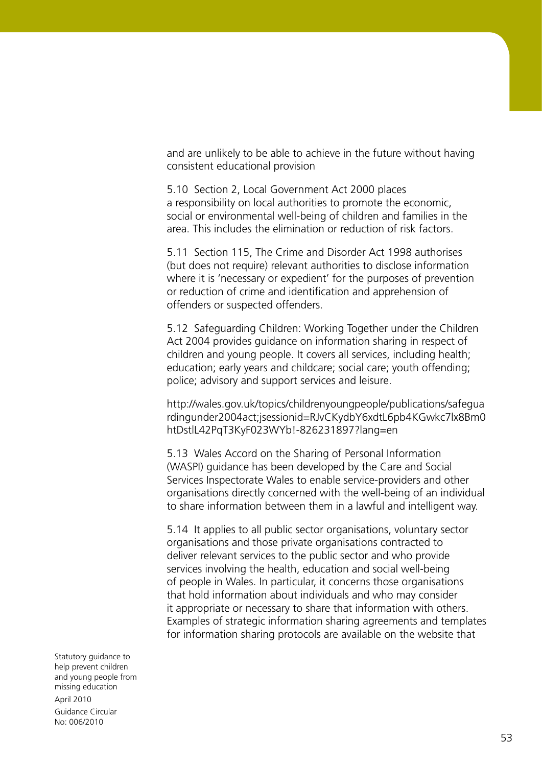and are unlikely to be able to achieve in the future without having consistent educational provision

5.10 Section 2, Local Government Act 2000 places a responsibility on local authorities to promote the economic, social or environmental well-being of children and families in the area. This includes the elimination or reduction of risk factors.

5.11 Section 115, The Crime and Disorder Act 1998 authorises (but does not require) relevant authorities to disclose information where it is 'necessary or expedient' for the purposes of prevention or reduction of crime and identification and apprehension of offenders or suspected offenders.

5.12 Safeguarding Children: Working Together under the Children Act 2004 provides guidance on information sharing in respect of children and young people. It covers all services, including health; education; early years and childcare; social care; youth offending; police; advisory and support services and leisure.

http://wales.gov.uk/topics/childrenyoungpeople/publications/safeguardingunder2004act;jsessionid=RJvCKydbY6xdtL6pb4KGwkc7lx8Bm0htDstlL42PqT3KyF023WYb!-826231897?lang=en

5.13 Wales Accord on the Sharing of Personal Information (WASPI) guidance has been developed by the Care and Social Services Inspectorate Wales to enable service-providers and other organisations directly concerned with the well-being of an individual to share information between them in a lawful and intelligent way.

5.14 It applies to all public sector organisations, voluntary sector organisations and those private organisations contracted to deliver relevant services to the public sector and who provide services involving the health, education and social well-being of people in Wales. In particular, it concerns those organisations that hold information about individuals and who may consider it appropriate or necessary to share that information with others. Examples of strategic information sharing agreements and templates for information sharing protocols are available on the website that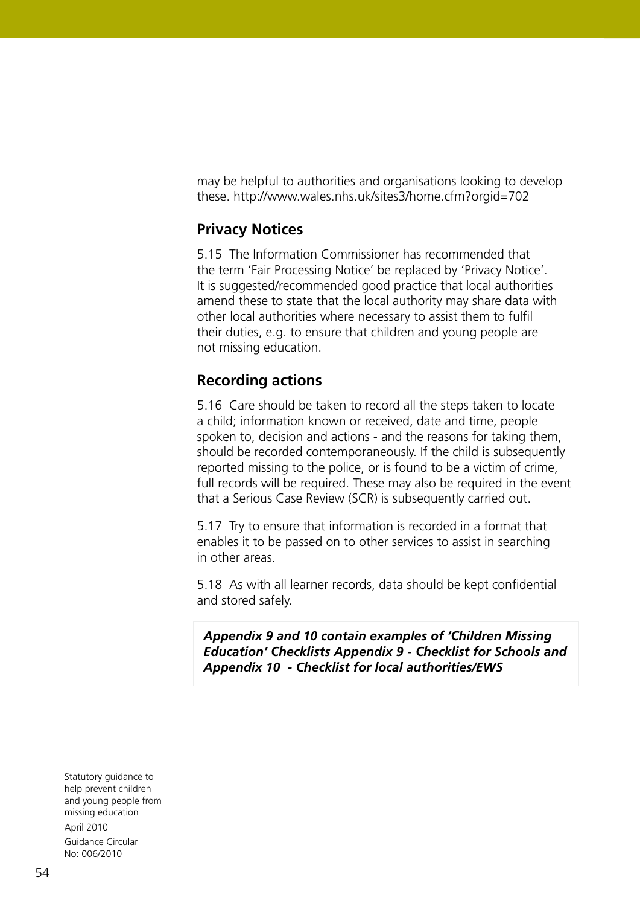may be helpful to authorities and organisations looking to develop these. http://www.wales.nhs.uk/sites3/home.cfm?orgid=702

## Privacy Notices

5.15 The Information Commissioner has recommended that the term 'Fair Processing Notice' be replaced by 'Privacy Notice'. It is suggested/recommended good practice that local authorities amend these to state that the local authority may share data with other local authorities where necessary to assist them to fulfil their duties, e.g. to ensure that children and young people are not missing education.

## Recording actions

5.16 Care should be taken to record all the steps taken to locate a child; information known or received, date and time, people spoken to, decision and actions - and the reasons for taking them, should be recorded contemporaneously. If the child is subsequently reported missing to the police, or is found to be a victim of crime, full records will be required. These may also be required in the event that a Serious Case Review (SCR) is subsequently carried out.

5.17 Try to ensure that information is recorded in a format that enables it to be passed on to other services to assist in searching in other areas.

5.18 As with all learner records, data should be kept confidential and stored safely.

***Appendix 9 and 10 contain examples of 'Children Missing Education' Checklists Appendix 9 - Checklist for Schools and Appendix 10 - Checklist for local authorities/EWS***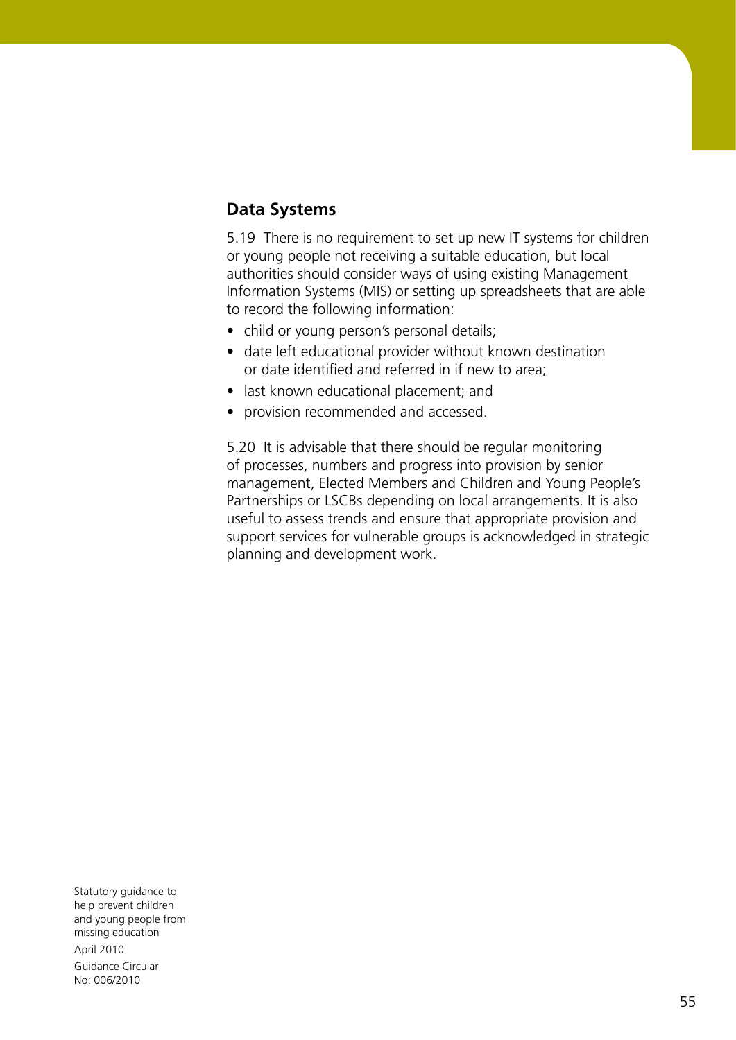## Data Systems

5.19 There is no requirement to set up new IT systems for children or young people not receiving a suitable education, but local authorities should consider ways of using existing Management Information Systems (MIS) or setting up spreadsheets that are able to record the following information:

- child or young person's personal details;
- date left educational provider without known destination or date identified and referred in if new to area;
- last known educational placement; and
- provision recommended and accessed.

5.20 It is advisable that there should be regular monitoring of processes, numbers and progress into provision by senior management, Elected Members and Children and Young People's Partnerships or LSCBs depending on local arrangements. It is also useful to assess trends and ensure that appropriate provision and support services for vulnerable groups is acknowledged in strategic planning and development work.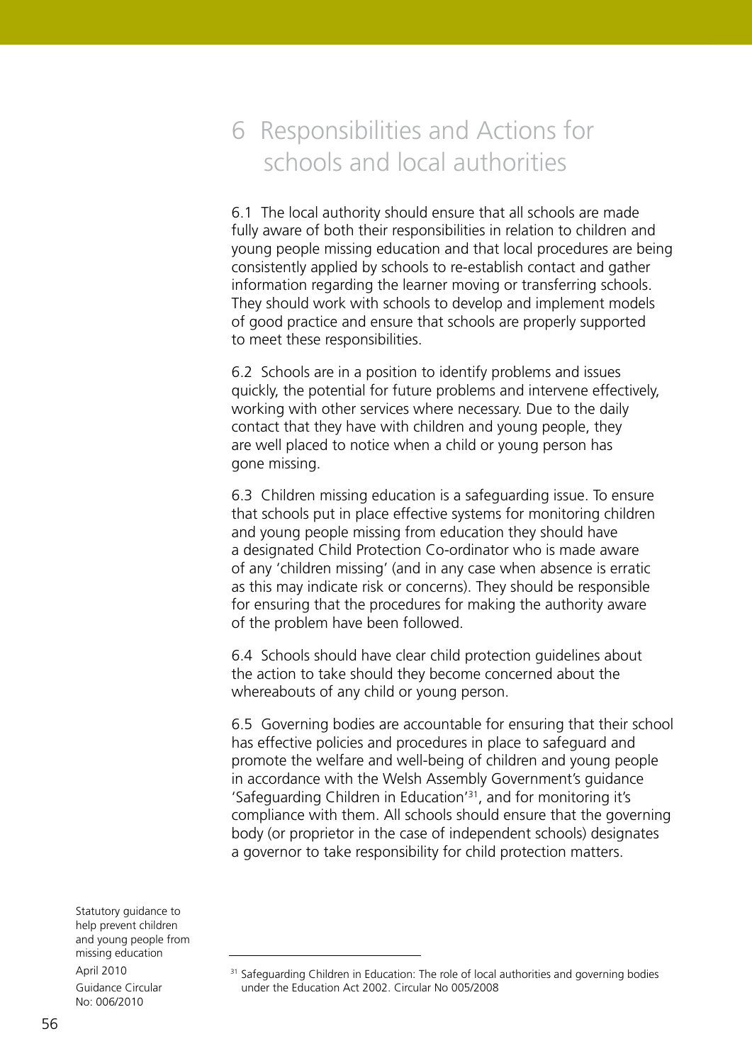# 6 Responsibilities and Actions for schools and local authorities

6.1 The local authority should ensure that all schools are made fully aware of both their responsibilities in relation to children and young people missing education and that local procedures are being consistently applied by schools to re-establish contact and gather information regarding the learner moving or transferring schools. They should work with schools to develop and implement models of good practice and ensure that schools are properly supported to meet these responsibilities.

6.2 Schools are in a position to identify problems and issues quickly, the potential for future problems and intervene effectively, working with other services where necessary. Due to the daily contact that they have with children and young people, they are well placed to notice when a child or young person has gone missing.

6.3 Children missing education is a safeguarding issue. To ensure that schools put in place effective systems for monitoring children and young people missing from education they should have a designated Child Protection Co-ordinator who is made aware of any 'children missing' (and in any case when absence is erratic as this may indicate risk or concerns). They should be responsible for ensuring that the procedures for making the authority aware of the problem have been followed.

6.4 Schools should have clear child protection guidelines about the action to take should they become concerned about the whereabouts of any child or young person.

6.5 Governing bodies are accountable for ensuring that their school has effective policies and procedures in place to safeguard and promote the welfare and well-being of children and young people in accordance with the Welsh Assembly Government's guidance 'Safeguarding Children in Education'[31], and for monitoring it's compliance with them. All schools should ensure that the governing body (or proprietor in the case of independent schools) designates a governor to take responsibility for child protection matters.

[31] Safeguarding Children in Education: The role of local authorities and governing bodies under the Education Act 2002. Circular No 005/2008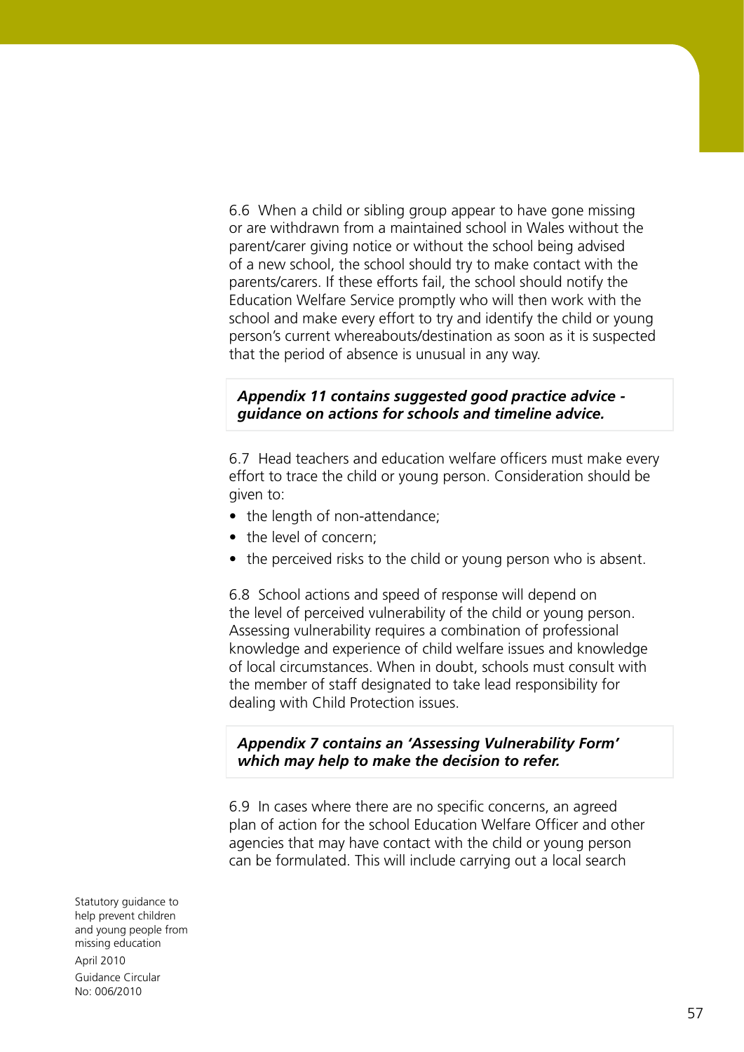6.6 When a child or sibling group appear to have gone missing or are withdrawn from a maintained school in Wales without the parent/carer giving notice or without the school being advised of a new school, the school should try to make contact with the parents/carers. If these efforts fail, the school should notify the Education Welfare Service promptly who will then work with the school and make every effort to try and identify the child or young person's current whereabouts/destination as soon as it is suspected that the period of absence is unusual in any way.

***Appendix 11 contains suggested good practice advice - guidance on actions for schools and timeline advice.***

6.7 Head teachers and education welfare officers must make every effort to trace the child or young person. Consideration should be given to:

- the length of non-attendance;
- the level of concern;
- the perceived risks to the child or young person who is absent.

6.8 School actions and speed of response will depend on the level of perceived vulnerability of the child or young person. Assessing vulnerability requires a combination of professional knowledge and experience of child welfare issues and knowledge of local circumstances. When in doubt, schools must consult with the member of staff designated to take lead responsibility for dealing with Child Protection issues.

***Appendix 7 contains an 'Assessing Vulnerability Form' which may help to make the decision to refer.***

6.9 In cases where there are no specific concerns, an agreed plan of action for the school Education Welfare Officer and other agencies that may have contact with the child or young person can be formulated. This will include carrying out a local search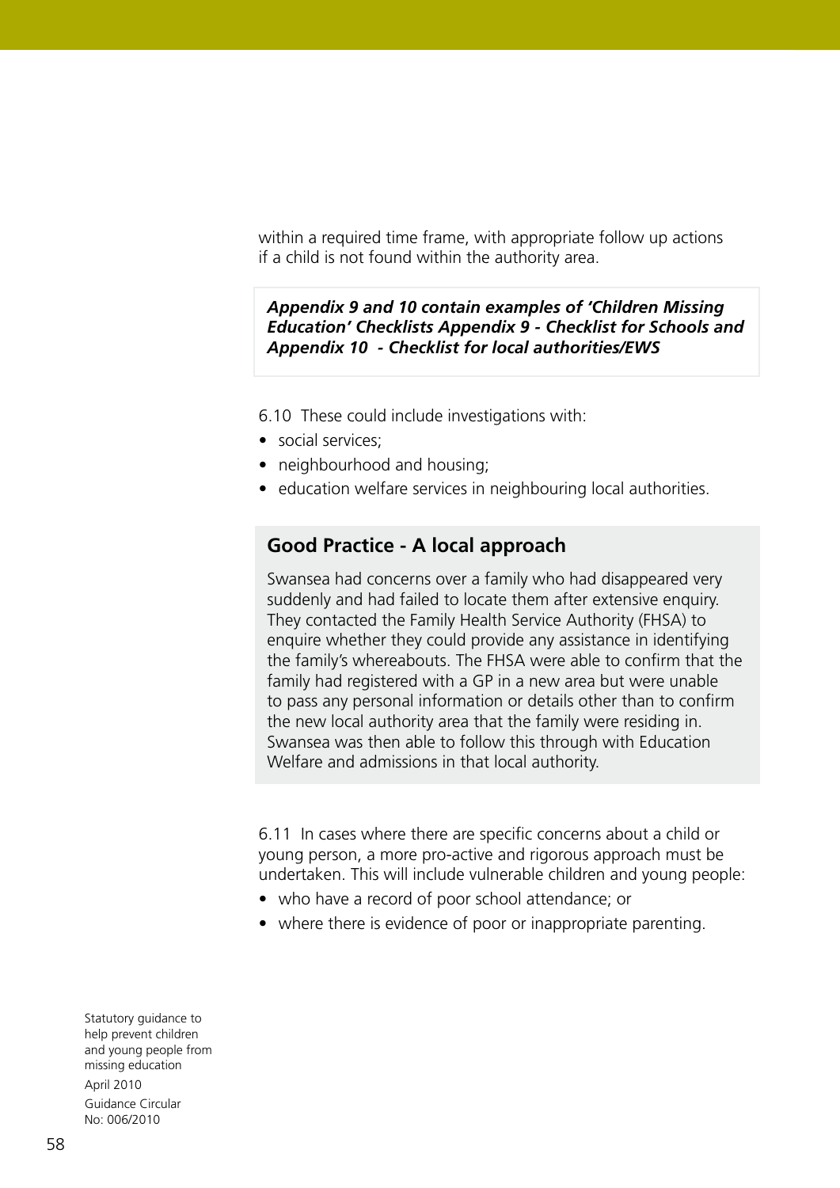within a required time frame, with appropriate follow up actions if a child is not found within the authority area.

***Appendix 9 and 10 contain examples of 'Children Missing Education' Checklists Appendix 9 - Checklist for Schools and Appendix 10 - Checklist for local authorities/EWS***

6.10 These could include investigations with:

- social services;
- neighbourhood and housing;
- education welfare services in neighbouring local authorities.

## Good Practice - A local approach

Swansea had concerns over a family who had disappeared very suddenly and had failed to locate them after extensive enquiry. They contacted the Family Health Service Authority (FHSA) to enquire whether they could provide any assistance in identifying the family's whereabouts. The FHSA were able to confirm that the family had registered with a GP in a new area but were unable to pass any personal information or details other than to confirm the new local authority area that the family were residing in. Swansea was then able to follow this through with Education Welfare and admissions in that local authority.

6.11 In cases where there are specific concerns about a child or young person, a more pro-active and rigorous approach must be undertaken. This will include vulnerable children and young people:

- who have a record of poor school attendance; or
- where there is evidence of poor or inappropriate parenting.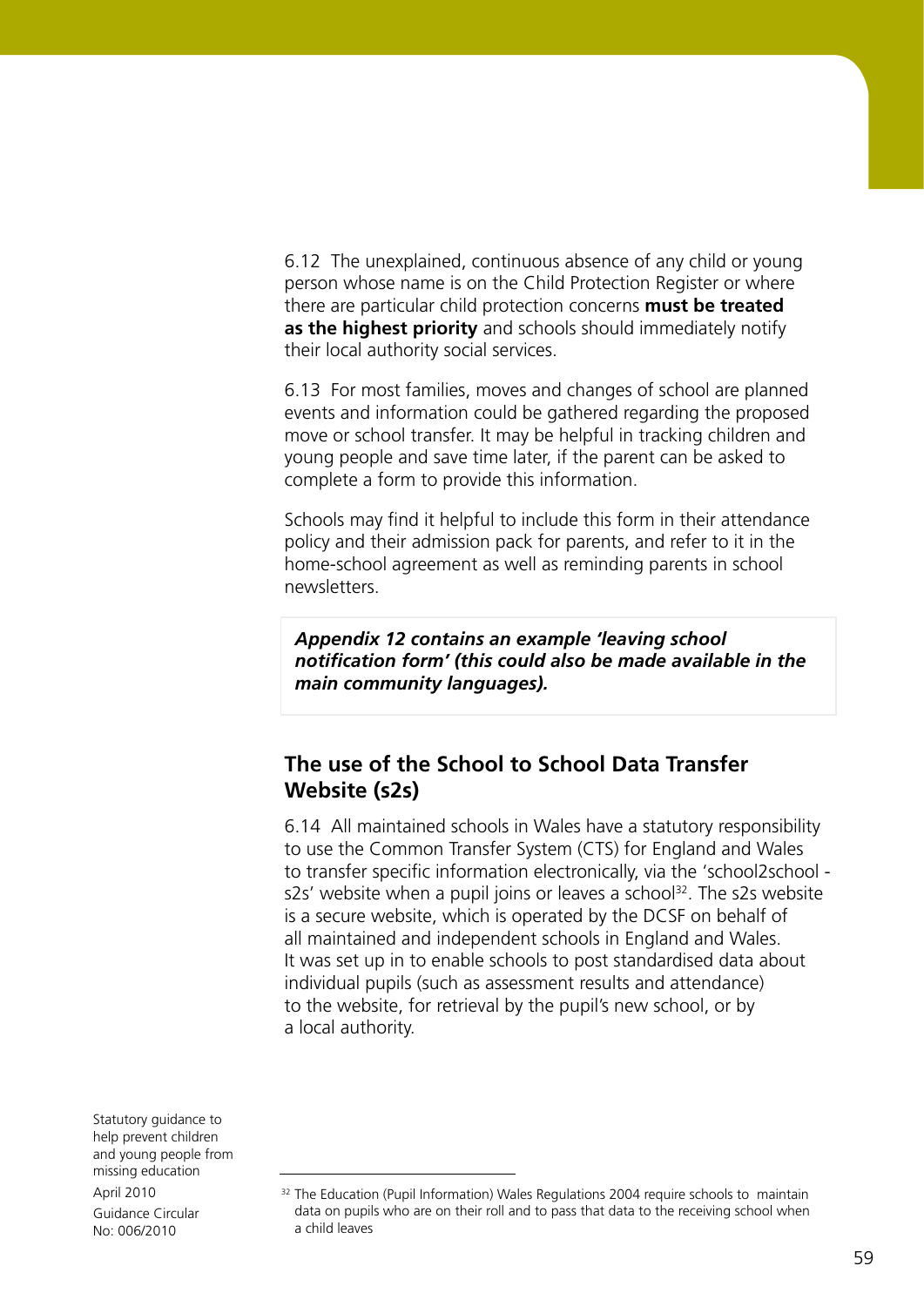6.12 The unexplained, continuous absence of any child or young person whose name is on the Child Protection Register or where there are particular child protection concerns **must be treated as the highest priority** and schools should immediately notify their local authority social services.

6.13 For most families, moves and changes of school are planned events and information could be gathered regarding the proposed move or school transfer. It may be helpful in tracking children and young people and save time later, if the parent can be asked to complete a form to provide this information.

Schools may find it helpful to include this form in their attendance policy and their admission pack for parents, and refer to it in the home-school agreement as well as reminding parents in school newsletters.

***Appendix 12 contains an example 'leaving school notification form' (this could also be made available in the main community languages).***

## The use of the School to School Data Transfer Website (s2s)

6.14 All maintained schools in Wales have a statutory responsibility to use the Common Transfer System (CTS) for England and Wales to transfer specific information electronically, via the 'school2school - s2s' website when a pupil joins or leaves a school[32]. The s2s website is a secure website, which is operated by the DCSF on behalf of all maintained and independent schools in England and Wales. It was set up in to enable schools to post standardised data about individual pupils (such as assessment results and attendance) to the website, for retrieval by the pupil's new school, or by a local authority.

[32] The Education (Pupil Information) Wales Regulations 2004 require schools to maintain data on pupils who are on their roll and to pass that data to the receiving school when a child leaves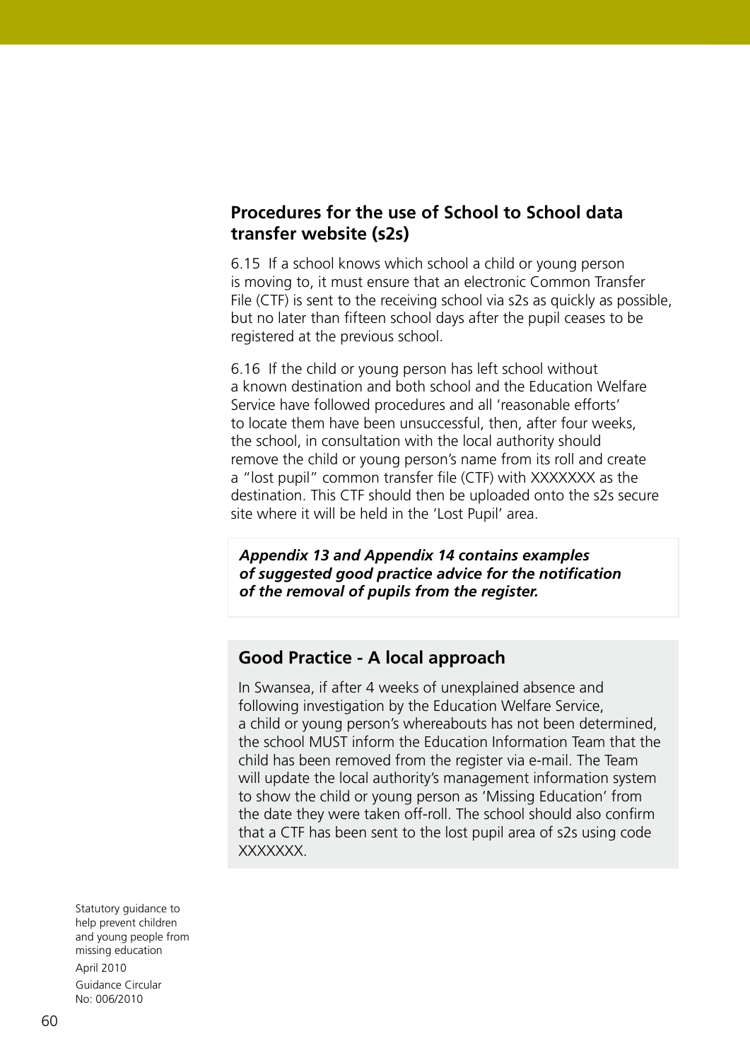## Procedures for the use of School to School data transfer website (s2s)

6.15 If a school knows which school a child or young person is moving to, it must ensure that an electronic Common Transfer File (CTF) is sent to the receiving school via s2s as quickly as possible, but no later than fifteen school days after the pupil ceases to be registered at the previous school.

6.16 If the child or young person has left school without a known destination and both school and the Education Welfare Service have followed procedures and all 'reasonable efforts' to locate them have been unsuccessful, then, after four weeks, the school, in consultation with the local authority should remove the child or young person's name from its roll and create a "lost pupil" common transfer file (CTF) with XXXXXXX as the destination. This CTF should then be uploaded onto the s2s secure site where it will be held in the 'Lost Pupil' area.

***Appendix 13 and Appendix 14 contains examples of suggested good practice advice for the notification of the removal of pupils from the register.***

### Good Practice - A local approach

In Swansea, if after 4 weeks of unexplained absence and following investigation by the Education Welfare Service, a child or young person's whereabouts has not been determined, the school MUST inform the Education Information Team that the child has been removed from the register via e-mail. The Team will update the local authority's management information system to show the child or young person as 'Missing Education' from the date they were taken off-roll. The school should also confirm that a CTF has been sent to the lost pupil area of s2s using code XXXXXXX.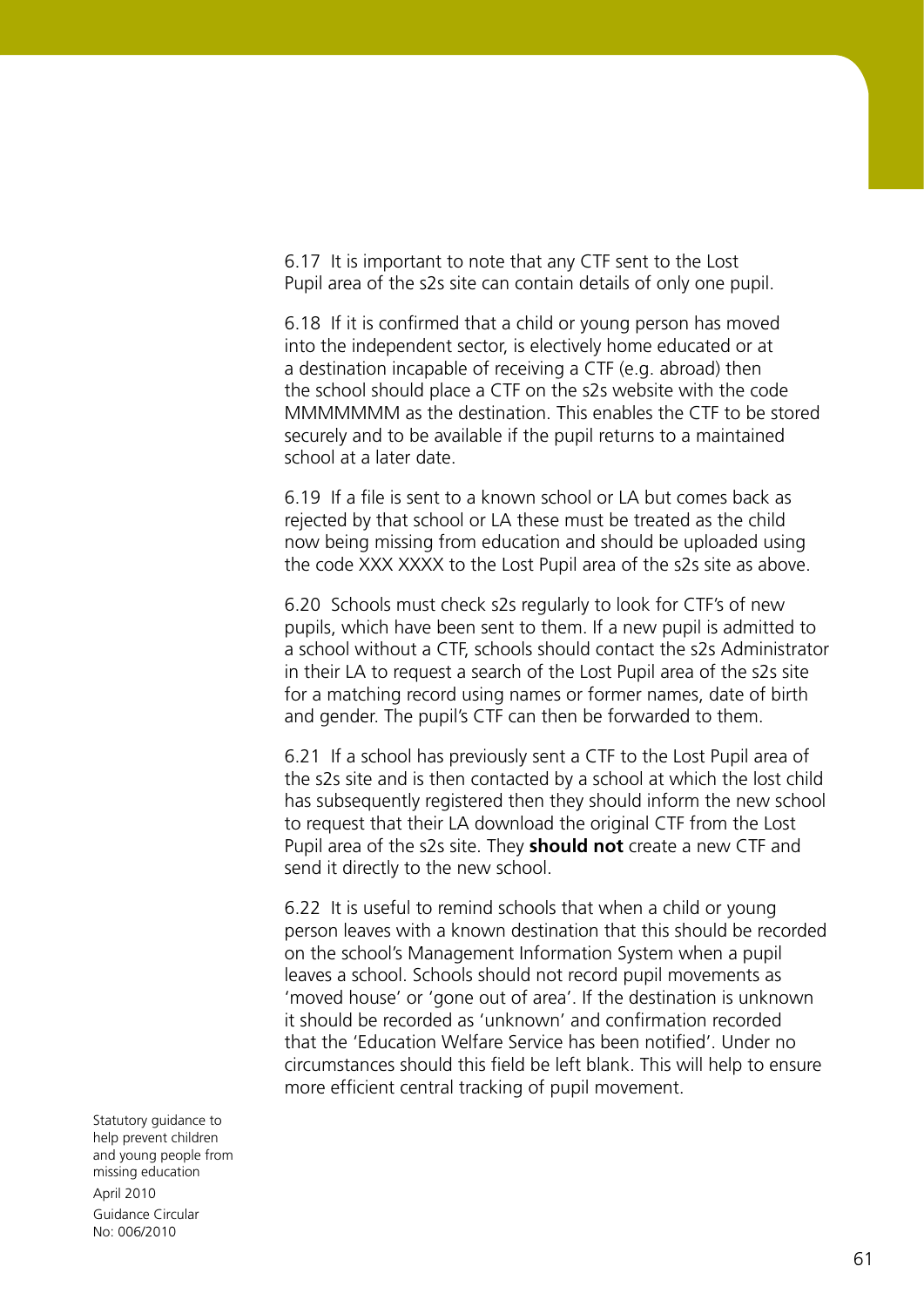6.17 It is important to note that any CTF sent to the Lost Pupil area of the s2s site can contain details of only one pupil.

6.18 If it is confirmed that a child or young person has moved into the independent sector, is electively home educated or at a destination incapable of receiving a CTF (e.g. abroad) then the school should place a CTF on the s2s website with the code MMMMMMM as the destination. This enables the CTF to be stored securely and to be available if the pupil returns to a maintained school at a later date.

6.19 If a file is sent to a known school or LA but comes back as rejected by that school or LA these must be treated as the child now being missing from education and should be uploaded using the code XXX XXXX to the Lost Pupil area of the s2s site as above.

6.20 Schools must check s2s regularly to look for CTF's of new pupils, which have been sent to them. If a new pupil is admitted to a school without a CTF, schools should contact the s2s Administrator in their LA to request a search of the Lost Pupil area of the s2s site for a matching record using names or former names, date of birth and gender. The pupil's CTF can then be forwarded to them.

6.21 If a school has previously sent a CTF to the Lost Pupil area of the s2s site and is then contacted by a school at which the lost child has subsequently registered then they should inform the new school to request that their LA download the original CTF from the Lost Pupil area of the s2s site. They **should not** create a new CTF and send it directly to the new school.

6.22 It is useful to remind schools that when a child or young person leaves with a known destination that this should be recorded on the school's Management Information System when a pupil leaves a school. Schools should not record pupil movements as 'moved house' or 'gone out of area'. If the destination is unknown it should be recorded as 'unknown' and confirmation recorded that the 'Education Welfare Service has been notified'. Under no circumstances should this field be left blank. This will help to ensure more efficient central tracking of pupil movement.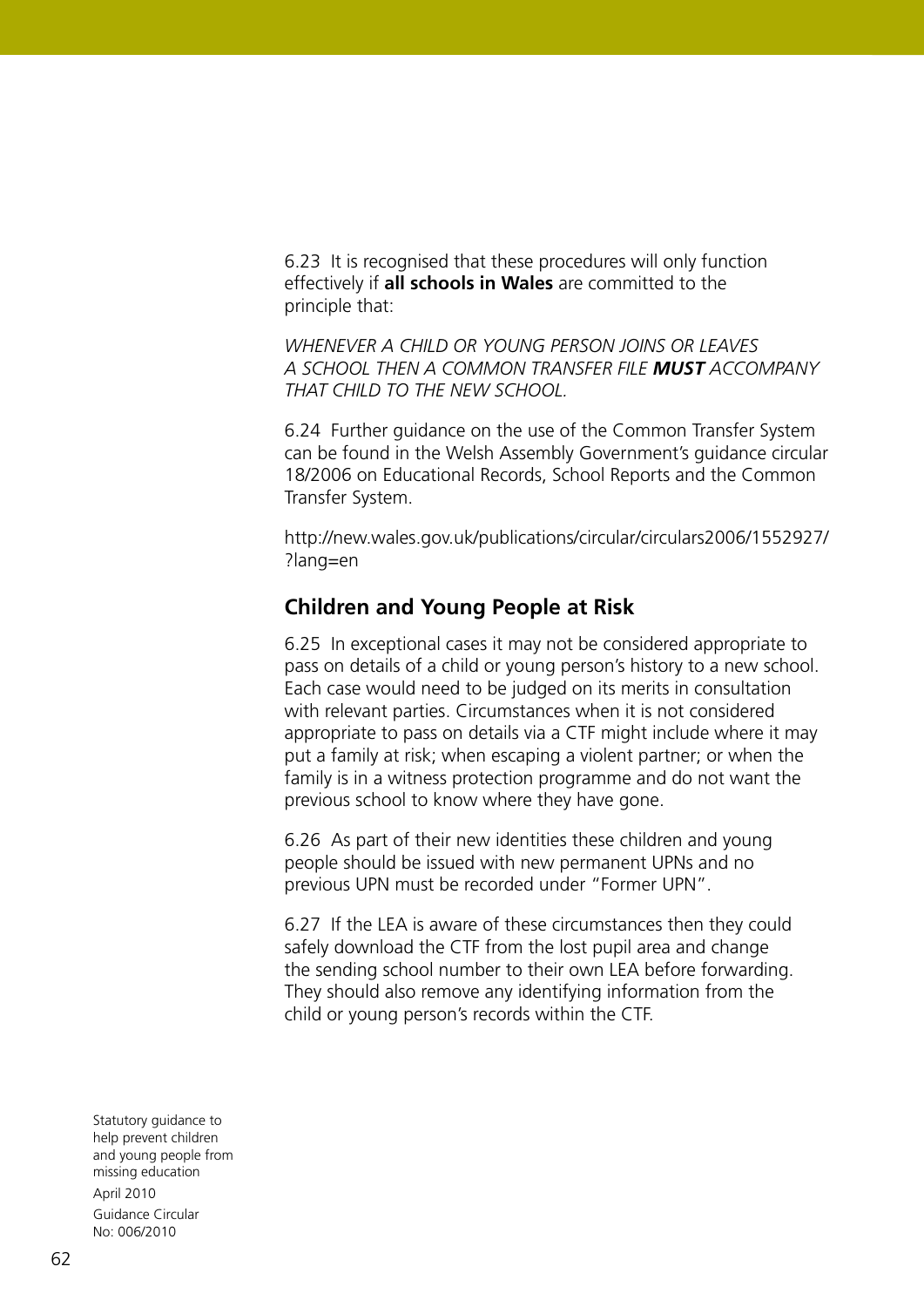6.23 It is recognised that these procedures will only function effectively if **all schools in Wales** are committed to the principle that:

*WHENEVER A CHILD OR YOUNG PERSON JOINS OR LEAVES A SCHOOL THEN A COMMON TRANSFER FILE **MUST** ACCOMPANY THAT CHILD TO THE NEW SCHOOL.*

6.24 Further guidance on the use of the Common Transfer System can be found in the Welsh Assembly Government's guidance circular 18/2006 on Educational Records, School Reports and the Common Transfer System.

http://new.wales.gov.uk/publications/circular/circulars2006/1552927/?lang=en

## Children and Young People at Risk

6.25 In exceptional cases it may not be considered appropriate to pass on details of a child or young person's history to a new school. Each case would need to be judged on its merits in consultation with relevant parties. Circumstances when it is not considered appropriate to pass on details via a CTF might include where it may put a family at risk; when escaping a violent partner; or when the family is in a witness protection programme and do not want the previous school to know where they have gone.

6.26 As part of their new identities these children and young people should be issued with new permanent UPNs and no previous UPN must be recorded under "Former UPN".

6.27 If the LEA is aware of these circumstances then they could safely download the CTF from the lost pupil area and change the sending school number to their own LEA before forwarding. They should also remove any identifying information from the child or young person's records within the CTF.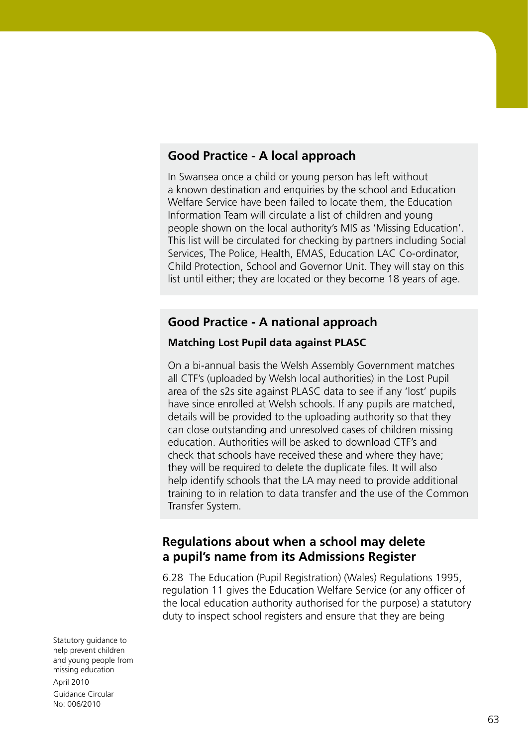### Good Practice - A local approach

In Swansea once a child or young person has left without a known destination and enquiries by the school and Education Welfare Service have been failed to locate them, the Education Information Team will circulate a list of children and young people shown on the local authority's MIS as 'Missing Education'. This list will be circulated for checking by partners including Social Services, The Police, Health, EMAS, Education LAC Co-ordinator, Child Protection, School and Governor Unit. They will stay on this list until either; they are located or they become 18 years of age.

### Good Practice - A national approach

**Matching Lost Pupil data against PLASC**

On a bi-annual basis the Welsh Assembly Government matches all CTF's (uploaded by Welsh local authorities) in the Lost Pupil area of the s2s site against PLASC data to see if any 'lost' pupils have since enrolled at Welsh schools. If any pupils are matched, details will be provided to the uploading authority so that they can close outstanding and unresolved cases of children missing education. Authorities will be asked to download CTF's and check that schools have received these and where they have; they will be required to delete the duplicate files. It will also help identify schools that the LA may need to provide additional training to in relation to data transfer and the use of the Common Transfer System.

## Regulations about when a school may delete a pupil's name from its Admissions Register

6.28 The Education (Pupil Registration) (Wales) Regulations 1995, regulation 11 gives the Education Welfare Service (or any officer of the local education authority authorised for the purpose) a statutory duty to inspect school registers and ensure that they are being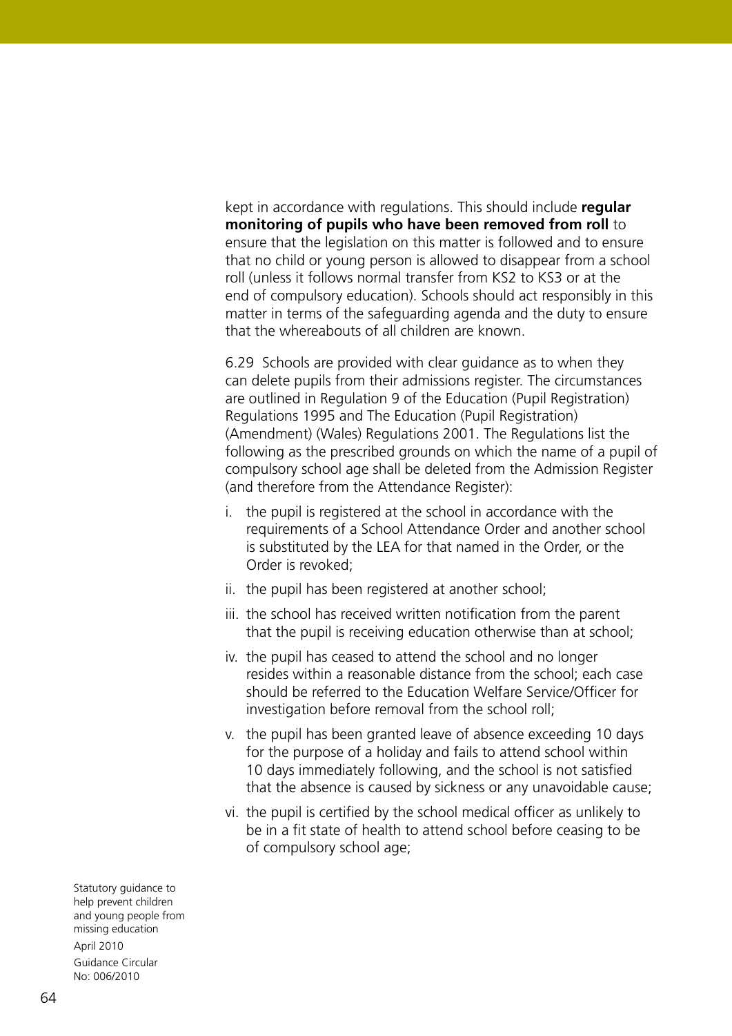kept in accordance with regulations. This should include **regular monitoring of pupils who have been removed from roll** to ensure that the legislation on this matter is followed and to ensure that no child or young person is allowed to disappear from a school roll (unless it follows normal transfer from KS2 to KS3 or at the end of compulsory education). Schools should act responsibly in this matter in terms of the safeguarding agenda and the duty to ensure that the whereabouts of all children are known.

6.29 Schools are provided with clear guidance as to when they can delete pupils from their admissions register. The circumstances are outlined in Regulation 9 of the Education (Pupil Registration) Regulations 1995 and The Education (Pupil Registration) (Amendment) (Wales) Regulations 2001. The Regulations list the following as the prescribed grounds on which the name of a pupil of compulsory school age shall be deleted from the Admission Register (and therefore from the Attendance Register):

i. the pupil is registered at the school in accordance with the requirements of a School Attendance Order and another school is substituted by the LEA for that named in the Order, or the Order is revoked;

ii. the pupil has been registered at another school;

iii. the school has received written notification from the parent that the pupil is receiving education otherwise than at school;

iv. the pupil has ceased to attend the school and no longer resides within a reasonable distance from the school; each case should be referred to the Education Welfare Service/Officer for investigation before removal from the school roll;

v. the pupil has been granted leave of absence exceeding 10 days for the purpose of a holiday and fails to attend school within 10 days immediately following, and the school is not satisfied that the absence is caused by sickness or any unavoidable cause;

vi. the pupil is certified by the school medical officer as unlikely to be in a fit state of health to attend school before ceasing to be of compulsory school age;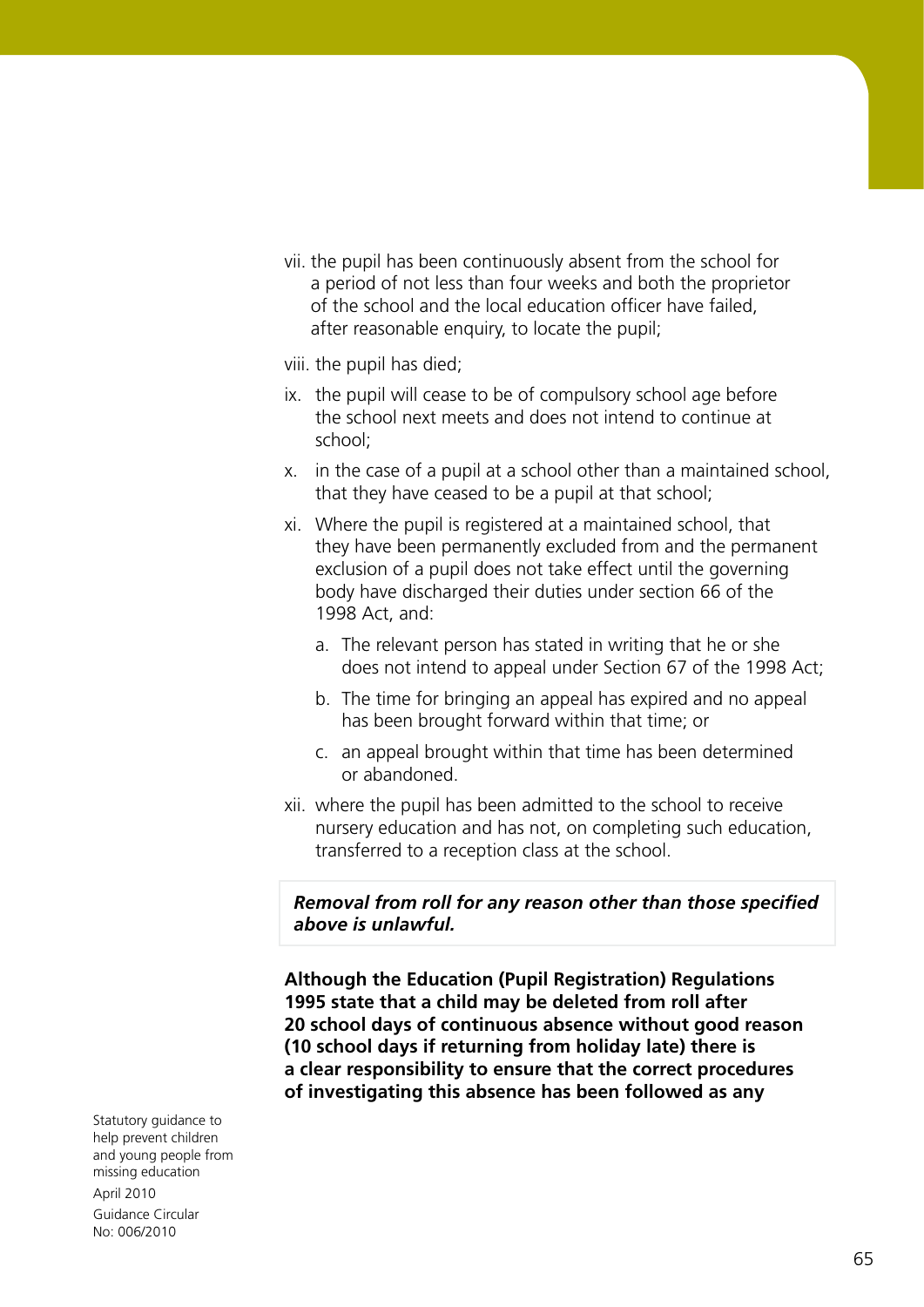vii. the pupil has been continuously absent from the school for a period of not less than four weeks and both the proprietor of the school and the local education officer have failed, after reasonable enquiry, to locate the pupil;

viii. the pupil has died;

ix. the pupil will cease to be of compulsory school age before the school next meets and does not intend to continue at school;

x. in the case of a pupil at a school other than a maintained school, that they have ceased to be a pupil at that school;

xi. Where the pupil is registered at a maintained school, that they have been permanently excluded from and the permanent exclusion of a pupil does not take effect until the governing body have discharged their duties under section 66 of the 1998 Act, and:

   a. The relevant person has stated in writing that he or she does not intend to appeal under Section 67 of the 1998 Act;

   b. The time for bringing an appeal has expired and no appeal has been brought forward within that time; or

   c. an appeal brought within that time has been determined or abandoned.

xii. where the pupil has been admitted to the school to receive nursery education and has not, on completing such education, transferred to a reception class at the school.

***Removal from roll for any reason other than those specified above is unlawful.***

**Although the Education (Pupil Registration) Regulations 1995 state that a child may be deleted from roll after 20 school days of continuous absence without good reason (10 school days if returning from holiday late) there is a clear responsibility to ensure that the correct procedures of investigating this absence has been followed as any**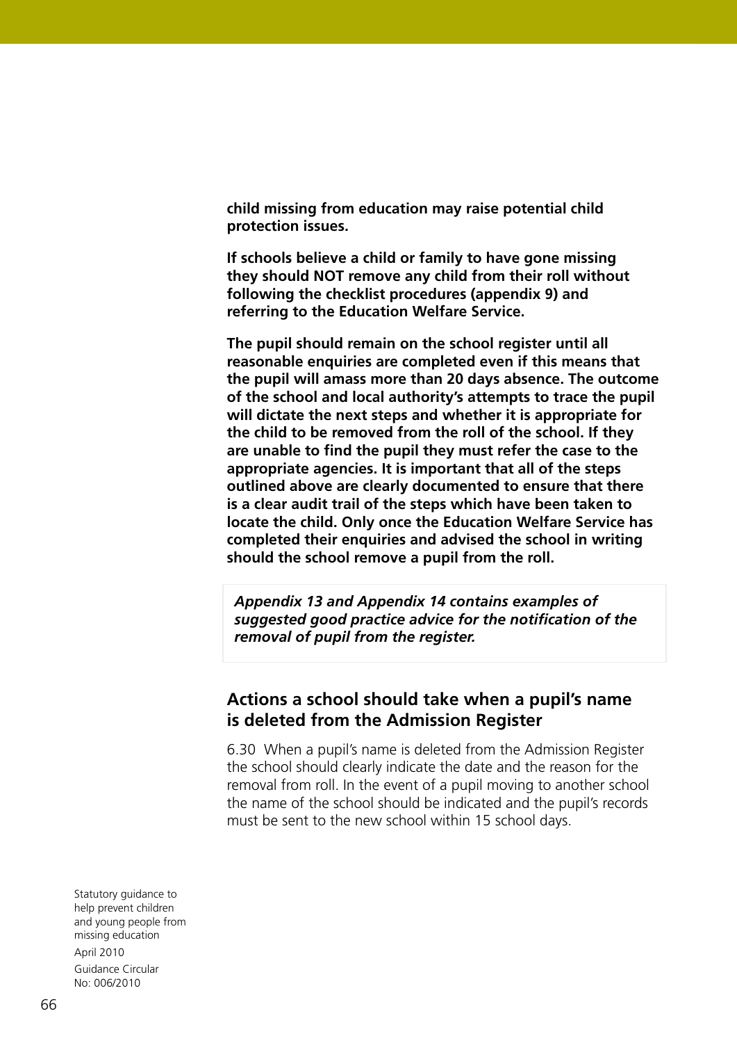**child missing from education may raise potential child protection issues.**

**If schools believe a child or family to have gone missing they should NOT remove any child from their roll without following the checklist procedures (appendix 9) and referring to the Education Welfare Service.**

**The pupil should remain on the school register until all reasonable enquiries are completed even if this means that the pupil will amass more than 20 days absence. The outcome of the school and local authority's attempts to trace the pupil will dictate the next steps and whether it is appropriate for the child to be removed from the roll of the school. If they are unable to find the pupil they must refer the case to the appropriate agencies. It is important that all of the steps outlined above are clearly documented to ensure that there is a clear audit trail of the steps which have been taken to locate the child. Only once the Education Welfare Service has completed their enquiries and advised the school in writing should the school remove a pupil from the roll.**

***Appendix 13 and Appendix 14 contains examples of suggested good practice advice for the notification of the removal of pupil from the register.***

## Actions a school should take when a pupil's name is deleted from the Admission Register

6.30 When a pupil's name is deleted from the Admission Register the school should clearly indicate the date and the reason for the removal from roll. In the event of a pupil moving to another school the name of the school should be indicated and the pupil's records must be sent to the new school within 15 school days.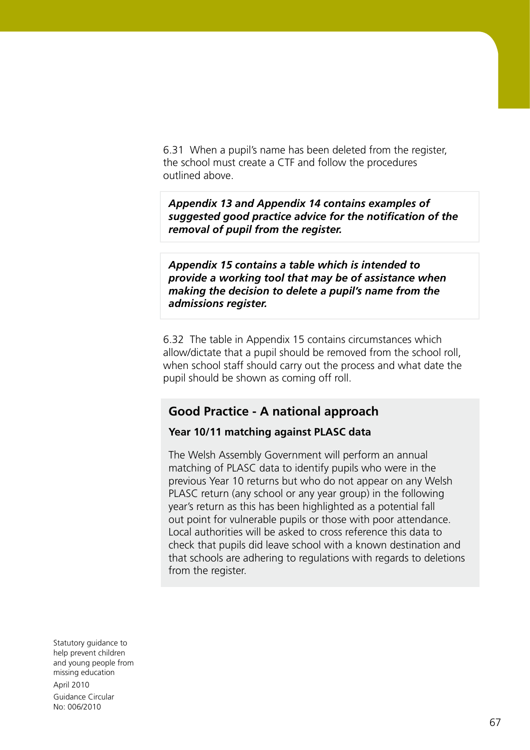6.31 When a pupil's name has been deleted from the register, the school must create a CTF and follow the procedures outlined above.

***Appendix 13 and Appendix 14 contains examples of suggested good practice advice for the notification of the removal of pupil from the register.***

***Appendix 15 contains a table which is intended to provide a working tool that may be of assistance when making the decision to delete a pupil's name from the admissions register.***

6.32 The table in Appendix 15 contains circumstances which allow/dictate that a pupil should be removed from the school roll, when school staff should carry out the process and what date the pupil should be shown as coming off roll.

## Good Practice - A national approach

### Year 10/11 matching against PLASC data

The Welsh Assembly Government will perform an annual matching of PLASC data to identify pupils who were in the previous Year 10 returns but who do not appear on any Welsh PLASC return (any school or any year group) in the following year's return as this has been highlighted as a potential fall out point for vulnerable pupils or those with poor attendance. Local authorities will be asked to cross reference this data to check that pupils did leave school with a known destination and that schools are adhering to regulations with regards to deletions from the register.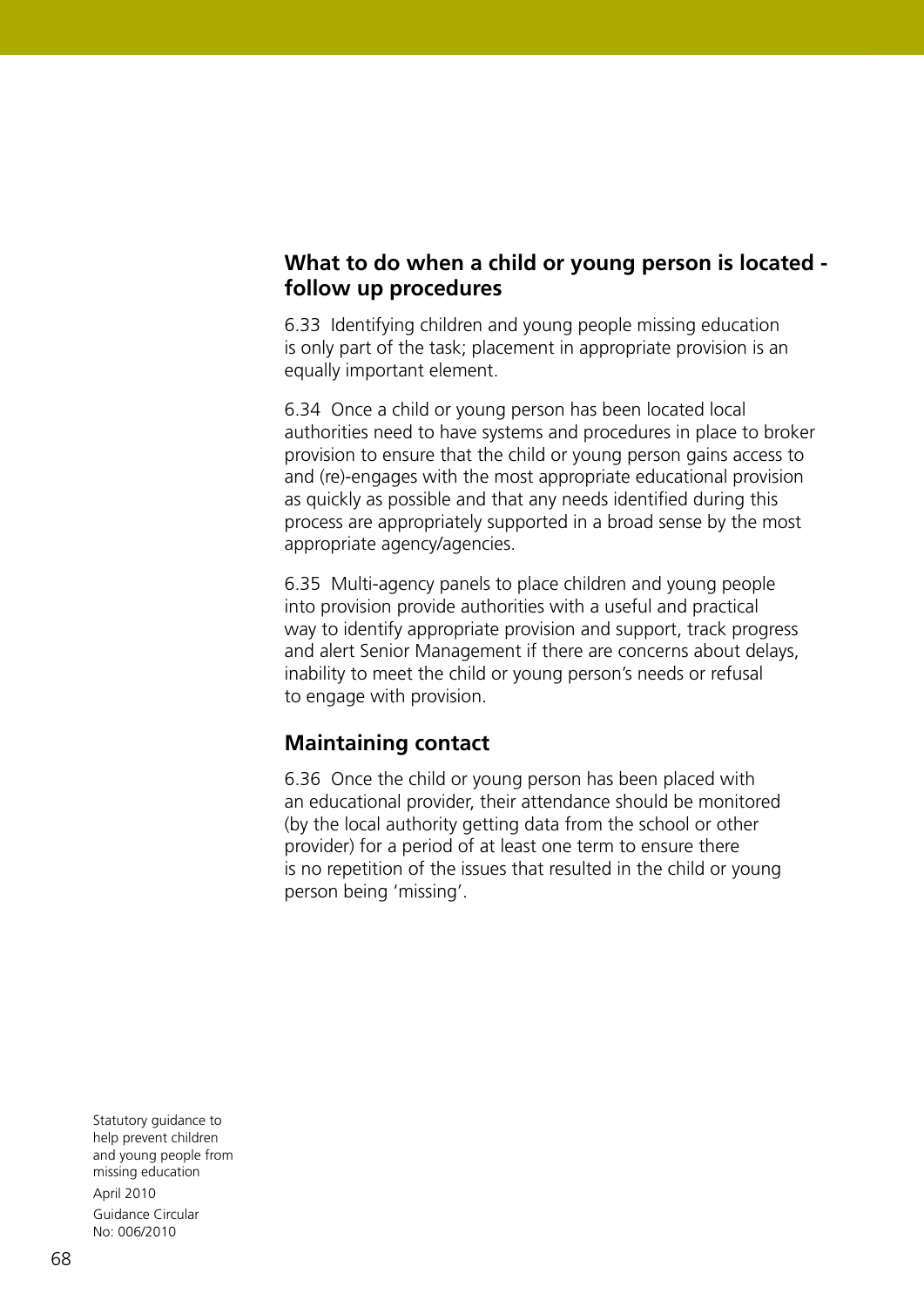## What to do when a child or young person is located - follow up procedures

6.33 Identifying children and young people missing education is only part of the task; placement in appropriate provision is an equally important element.

6.34 Once a child or young person has been located local authorities need to have systems and procedures in place to broker provision to ensure that the child or young person gains access to and (re)-engages with the most appropriate educational provision as quickly as possible and that any needs identified during this process are appropriately supported in a broad sense by the most appropriate agency/agencies.

6.35 Multi-agency panels to place children and young people into provision provide authorities with a useful and practical way to identify appropriate provision and support, track progress and alert Senior Management if there are concerns about delays, inability to meet the child or young person's needs or refusal to engage with provision.

## Maintaining contact

6.36 Once the child or young person has been placed with an educational provider, their attendance should be monitored (by the local authority getting data from the school or other provider) for a period of at least one term to ensure there is no repetition of the issues that resulted in the child or young person being 'missing'.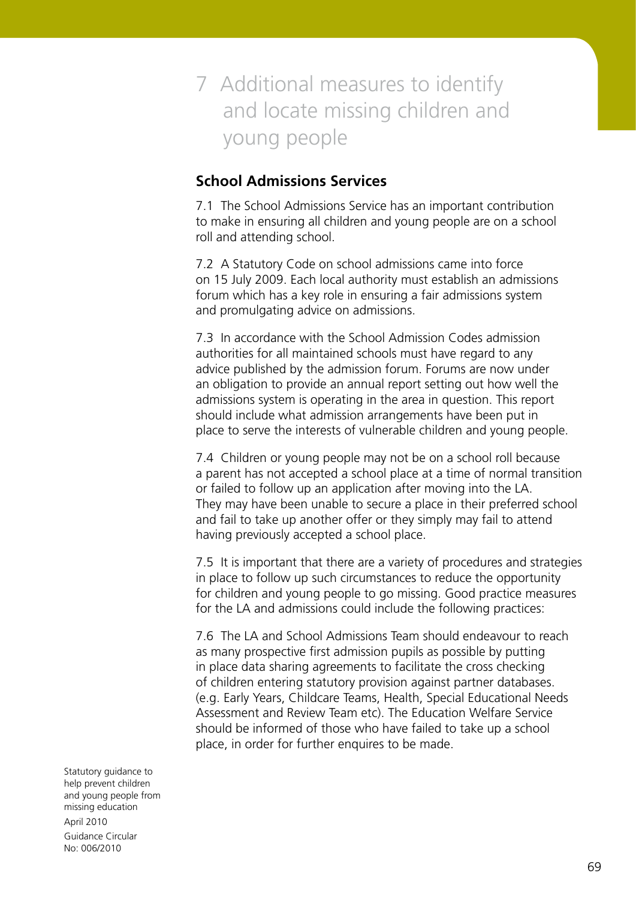# 7 Additional measures to identify and locate missing children and young people

## School Admissions Services

7.1 The School Admissions Service has an important contribution to make in ensuring all children and young people are on a school roll and attending school.

7.2 A Statutory Code on school admissions came into force on 15 July 2009. Each local authority must establish an admissions forum which has a key role in ensuring a fair admissions system and promulgating advice on admissions.

7.3 In accordance with the School Admission Codes admission authorities for all maintained schools must have regard to any advice published by the admission forum. Forums are now under an obligation to provide an annual report setting out how well the admissions system is operating in the area in question. This report should include what admission arrangements have been put in place to serve the interests of vulnerable children and young people.

7.4 Children or young people may not be on a school roll because a parent has not accepted a school place at a time of normal transition or failed to follow up an application after moving into the LA. They may have been unable to secure a place in their preferred school and fail to take up another offer or they simply may fail to attend having previously accepted a school place.

7.5 It is important that there are a variety of procedures and strategies in place to follow up such circumstances to reduce the opportunity for children and young people to go missing. Good practice measures for the LA and admissions could include the following practices:

7.6 The LA and School Admissions Team should endeavour to reach as many prospective first admission pupils as possible by putting in place data sharing agreements to facilitate the cross checking of children entering statutory provision against partner databases. (e.g. Early Years, Childcare Teams, Health, Special Educational Needs Assessment and Review Team etc). The Education Welfare Service should be informed of those who have failed to take up a school place, in order for further enquires to be made.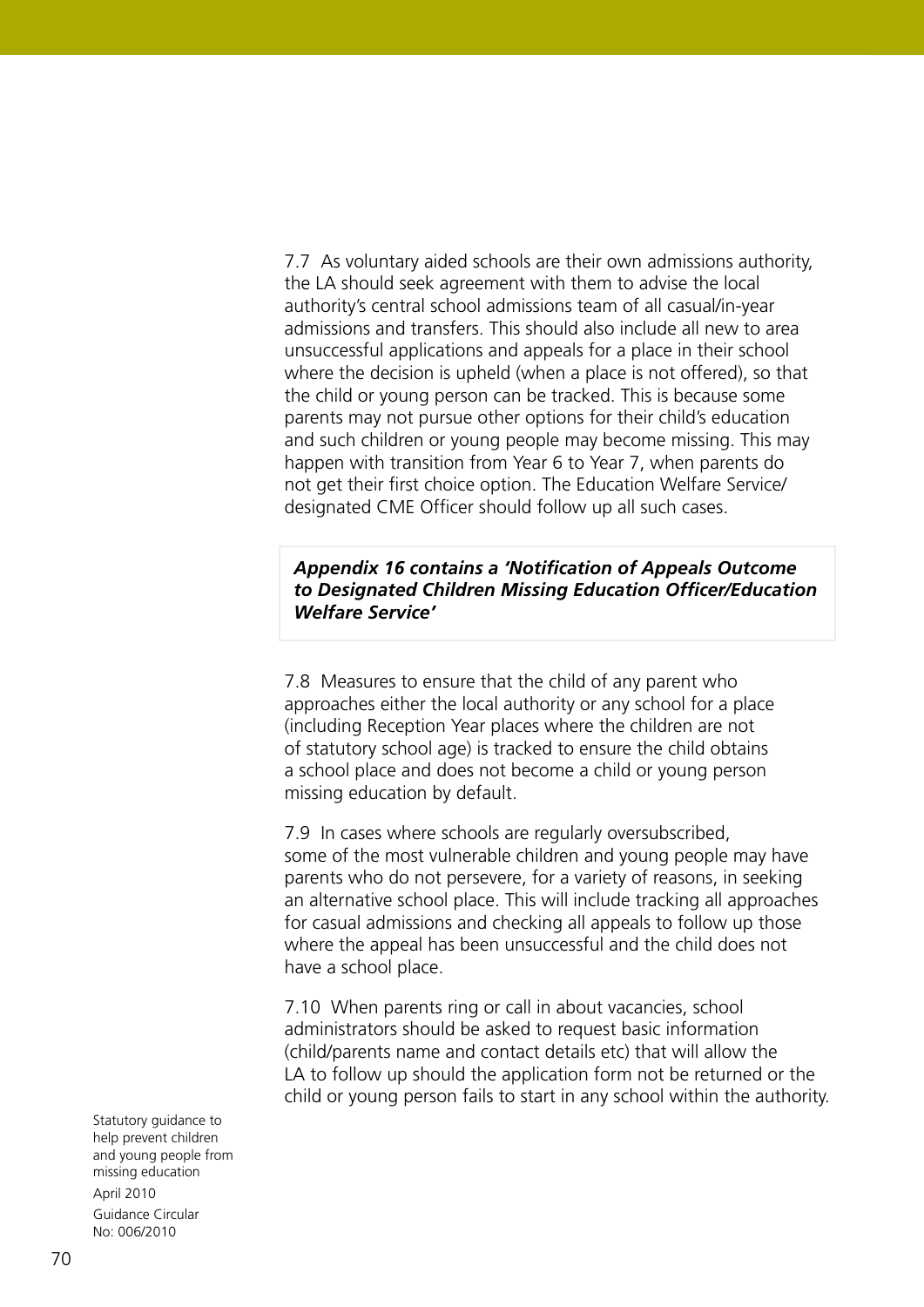7.7 As voluntary aided schools are their own admissions authority, the LA should seek agreement with them to advise the local authority's central school admissions team of all casual/in-year admissions and transfers. This should also include all new to area unsuccessful applications and appeals for a place in their school where the decision is upheld (when a place is not offered), so that the child or young person can be tracked. This is because some parents may not pursue other options for their child's education and such children or young people may become missing. This may happen with transition from Year 6 to Year 7, when parents do not get their first choice option. The Education Welfare Service/designated CME Officer should follow up all such cases.

***Appendix 16 contains a 'Notification of Appeals Outcome to Designated Children Missing Education Officer/Education Welfare Service'***

7.8 Measures to ensure that the child of any parent who approaches either the local authority or any school for a place (including Reception Year places where the children are not of statutory school age) is tracked to ensure the child obtains a school place and does not become a child or young person missing education by default.

7.9 In cases where schools are regularly oversubscribed, some of the most vulnerable children and young people may have parents who do not persevere, for a variety of reasons, in seeking an alternative school place. This will include tracking all approaches for casual admissions and checking all appeals to follow up those where the appeal has been unsuccessful and the child does not have a school place.

7.10 When parents ring or call in about vacancies, school administrators should be asked to request basic information (child/parents name and contact details etc) that will allow the LA to follow up should the application form not be returned or the child or young person fails to start in any school within the authority.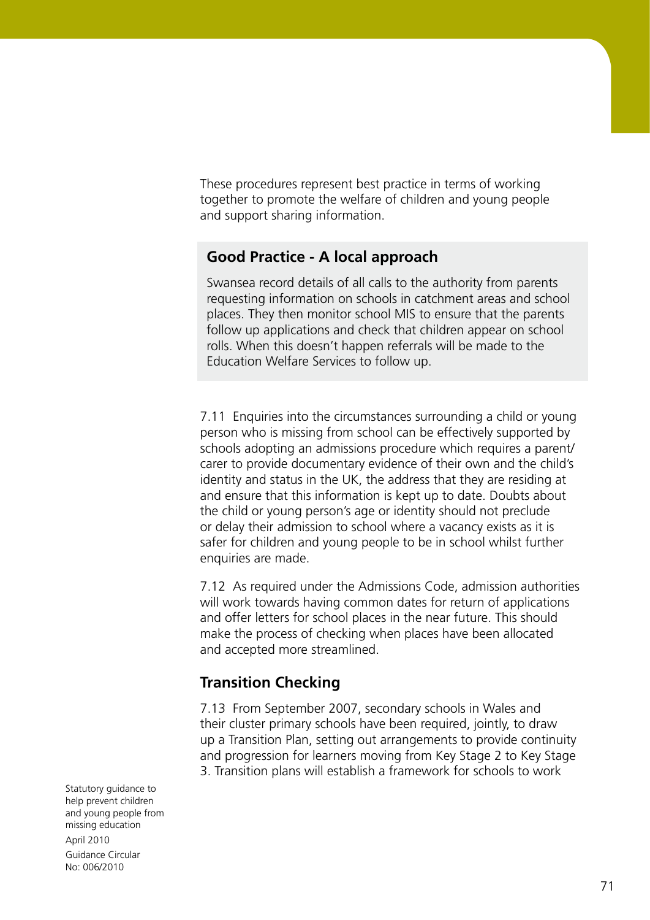These procedures represent best practice in terms of working together to promote the welfare of children and young people and support sharing information.

### Good Practice - A local approach

Swansea record details of all calls to the authority from parents requesting information on schools in catchment areas and school places. They then monitor school MIS to ensure that the parents follow up applications and check that children appear on school rolls. When this doesn't happen referrals will be made to the Education Welfare Services to follow up.

7.11 Enquiries into the circumstances surrounding a child or young person who is missing from school can be effectively supported by schools adopting an admissions procedure which requires a parent/carer to provide documentary evidence of their own and the child's identity and status in the UK, the address that they are residing at and ensure that this information is kept up to date. Doubts about the child or young person's age or identity should not preclude or delay their admission to school where a vacancy exists as it is safer for children and young people to be in school whilst further enquiries are made.

7.12 As required under the Admissions Code, admission authorities will work towards having common dates for return of applications and offer letters for school places in the near future. This should make the process of checking when places have been allocated and accepted more streamlined.

## Transition Checking

7.13 From September 2007, secondary schools in Wales and their cluster primary schools have been required, jointly, to draw up a Transition Plan, setting out arrangements to provide continuity and progression for learners moving from Key Stage 2 to Key Stage 3. Transition plans will establish a framework for schools to work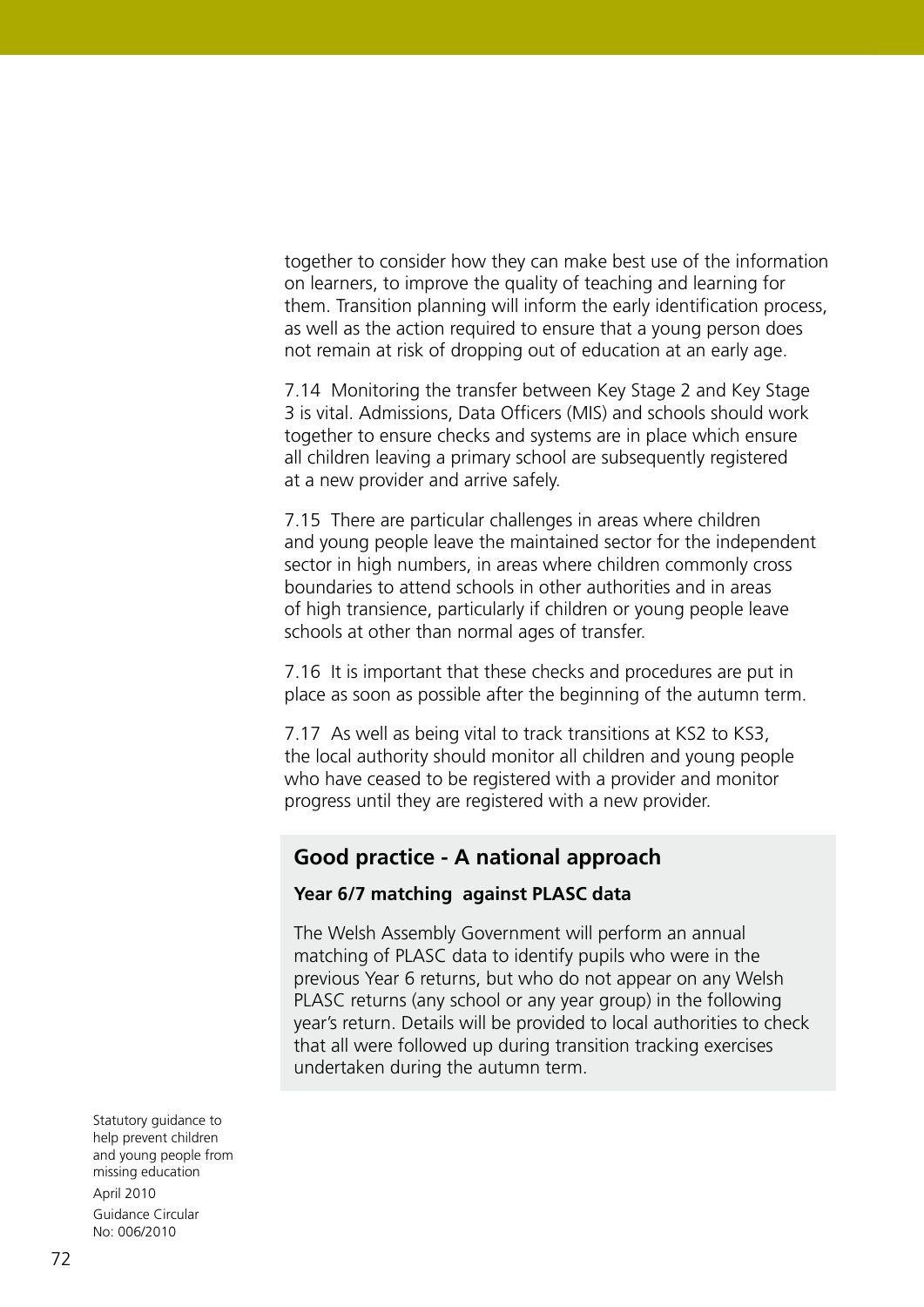together to consider how they can make best use of the information on learners, to improve the quality of teaching and learning for them. Transition planning will inform the early identification process, as well as the action required to ensure that a young person does not remain at risk of dropping out of education at an early age.

7.14 Monitoring the transfer between Key Stage 2 and Key Stage 3 is vital. Admissions, Data Officers (MIS) and schools should work together to ensure checks and systems are in place which ensure all children leaving a primary school are subsequently registered at a new provider and arrive safely.

7.15 There are particular challenges in areas where children and young people leave the maintained sector for the independent sector in high numbers, in areas where children commonly cross boundaries to attend schools in other authorities and in areas of high transience, particularly if children or young people leave schools at other than normal ages of transfer.

7.16 It is important that these checks and procedures are put in place as soon as possible after the beginning of the autumn term.

7.17 As well as being vital to track transitions at KS2 to KS3, the local authority should monitor all children and young people who have ceased to be registered with a provider and monitor progress until they are registered with a new provider.

## Good practice - A national approach

**Year 6/7 matching against PLASC data**

The Welsh Assembly Government will perform an annual matching of PLASC data to identify pupils who were in the previous Year 6 returns, but who do not appear on any Welsh PLASC returns (any school or any year group) in the following year's return. Details will be provided to local authorities to check that all were followed up during transition tracking exercises undertaken during the autumn term.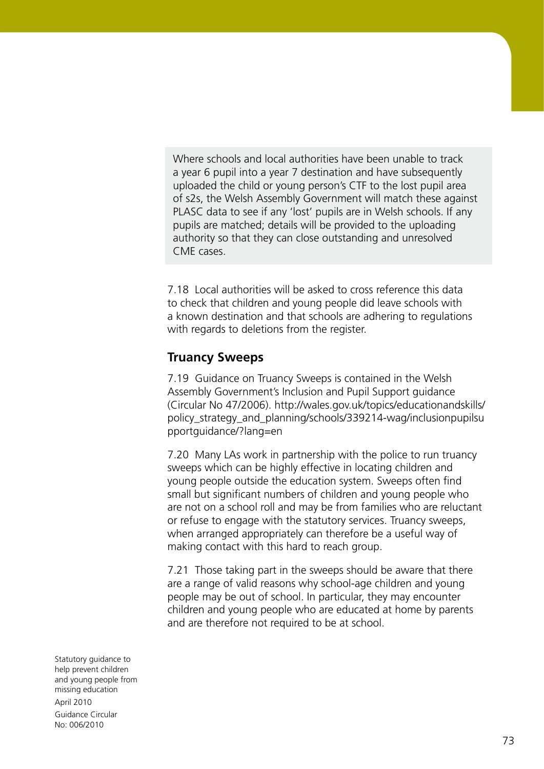Where schools and local authorities have been unable to track a year 6 pupil into a year 7 destination and have subsequently uploaded the child or young person's CTF to the lost pupil area of s2s, the Welsh Assembly Government will match these against PLASC data to see if any 'lost' pupils are in Welsh schools. If any pupils are matched; details will be provided to the uploading authority so that they can close outstanding and unresolved CME cases.

7.18 Local authorities will be asked to cross reference this data to check that children and young people did leave schools with a known destination and that schools are adhering to regulations with regards to deletions from the register.

## Truancy Sweeps

7.19 Guidance on Truancy Sweeps is contained in the Welsh Assembly Government's Inclusion and Pupil Support guidance (Circular No 47/2006). http://wales.gov.uk/topics/educationandskills/policy_strategy_and_planning/schools/339214-wag/inclusionpupilsupportguidance/?lang=en

7.20 Many LAs work in partnership with the police to run truancy sweeps which can be highly effective in locating children and young people outside the education system. Sweeps often find small but significant numbers of children and young people who are not on a school roll and may be from families who are reluctant or refuse to engage with the statutory services. Truancy sweeps, when arranged appropriately can therefore be a useful way of making contact with this hard to reach group.

7.21 Those taking part in the sweeps should be aware that there are a range of valid reasons why school-age children and young people may be out of school. In particular, they may encounter children and young people who are educated at home by parents and are therefore not required to be at school.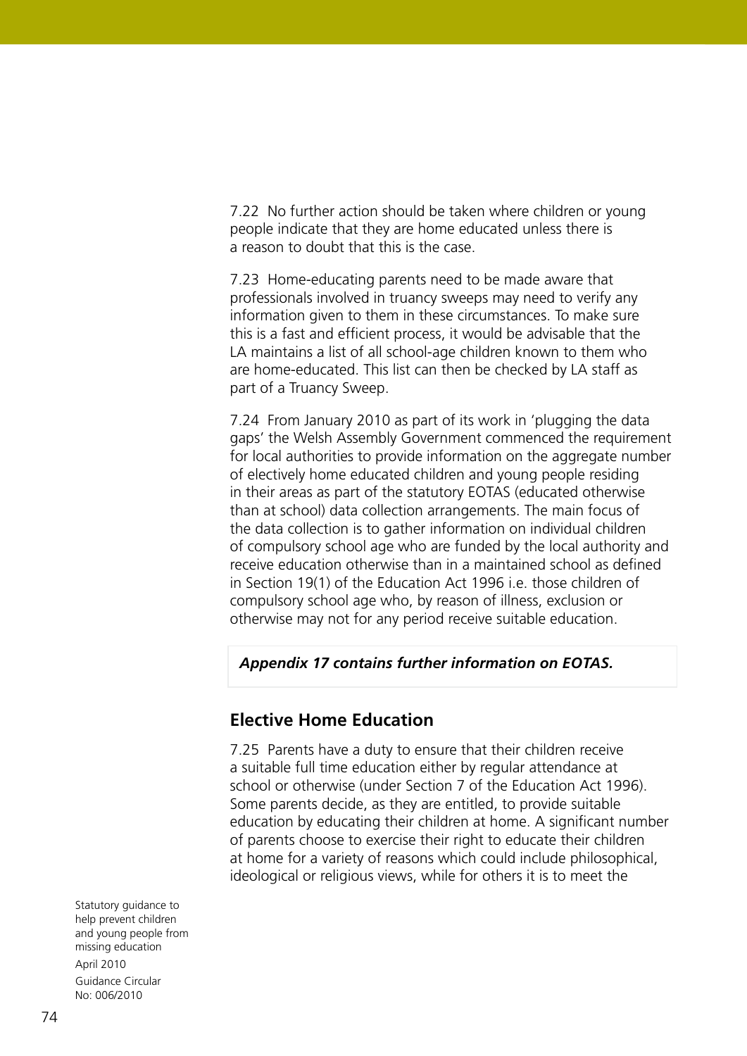7.22 No further action should be taken where children or young people indicate that they are home educated unless there is a reason to doubt that this is the case.

7.23 Home-educating parents need to be made aware that professionals involved in truancy sweeps may need to verify any information given to them in these circumstances. To make sure this is a fast and efficient process, it would be advisable that the LA maintains a list of all school-age children known to them who are home-educated. This list can then be checked by LA staff as part of a Truancy Sweep.

7.24 From January 2010 as part of its work in 'plugging the data gaps' the Welsh Assembly Government commenced the requirement for local authorities to provide information on the aggregate number of electively home educated children and young people residing in their areas as part of the statutory EOTAS (educated otherwise than at school) data collection arrangements. The main focus of the data collection is to gather information on individual children of compulsory school age who are funded by the local authority and receive education otherwise than in a maintained school as defined in Section 19(1) of the Education Act 1996 i.e. those children of compulsory school age who, by reason of illness, exclusion or otherwise may not for any period receive suitable education.

***Appendix 17 contains further information on EOTAS.***

## Elective Home Education

7.25 Parents have a duty to ensure that their children receive a suitable full time education either by regular attendance at school or otherwise (under Section 7 of the Education Act 1996). Some parents decide, as they are entitled, to provide suitable education by educating their children at home. A significant number of parents choose to exercise their right to educate their children at home for a variety of reasons which could include philosophical, ideological or religious views, while for others it is to meet the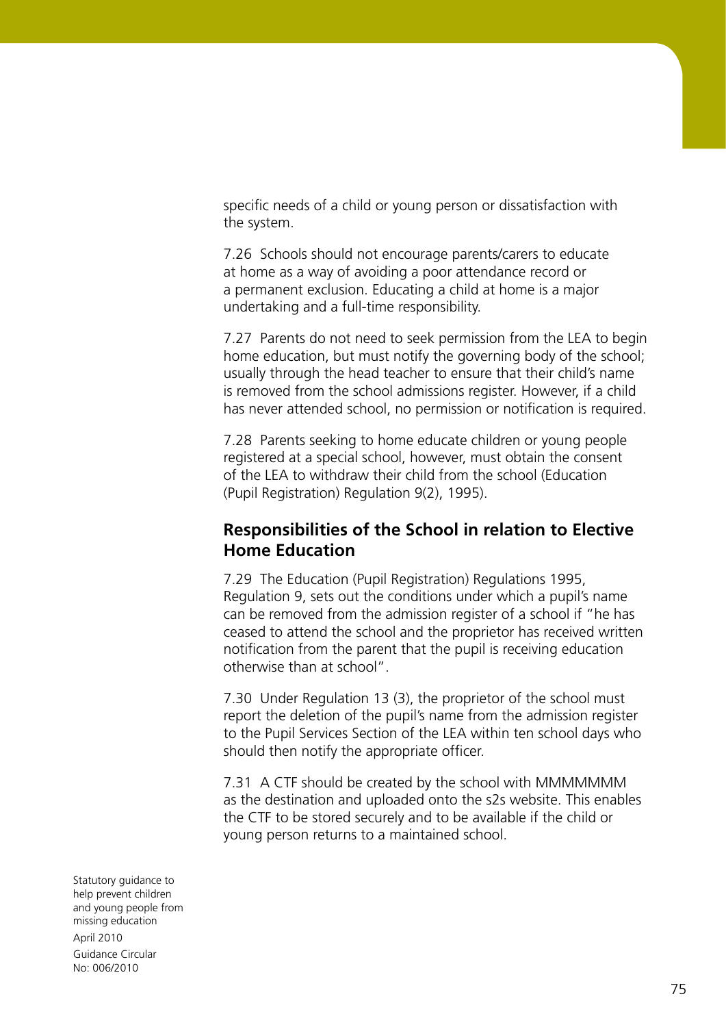specific needs of a child or young person or dissatisfaction with the system.

7.26 Schools should not encourage parents/carers to educate at home as a way of avoiding a poor attendance record or a permanent exclusion. Educating a child at home is a major undertaking and a full-time responsibility.

7.27 Parents do not need to seek permission from the LEA to begin home education, but must notify the governing body of the school; usually through the head teacher to ensure that their child's name is removed from the school admissions register. However, if a child has never attended school, no permission or notification is required.

7.28 Parents seeking to home educate children or young people registered at a special school, however, must obtain the consent of the LEA to withdraw their child from the school (Education (Pupil Registration) Regulation 9(2), 1995).

## Responsibilities of the School in relation to Elective Home Education

7.29 The Education (Pupil Registration) Regulations 1995, Regulation 9, sets out the conditions under which a pupil's name can be removed from the admission register of a school if "he has ceased to attend the school and the proprietor has received written notification from the parent that the pupil is receiving education otherwise than at school".

7.30 Under Regulation 13 (3), the proprietor of the school must report the deletion of the pupil's name from the admission register to the Pupil Services Section of the LEA within ten school days who should then notify the appropriate officer.

7.31 A CTF should be created by the school with MMMMMMM as the destination and uploaded onto the s2s website. This enables the CTF to be stored securely and to be available if the child or young person returns to a maintained school.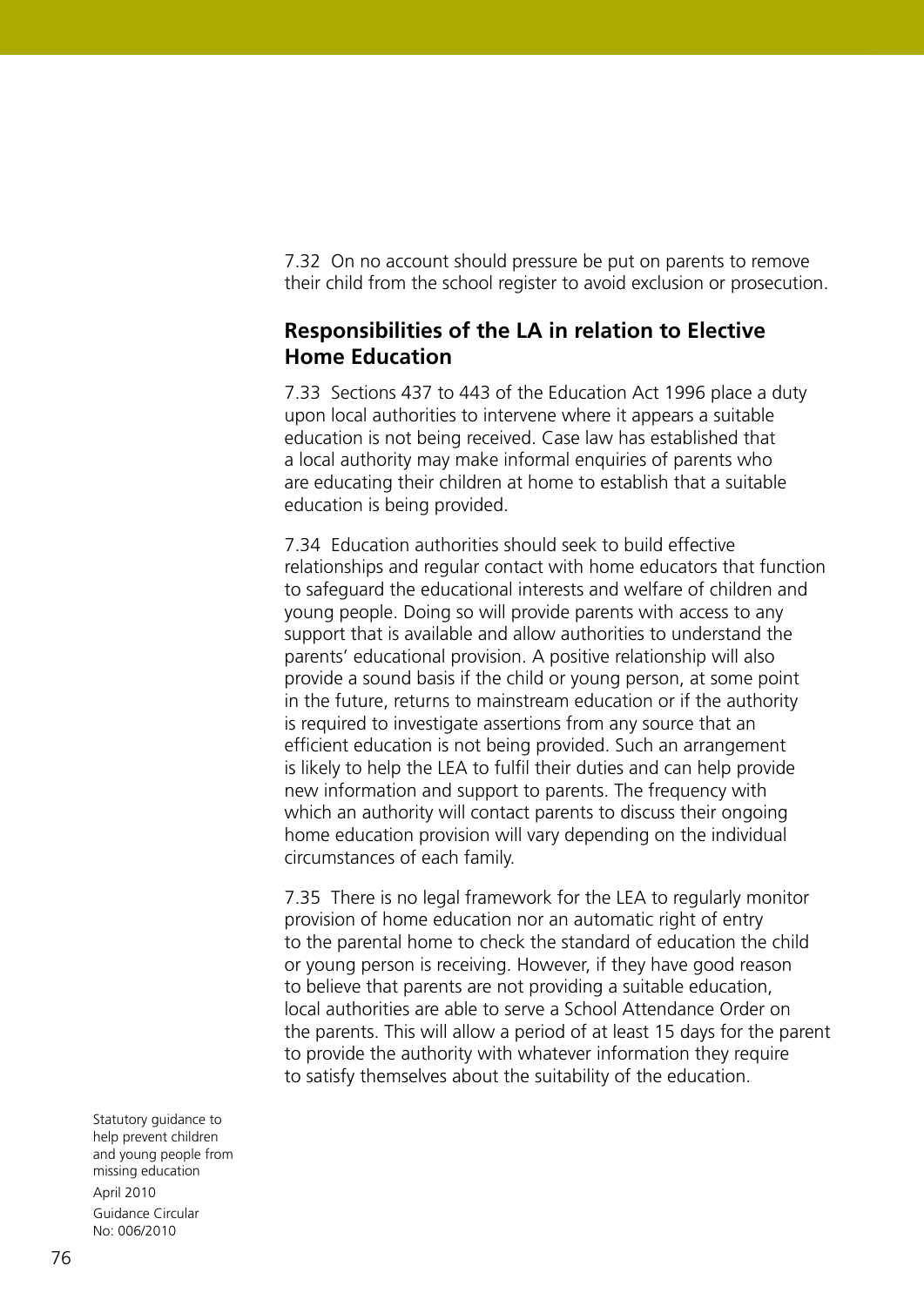7.32 On no account should pressure be put on parents to remove their child from the school register to avoid exclusion or prosecution.

## Responsibilities of the LA in relation to Elective Home Education

7.33 Sections 437 to 443 of the Education Act 1996 place a duty upon local authorities to intervene where it appears a suitable education is not being received. Case law has established that a local authority may make informal enquiries of parents who are educating their children at home to establish that a suitable education is being provided.

7.34 Education authorities should seek to build effective relationships and regular contact with home educators that function to safeguard the educational interests and welfare of children and young people. Doing so will provide parents with access to any support that is available and allow authorities to understand the parents' educational provision. A positive relationship will also provide a sound basis if the child or young person, at some point in the future, returns to mainstream education or if the authority is required to investigate assertions from any source that an efficient education is not being provided. Such an arrangement is likely to help the LEA to fulfil their duties and can help provide new information and support to parents. The frequency with which an authority will contact parents to discuss their ongoing home education provision will vary depending on the individual circumstances of each family.

7.35 There is no legal framework for the LEA to regularly monitor provision of home education nor an automatic right of entry to the parental home to check the standard of education the child or young person is receiving. However, if they have good reason to believe that parents are not providing a suitable education, local authorities are able to serve a School Attendance Order on the parents. This will allow a period of at least 15 days for the parent to provide the authority with whatever information they require to satisfy themselves about the suitability of the education.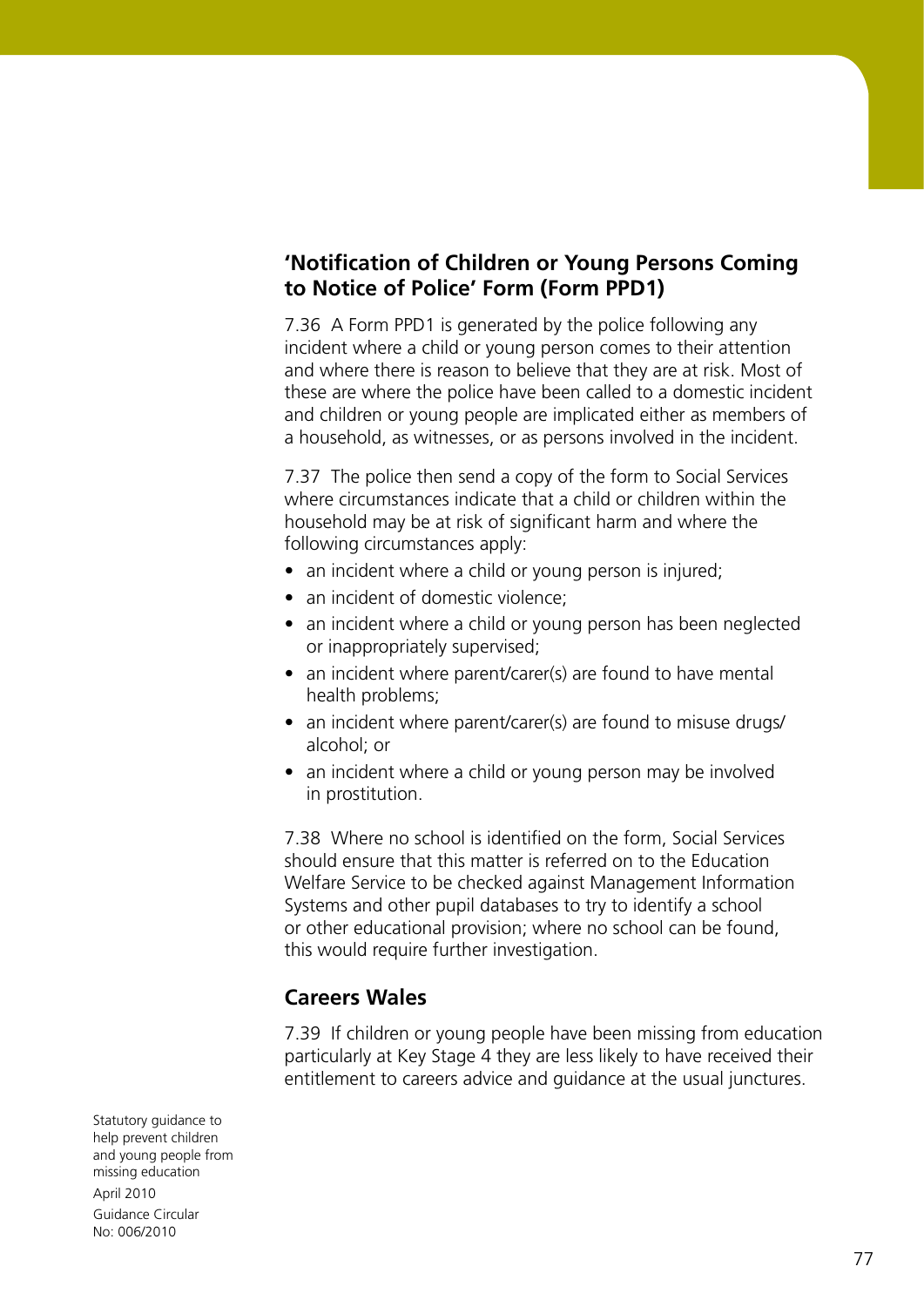## 'Notification of Children or Young Persons Coming to Notice of Police' Form (Form PPD1)

7.36 A Form PPD1 is generated by the police following any incident where a child or young person comes to their attention and where there is reason to believe that they are at risk. Most of these are where the police have been called to a domestic incident and children or young people are implicated either as members of a household, as witnesses, or as persons involved in the incident.

7.37 The police then send a copy of the form to Social Services where circumstances indicate that a child or children within the household may be at risk of significant harm and where the following circumstances apply:

- an incident where a child or young person is injured;
- an incident of domestic violence;
- an incident where a child or young person has been neglected or inappropriately supervised;
- an incident where parent/carer(s) are found to have mental health problems;
- an incident where parent/carer(s) are found to misuse drugs/alcohol; or
- an incident where a child or young person may be involved in prostitution.

7.38 Where no school is identified on the form, Social Services should ensure that this matter is referred on to the Education Welfare Service to be checked against Management Information Systems and other pupil databases to try to identify a school or other educational provision; where no school can be found, this would require further investigation.

## Careers Wales

7.39 If children or young people have been missing from education particularly at Key Stage 4 they are less likely to have received their entitlement to careers advice and guidance at the usual junctures.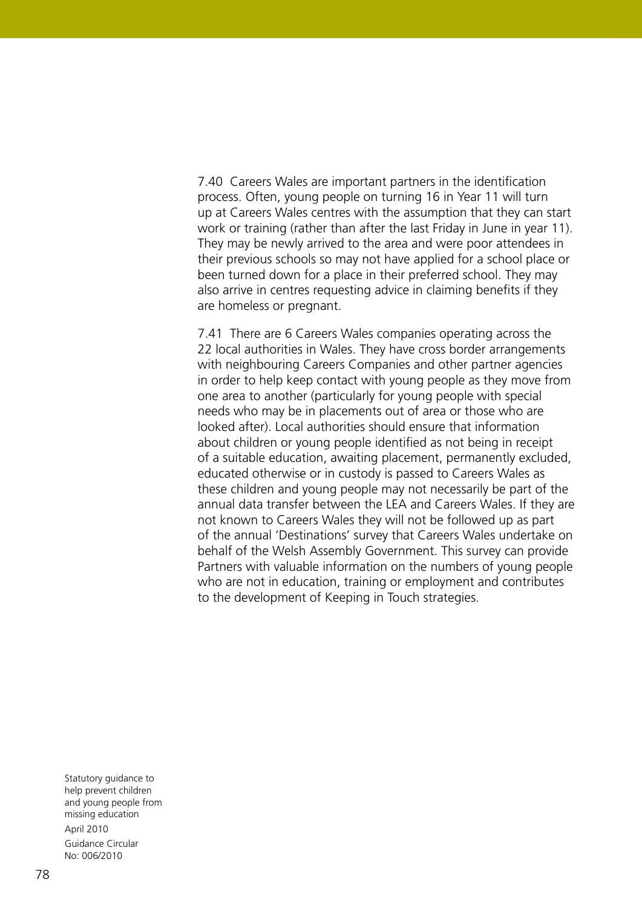7.40 Careers Wales are important partners in the identification process. Often, young people on turning 16 in Year 11 will turn up at Careers Wales centres with the assumption that they can start work or training (rather than after the last Friday in June in year 11). They may be newly arrived to the area and were poor attendees in their previous schools so may not have applied for a school place or been turned down for a place in their preferred school. They may also arrive in centres requesting advice in claiming benefits if they are homeless or pregnant.

7.41 There are 6 Careers Wales companies operating across the 22 local authorities in Wales. They have cross border arrangements with neighbouring Careers Companies and other partner agencies in order to help keep contact with young people as they move from one area to another (particularly for young people with special needs who may be in placements out of area or those who are looked after). Local authorities should ensure that information about children or young people identified as not being in receipt of a suitable education, awaiting placement, permanently excluded, educated otherwise or in custody is passed to Careers Wales as these children and young people may not necessarily be part of the annual data transfer between the LEA and Careers Wales. If they are not known to Careers Wales they will not be followed up as part of the annual 'Destinations' survey that Careers Wales undertake on behalf of the Welsh Assembly Government. This survey can provide Partners with valuable information on the numbers of young people who are not in education, training or employment and contributes to the development of Keeping in Touch strategies.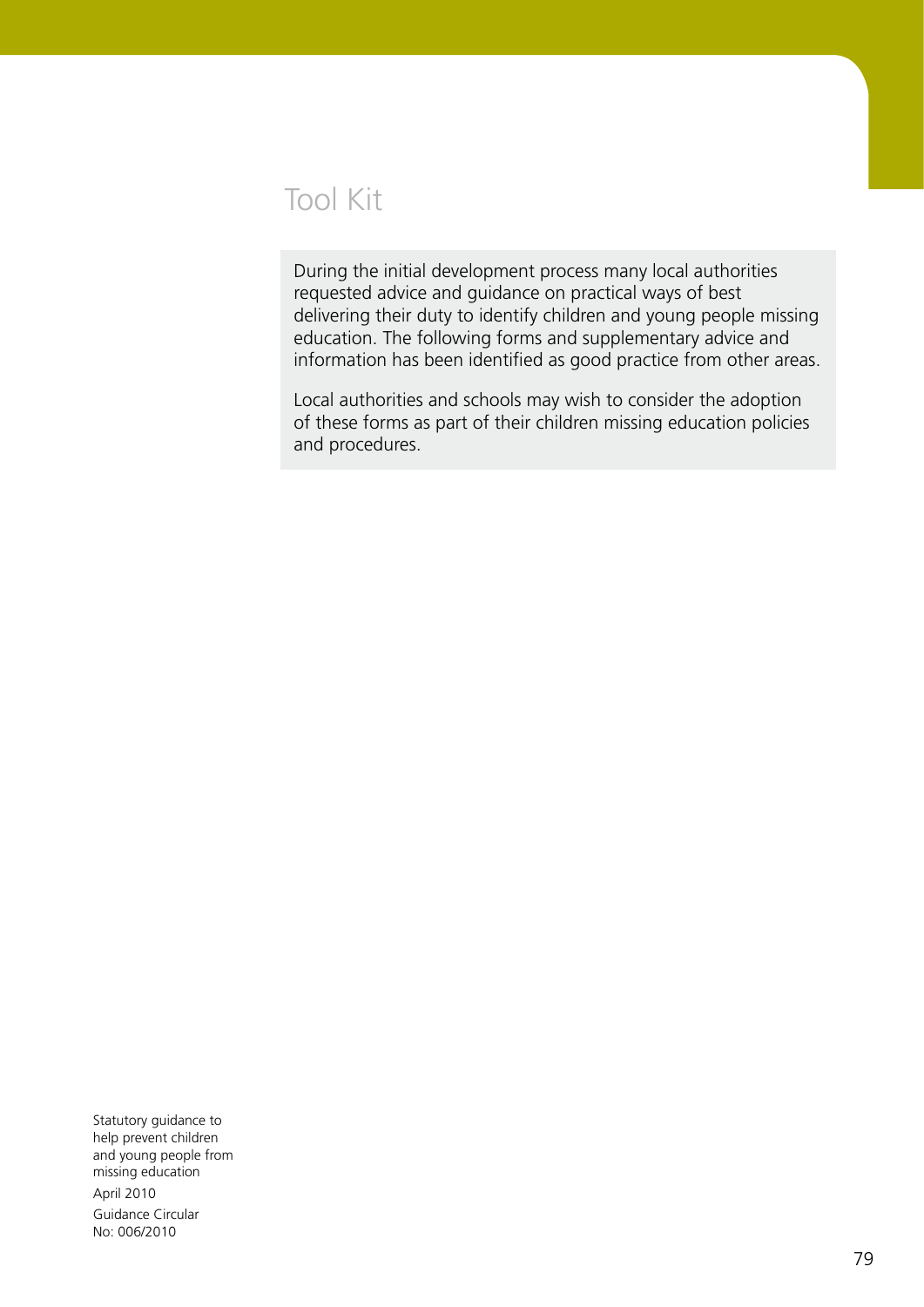# Tool Kit

During the initial development process many local authorities requested advice and guidance on practical ways of best delivering their duty to identify children and young people missing education. The following forms and supplementary advice and information has been identified as good practice from other areas.

Local authorities and schools may wish to consider the adoption of these forms as part of their children missing education policies and procedures.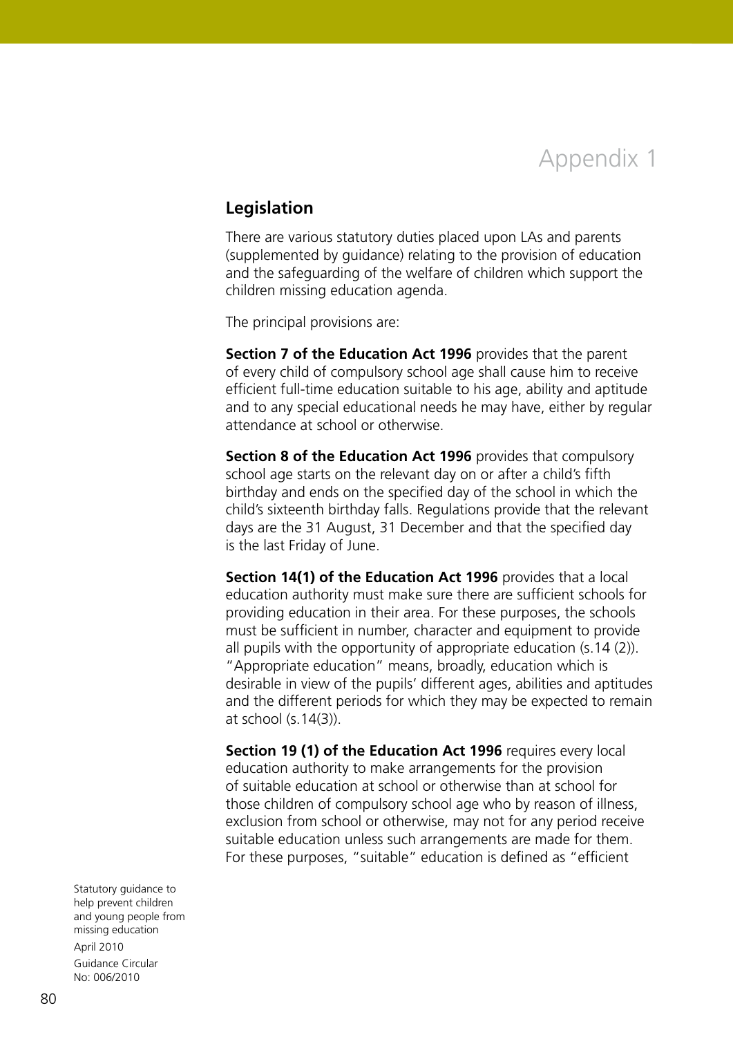# Appendix 1

## Legislation

There are various statutory duties placed upon LAs and parents (supplemented by guidance) relating to the provision of education and the safeguarding of the welfare of children which support the children missing education agenda.

The principal provisions are:

**Section 7 of the Education Act 1996** provides that the parent of every child of compulsory school age shall cause him to receive efficient full-time education suitable to his age, ability and aptitude and to any special educational needs he may have, either by regular attendance at school or otherwise.

**Section 8 of the Education Act 1996** provides that compulsory school age starts on the relevant day on or after a child's fifth birthday and ends on the specified day of the school in which the child's sixteenth birthday falls. Regulations provide that the relevant days are the 31 August, 31 December and that the specified day is the last Friday of June.

**Section 14(1) of the Education Act 1996** provides that a local education authority must make sure there are sufficient schools for providing education in their area. For these purposes, the schools must be sufficient in number, character and equipment to provide all pupils with the opportunity of appropriate education (s.14 (2)). "Appropriate education" means, broadly, education which is desirable in view of the pupils' different ages, abilities and aptitudes and the different periods for which they may be expected to remain at school (s.14(3)).

**Section 19 (1) of the Education Act 1996** requires every local education authority to make arrangements for the provision of suitable education at school or otherwise than at school for those children of compulsory school age who by reason of illness, exclusion from school or otherwise, may not for any period receive suitable education unless such arrangements are made for them. For these purposes, "suitable" education is defined as "efficient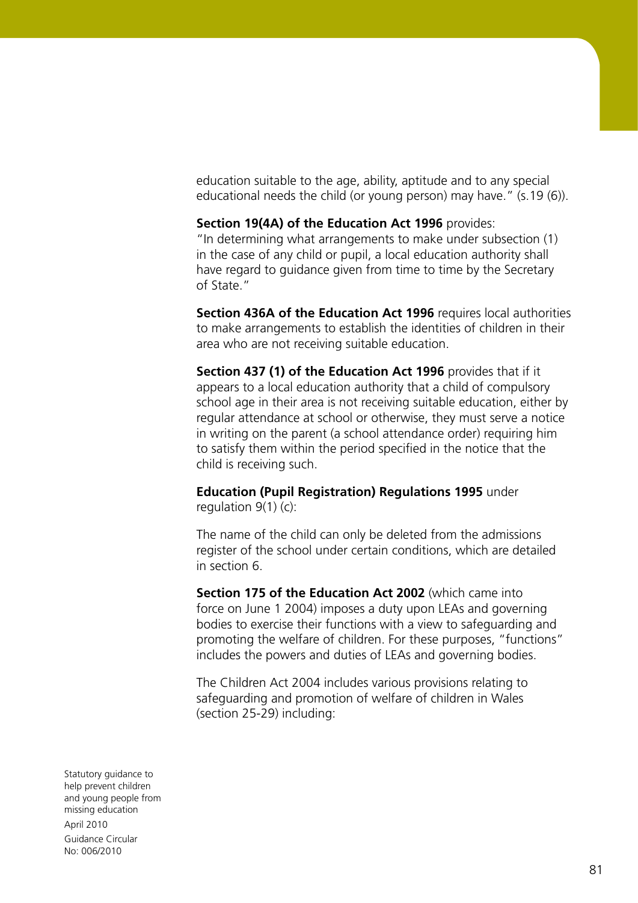education suitable to the age, ability, aptitude and to any special educational needs the child (or young person) may have." (s.19 (6)).

**Section 19(4A) of the Education Act 1996** provides:
"In determining what arrangements to make under subsection (1) in the case of any child or pupil, a local education authority shall have regard to guidance given from time to time by the Secretary of State."

**Section 436A of the Education Act 1996** requires local authorities to make arrangements to establish the identities of children in their area who are not receiving suitable education.

**Section 437 (1) of the Education Act 1996** provides that if it appears to a local education authority that a child of compulsory school age in their area is not receiving suitable education, either by regular attendance at school or otherwise, they must serve a notice in writing on the parent (a school attendance order) requiring him to satisfy them within the period specified in the notice that the child is receiving such.

**Education (Pupil Registration) Regulations 1995** under regulation 9(1) (c):

The name of the child can only be deleted from the admissions register of the school under certain conditions, which are detailed in section 6.

**Section 175 of the Education Act 2002** (which came into force on June 1 2004) imposes a duty upon LEAs and governing bodies to exercise their functions with a view to safeguarding and promoting the welfare of children. For these purposes, "functions" includes the powers and duties of LEAs and governing bodies.

The Children Act 2004 includes various provisions relating to safeguarding and promotion of welfare of children in Wales (section 25-29) including: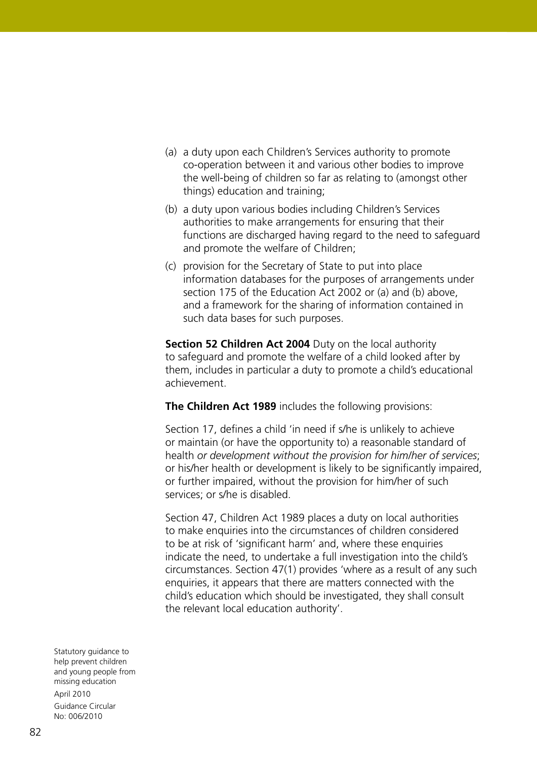(a) a duty upon each Children's Services authority to promote co-operation between it and various other bodies to improve the well-being of children so far as relating to (amongst other things) education and training;

(b) a duty upon various bodies including Children's Services authorities to make arrangements for ensuring that their functions are discharged having regard to the need to safeguard and promote the welfare of Children;

(c) provision for the Secretary of State to put into place information databases for the purposes of arrangements under section 175 of the Education Act 2002 or (a) and (b) above, and a framework for the sharing of information contained in such data bases for such purposes.

**Section 52 Children Act 2004** Duty on the local authority to safeguard and promote the welfare of a child looked after by them, includes in particular a duty to promote a child's educational achievement.

**The Children Act 1989** includes the following provisions:

Section 17, defines a child 'in need if s/he is unlikely to achieve or maintain (or have the opportunity to) a reasonable standard of health *or development without the provision for him/her of services*; or his/her health or development is likely to be significantly impaired, or further impaired, without the provision for him/her of such services; or s/he is disabled.

Section 47, Children Act 1989 places a duty on local authorities to make enquiries into the circumstances of children considered to be at risk of 'significant harm' and, where these enquiries indicate the need, to undertake a full investigation into the child's circumstances. Section 47(1) provides 'where as a result of any such enquiries, it appears that there are matters connected with the child's education which should be investigated, they shall consult the relevant local education authority'.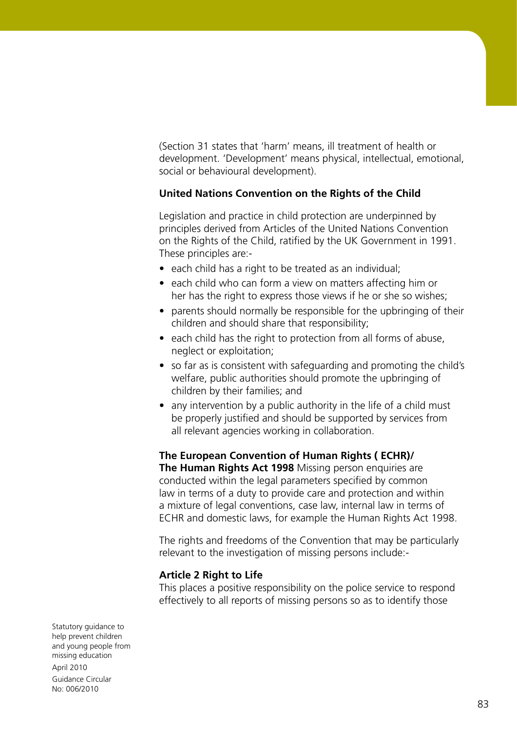(Section 31 states that 'harm' means, ill treatment of health or development. 'Development' means physical, intellectual, emotional, social or behavioural development).

**United Nations Convention on the Rights of the Child**

Legislation and practice in child protection are underpinned by principles derived from Articles of the United Nations Convention on the Rights of the Child, ratified by the UK Government in 1991. These principles are:-

- each child has a right to be treated as an individual;
- each child who can form a view on matters affecting him or her has the right to express those views if he or she so wishes;
- parents should normally be responsible for the upbringing of their children and should share that responsibility;
- each child has the right to protection from all forms of abuse, neglect or exploitation;
- so far as is consistent with safeguarding and promoting the child's welfare, public authorities should promote the upbringing of children by their families; and
- any intervention by a public authority in the life of a child must be properly justified and should be supported by services from all relevant agencies working in collaboration.

**The European Convention of Human Rights ( ECHR)/ The Human Rights Act 1998** Missing person enquiries are conducted within the legal parameters specified by common law in terms of a duty to provide care and protection and within a mixture of legal conventions, case law, internal law in terms of ECHR and domestic laws, for example the Human Rights Act 1998.

The rights and freedoms of the Convention that may be particularly relevant to the investigation of missing persons include:-

**Article 2 Right to Life**
This places a positive responsibility on the police service to respond effectively to all reports of missing persons so as to identify those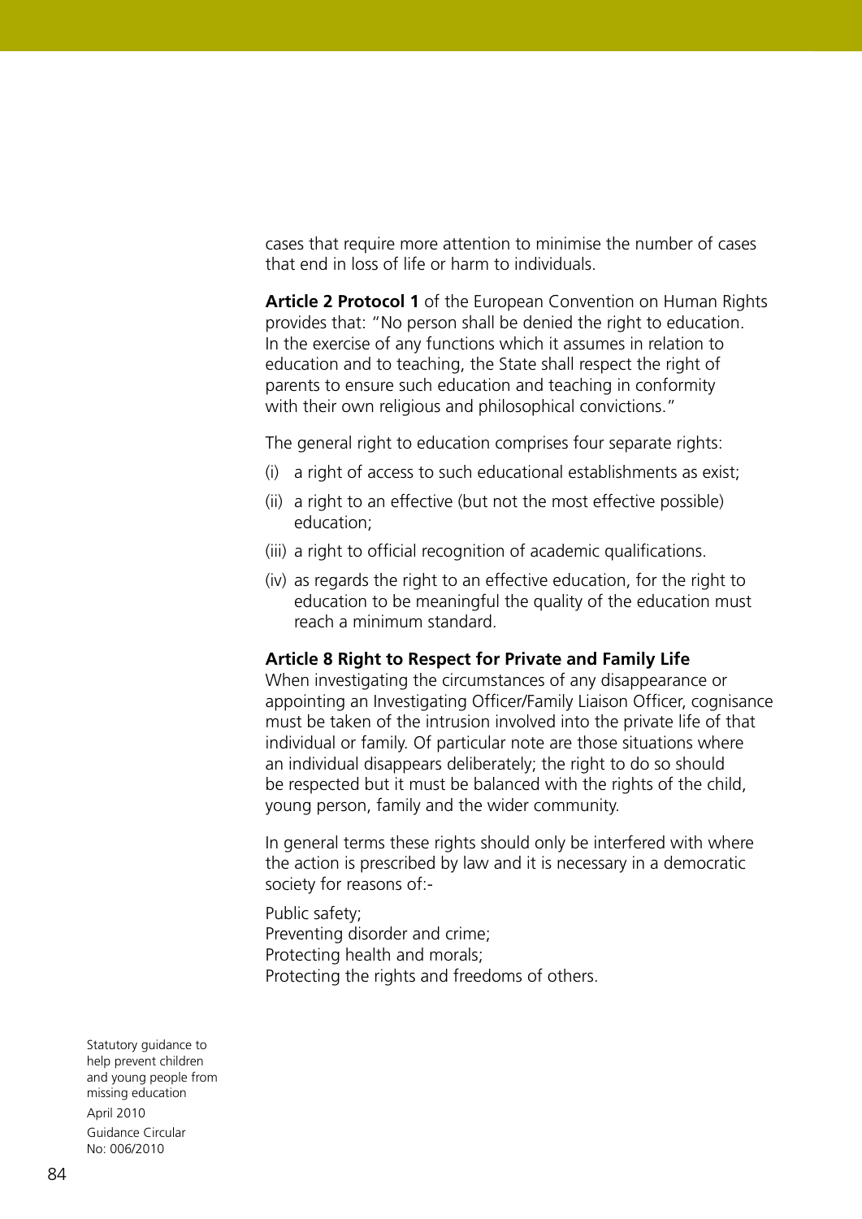cases that require more attention to minimise the number of cases that end in loss of life or harm to individuals.

**Article 2 Protocol 1** of the European Convention on Human Rights provides that: "No person shall be denied the right to education. In the exercise of any functions which it assumes in relation to education and to teaching, the State shall respect the right of parents to ensure such education and teaching in conformity with their own religious and philosophical convictions."

The general right to education comprises four separate rights:

(i) a right of access to such educational establishments as exist;

(ii) a right to an effective (but not the most effective possible) education;

(iii) a right to official recognition of academic qualifications.

(iv) as regards the right to an effective education, for the right to education to be meaningful the quality of the education must reach a minimum standard.

**Article 8 Right to Respect for Private and Family Life**

When investigating the circumstances of any disappearance or appointing an Investigating Officer/Family Liaison Officer, cognisance must be taken of the intrusion involved into the private life of that individual or family. Of particular note are those situations where an individual disappears deliberately; the right to do so should be respected but it must be balanced with the rights of the child, young person, family and the wider community.

In general terms these rights should only be interfered with where the action is prescribed by law and it is necessary in a democratic society for reasons of:-

Public safety;
Preventing disorder and crime;
Protecting health and morals;
Protecting the rights and freedoms of others.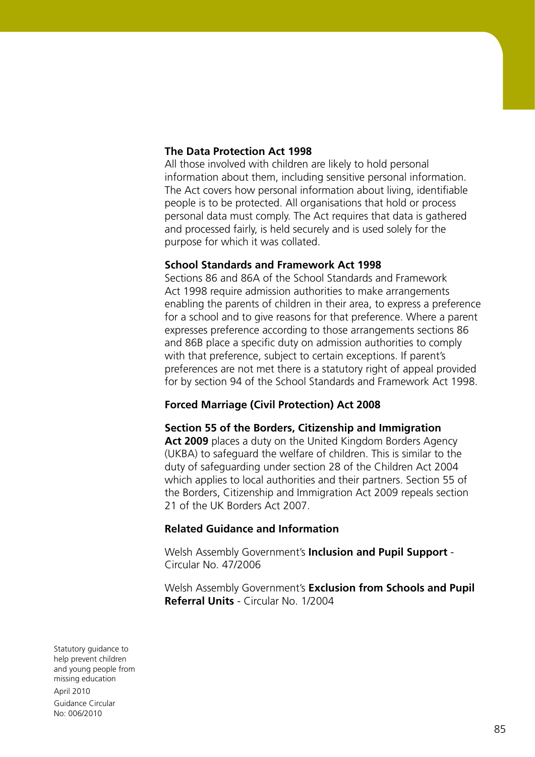**The Data Protection Act 1998**
All those involved with children are likely to hold personal information about them, including sensitive personal information. The Act covers how personal information about living, identifiable people is to be protected. All organisations that hold or process personal data must comply. The Act requires that data is gathered and processed fairly, is held securely and is used solely for the purpose for which it was collated.

**School Standards and Framework Act 1998**
Sections 86 and 86A of the School Standards and Framework Act 1998 require admission authorities to make arrangements enabling the parents of children in their area, to express a preference for a school and to give reasons for that preference. Where a parent expresses preference according to those arrangements sections 86 and 86B place a specific duty on admission authorities to comply with that preference, subject to certain exceptions. If parent's preferences are not met there is a statutory right of appeal provided for by section 94 of the School Standards and Framework Act 1998.

**Forced Marriage (Civil Protection) Act 2008**

**Section 55 of the Borders, Citizenship and Immigration Act 2009** places a duty on the United Kingdom Borders Agency (UKBA) to safeguard the welfare of children. This is similar to the duty of safeguarding under section 28 of the Children Act 2004 which applies to local authorities and their partners. Section 55 of the Borders, Citizenship and Immigration Act 2009 repeals section 21 of the UK Borders Act 2007.

**Related Guidance and Information**

Welsh Assembly Government's **Inclusion and Pupil Support** - Circular No. 47/2006

Welsh Assembly Government's **Exclusion from Schools and Pupil Referral Units** - Circular No. 1/2004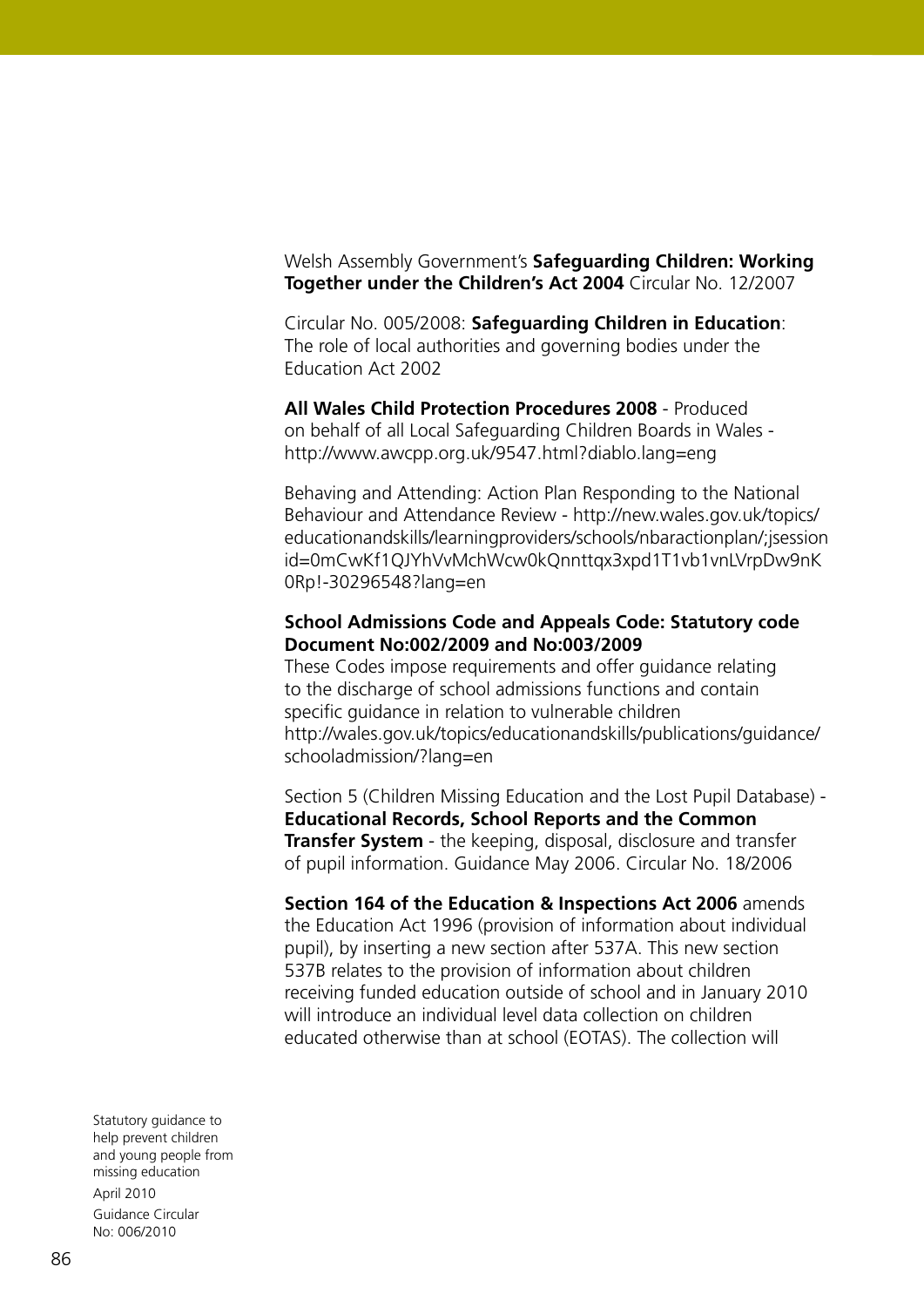Welsh Assembly Government's **Safeguarding Children: Working Together under the Children's Act 2004** Circular No. 12/2007

Circular No. 005/2008: **Safeguarding Children in Education**: The role of local authorities and governing bodies under the Education Act 2002

**All Wales Child Protection Procedures 2008** - Produced on behalf of all Local Safeguarding Children Boards in Wales - http://www.awcpp.org.uk/9547.html?diablo.lang=eng

Behaving and Attending: Action Plan Responding to the National Behaviour and Attendance Review - http://new.wales.gov.uk/topics/educationandskills/learningproviders/schools/nbaractionplan/;jsessionid=0mCwKf1QJYhVvMchWcw0kQnnttqx3xpd1T1vb1vnLVrpDw9nK0Rp!-30296548?lang=en

**School Admissions Code and Appeals Code: Statutory code Document No:002/2009 and No:003/2009**
These Codes impose requirements and offer guidance relating to the discharge of school admissions functions and contain specific guidance in relation to vulnerable children http://wales.gov.uk/topics/educationandskills/publications/guidance/schooladmission/?lang=en

Section 5 (Children Missing Education and the Lost Pupil Database) - **Educational Records, School Reports and the Common Transfer System** - the keeping, disposal, disclosure and transfer of pupil information. Guidance May 2006. Circular No. 18/2006

**Section 164 of the Education & Inspections Act 2006** amends the Education Act 1996 (provision of information about individual pupil), by inserting a new section after 537A. This new section 537B relates to the provision of information about children receiving funded education outside of school and in January 2010 will introduce an individual level data collection on children educated otherwise than at school (EOTAS). The collection will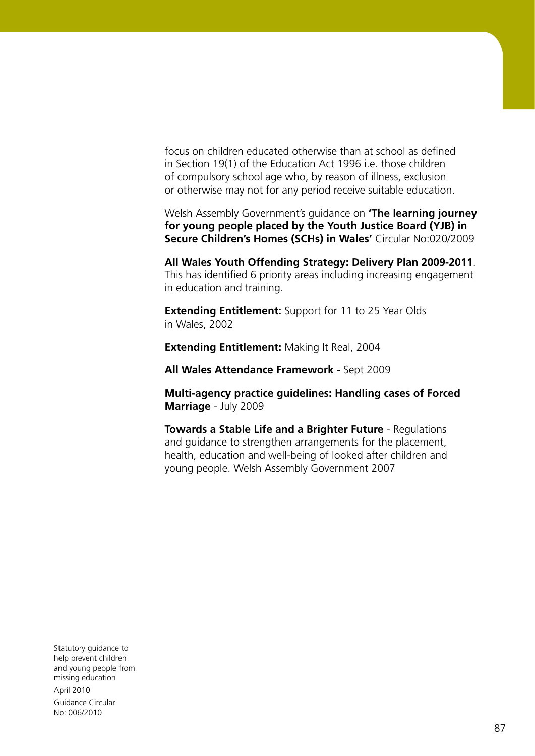focus on children educated otherwise than at school as defined in Section 19(1) of the Education Act 1996 i.e. those children of compulsory school age who, by reason of illness, exclusion or otherwise may not for any period receive suitable education.

Welsh Assembly Government's guidance on **'The learning journey for young people placed by the Youth Justice Board (YJB) in Secure Children's Homes (SCHs) in Wales'** Circular No:020/2009

**All Wales Youth Offending Strategy: Delivery Plan 2009-2011**. This has identified 6 priority areas including increasing engagement in education and training.

**Extending Entitlement:** Support for 11 to 25 Year Olds in Wales, 2002

**Extending Entitlement:** Making It Real, 2004

**All Wales Attendance Framework** - Sept 2009

**Multi-agency practice guidelines: Handling cases of Forced Marriage** - July 2009

**Towards a Stable Life and a Brighter Future** - Regulations and guidance to strengthen arrangements for the placement, health, education and well-being of looked after children and young people. Welsh Assembly Government 2007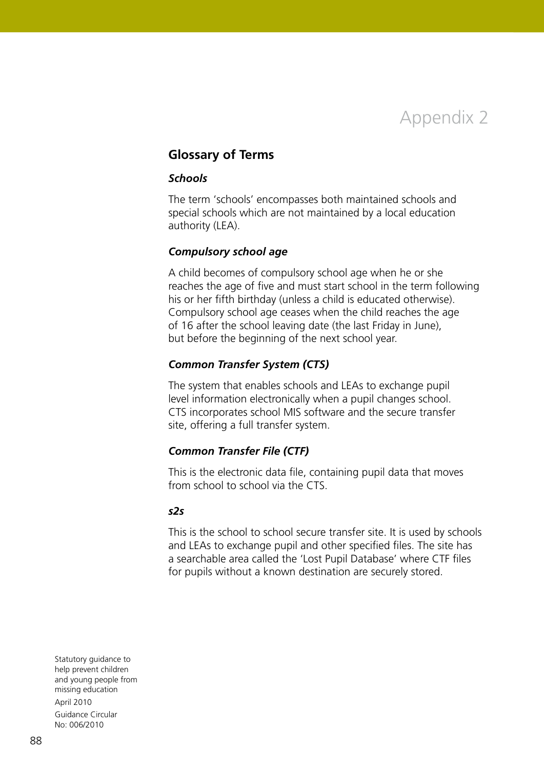# Appendix 2

## Glossary of Terms

### *Schools*

The term 'schools' encompasses both maintained schools and special schools which are not maintained by a local education authority (LEA).

### *Compulsory school age*

A child becomes of compulsory school age when he or she reaches the age of five and must start school in the term following his or her fifth birthday (unless a child is educated otherwise). Compulsory school age ceases when the child reaches the age of 16 after the school leaving date (the last Friday in June), but before the beginning of the next school year.

### *Common Transfer System (CTS)*

The system that enables schools and LEAs to exchange pupil level information electronically when a pupil changes school. CTS incorporates school MIS software and the secure transfer site, offering a full transfer system.

### *Common Transfer File (CTF)*

This is the electronic data file, containing pupil data that moves from school to school via the CTS.

### *s2s*

This is the school to school secure transfer site. It is used by schools and LEAs to exchange pupil and other specified files. The site has a searchable area called the 'Lost Pupil Database' where CTF files for pupils without a known destination are securely stored.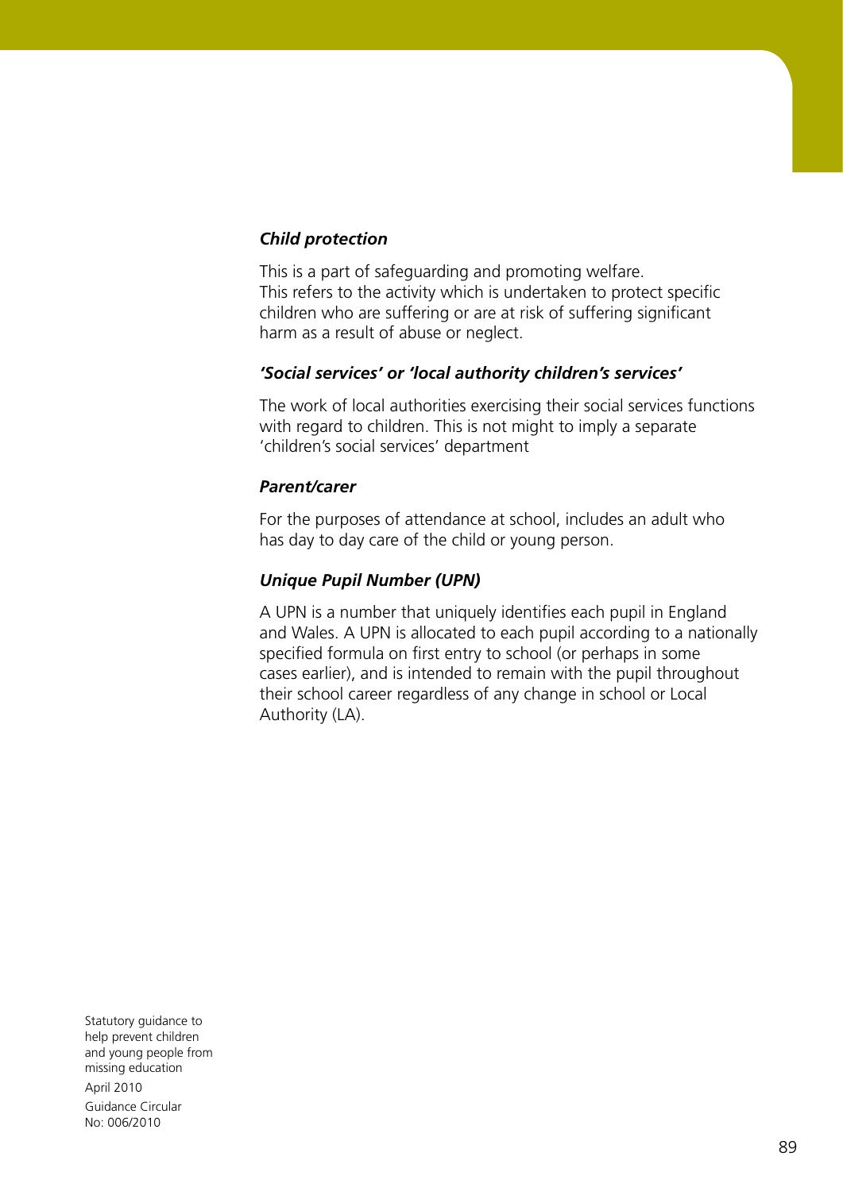***Child protection***

This is a part of safeguarding and promoting welfare. This refers to the activity which is undertaken to protect specific children who are suffering or are at risk of suffering significant harm as a result of abuse or neglect.

***'Social services' or 'local authority children's services'***

The work of local authorities exercising their social services functions with regard to children. This is not might to imply a separate 'children's social services' department

***Parent/carer***

For the purposes of attendance at school, includes an adult who has day to day care of the child or young person.

***Unique Pupil Number (UPN)***

A UPN is a number that uniquely identifies each pupil in England and Wales. A UPN is allocated to each pupil according to a nationally specified formula on first entry to school (or perhaps in some cases earlier), and is intended to remain with the pupil throughout their school career regardless of any change in school or Local Authority (LA).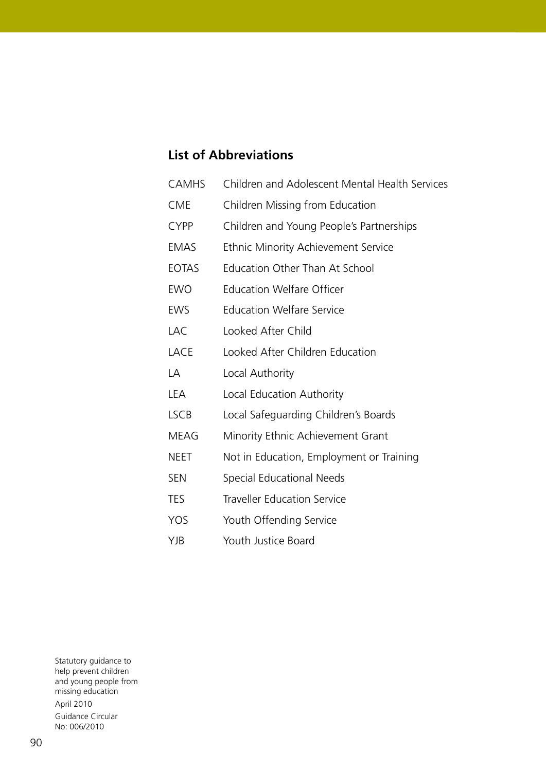## List of Abbreviations

| | |
|---|---|
| CAMHS | Children and Adolescent Mental Health Services |
| CME | Children Missing from Education |
| CYPP | Children and Young People's Partnerships |
| EMAS | Ethnic Minority Achievement Service |
| EOTAS | Education Other Than At School |
| EWO | Education Welfare Officer |
| EWS | Education Welfare Service |
| LAC | Looked After Child |
| LACE | Looked After Children Education |
| LA | Local Authority |
| LEA | Local Education Authority |
| LSCB | Local Safeguarding Children's Boards |
| MEAG | Minority Ethnic Achievement Grant |
| NEET | Not in Education, Employment or Training |
| SEN | Special Educational Needs |
| TES | Traveller Education Service |
| YOS | Youth Offending Service |
| YJB | Youth Justice Board |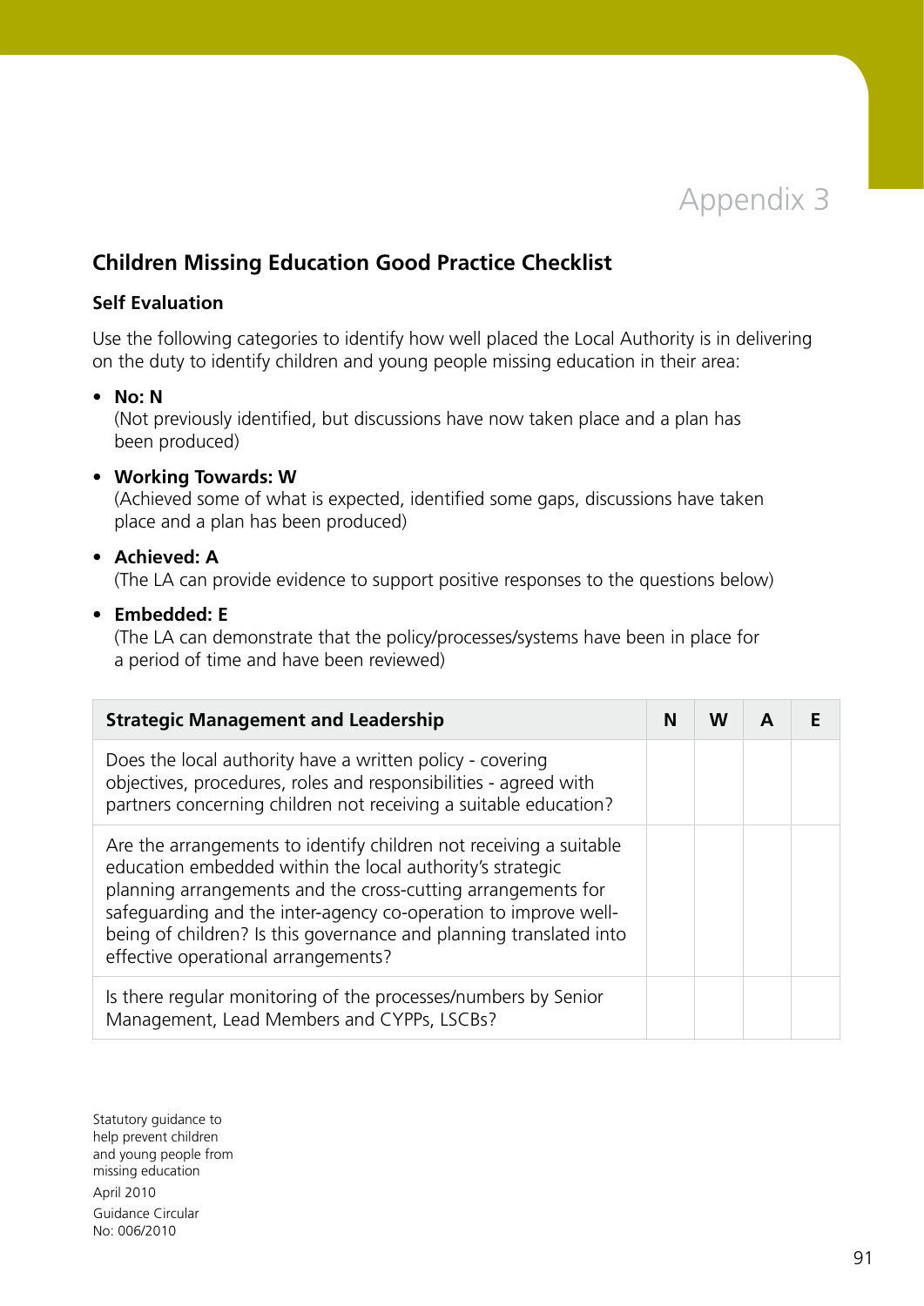# Appendix 3

## Children Missing Education Good Practice Checklist

### Self Evaluation

Use the following categories to identify how well placed the Local Authority is in delivering on the duty to identify children and young people missing education in their area:

- **No: N**
  (Not previously identified, but discussions have now taken place and a plan has been produced)
- **Working Towards: W**
  (Achieved some of what is expected, identified some gaps, discussions have taken place and a plan has been produced)
- **Achieved: A**
  (The LA can provide evidence to support positive responses to the questions below)
- **Embedded: E**
  (The LA can demonstrate that the policy/processes/systems have been in place for a period of time and have been reviewed)

| Strategic Management and Leadership | N | W | A | E |
| --- | --- | --- | --- | --- |
| Does the local authority have a written policy - covering objectives, procedures, roles and responsibilities - agreed with partners concerning children not receiving a suitable education? | | | | |
| Are the arrangements to identify children not receiving a suitable education embedded within the local authority's strategic planning arrangements and the cross-cutting arrangements for safeguarding and the inter-agency co-operation to improve well-being of children? Is this governance and planning translated into effective operational arrangements? | | | | |
| Is there regular monitoring of the processes/numbers by Senior Management, Lead Members and CYPPs, LSCBs? | | | | |

Statutory guidance to help prevent children and young people from missing education

April 2010

Guidance Circular No: 006/2010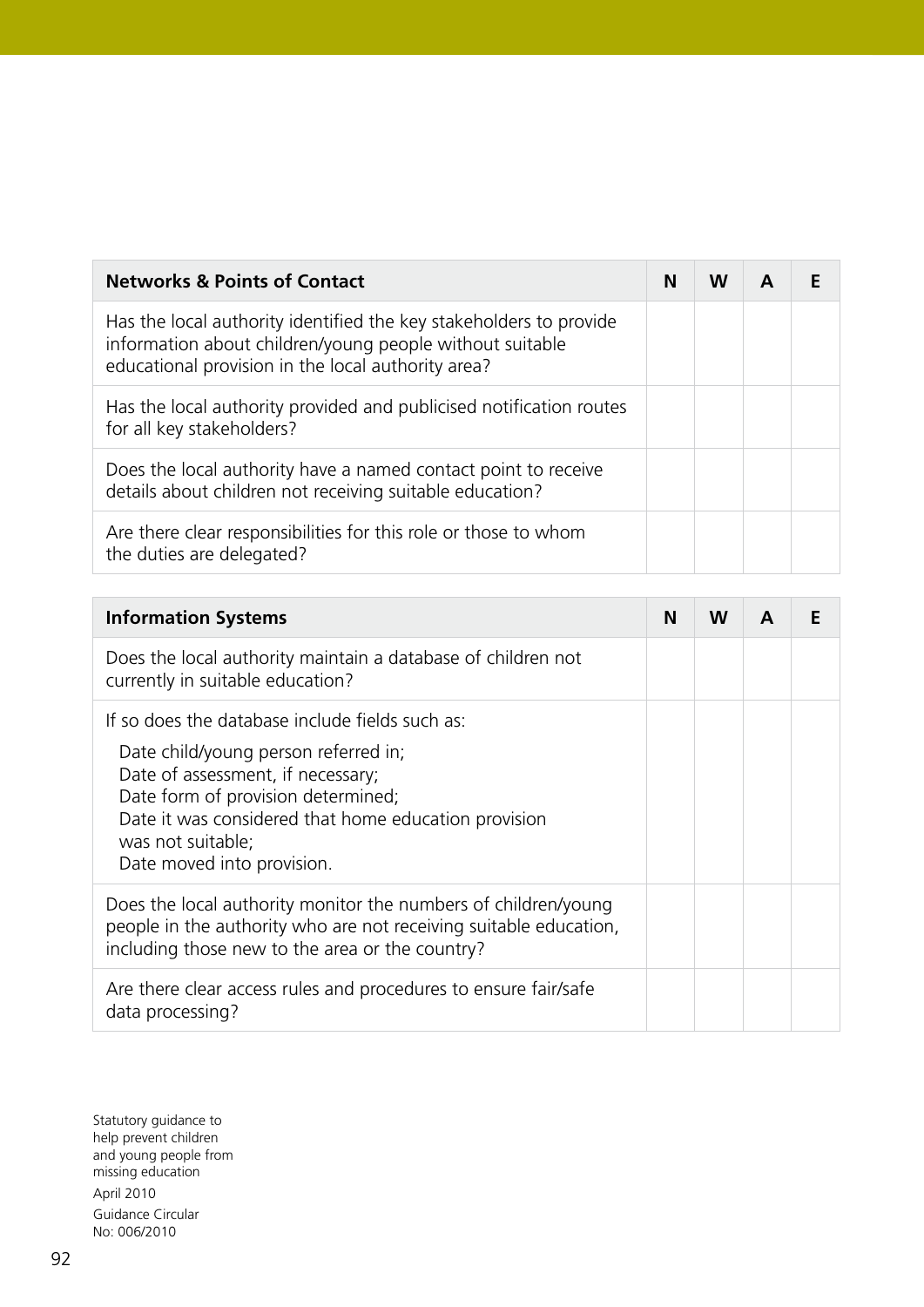| Networks & Points of Contact | N | W | A | E |
|---|---|---|---|---|
| Has the local authority identified the key stakeholders to provide information about children/young people without suitable educational provision in the local authority area? | | | | |
| Has the local authority provided and publicised notification routes for all key stakeholders? | | | | |
| Does the local authority have a named contact point to receive details about children not receiving suitable education? | | | | |
| Are there clear responsibilities for this role or those to whom the duties are delegated? | | | | |

| Information Systems | N | W | A | E |
|---|---|---|---|---|
| Does the local authority maintain a database of children not currently in suitable education? | | | | |
| If so does the database include fields such as:<br>Date child/young person referred in;<br>Date of assessment, if necessary;<br>Date form of provision determined;<br>Date it was considered that home education provision was not suitable;<br>Date moved into provision. | | | | |
| Does the local authority monitor the numbers of children/young people in the authority who are not receiving suitable education, including those new to the area or the country? | | | | |
| Are there clear access rules and procedures to ensure fair/safe data processing? | | | | |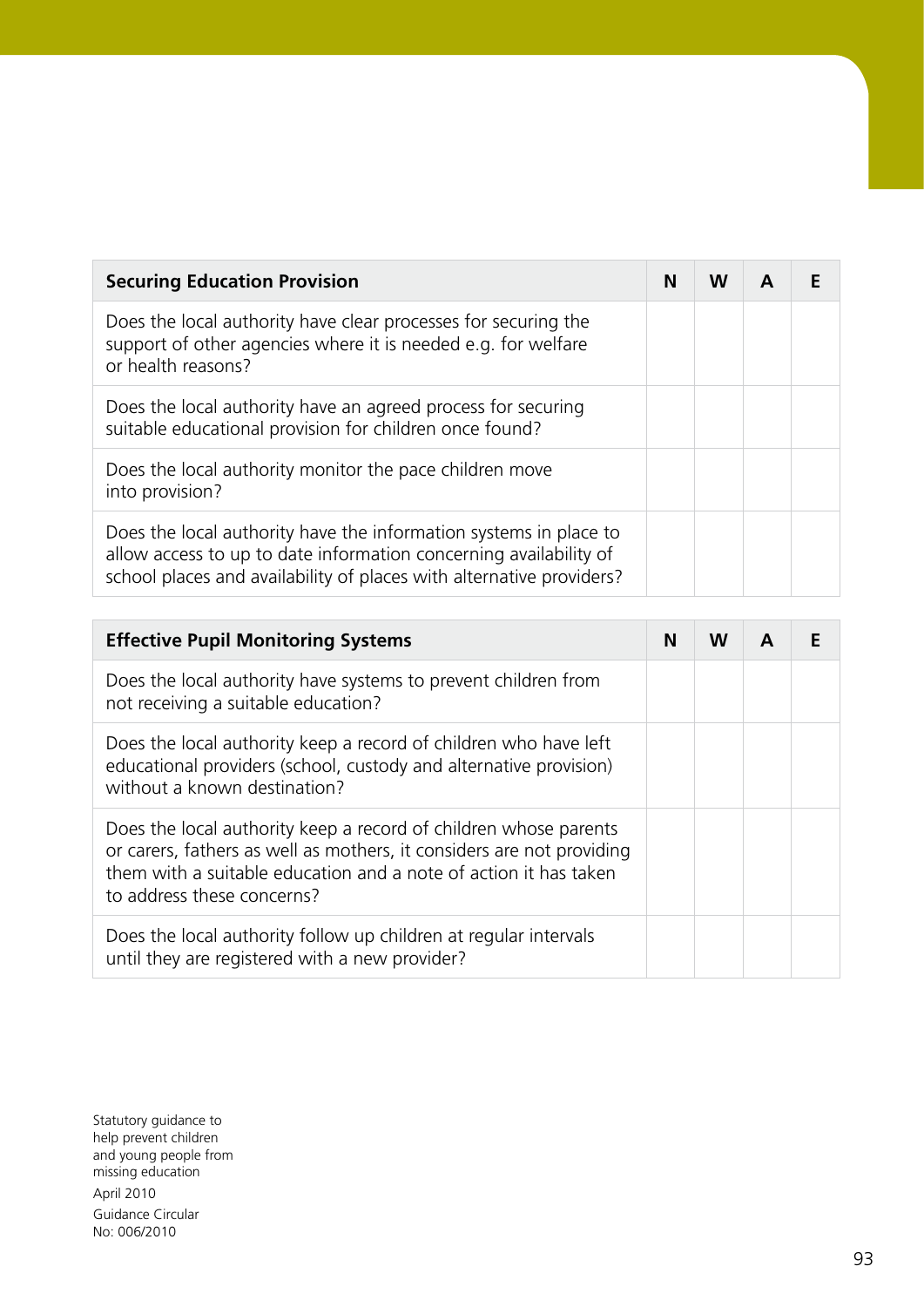| Securing Education Provision | N | W | A | E |
| --- | --- | --- | --- | --- |
| Does the local authority have clear processes for securing the support of other agencies where it is needed e.g. for welfare or health reasons? | | | | |
| Does the local authority have an agreed process for securing suitable educational provision for children once found? | | | | |
| Does the local authority monitor the pace children move into provision? | | | | |
| Does the local authority have the information systems in place to allow access to up to date information concerning availability of school places and availability of places with alternative providers? | | | | |

| Effective Pupil Monitoring Systems | N | W | A | E |
| --- | --- | --- | --- | --- |
| Does the local authority have systems to prevent children from not receiving a suitable education? | | | | |
| Does the local authority keep a record of children who have left educational providers (school, custody and alternative provision) without a known destination? | | | | |
| Does the local authority keep a record of children whose parents or carers, fathers as well as mothers, it considers are not providing them with a suitable education and a note of action it has taken to address these concerns? | | | | |
| Does the local authority follow up children at regular intervals until they are registered with a new provider? | | | | |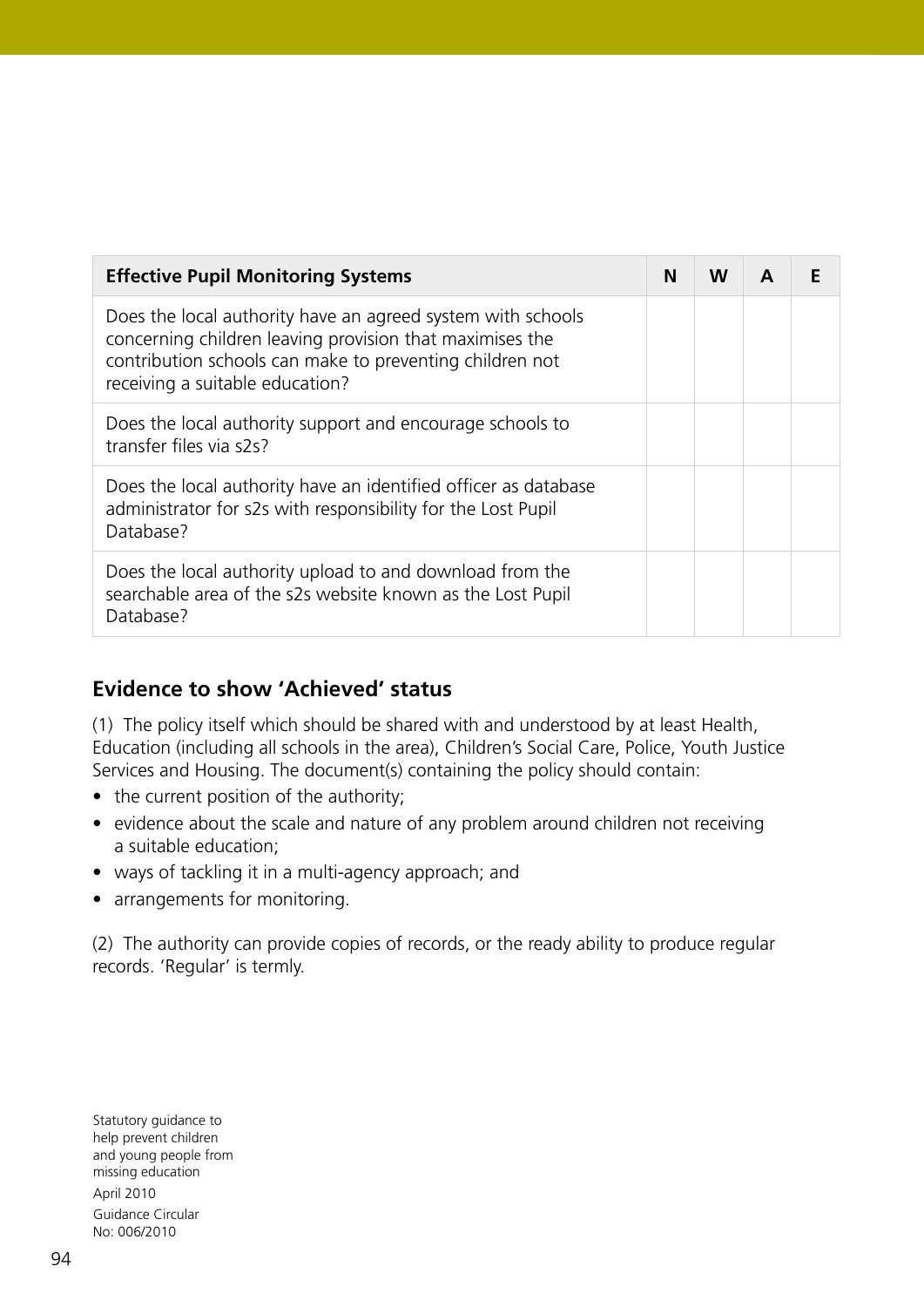| Effective Pupil Monitoring Systems | N | W | A | E |
| --- | --- | --- | --- | --- |
| Does the local authority have an agreed system with schools concerning children leaving provision that maximises the contribution schools can make to preventing children not receiving a suitable education? | | | | |
| Does the local authority support and encourage schools to transfer files via s2s? | | | | |
| Does the local authority have an identified officer as database administrator for s2s with responsibility for the Lost Pupil Database? | | | | |
| Does the local authority upload to and download from the searchable area of the s2s website known as the Lost Pupil Database? | | | | |

## Evidence to show 'Achieved' status

(1) The policy itself which should be shared with and understood by at least Health, Education (including all schools in the area), Children's Social Care, Police, Youth Justice Services and Housing. The document(s) containing the policy should contain:

- the current position of the authority;
- evidence about the scale and nature of any problem around children not receiving a suitable education;
- ways of tackling it in a multi-agency approach; and
- arrangements for monitoring.

(2) The authority can provide copies of records, or the ready ability to produce regular records. 'Regular' is termly.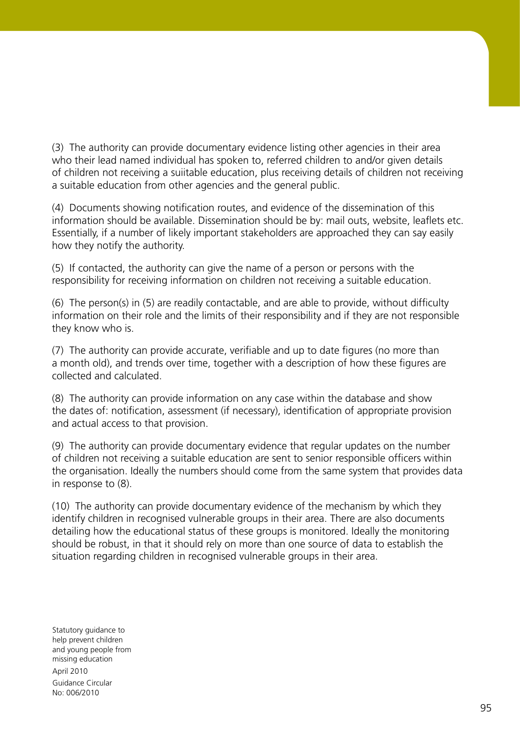(3) The authority can provide documentary evidence listing other agencies in their area who their lead named individual has spoken to, referred children to and/or given details of children not receiving a suiitable education, plus receiving details of children not receiving a suitable education from other agencies and the general public.

(4) Documents showing notification routes, and evidence of the dissemination of this information should be available. Dissemination should be by: mail outs, website, leaflets etc. Essentially, if a number of likely important stakeholders are approached they can say easily how they notify the authority.

(5) If contacted, the authority can give the name of a person or persons with the responsibility for receiving information on children not receiving a suitable education.

(6) The person(s) in (5) are readily contactable, and are able to provide, without difficulty information on their role and the limits of their responsibility and if they are not responsible they know who is.

(7) The authority can provide accurate, verifiable and up to date figures (no more than a month old), and trends over time, together with a description of how these figures are collected and calculated.

(8) The authority can provide information on any case within the database and show the dates of: notification, assessment (if necessary), identification of appropriate provision and actual access to that provision.

(9) The authority can provide documentary evidence that regular updates on the number of children not receiving a suitable education are sent to senior responsible officers within the organisation. Ideally the numbers should come from the same system that provides data in response to (8).

(10) The authority can provide documentary evidence of the mechanism by which they identify children in recognised vulnerable groups in their area. There are also documents detailing how the educational status of these groups is monitored. Ideally the monitoring should be robust, in that it should rely on more than one source of data to establish the situation regarding children in recognised vulnerable groups in their area.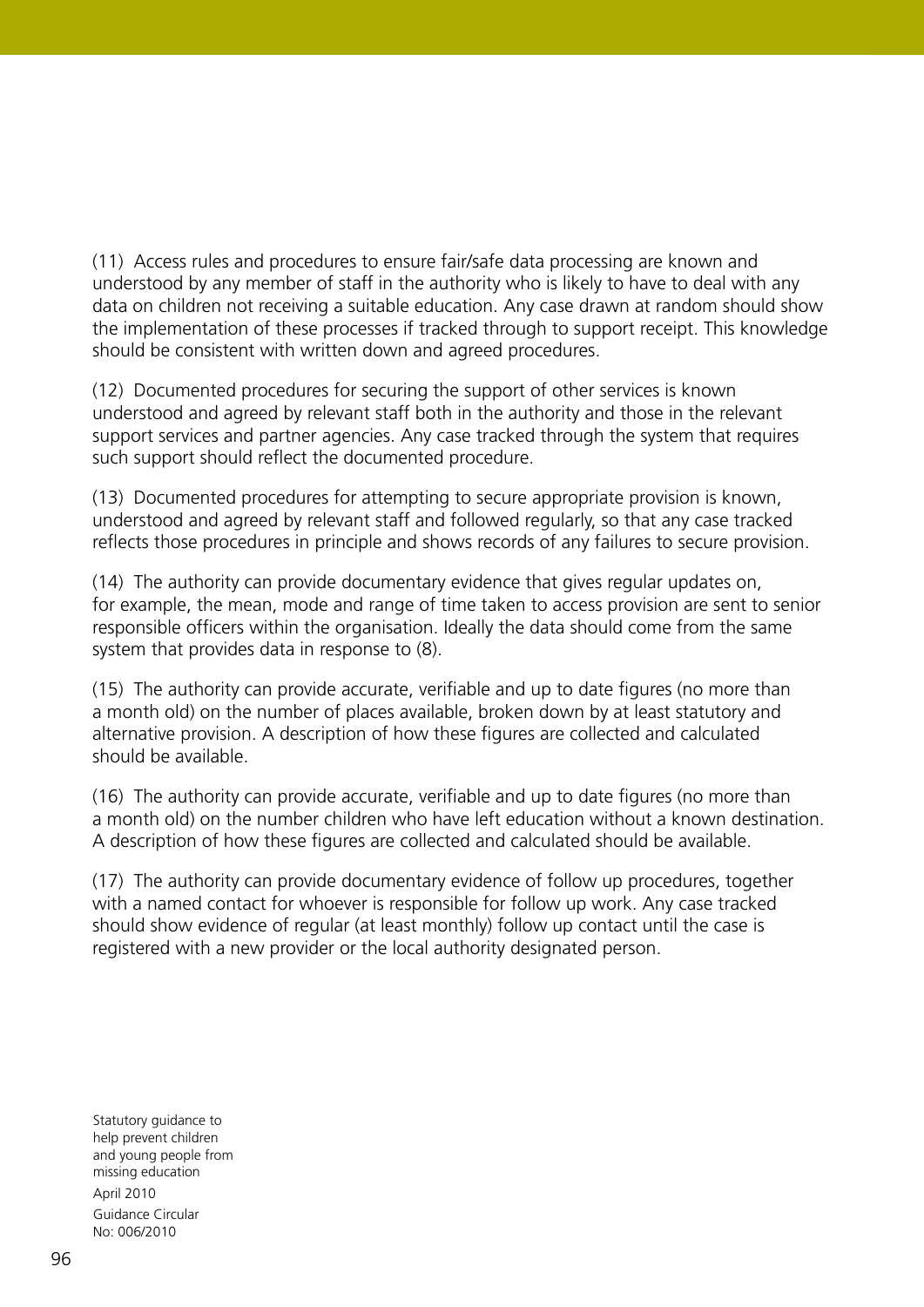(11) Access rules and procedures to ensure fair/safe data processing are known and understood by any member of staff in the authority who is likely to have to deal with any data on children not receiving a suitable education. Any case drawn at random should show the implementation of these processes if tracked through to support receipt. This knowledge should be consistent with written down and agreed procedures.

(12) Documented procedures for securing the support of other services is known understood and agreed by relevant staff both in the authority and those in the relevant support services and partner agencies. Any case tracked through the system that requires such support should reflect the documented procedure.

(13) Documented procedures for attempting to secure appropriate provision is known, understood and agreed by relevant staff and followed regularly, so that any case tracked reflects those procedures in principle and shows records of any failures to secure provision.

(14) The authority can provide documentary evidence that gives regular updates on, for example, the mean, mode and range of time taken to access provision are sent to senior responsible officers within the organisation. Ideally the data should come from the same system that provides data in response to (8).

(15) The authority can provide accurate, verifiable and up to date figures (no more than a month old) on the number of places available, broken down by at least statutory and alternative provision. A description of how these figures are collected and calculated should be available.

(16) The authority can provide accurate, verifiable and up to date figures (no more than a month old) on the number children who have left education without a known destination. A description of how these figures are collected and calculated should be available.

(17) The authority can provide documentary evidence of follow up procedures, together with a named contact for whoever is responsible for follow up work. Any case tracked should show evidence of regular (at least monthly) follow up contact until the case is registered with a new provider or the local authority designated person.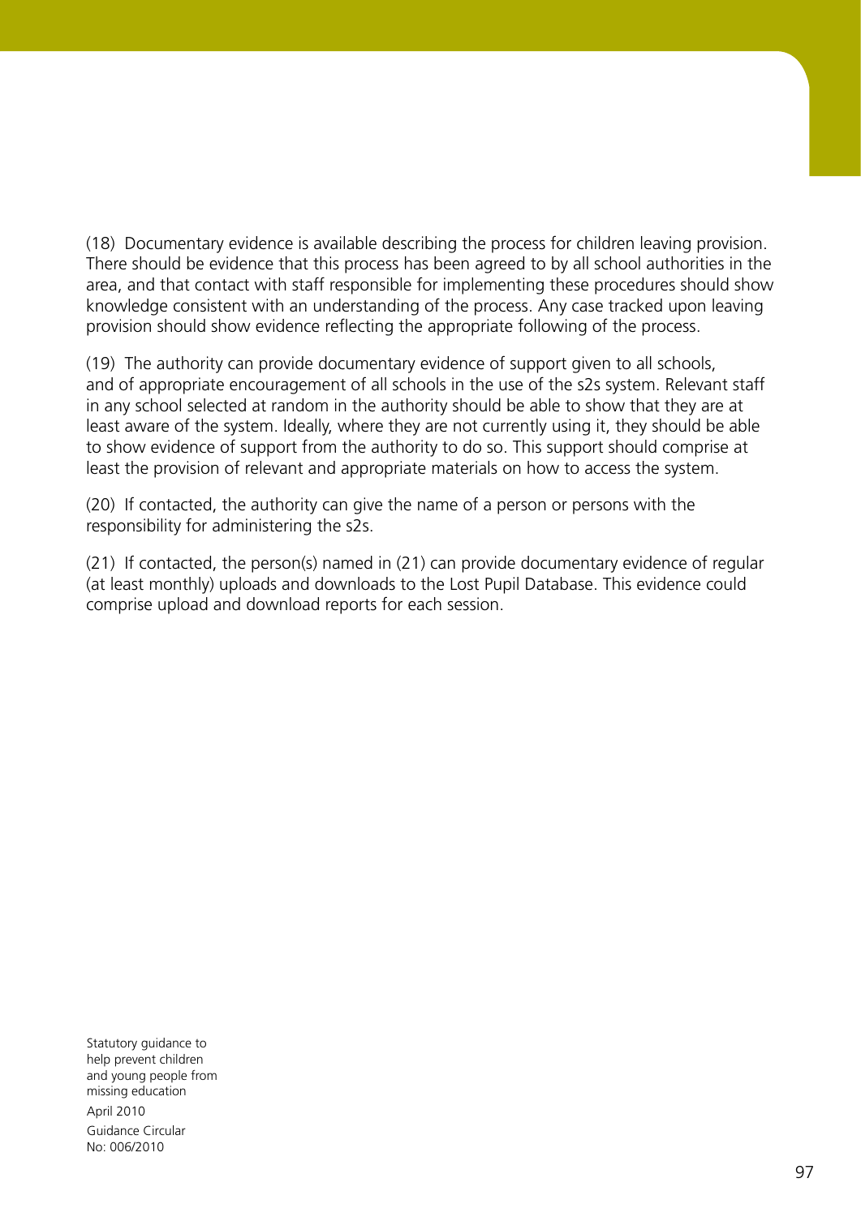(18) Documentary evidence is available describing the process for children leaving provision. There should be evidence that this process has been agreed to by all school authorities in the area, and that contact with staff responsible for implementing these procedures should show knowledge consistent with an understanding of the process. Any case tracked upon leaving provision should show evidence reflecting the appropriate following of the process.

(19) The authority can provide documentary evidence of support given to all schools, and of appropriate encouragement of all schools in the use of the s2s system. Relevant staff in any school selected at random in the authority should be able to show that they are at least aware of the system. Ideally, where they are not currently using it, they should be able to show evidence of support from the authority to do so. This support should comprise at least the provision of relevant and appropriate materials on how to access the system.

(20) If contacted, the authority can give the name of a person or persons with the responsibility for administering the s2s.

(21) If contacted, the person(s) named in (21) can provide documentary evidence of regular (at least monthly) uploads and downloads to the Lost Pupil Database. This evidence could comprise upload and download reports for each session.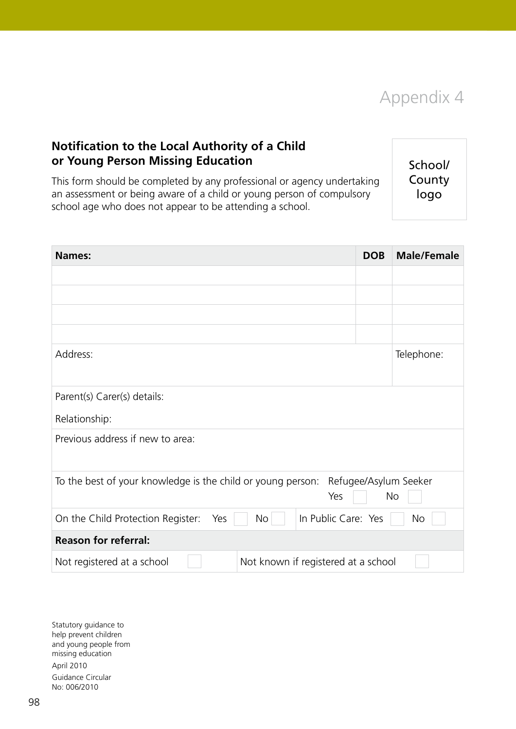# Appendix 4

## Notification to the Local Authority of a Child or Young Person Missing Education

This form should be completed by any professional or agency undertaking an assessment or being aware of a child or young person of compulsory school age who does not appear to be attending a school.

School/ County logo

| **Names:** | | | | **DOB** | **Male/Female** |
|---|---|---|---|---|---|
| | | | | | |
| | | | | | |
| | | | | | |
| | | | | | |
| Address: | | | | | Telephone: |
| Parent(s) Carer(s) details:<br>Relationship: | | | | | |
| Previous address if new to area: | | | | | |
| To the best of your knowledge is the child or young person: | | Refugee/Asylum Seeker<br>Yes ☐ No ☐ | | | |
| On the Child Protection Register: Yes ☐ No ☐ | | In Public Care: Yes ☐ No ☐ | | | |
| **Reason for referral:** | | | | | |
| Not registered at a school ☐ | | Not known if registered at a school ☐ | | | |

Statutory guidance to help prevent children and young people from missing education

April 2010

Guidance Circular No: 006/2010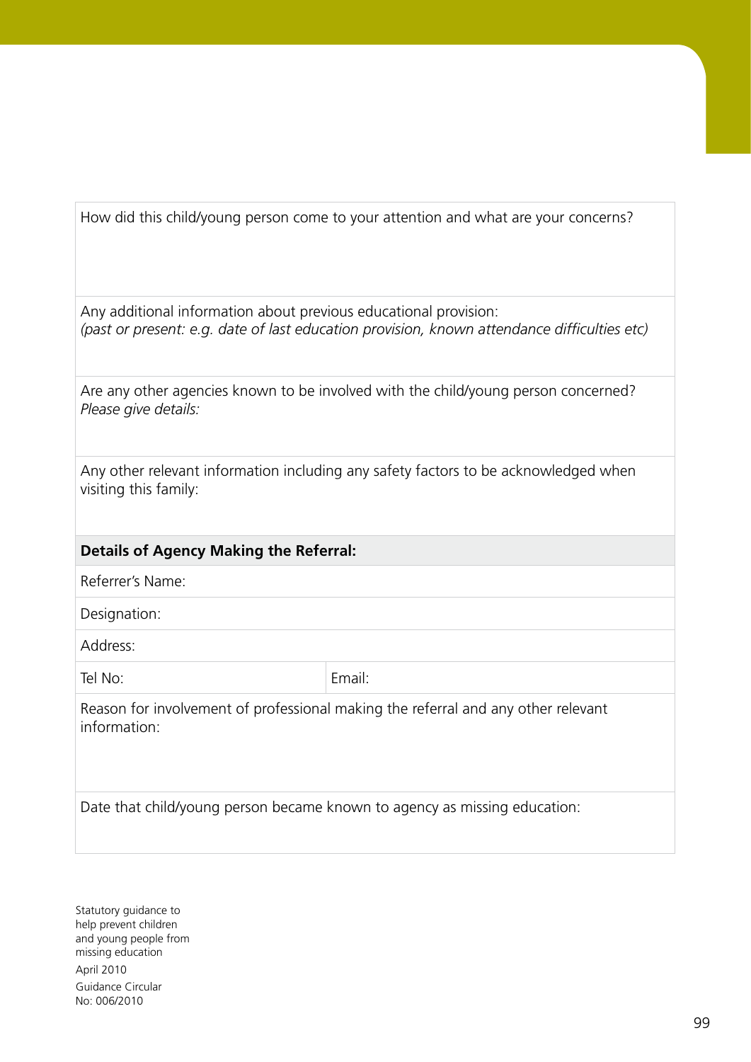| How did this child/young person come to your attention and what are your concerns? | |
|---|---|
| Any additional information about previous educational provision:<br>*(past or present: e.g. date of last education provision, known attendance difficulties etc)* | |
| Are any other agencies known to be involved with the child/young person concerned?<br>*Please give details:* | |
| Any other relevant information including any safety factors to be acknowledged when visiting this family: | |
| **Details of Agency Making the Referral:** | |
| Referrer's Name: | |
| Designation: | |
| Address: | |
| Tel No: | Email: |
| Reason for involvement of professional making the referral and any other relevant information: | |
| Date that child/young person became known to agency as missing education: | |

Statutory guidance to help prevent children and young people from missing education

April 2010

Guidance Circular No: 006/2010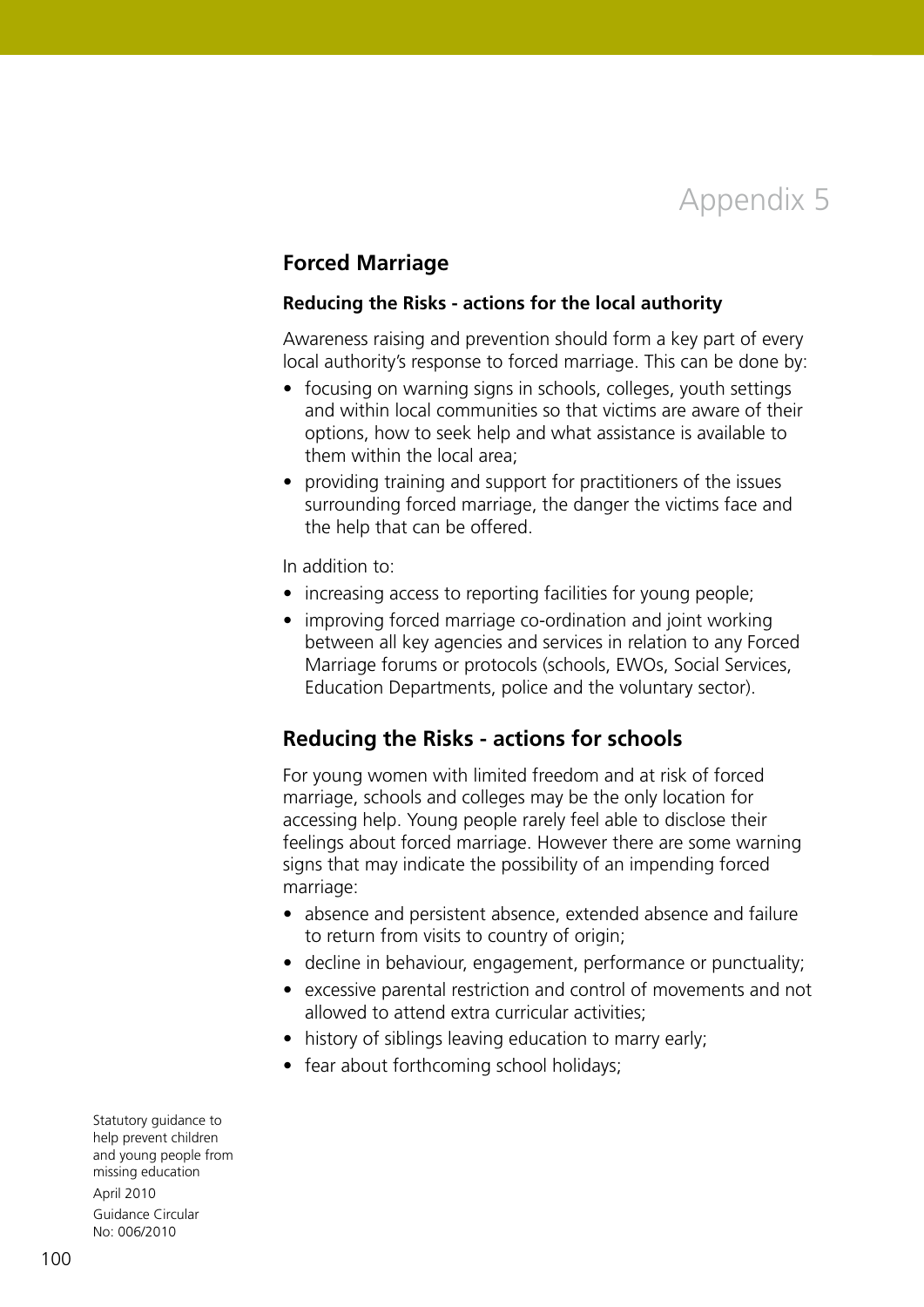# Appendix 5

## Forced Marriage

### Reducing the Risks - actions for the local authority

Awareness raising and prevention should form a key part of every local authority's response to forced marriage. This can be done by:

- focusing on warning signs in schools, colleges, youth settings and within local communities so that victims are aware of their options, how to seek help and what assistance is available to them within the local area;
- providing training and support for practitioners of the issues surrounding forced marriage, the danger the victims face and the help that can be offered.

In addition to:

- increasing access to reporting facilities for young people;
- improving forced marriage co-ordination and joint working between all key agencies and services in relation to any Forced Marriage forums or protocols (schools, EWOs, Social Services, Education Departments, police and the voluntary sector).

## Reducing the Risks - actions for schools

For young women with limited freedom and at risk of forced marriage, schools and colleges may be the only location for accessing help. Young people rarely feel able to disclose their feelings about forced marriage. However there are some warning signs that may indicate the possibility of an impending forced marriage:

- absence and persistent absence, extended absence and failure to return from visits to country of origin;
- decline in behaviour, engagement, performance or punctuality;
- excessive parental restriction and control of movements and not allowed to attend extra curricular activities;
- history of siblings leaving education to marry early;
- fear about forthcoming school holidays;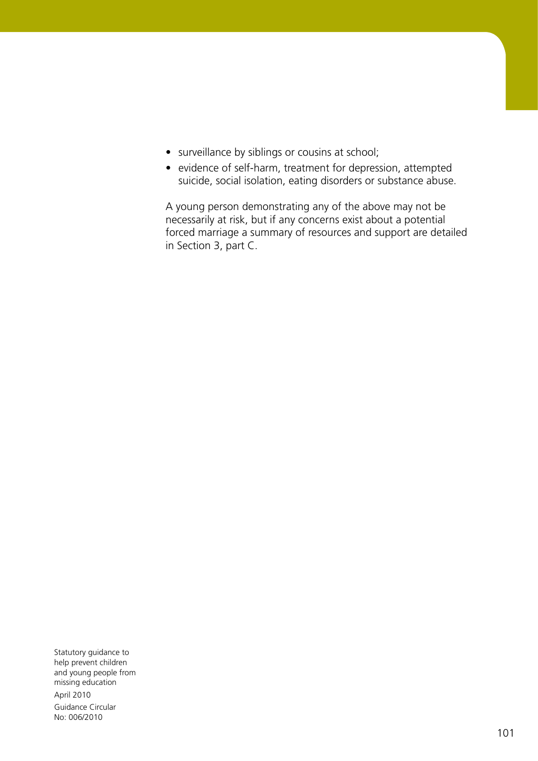- surveillance by siblings or cousins at school;
- evidence of self-harm, treatment for depression, attempted suicide, social isolation, eating disorders or substance abuse.

A young person demonstrating any of the above may not be necessarily at risk, but if any concerns exist about a potential forced marriage a summary of resources and support are detailed in Section 3, part C.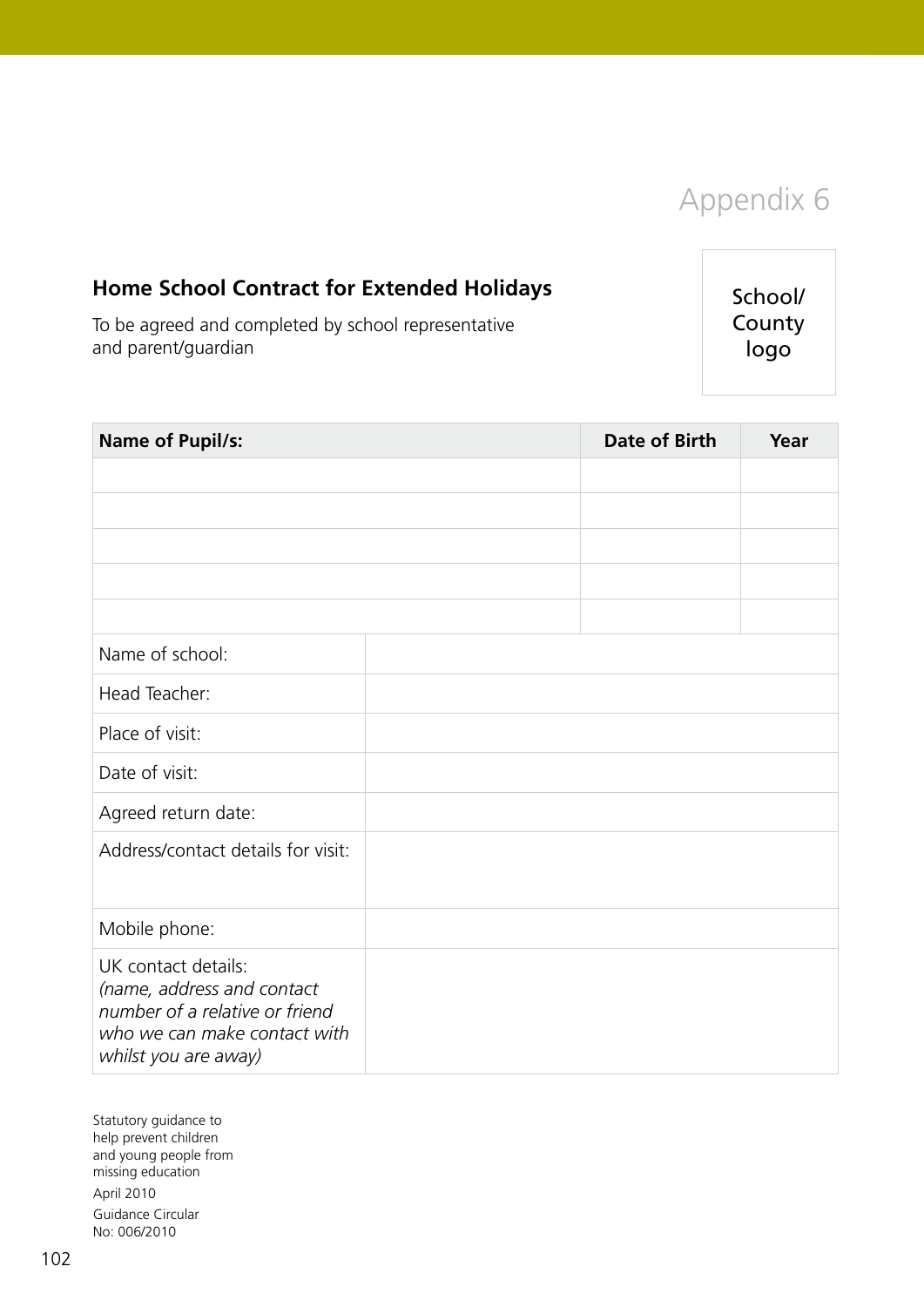# Appendix 6

## Home School Contract for Extended Holidays

To be agreed and completed by school representative and parent/guardian

School/ County logo

| Name of Pupil/s: | Date of Birth | Year |
|---|---|---|
| | | |
| | | |
| | | |
| | | |
| | | |

| | |
|---|---|
| Name of school: | |
| Head Teacher: | |
| Place of visit: | |
| Date of visit: | |
| Agreed return date: | |
| Address/contact details for visit: | |
| Mobile phone: | |
| UK contact details: *(name, address and contact number of a relative or friend who we can make contact with whilst you are away)* | |

Statutory guidance to help prevent children and young people from missing education
April 2010
Guidance Circular No: 006/2010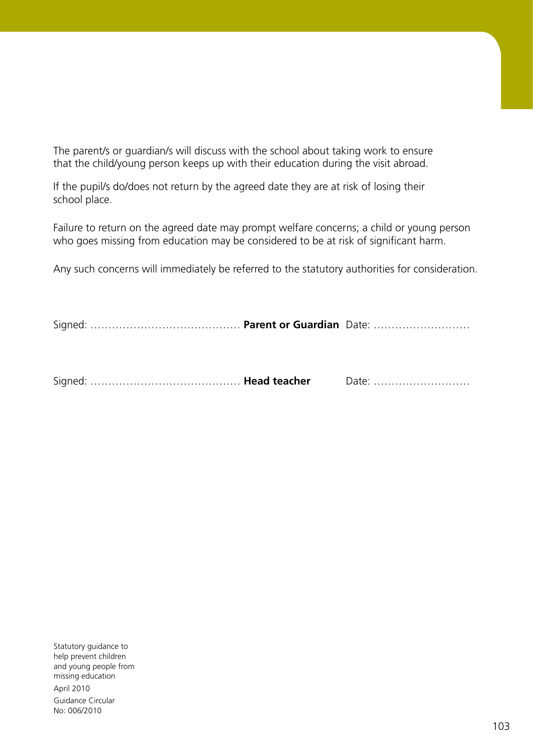The parent/s or guardian/s will discuss with the school about taking work to ensure that the child/young person keeps up with their education during the visit abroad.

If the pupil/s do/does not return by the agreed date they are at risk of losing their school place.

Failure to return on the agreed date may prompt welfare concerns; a child or young person who goes missing from education may be considered to be at risk of significant harm.

Any such concerns will immediately be referred to the statutory authorities for consideration.

Signed: ………………………………… **Parent or Guardian** Date: ………………………

Signed: ………………………………… **Head teacher** Date: ………………………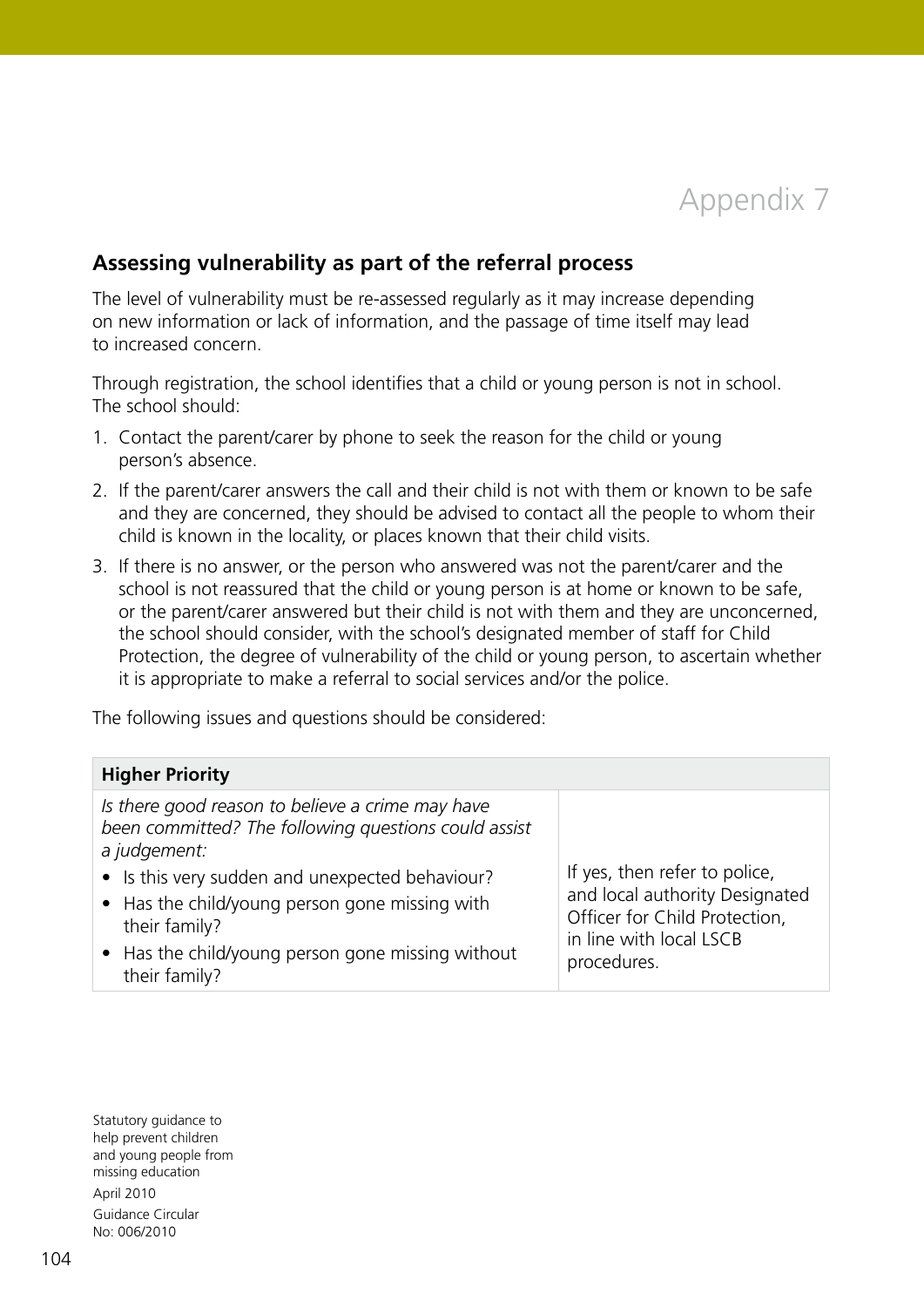# Appendix 7

## Assessing vulnerability as part of the referral process

The level of vulnerability must be re-assessed regularly as it may increase depending on new information or lack of information, and the passage of time itself may lead to increased concern.

Through registration, the school identifies that a child or young person is not in school. The school should:

1. Contact the parent/carer by phone to seek the reason for the child or young person's absence.
2. If the parent/carer answers the call and their child is not with them or known to be safe and they are concerned, they should be advised to contact all the people to whom their child is known in the locality, or places known that their child visits.
3. If there is no answer, or the person who answered was not the parent/carer and the school is not reassured that the child or young person is at home or known to be safe, or the parent/carer answered but their child is not with them and they are unconcerned, the school should consider, with the school's designated member of staff for Child Protection, the degree of vulnerability of the child or young person, to ascertain whether it is appropriate to make a referral to social services and/or the police.

The following issues and questions should be considered:

| **Higher Priority** | |
|---|---|
| *Is there good reason to believe a crime may have been committed? The following questions could assist a judgement:*<br>• Is this very sudden and unexpected behaviour?<br>• Has the child/young person gone missing with their family?<br>• Has the child/young person gone missing without their family? | If yes, then refer to police, and local authority Designated Officer for Child Protection, in line with local LSCB procedures. |

Statutory guidance to help prevent children and young people from missing education
April 2010
Guidance Circular No: 006/2010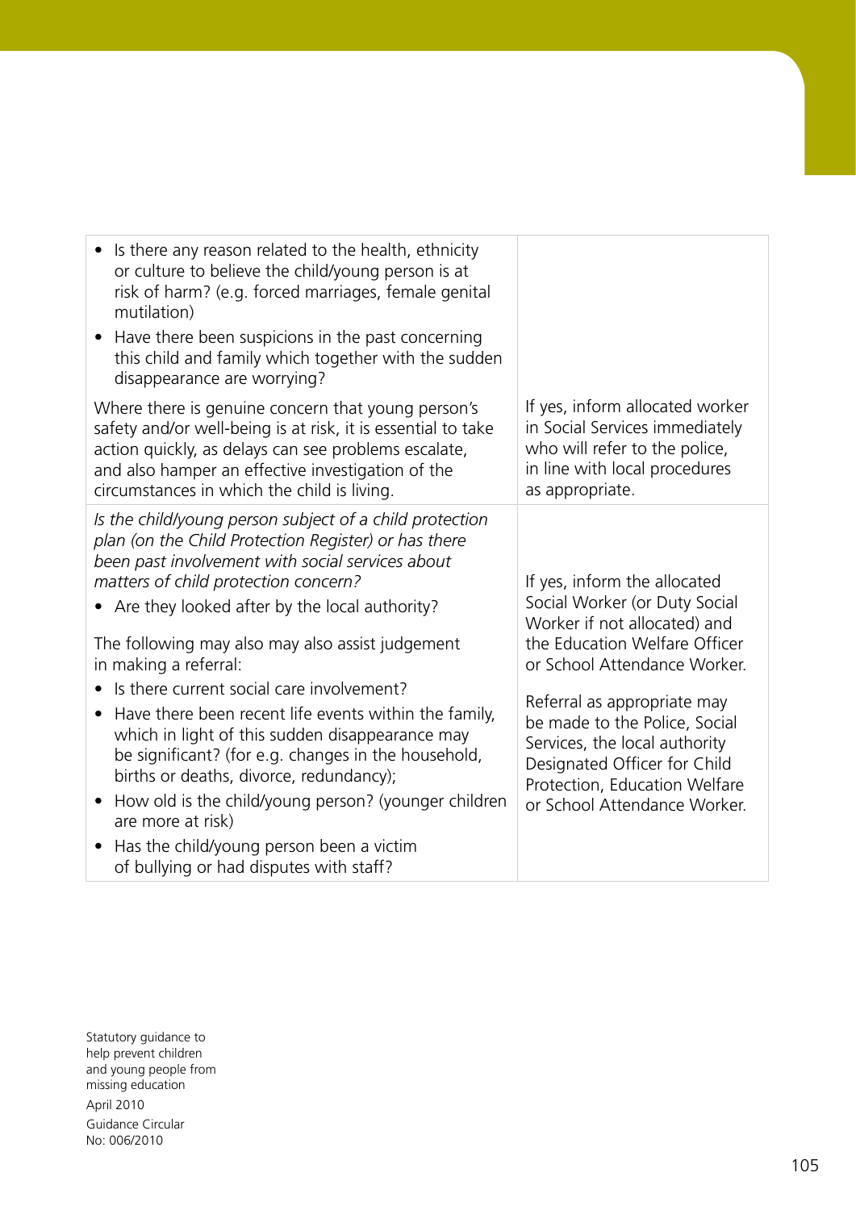| | |
|---|---|
| • Is there any reason related to the health, ethnicity or culture to believe the child/young person is at risk of harm? (e.g. forced marriages, female genital mutilation)<br>• Have there been suspicions in the past concerning this child and family which together with the sudden disappearance are worrying?<br><br>Where there is genuine concern that young person's safety and/or well-being is at risk, it is essential to take action quickly, as delays can see problems escalate, and also hamper an effective investigation of the circumstances in which the child is living. | If yes, inform allocated worker in Social Services immediately who will refer to the police, in line with local procedures as appropriate. |
| *Is the child/young person subject of a child protection plan (on the Child Protection Register) or has there been past involvement with social services about matters of child protection concern?*<br>• Are they looked after by the local authority?<br><br>The following may also may also assist judgement in making a referral:<br>• Is there current social care involvement?<br>• Have there been recent life events within the family, which in light of this sudden disappearance may be significant? (for e.g. changes in the household, births or deaths, divorce, redundancy);<br>• How old is the child/young person? (younger children are more at risk)<br>• Has the child/young person been a victim of bullying or had disputes with staff? | If yes, inform the allocated Social Worker (or Duty Social Worker if not allocated) and the Education Welfare Officer or School Attendance Worker.<br><br>Referral as appropriate may be made to the Police, Social Services, the local authority Designated Officer for Child Protection, Education Welfare or School Attendance Worker. |

Statutory guidance to help prevent children and young people from missing education

April 2010

Guidance Circular No: 006/2010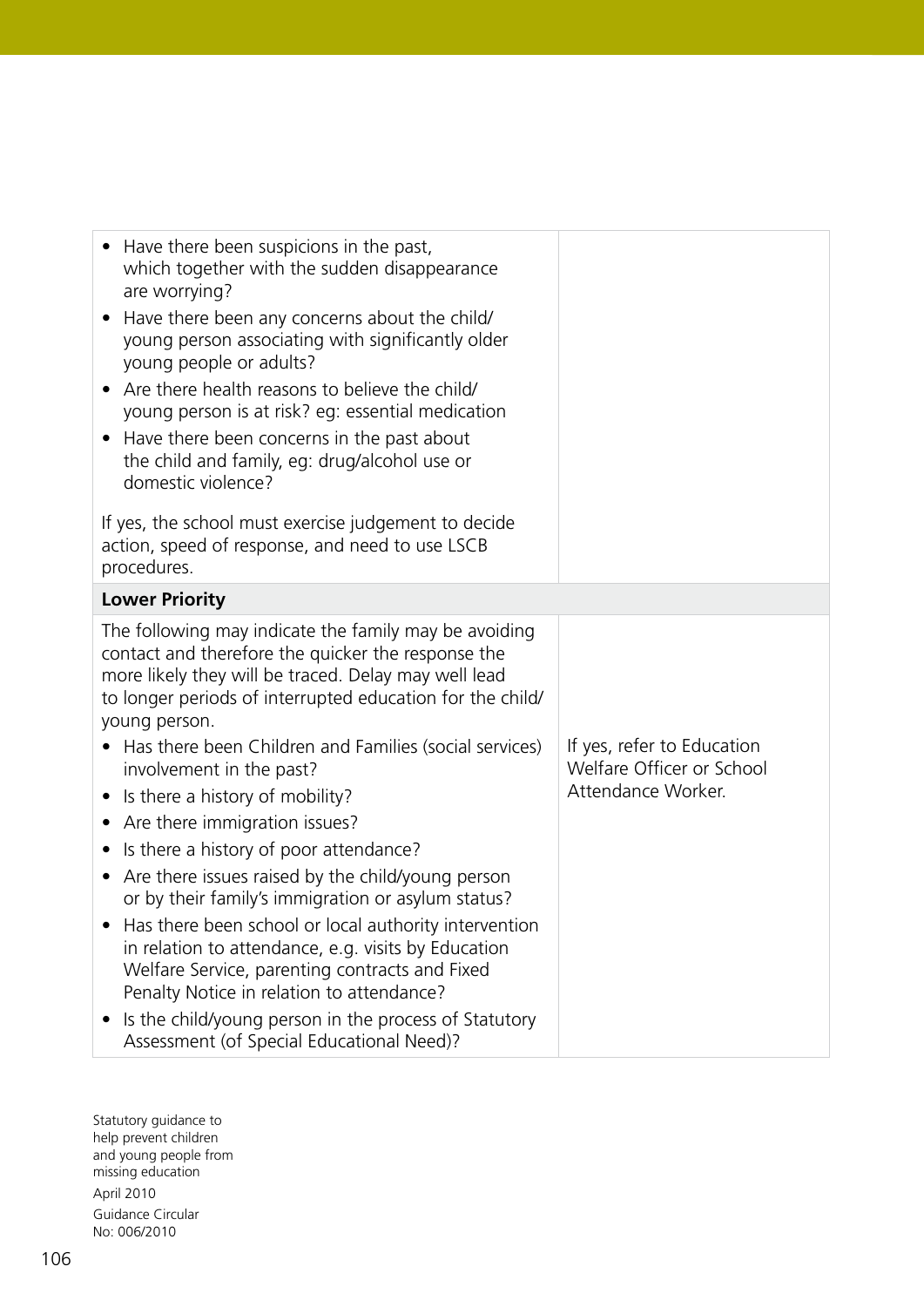| | |
|---|---|
| • Have there been suspicions in the past, which together with the sudden disappearance are worrying?<br>• Have there been any concerns about the child/young person associating with significantly older young people or adults?<br>• Are there health reasons to believe the child/young person is at risk? eg: essential medication<br>• Have there been concerns in the past about the child and family, eg: drug/alcohol use or domestic violence?<br><br>If yes, the school must exercise judgement to decide action, speed of response, and need to use LSCB procedures. | |
| **Lower Priority** | |
| The following may indicate the family may be avoiding contact and therefore the quicker the response the more likely they will be traced. Delay may well lead to longer periods of interrupted education for the child/young person.<br>• Has there been Children and Families (social services) involvement in the past?<br>• Is there a history of mobility?<br>• Are there immigration issues?<br>• Is there a history of poor attendance?<br>• Are there issues raised by the child/young person or by their family's immigration or asylum status?<br>• Has there been school or local authority intervention in relation to attendance, e.g. visits by Education Welfare Service, parenting contracts and Fixed Penalty Notice in relation to attendance?<br>• Is the child/young person in the process of Statutory Assessment (of Special Educational Need)? | If yes, refer to Education Welfare Officer or School Attendance Worker. |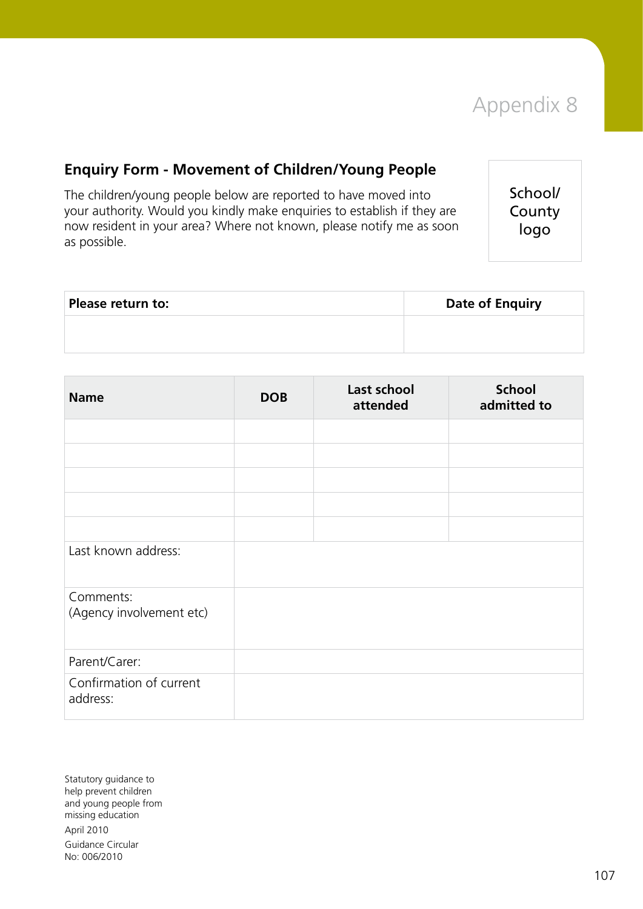# Appendix 8

## Enquiry Form - Movement of Children/Young People

The children/young people below are reported to have moved into your authority. Would you kindly make enquiries to establish if they are now resident in your area? Where not known, please notify me as soon as possible.

School/ County logo

| **Please return to:** | **Date of Enquiry** |
|---|---|
| | |

| **Name** | **DOB** | **Last school attended** | **School admitted to** |
|---|---|---|---|
| | | | |
| | | | |
| | | | |
| | | | |
| | | | |
| Last known address: | | | |
| Comments: (Agency involvement etc) | | | |
| Parent/Carer: | | | |
| Confirmation of current address: | | | |

Statutory guidance to help prevent children and young people from missing education

April 2010

Guidance Circular No: 006/2010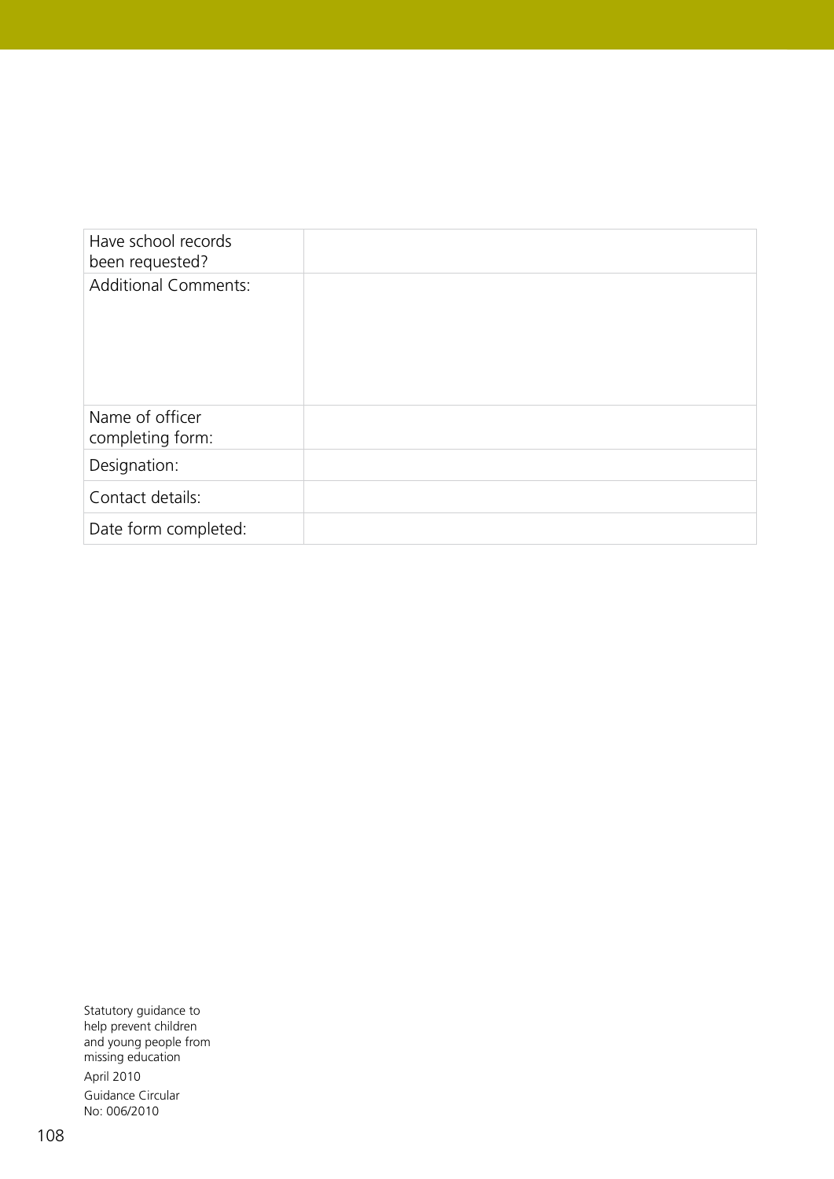| Have school records been requested? | |
|---|---|
| Additional Comments: | |
| Name of officer completing form: | |
| Designation: | |
| Contact details: | |
| Date form completed: | |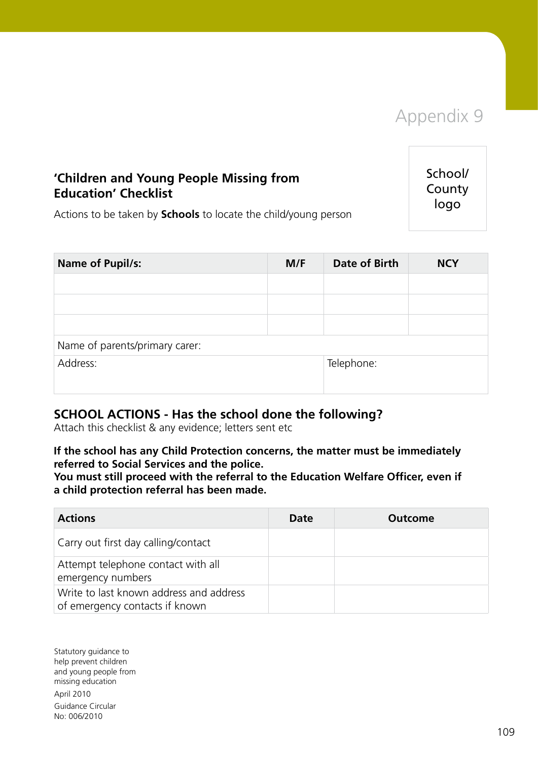# Appendix 9

School/ County logo

## 'Children and Young People Missing from Education' Checklist

Actions to be taken by **Schools** to locate the child/young person

| Name of Pupil/s: | M/F | Date of Birth | NCY |
|---|---|---|---|
| | | | |
| | | | |
| | | | |
| Name of parents/primary carer: | | | |
| Address: | | Telephone: | |

## SCHOOL ACTIONS - Has the school done the following?

Attach this checklist & any evidence; letters sent etc

**If the school has any Child Protection concerns, the matter must be immediately referred to Social Services and the police.**
**You must still proceed with the referral to the Education Welfare Officer, even if a child protection referral has been made.**

| Actions | Date | Outcome |
|---|---|---|
| Carry out first day calling/contact | | |
| Attempt telephone contact with all emergency numbers | | |
| Write to last known address and address of emergency contacts if known | | |

Statutory guidance to help prevent children and young people from missing education

April 2010

Guidance Circular No: 006/2010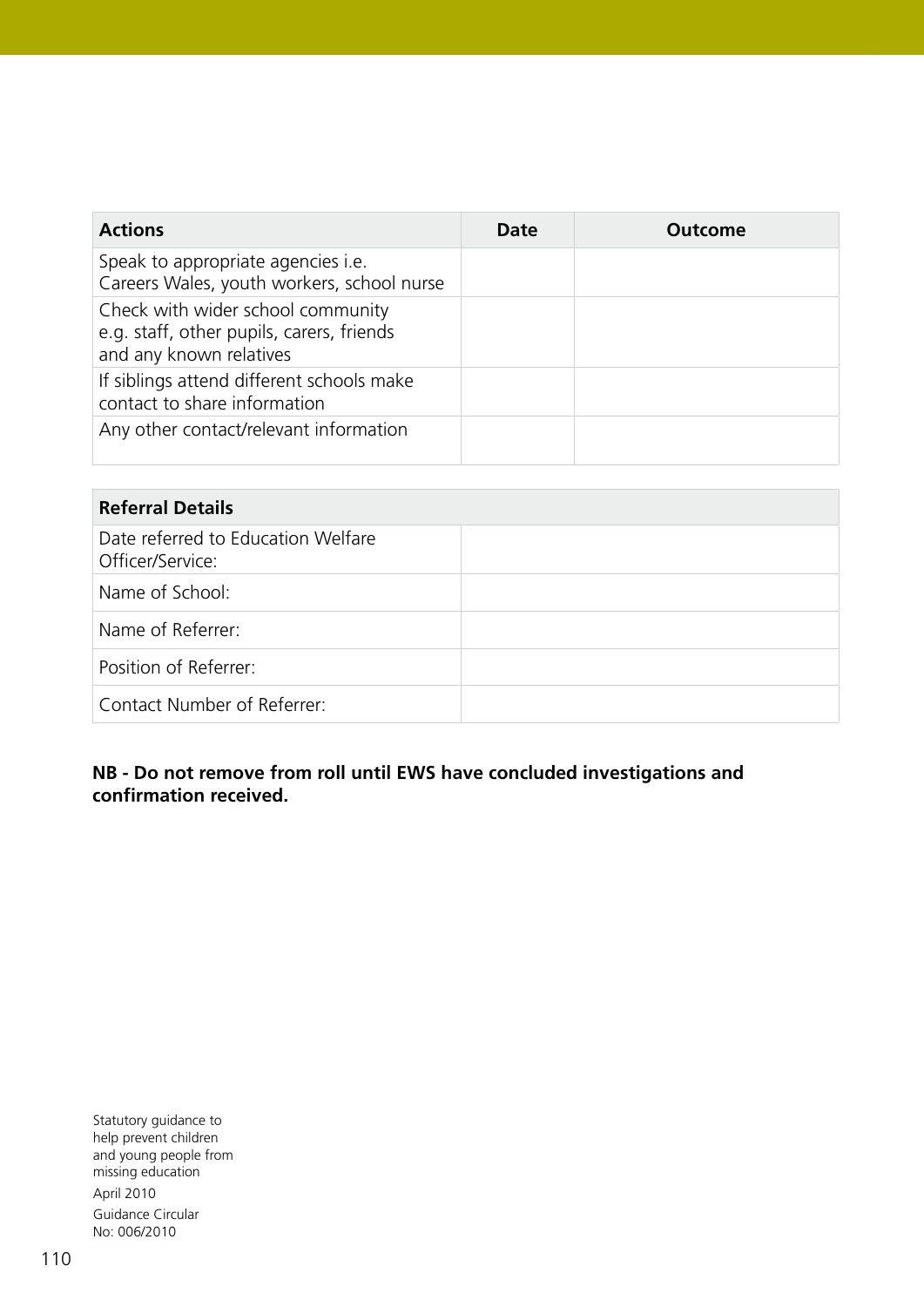| Actions | Date | Outcome |
| --- | --- | --- |
| Speak to appropriate agencies i.e. Careers Wales, youth workers, school nurse | | |
| Check with wider school community e.g. staff, other pupils, carers, friends and any known relatives | | |
| If siblings attend different schools make contact to share information | | |
| Any other contact/relevant information | | |

| Referral Details | |
| --- | --- |
| Date referred to Education Welfare Officer/Service: | |
| Name of School: | |
| Name of Referrer: | |
| Position of Referrer: | |
| Contact Number of Referrer: | |

**NB - Do not remove from roll until EWS have concluded investigations and confirmation received.**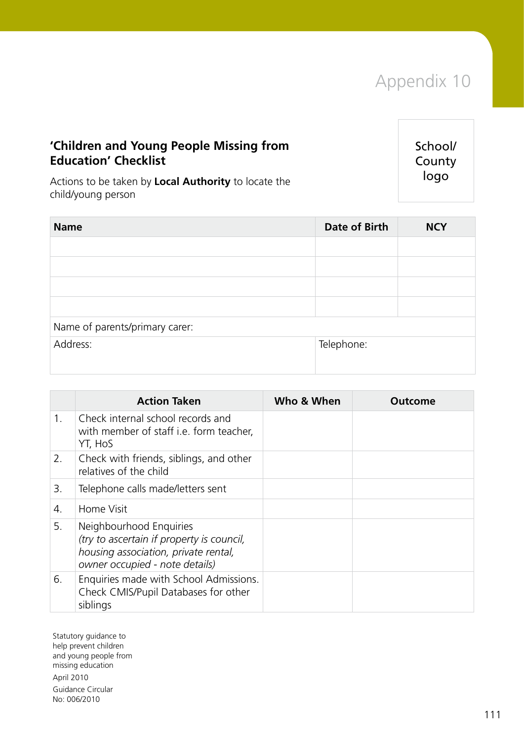# Appendix 10

## 'Children and Young People Missing from Education' Checklist

Actions to be taken by **Local Authority** to locate the child/young person

School/ County logo

| Name | Date of Birth | NCY |
|---|---|---|
| | | |
| | | |
| | | |
| | | |
| Name of parents/primary carer: | | |
| Address: | Telephone: | |

| | Action Taken | Who & When | Outcome |
|---|---|---|---|
| 1. | Check internal school records and with member of staff i.e. form teacher, YT, HoS | | |
| 2. | Check with friends, siblings, and other relatives of the child | | |
| 3. | Telephone calls made/letters sent | | |
| 4. | Home Visit | | |
| 5. | Neighbourhood Enquiries *(try to ascertain if property is council, housing association, private rental, owner occupied - note details)* | | |
| 6. | Enquiries made with School Admissions. Check CMIS/Pupil Databases for other siblings | | |

Statutory guidance to help prevent children and young people from missing education

April 2010

Guidance Circular No: 006/2010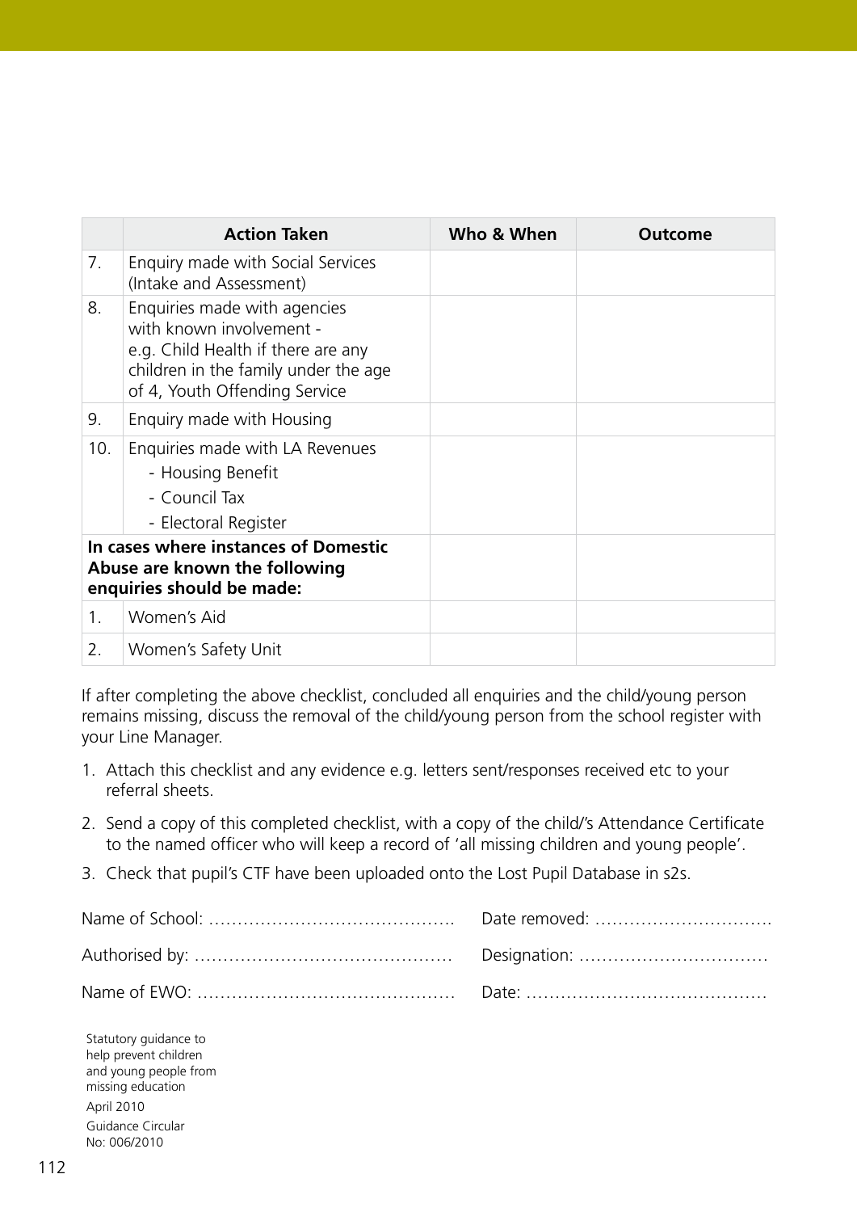| | Action Taken | Who & When | Outcome |
|---|---|---|---|
| 7. | Enquiry made with Social Services (Intake and Assessment) | | |
| 8. | Enquiries made with agencies with known involvement - e.g. Child Health if there are any children in the family under the age of 4, Youth Offending Service | | |
| 9. | Enquiry made with Housing | | |
| 10. | Enquiries made with LA Revenues<br>- Housing Benefit<br>- Council Tax<br>- Electoral Register | | |
| **In cases where instances of Domestic Abuse are known the following enquiries should be made:** | | | |
| 1. | Women's Aid | | |
| 2. | Women's Safety Unit | | |

If after completing the above checklist, concluded all enquiries and the child/young person remains missing, discuss the removal of the child/young person from the school register with your Line Manager.

1. Attach this checklist and any evidence e.g. letters sent/responses received etc to your referral sheets.
2. Send a copy of this completed checklist, with a copy of the child's Attendance Certificate to the named officer who will keep a record of 'all missing children and young people'.
3. Check that pupil's CTF have been uploaded onto the Lost Pupil Database in s2s.

Name of School: ……………………………………. Date removed: …………………………

Authorised by: ……………………………………… Designation: ……………………………

Name of EWO: ……………………………………… Date: ……………………………………

Statutory guidance to help prevent children and young people from missing education

April 2010

Guidance Circular No: 006/2010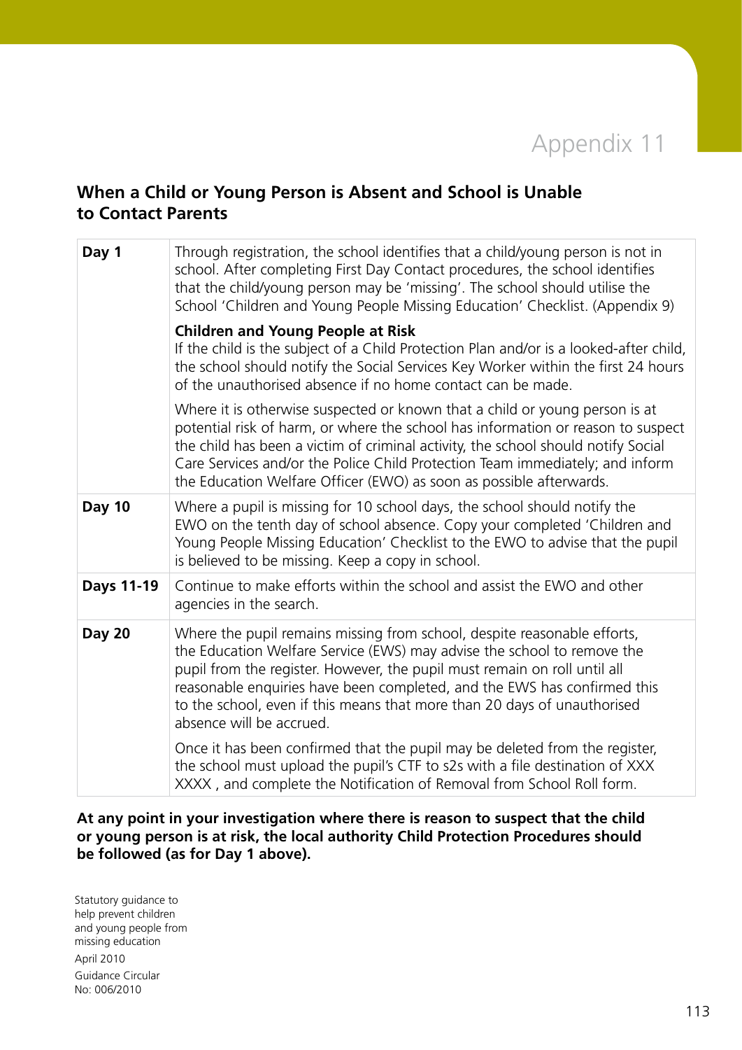# Appendix 11

## When a Child or Young Person is Absent and School is Unable to Contact Parents

| | |
|---|---|
| **Day 1** | Through registration, the school identifies that a child/young person is not in school. After completing First Day Contact procedures, the school identifies that the child/young person may be 'missing'. The school should utilise the School 'Children and Young People Missing Education' Checklist. (Appendix 9)<br><br>**Children and Young People at Risk**<br>If the child is the subject of a Child Protection Plan and/or is a looked-after child, the school should notify the Social Services Key Worker within the first 24 hours of the unauthorised absence if no home contact can be made.<br><br>Where it is otherwise suspected or known that a child or young person is at potential risk of harm, or where the school has information or reason to suspect the child has been a victim of criminal activity, the school should notify Social Care Services and/or the Police Child Protection Team immediately; and inform the Education Welfare Officer (EWO) as soon as possible afterwards. |
| **Day 10** | Where a pupil is missing for 10 school days, the school should notify the EWO on the tenth day of school absence. Copy your completed 'Children and Young People Missing Education' Checklist to the EWO to advise that the pupil is believed to be missing. Keep a copy in school. |
| **Days 11-19** | Continue to make efforts within the school and assist the EWO and other agencies in the search. |
| **Day 20** | Where the pupil remains missing from school, despite reasonable efforts, the Education Welfare Service (EWS) may advise the school to remove the pupil from the register. However, the pupil must remain on roll until all reasonable enquiries have been completed, and the EWS has confirmed this to the school, even if this means that more than 20 days of unauthorised absence will be accrued.<br><br>Once it has been confirmed that the pupil may be deleted from the register, the school must upload the pupil's CTF to s2s with a file destination of XXX XXXX , and complete the Notification of Removal from School Roll form. |

**At any point in your investigation where there is reason to suspect that the child or young person is at risk, the local authority Child Protection Procedures should be followed (as for Day 1 above).**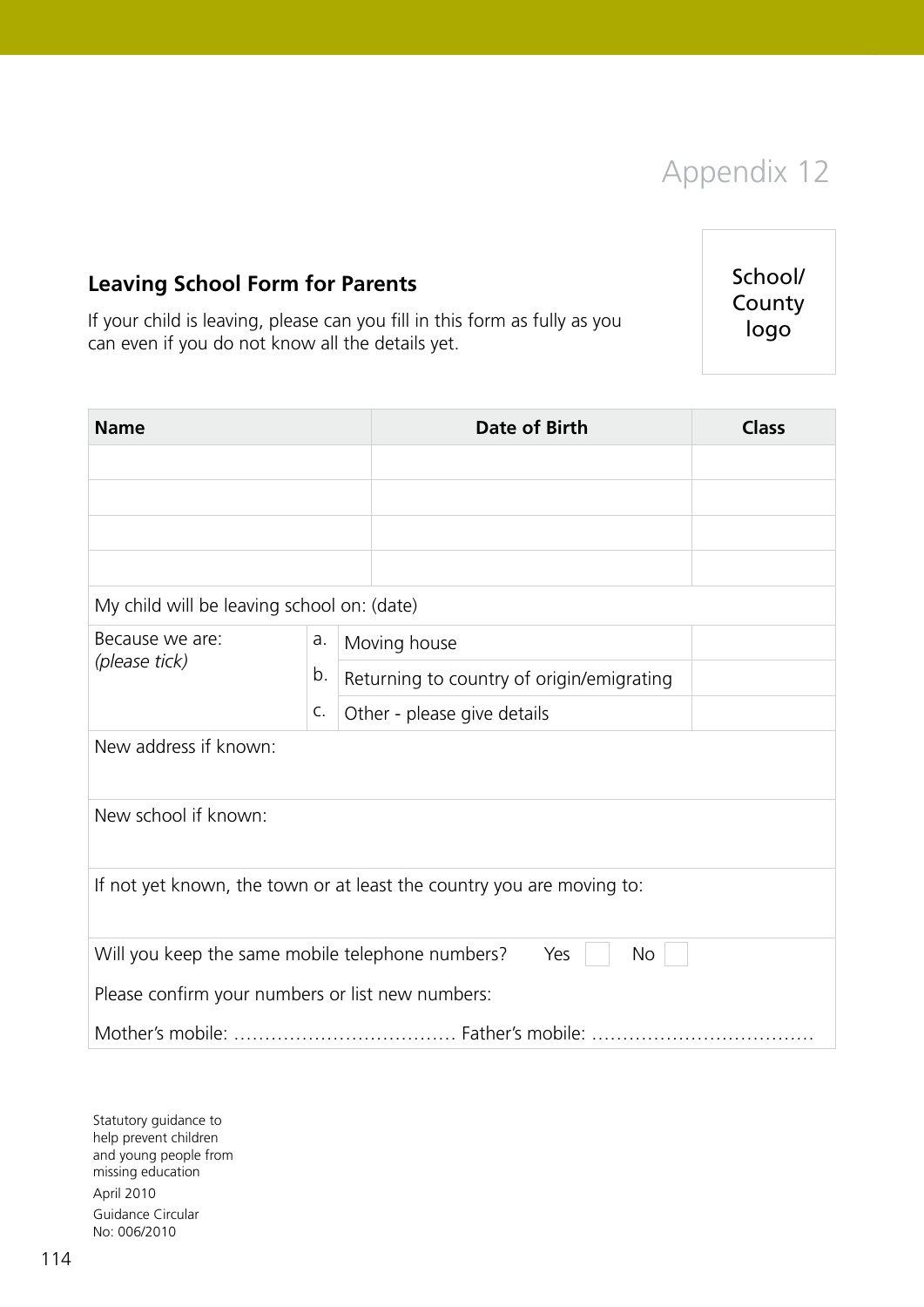# Appendix 12

School/ County logo

## Leaving School Form for Parents

If your child is leaving, please can you fill in this form as fully as you can even if you do not know all the details yet.

| Name | Date of Birth | Class |
|---|---|---|
| | | |
| | | |
| | | |
| | | |

My child will be leaving school on: (date)

| Because we are: *(please tick)* | | | |
|---|---|---|---|
| | a. | Moving house | |
| | b. | Returning to country of origin/emigrating | |
| | c. | Other - please give details | |

New address if known:

New school if known:

If not yet known, the town or at least the country you are moving to:

Will you keep the same mobile telephone numbers? Yes ☐ No ☐

Please confirm your numbers or list new numbers:

Mother's mobile: ……………………………… Father's mobile: ………………………………

Statutory guidance to help prevent children and young people from missing education

April 2010

Guidance Circular No: 006/2010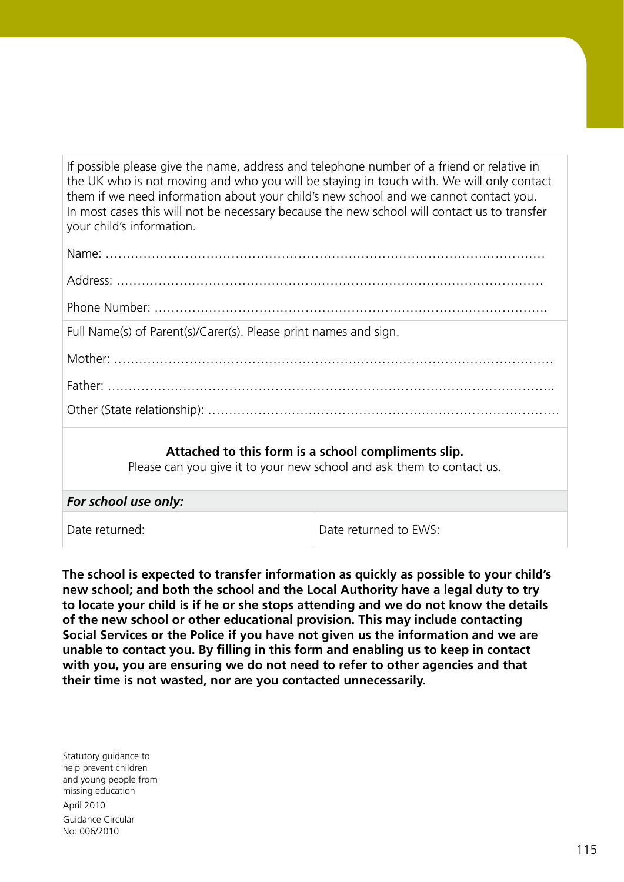If possible please give the name, address and telephone number of a friend or relative in the UK who is not moving and who you will be staying in touch with. We will only contact them if we need information about your child's new school and we cannot contact you. In most cases this will not be necessary because the new school will contact us to transfer your child's information.

Name: ……………………………………………………………………………………………

Address: …………………………………………………………………………………………

Phone Number: ………………………………………………………………………………….

Full Name(s) of Parent(s)/Carer(s). Please print names and sign.

Mother: …………………………………………………………………………………………

Father: ………………………………………………………………………………………….

Other (State relationship): ………………………………………………………………………

**Attached to this form is a school compliments slip.**

Please can you give it to your new school and ask them to contact us.

| ***For school use only:*** | |
|---|---|
| Date returned: | Date returned to EWS: |

**The school is expected to transfer information as quickly as possible to your child's new school; and both the school and the Local Authority have a legal duty to try to locate your child is if he or she stops attending and we do not know the details of the new school or other educational provision. This may include contacting Social Services or the Police if you have not given us the information and we are unable to contact you. By filling in this form and enabling us to keep in contact with you, you are ensuring we do not need to refer to other agencies and that their time is not wasted, nor are you contacted unnecessarily.**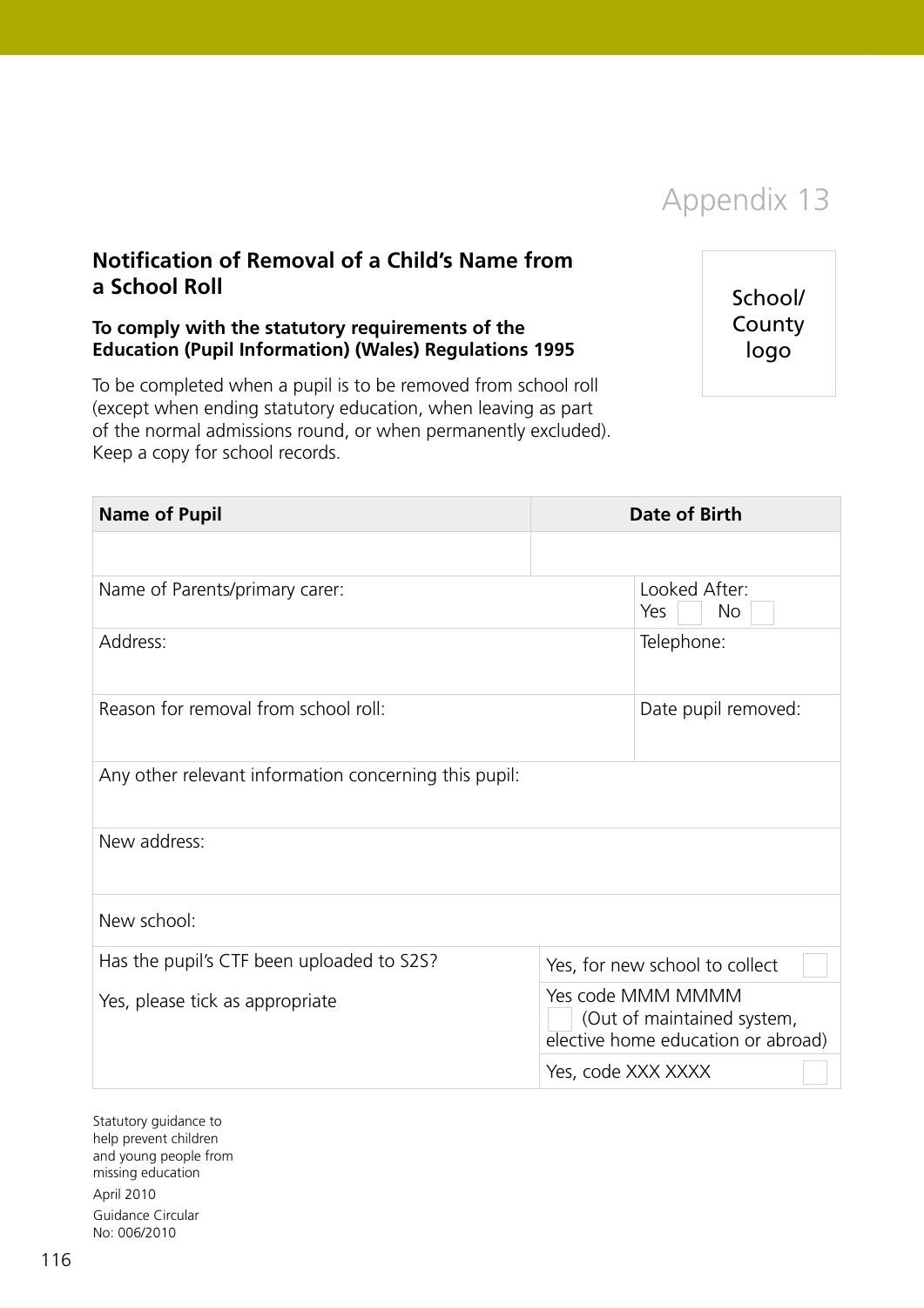# Appendix 13

School/ County logo

## Notification of Removal of a Child's Name from a School Roll

**To comply with the statutory requirements of the Education (Pupil Information) (Wales) Regulations 1995**

To be completed when a pupil is to be removed from school roll (except when ending statutory education, when leaving as part of the normal admissions round, or when permanently excluded). Keep a copy for school records.

| **Name of Pupil** | **Date of Birth** |
| --- | --- |
| | |
| Name of Parents/primary carer: | Looked After: Yes ☐ No ☐ |
| Address: | Telephone: |
| Reason for removal from school roll: | Date pupil removed: |
| Any other relevant information concerning this pupil: | |
| New address: | |
| New school: | |
| Has the pupil's CTF been uploaded to S2S? | Yes, for new school to collect ☐ |
| Yes, please tick as appropriate | Yes code MMM MMMM ☐ (Out of maintained system, elective home education or abroad) |
| | Yes, code XXX XXXX ☐ |

Statutory guidance to help prevent children and young people from missing education

April 2010

Guidance Circular No: 006/2010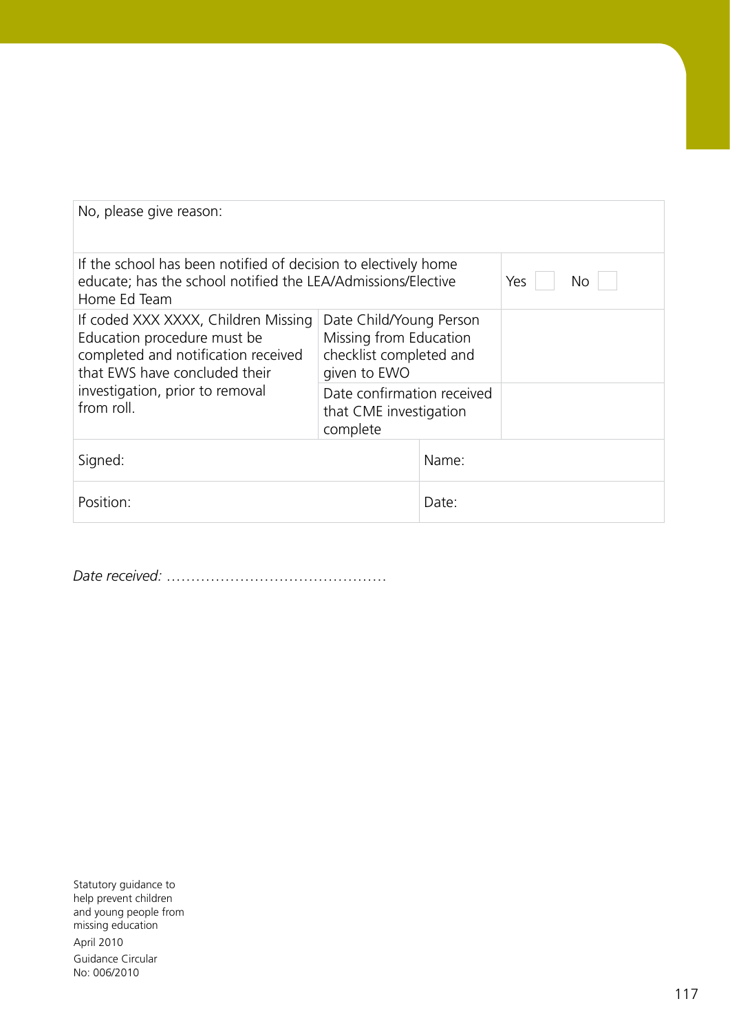| | | |
|---|---|---|
| No, please give reason: | | |
| If the school has been notified of decision to electively home educate; has the school notified the LEA/Admissions/Elective Home Ed Team | | Yes ☐ No ☐ |
| If coded XXX XXXX, Children Missing Education procedure must be completed and notification received that EWS have concluded their investigation, prior to removal from roll. | Date Child/Young Person Missing from Education checklist completed and given to EWO | |
| | Date confirmation received that CME investigation complete | |

| | |
|---|---|
| Signed: | Name: |
| Position: | Date: |

*Date received:* ............................................

Statutory guidance to help prevent children and young people from missing education

April 2010

Guidance Circular No: 006/2010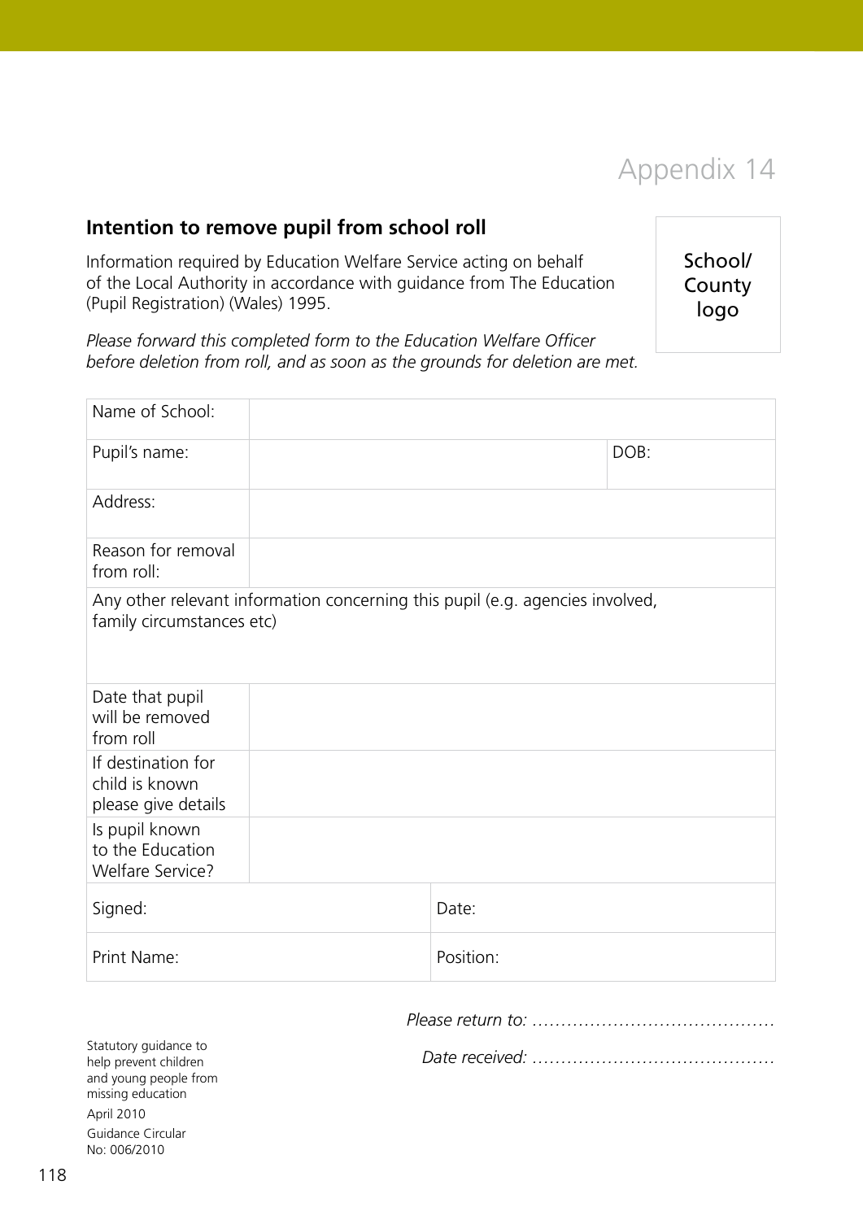Appendix 14

## Intention to remove pupil from school roll

Information required by Education Welfare Service acting on behalf of the Local Authority in accordance with guidance from The Education (Pupil Registration) (Wales) 1995.

School/ County logo

*Please forward this completed form to the Education Welfare Officer before deletion from roll, and as soon as the grounds for deletion are met.*

| Name of School: | | |
|---|---|---|
| Pupil's name: | | DOB: |
| Address: | | |
| Reason for removal from roll: | | |
| Any other relevant information concerning this pupil (e.g. agencies involved, family circumstances etc) | | |
| Date that pupil will be removed from roll | | |
| If destination for child is known please give details | | |
| Is pupil known to the Education Welfare Service? | | |
| Signed: | Date: | |
| Print Name: | Position: | |

*Please return to:* ..........................................

*Date received:* ..........................................

Statutory guidance to help prevent children and young people from missing education
April 2010
Guidance Circular No: 006/2010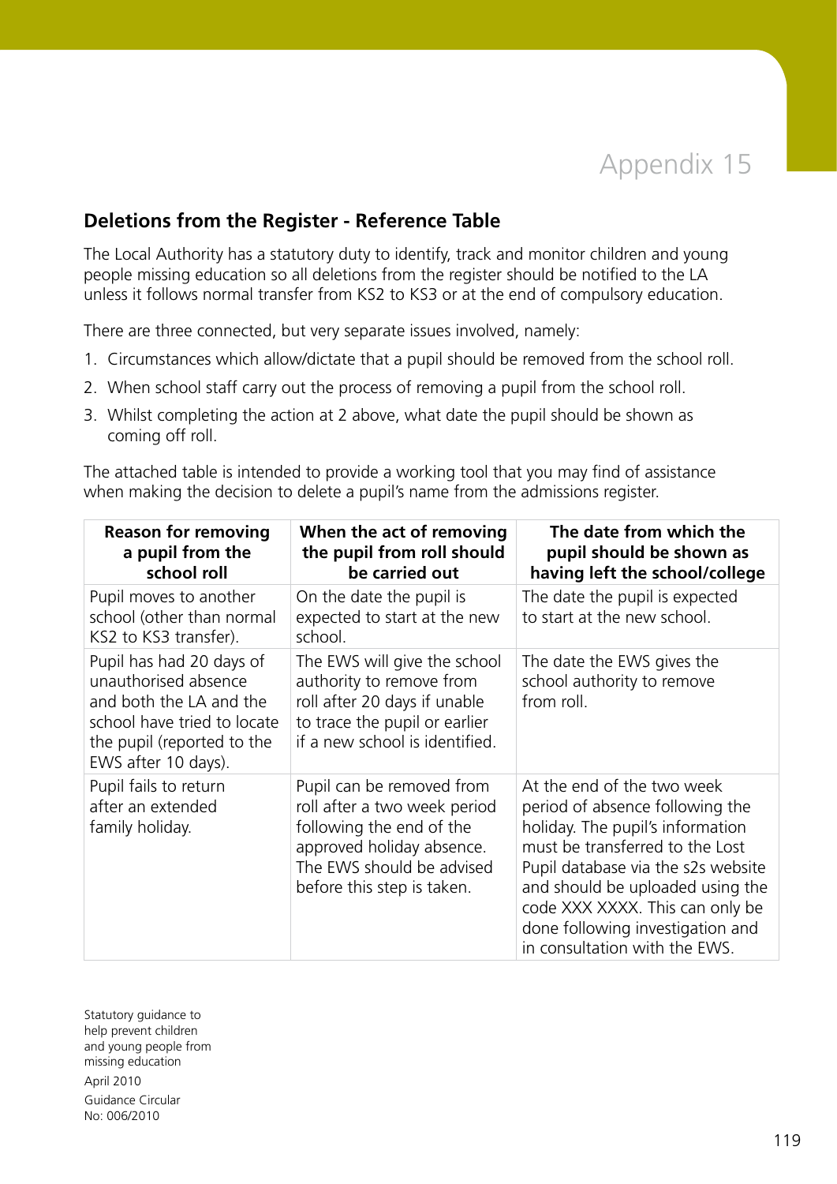# Appendix 15

## Deletions from the Register - Reference Table

The Local Authority has a statutory duty to identify, track and monitor children and young people missing education so all deletions from the register should be notified to the LA unless it follows normal transfer from KS2 to KS3 or at the end of compulsory education.

There are three connected, but very separate issues involved, namely:

1. Circumstances which allow/dictate that a pupil should be removed from the school roll.
2. When school staff carry out the process of removing a pupil from the school roll.
3. Whilst completing the action at 2 above, what date the pupil should be shown as coming off roll.

The attached table is intended to provide a working tool that you may find of assistance when making the decision to delete a pupil's name from the admissions register.

| Reason for removing a pupil from the school roll | When the act of removing the pupil from roll should be carried out | The date from which the pupil should be shown as having left the school/college |
|---|---|---|
| Pupil moves to another school (other than normal KS2 to KS3 transfer). | On the date the pupil is expected to start at the new school. | The date the pupil is expected to start at the new school. |
| Pupil has had 20 days of unauthorised absence and both the LA and the school have tried to locate the pupil (reported to the EWS after 10 days). | The EWS will give the school authority to remove from roll after 20 days if unable to trace the pupil or earlier if a new school is identified. | The date the EWS gives the school authority to remove from roll. |
| Pupil fails to return after an extended family holiday. | Pupil can be removed from roll after a two week period following the end of the approved holiday absence. The EWS should be advised before this step is taken. | At the end of the two week period of absence following the holiday. The pupil's information must be transferred to the Lost Pupil database via the s2s website and should be uploaded using the code XXX XXXX. This can only be done following investigation and in consultation with the EWS. |

Statutory guidance to help prevent children and young people from missing education

April 2010

Guidance Circular No: 006/2010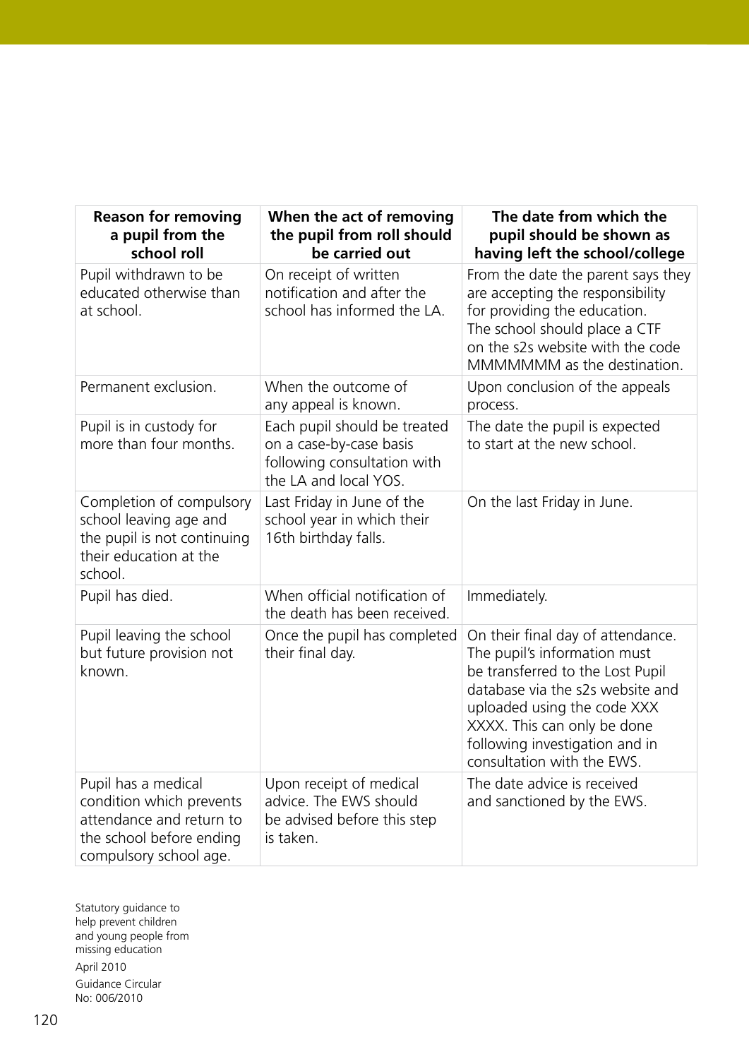| Reason for removing a pupil from the school roll | When the act of removing the pupil from roll should be carried out | The date from which the pupil should be shown as having left the school/college |
|---|---|---|
| Pupil withdrawn to be educated otherwise than at school. | On receipt of written notification and after the school has informed the LA. | From the date the parent says they are accepting the responsibility for providing the education. The school should place a CTF on the s2s website with the code MMMMMMM as the destination. |
| Permanent exclusion. | When the outcome of any appeal is known. | Upon conclusion of the appeals process. |
| Pupil is in custody for more than four months. | Each pupil should be treated on a case-by-case basis following consultation with the LA and local YOS. | The date the pupil is expected to start at the new school. |
| Completion of compulsory school leaving age and the pupil is not continuing their education at the school. | Last Friday in June of the school year in which their 16th birthday falls. | On the last Friday in June. |
| Pupil has died. | When official notification of the death has been received. | Immediately. |
| Pupil leaving the school but future provision not known. | Once the pupil has completed their final day. | On their final day of attendance. The pupil's information must be transferred to the Lost Pupil database via the s2s website and uploaded using the code XXX XXXX. This can only be done following investigation and in consultation with the EWS. |
| Pupil has a medical condition which prevents attendance and return to the school before ending compulsory school age. | Upon receipt of medical advice. The EWS should be advised before this step is taken. | The date advice is received and sanctioned by the EWS. |

Statutory guidance to help prevent children and young people from missing education

April 2010

Guidance Circular No: 006/2010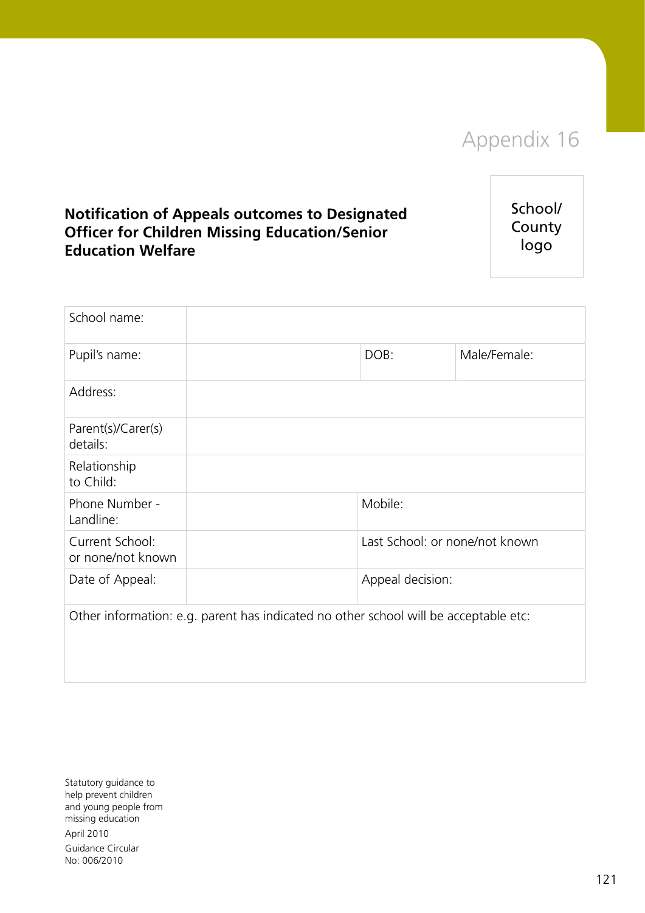# Appendix 16

School/ County logo

**Notification of Appeals outcomes to Designated Officer for Children Missing Education/Senior Education Welfare**

| School name: | | | |
|---|---|---|---|
| Pupil's name: | | DOB: | Male/Female: |
| Address: | | | |
| Parent(s)/Carer(s) details: | | | |
| Relationship to Child: | | | |
| Phone Number - Landline: | | Mobile: | |
| Current School: or none/not known | | Last School: or none/not known | |
| Date of Appeal: | | Appeal decision: | |
| Other information: e.g. parent has indicated no other school will be acceptable etc: | | | |

Statutory guidance to help prevent children and young people from missing education

April 2010

Guidance Circular No: 006/2010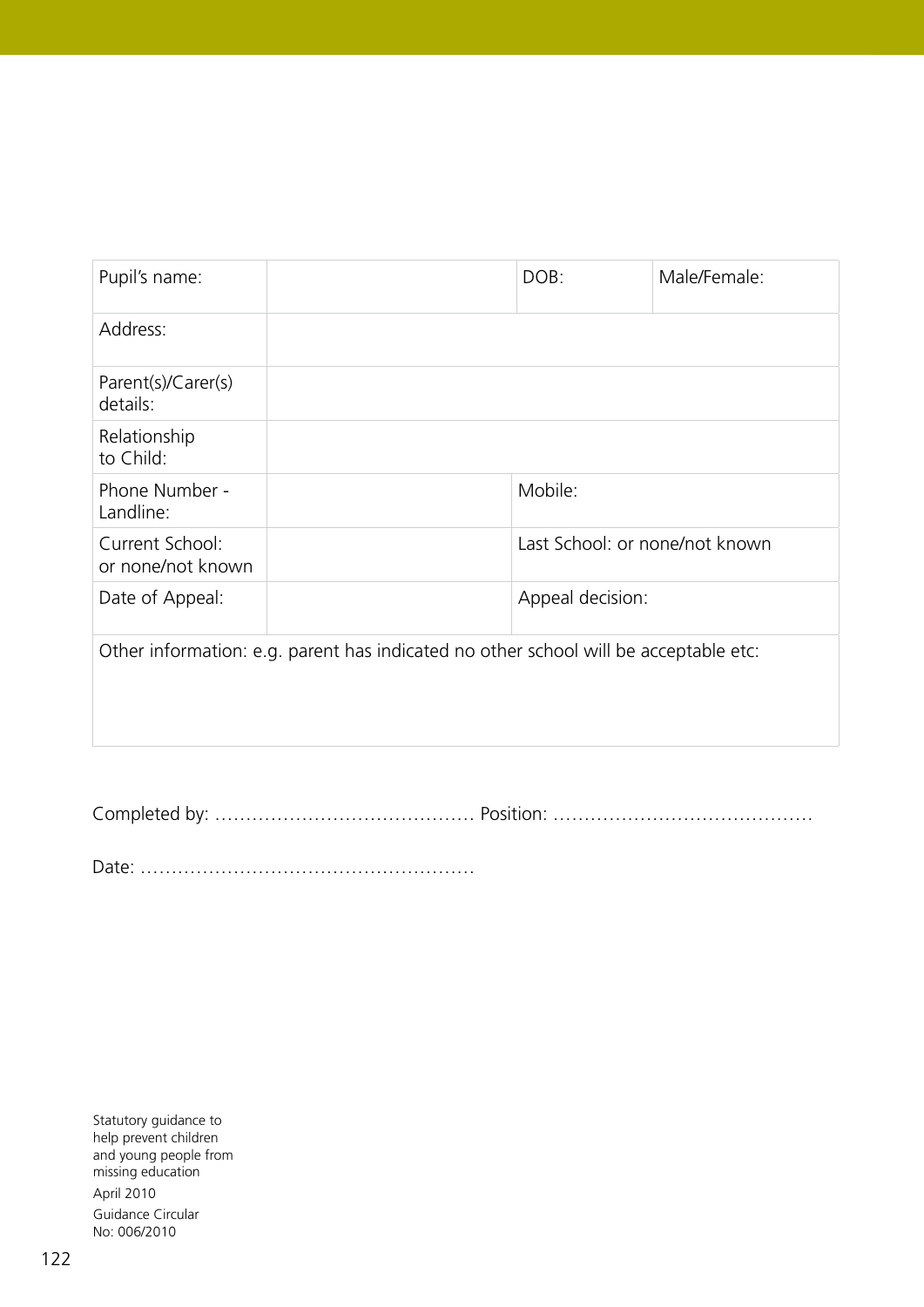| Pupil's name: | | DOB: | Male/Female: |
|---|---|---|---|
| Address: | | | |
| Parent(s)/Carer(s) details: | | | |
| Relationship to Child: | | | |
| Phone Number - Landline: | | Mobile: | |
| Current School: or none/not known | | Last School: or none/not known | |
| Date of Appeal: | | Appeal decision: | |
| Other information: e.g. parent has indicated no other school will be acceptable etc: | | | |

Completed by: …………………………………… Position: ……………………………………

Date: ………………………………………………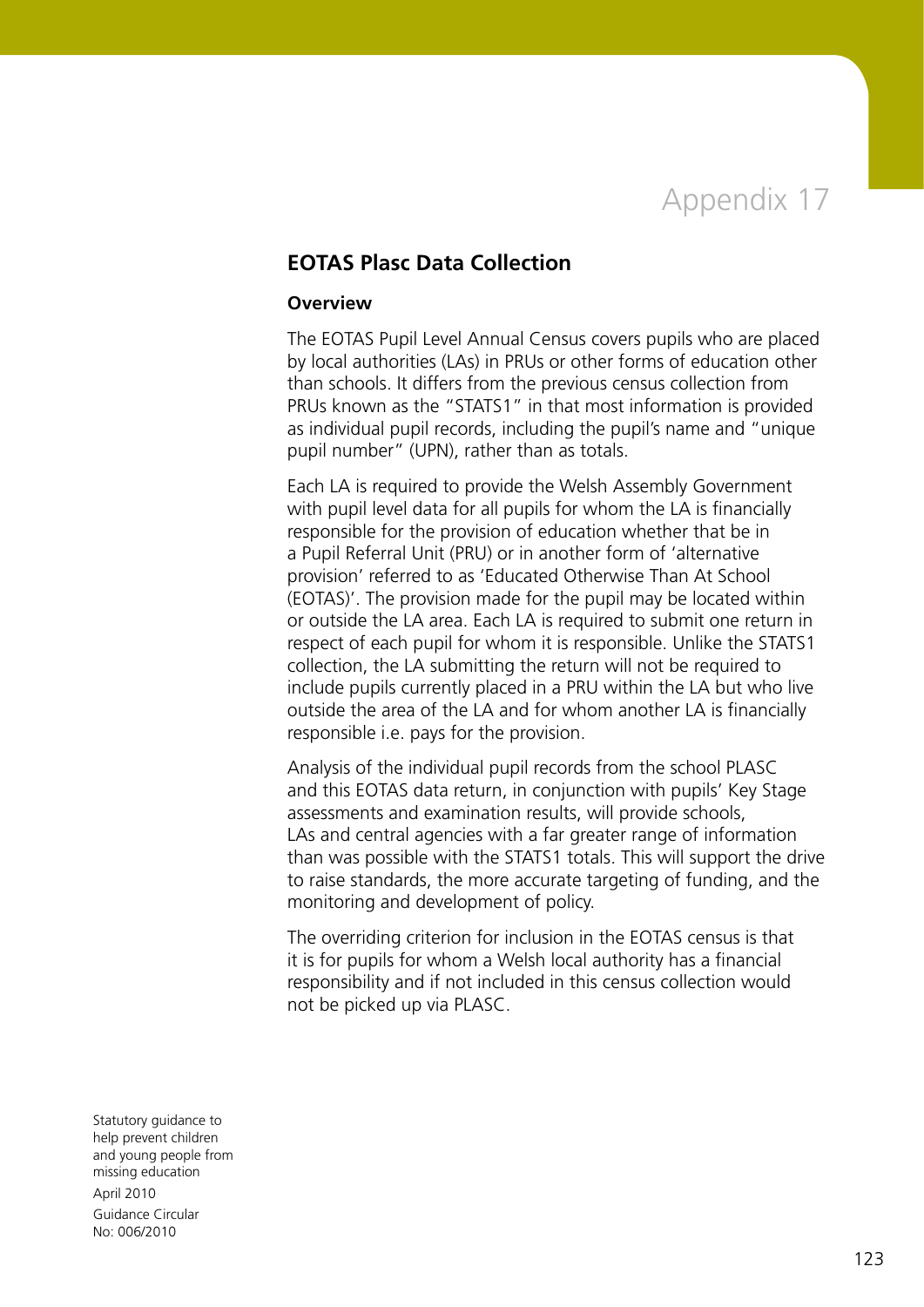# Appendix 17

## EOTAS Plasc Data Collection

### Overview

The EOTAS Pupil Level Annual Census covers pupils who are placed by local authorities (LAs) in PRUs or other forms of education other than schools. It differs from the previous census collection from PRUs known as the "STATS1" in that most information is provided as individual pupil records, including the pupil's name and "unique pupil number" (UPN), rather than as totals.

Each LA is required to provide the Welsh Assembly Government with pupil level data for all pupils for whom the LA is financially responsible for the provision of education whether that be in a Pupil Referral Unit (PRU) or in another form of 'alternative provision' referred to as 'Educated Otherwise Than At School (EOTAS)'. The provision made for the pupil may be located within or outside the LA area. Each LA is required to submit one return in respect of each pupil for whom it is responsible. Unlike the STATS1 collection, the LA submitting the return will not be required to include pupils currently placed in a PRU within the LA but who live outside the area of the LA and for whom another LA is financially responsible i.e. pays for the provision.

Analysis of the individual pupil records from the school PLASC and this EOTAS data return, in conjunction with pupils' Key Stage assessments and examination results, will provide schools, LAs and central agencies with a far greater range of information than was possible with the STATS1 totals. This will support the drive to raise standards, the more accurate targeting of funding, and the monitoring and development of policy.

The overriding criterion for inclusion in the EOTAS census is that it is for pupils for whom a Welsh local authority has a financial responsibility and if not included in this census collection would not be picked up via PLASC.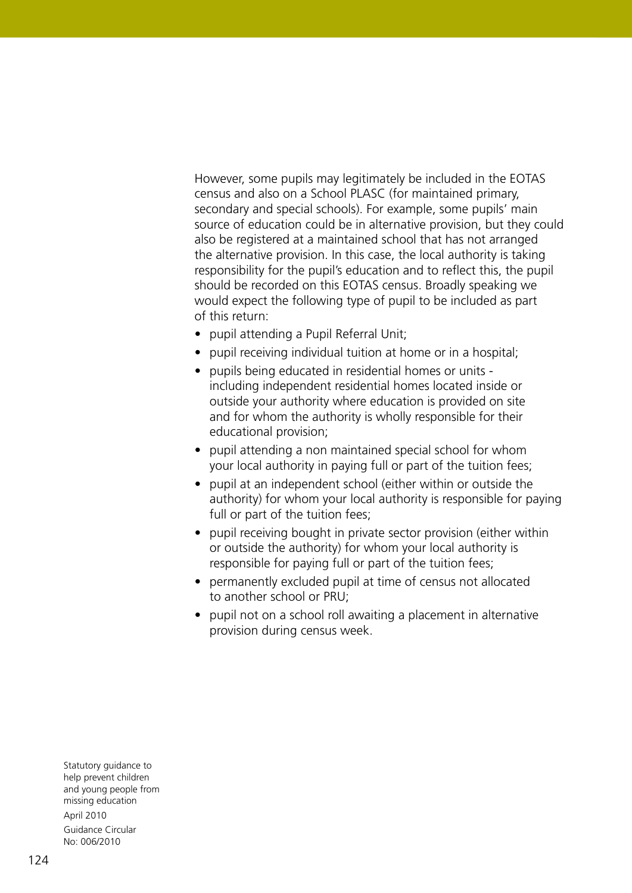However, some pupils may legitimately be included in the EOTAS census and also on a School PLASC (for maintained primary, secondary and special schools). For example, some pupils' main source of education could be in alternative provision, but they could also be registered at a maintained school that has not arranged the alternative provision. In this case, the local authority is taking responsibility for the pupil's education and to reflect this, the pupil should be recorded on this EOTAS census. Broadly speaking we would expect the following type of pupil to be included as part of this return:

- pupil attending a Pupil Referral Unit;
- pupil receiving individual tuition at home or in a hospital;
- pupils being educated in residential homes or units - including independent residential homes located inside or outside your authority where education is provided on site and for whom the authority is wholly responsible for their educational provision;
- pupil attending a non maintained special school for whom your local authority in paying full or part of the tuition fees;
- pupil at an independent school (either within or outside the authority) for whom your local authority is responsible for paying full or part of the tuition fees;
- pupil receiving bought in private sector provision (either within or outside the authority) for whom your local authority is responsible for paying full or part of the tuition fees;
- permanently excluded pupil at time of census not allocated to another school or PRU;
- pupil not on a school roll awaiting a placement in alternative provision during census week.